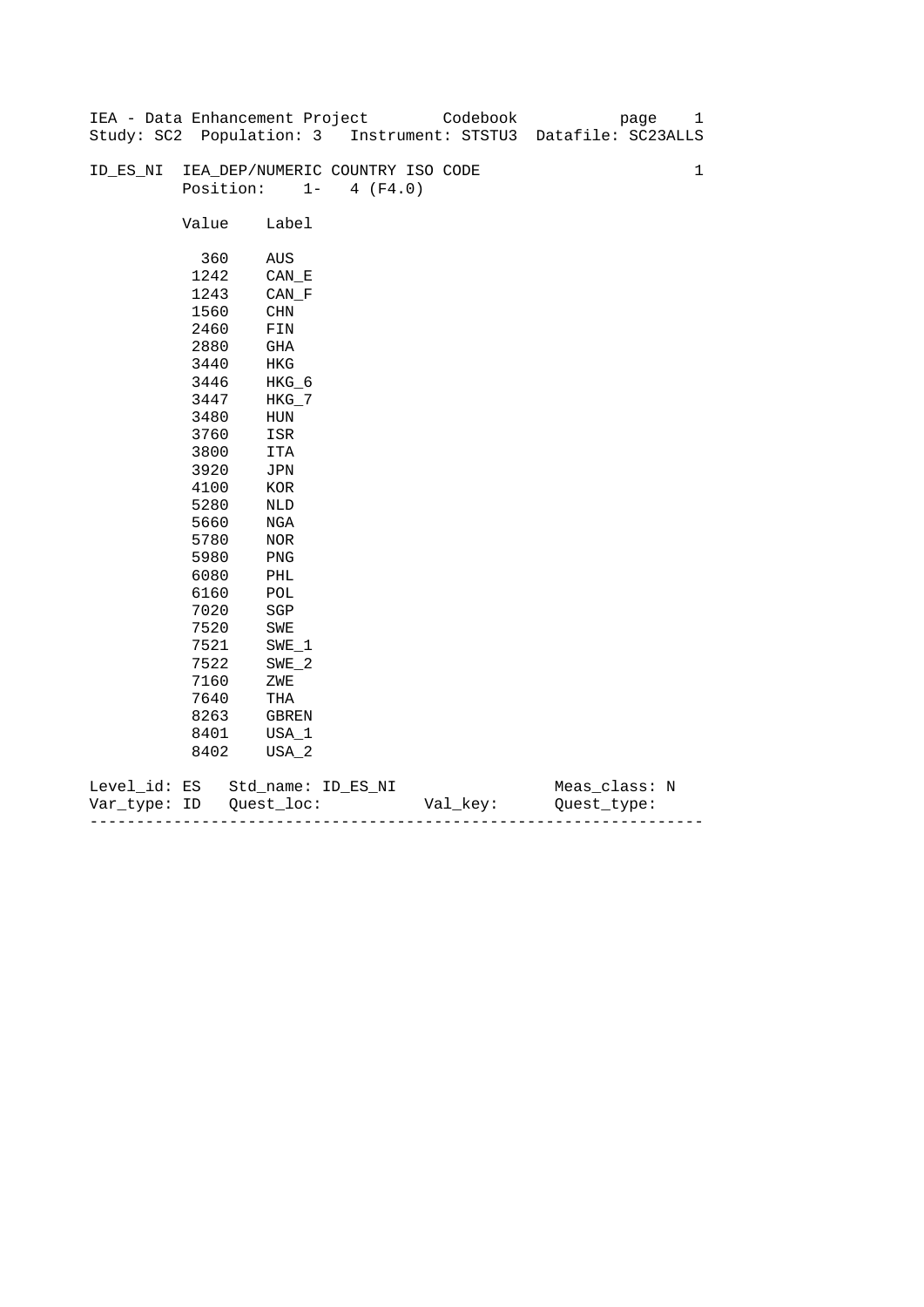IEA - Data Enhancement Project Codebook
Study: SC2 Population: 3 Instrument: STSTU3 Datafile: SC23ALLS

ID_ES_NI IEA_DEP/NUMERIC COUNTRY ISO CODE 1
Position: 1- 4 (F4.0)

| Value | Label |
|---|---|
| 360 | AUS |
| 1242 | CAN_E |
| 1243 | CAN_F |
| 1560 | CHN |
| 2460 | FIN |
| 2880 | GHA |
| 3440 | HKG |
| 3446 | HKG_6 |
| 3447 | HKG_7 |
| 3480 | HUN |
| 3760 | ISR |
| 3800 | ITA |
| 3920 | JPN |
| 4100 | KOR |
| 5280 | NLD |
| 5660 | NGA |
| 5780 | NOR |
| 5980 | PNG |
| 6080 | PHL |
| 6160 | POL |
| 7020 | SGP |
| 7520 | SWE |
| 7521 | SWE_1 |
| 7522 | SWE_2 |
| 7160 | ZWE |
| 7640 | THA |
| 8263 | GBREN |
| 8401 | USA_1 |
| 8402 | USA_2 |

Level_id: ES Std_name: ID_ES_NI Meas_class: N
Var_type: ID Quest_loc: Val_key: Quest_type:

---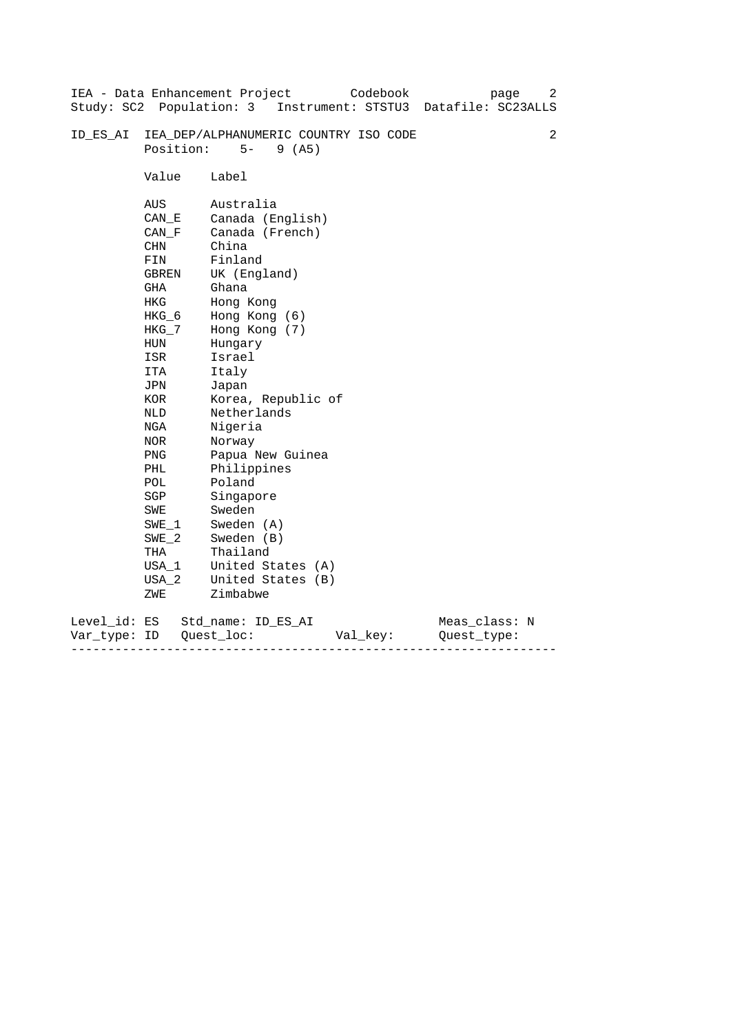ID_ES_AI IEA_DEP/ALPHANUMERIC COUNTRY ISO CODE 2

Position: 5- 9 (A5)

| Value | Label |
|---|---|
| AUS | Australia |
| CAN_E | Canada (English) |
| CAN_F | Canada (French) |
| CHN | China |
| FIN | Finland |
| GBREN | UK (England) |
| GHA | Ghana |
| HKG | Hong Kong |
| HKG_6 | Hong Kong (6) |
| HKG_7 | Hong Kong (7) |
| HUN | Hungary |
| ISR | Israel |
| ITA | Italy |
| JPN | Japan |
| KOR | Korea, Republic of |
| NLD | Netherlands |
| NGA | Nigeria |
| NOR | Norway |
| PNG | Papua New Guinea |
| PHL | Philippines |
| POL | Poland |
| SGP | Singapore |
| SWE | Sweden |
| SWE_1 | Sweden (A) |
| SWE_2 | Sweden (B) |
| THA | Thailand |
| USA_1 | United States (A) |
| USA_2 | United States (B) |
| ZWE | Zimbabwe |

Level_id: ES Std_name: ID_ES_AI Meas_class: N
Var_type: ID Quest_loc: Val_key: Quest_type:

---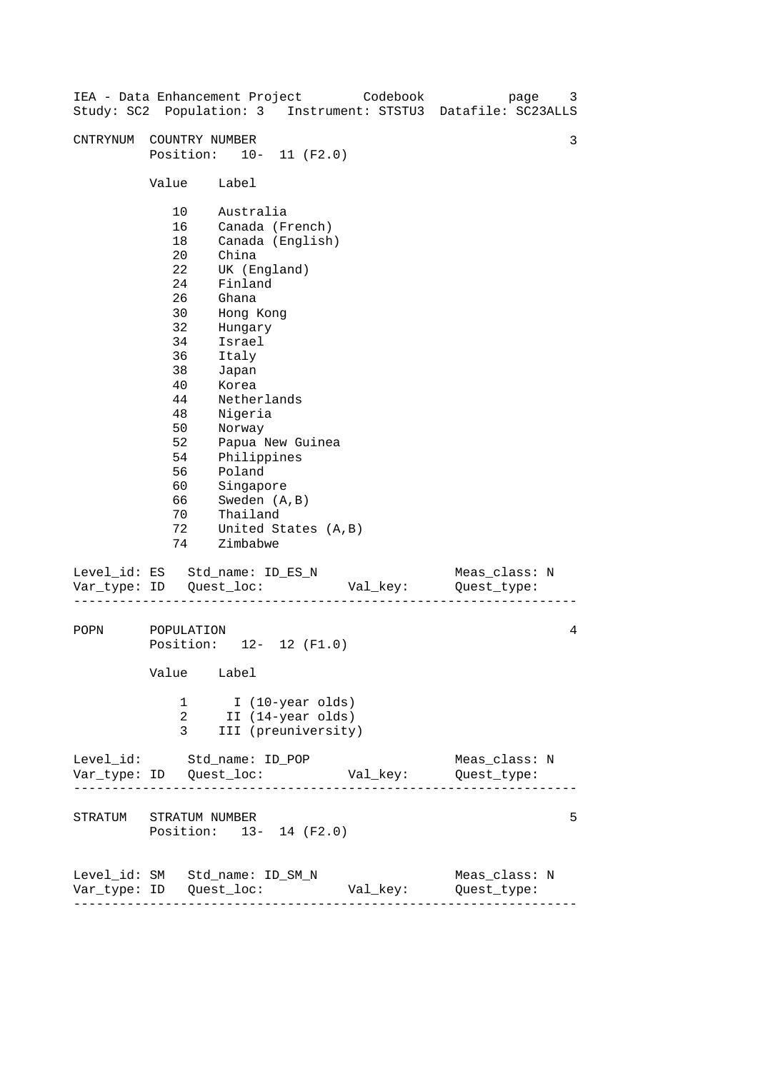```
CNTRYNUM  COUNTRY NUMBER                                             3
          Position:   10-  11 (F2.0)

          Value    Label

             10    Australia
             16    Canada (French)
             18    Canada (English)
             20    China
             22    UK (England)
             24    Finland
             26    Ghana
             30    Hong Kong
             32    Hungary
             34    Israel
             36    Italy
             38    Japan
             40    Korea
             44    Netherlands
             48    Nigeria
             50    Norway
             52    Papua New Guinea
             54    Philippines
             56    Poland
             60    Singapore
             66    Sweden (A,B)
             70    Thailand
             72    United States (A,B)
             74    Zimbabwe

Level_id: ES   Std_name: ID_ES_N                    Meas_class: N
Var_type: ID   Quest_loc:           Val_key:        Quest_type:
-------------------------------------------------------------------

POPN      POPULATION                                                 4
          Position:   12-  12 (F1.0)

          Value    Label

              1      I (10-year olds)
              2     II (14-year olds)
              3    III (preuniversity)

Level_id:      Std_name: ID_POP                     Meas_class: N
Var_type: ID   Quest_loc:           Val_key:        Quest_type:
-------------------------------------------------------------------

STRATUM   STRATUM NUMBER                                             5
          Position:   13-  14 (F2.0)


Level_id: SM   Std_name: ID_SM_N                    Meas_class: N
Var_type: ID   Quest_loc:           Val_key:        Quest_type:
-------------------------------------------------------------------
```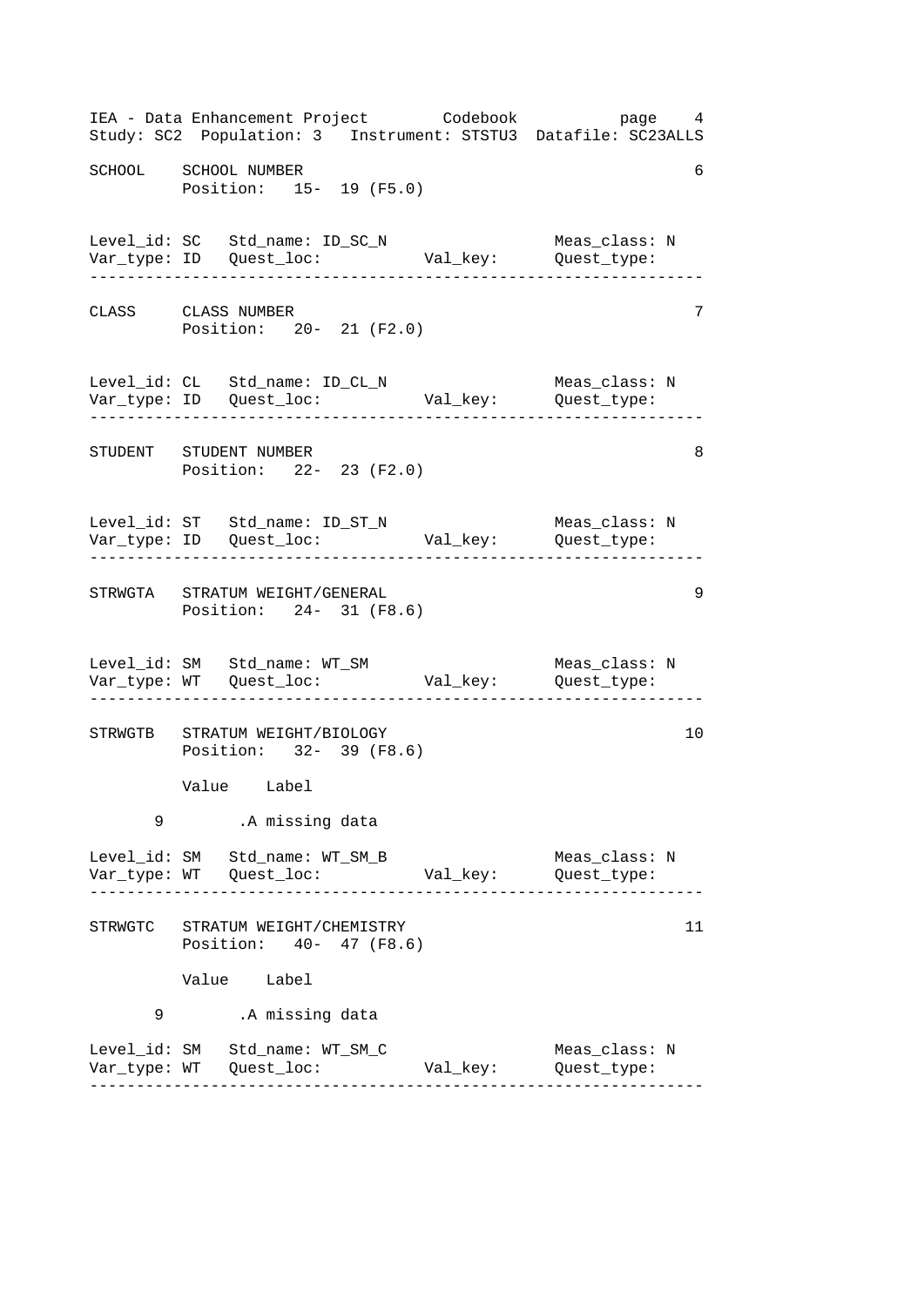```
SCHOOL    SCHOOL NUMBER                                              6
          Position:   15-  19 (F5.0)


Level_id: SC   Std_name: ID_SC_N                    Meas_class: N
Var_type: ID   Quest_loc:            Val_key:       Quest_type:
------------------------------------------------------------------

CLASS     CLASS NUMBER                                               7
          Position:   20-  21 (F2.0)


Level_id: CL   Std_name: ID_CL_N                    Meas_class: N
Var_type: ID   Quest_loc:            Val_key:       Quest_type:
------------------------------------------------------------------

STUDENT   STUDENT NUMBER                                             8
          Position:   22-  23 (F2.0)


Level_id: ST   Std_name: ID_ST_N                    Meas_class: N
Var_type: ID   Quest_loc:            Val_key:       Quest_type:
------------------------------------------------------------------

STRWGTA   STRATUM WEIGHT/GENERAL                                     9
          Position:   24-  31 (F8.6)


Level_id: SM   Std_name: WT_SM                      Meas_class: N
Var_type: WT   Quest_loc:            Val_key:       Quest_type:
------------------------------------------------------------------

STRWGTB   STRATUM WEIGHT/BIOLOGY                                    10
          Position:   32-  39 (F8.6)

          Value    Label

      9        .A missing data

Level_id: SM   Std_name: WT_SM_B                    Meas_class: N
Var_type: WT   Quest_loc:            Val_key:       Quest_type:
------------------------------------------------------------------

STRWGTC   STRATUM WEIGHT/CHEMISTRY                                  11
          Position:   40-  47 (F8.6)

          Value    Label

      9        .A missing data

Level_id: SM   Std_name: WT_SM_C                    Meas_class: N
Var_type: WT   Quest_loc:            Val_key:       Quest_type:
------------------------------------------------------------------
```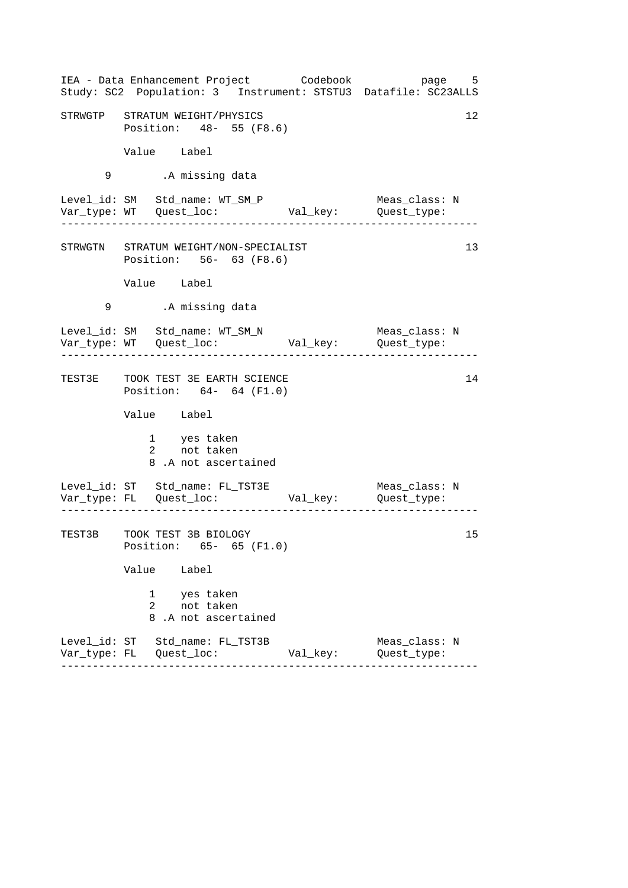```
STRWGTP   STRATUM WEIGHT/PHYSICS                                          12
          Position:   48-  55 (F8.6)

          Value    Label

       9        .A missing data

Level_id: SM   Std_name: WT_SM_P                       Meas_class: N
Var_type: WT   Quest_loc:           Val_key:           Quest_type:
-----------------------------------------------------------------------

STRWGTN   STRATUM WEIGHT/NON-SPECIALIST                                   13
          Position:   56-  63 (F8.6)

          Value    Label

       9        .A missing data

Level_id: SM   Std_name: WT_SM_N                       Meas_class: N
Var_type: WT   Quest_loc:           Val_key:           Quest_type:
-----------------------------------------------------------------------

TEST3E    TOOK TEST 3E EARTH SCIENCE                                      14
          Position:   64-  64 (F1.0)

          Value    Label

              1    yes taken
              2    not taken
              8 .A not ascertained

Level_id: ST   Std_name: FL_TST3E                      Meas_class: N
Var_type: FL   Quest_loc:           Val_key:           Quest_type:
-----------------------------------------------------------------------

TEST3B    TOOK TEST 3B BIOLOGY                                            15
          Position:   65-  65 (F1.0)

          Value    Label

              1    yes taken
              2    not taken
              8 .A not ascertained

Level_id: ST   Std_name: FL_TST3B                      Meas_class: N
Var_type: FL   Quest_loc:           Val_key:           Quest_type:
-----------------------------------------------------------------------
```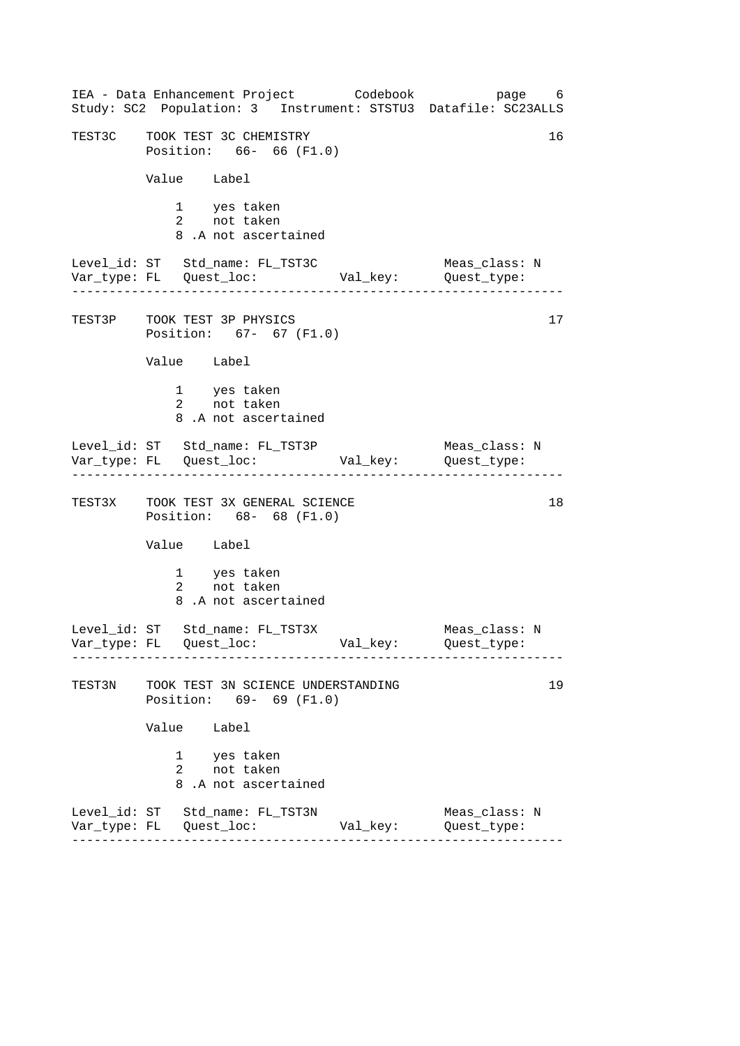```
TEST3C    TOOK TEST 3C CHEMISTRY                                    16
          Position:   66-  66 (F1.0)

          Value    Label

              1    yes taken
              2    not taken
              8 .A not ascertained

Level_id: ST   Std_name: FL_TST3C                  Meas_class: N
Var_type: FL   Quest_loc:           Val_key:       Quest_type:
-----------------------------------------------------------------

TEST3P    TOOK TEST 3P PHYSICS                                      17
          Position:   67-  67 (F1.0)

          Value    Label

              1    yes taken
              2    not taken
              8 .A not ascertained

Level_id: ST   Std_name: FL_TST3P                  Meas_class: N
Var_type: FL   Quest_loc:           Val_key:       Quest_type:
-----------------------------------------------------------------

TEST3X    TOOK TEST 3X GENERAL SCIENCE                              18
          Position:   68-  68 (F1.0)

          Value    Label

              1    yes taken
              2    not taken
              8 .A not ascertained

Level_id: ST   Std_name: FL_TST3X                  Meas_class: N
Var_type: FL   Quest_loc:           Val_key:       Quest_type:
-----------------------------------------------------------------

TEST3N    TOOK TEST 3N SCIENCE UNDERSTANDING                        19
          Position:   69-  69 (F1.0)

          Value    Label

              1    yes taken
              2    not taken
              8 .A not ascertained

Level_id: ST   Std_name: FL_TST3N                  Meas_class: N
Var_type: FL   Quest_loc:           Val_key:       Quest_type:
-----------------------------------------------------------------
```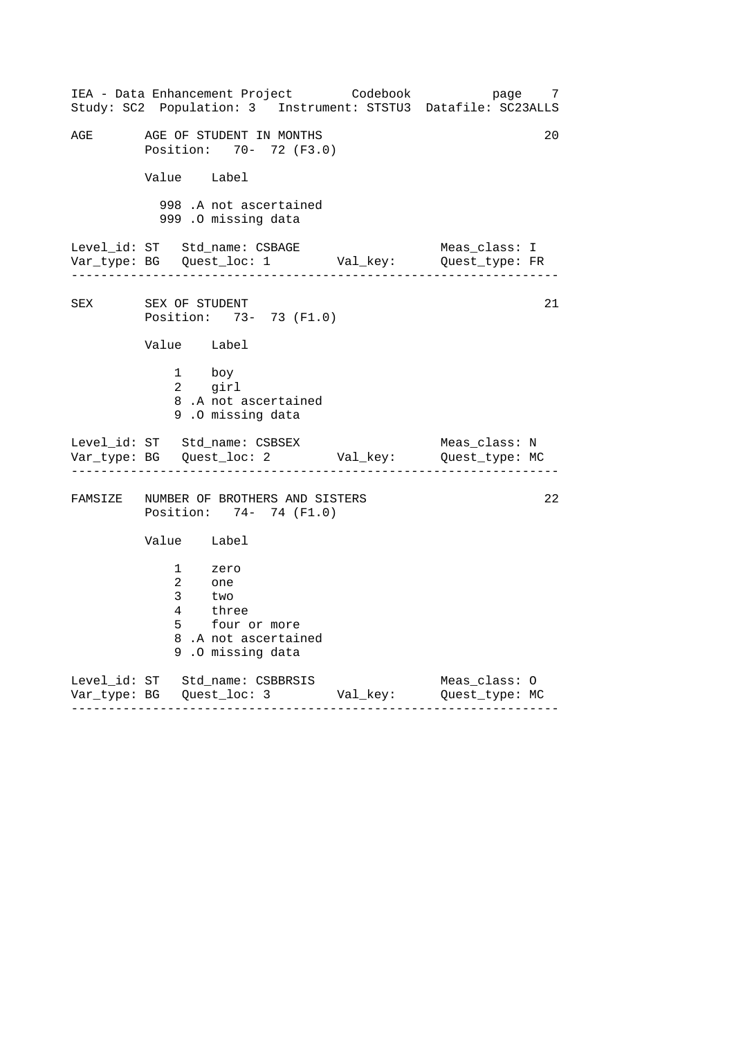```
AGE       AGE OF STUDENT IN MONTHS                                    20
          Position:   70-  72 (F3.0)

          Value    Label

            998 .A not ascertained
            999 .O missing data

Level_id: ST   Std_name: CSBAGE                   Meas_class: I
Var_type: BG   Quest_loc: 1        Val_key:       Quest_type: FR
-------------------------------------------------------------------

SEX       SEX OF STUDENT                                              21
          Position:   73-  73 (F1.0)

          Value    Label

              1    boy
              2    girl
              8 .A not ascertained
              9 .O missing data

Level_id: ST   Std_name: CSBSEX                   Meas_class: N
Var_type: BG   Quest_loc: 2        Val_key:       Quest_type: MC
-------------------------------------------------------------------

FAMSIZE   NUMBER OF BROTHERS AND SISTERS                              22
          Position:   74-  74 (F1.0)

          Value    Label

              1    zero
              2    one
              3    two
              4    three
              5    four or more
              8 .A not ascertained
              9 .O missing data

Level_id: ST   Std_name: CSBBRSIS                 Meas_class: O
Var_type: BG   Quest_loc: 3        Val_key:       Quest_type: MC
-------------------------------------------------------------------
```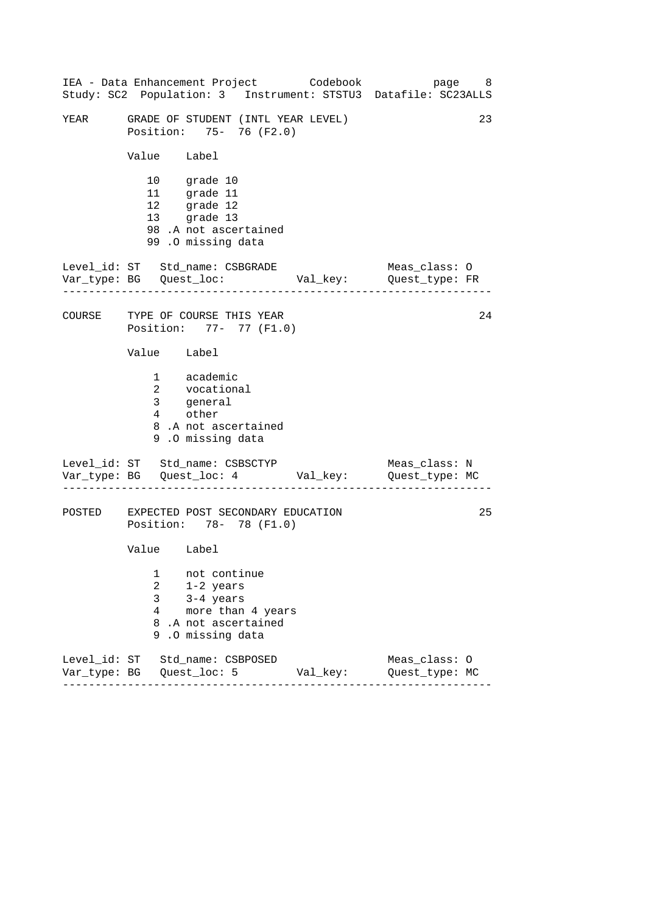```
YEAR      GRADE OF STUDENT (INTL YEAR LEVEL)                        23
          Position:   75-  76 (F2.0)

          Value    Label

             10    grade 10
             11    grade 11
             12    grade 12
             13    grade 13
             98 .A not ascertained
             99 .O missing data

Level_id: ST   Std_name: CSBGRADE                     Meas_class: O
Var_type: BG   Quest_loc:           Val_key:          Quest_type: FR
------------------------------------------------------------------

COURSE    TYPE OF COURSE THIS YEAR                                  24
          Position:   77-  77 (F1.0)

          Value    Label

              1    academic
              2    vocational
              3    general
              4    other
              8 .A not ascertained
              9 .O missing data

Level_id: ST   Std_name: CSBSCTYP                     Meas_class: N
Var_type: BG   Quest_loc: 4         Val_key:          Quest_type: MC
------------------------------------------------------------------

POSTED    EXPECTED POST SECONDARY EDUCATION                         25
          Position:   78-  78 (F1.0)

          Value    Label

              1    not continue
              2    1-2 years
              3    3-4 years
              4    more than 4 years
              8 .A not ascertained
              9 .O missing data

Level_id: ST   Std_name: CSBPOSED                     Meas_class: O
Var_type: BG   Quest_loc: 5         Val_key:          Quest_type: MC
------------------------------------------------------------------
```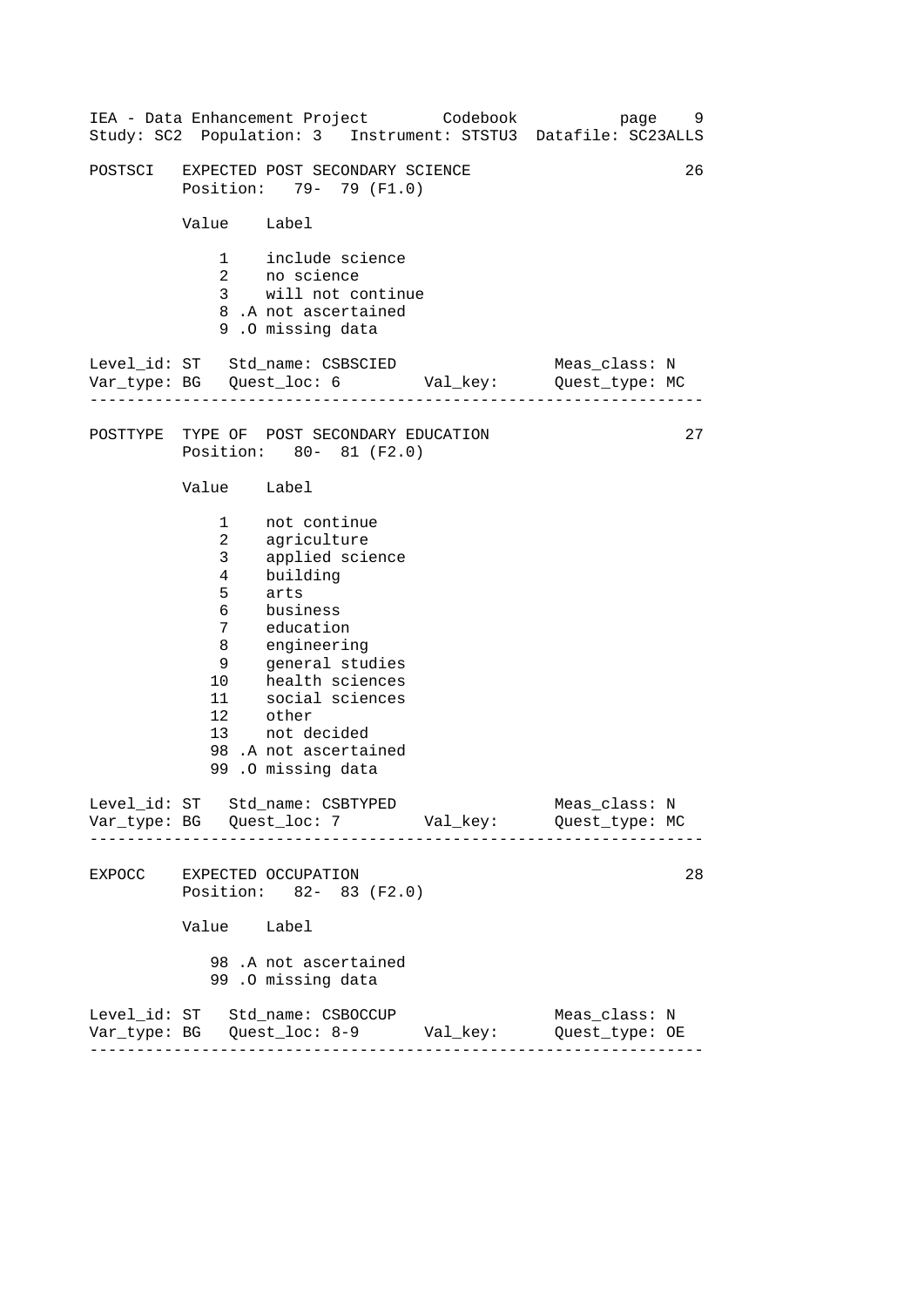```
POSTSCI   EXPECTED POST SECONDARY SCIENCE                          26
          Position:   79-  79 (F1.0)

          Value    Label

              1    include science
              2    no science
              3    will not continue
              8 .A not ascertained
              9 .O missing data

Level_id: ST   Std_name: CSBSCIED               Meas_class: N
Var_type: BG   Quest_loc: 6         Val_key:    Quest_type: MC
-----------------------------------------------------------------

POSTTYPE  TYPE OF  POST SECONDARY EDUCATION                        27
          Position:   80-  81 (F2.0)

          Value    Label

              1    not continue
              2    agriculture
              3    applied science
              4    building
              5    arts
              6    business
              7    education
              8    engineering
              9    general studies
             10    health sciences
             11    social sciences
             12    other
             13    not decided
             98 .A not ascertained
             99 .O missing data

Level_id: ST   Std_name: CSBTYPED               Meas_class: N
Var_type: BG   Quest_loc: 7         Val_key:    Quest_type: MC
-----------------------------------------------------------------

EXPOCC    EXPECTED OCCUPATION                                      28
          Position:   82-  83 (F2.0)

          Value    Label

             98 .A not ascertained
             99 .O missing data

Level_id: ST   Std_name: CSBOCCUP               Meas_class: N
Var_type: BG   Quest_loc: 8-9       Val_key:    Quest_type: OE
-----------------------------------------------------------------
```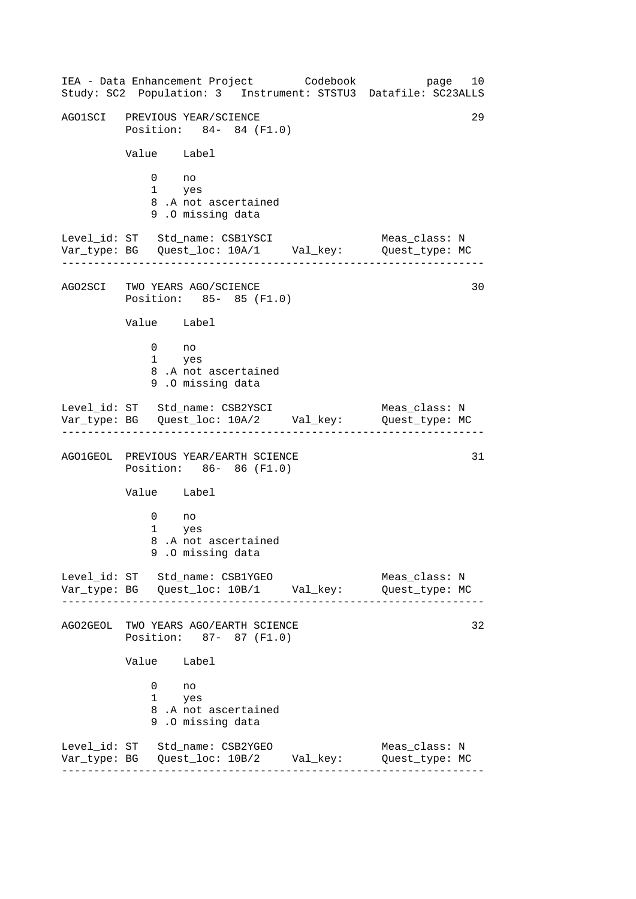AGO1SCI   PREVIOUS YEAR/SCIENCE                                        29
Position:   84-  84 (F1.0)

| Value | Label |
|---|---|
| 0 | no |
| 1 | yes |
| 8 | .A not ascertained |
| 9 | .O missing data |

Level_id: ST   Std_name: CSB1YSCI                 Meas_class: N
Var_type: BG   Quest_loc: 10A/1     Val_key:      Quest_type: MC

---

AGO2SCI   TWO YEARS AGO/SCIENCE                                        30
Position:   85-  85 (F1.0)

| Value | Label |
|---|---|
| 0 | no |
| 1 | yes |
| 8 | .A not ascertained |
| 9 | .O missing data |

Level_id: ST   Std_name: CSB2YSCI                 Meas_class: N
Var_type: BG   Quest_loc: 10A/2     Val_key:      Quest_type: MC

---

AGO1GEOL  PREVIOUS YEAR/EARTH SCIENCE                                  31
Position:   86-  86 (F1.0)

| Value | Label |
|---|---|
| 0 | no |
| 1 | yes |
| 8 | .A not ascertained |
| 9 | .O missing data |

Level_id: ST   Std_name: CSB1YGEO                 Meas_class: N
Var_type: BG   Quest_loc: 10B/1     Val_key:      Quest_type: MC

---

AGO2GEOL  TWO YEARS AGO/EARTH SCIENCE                                  32
Position:   87-  87 (F1.0)

| Value | Label |
|---|---|
| 0 | no |
| 1 | yes |
| 8 | .A not ascertained |
| 9 | .O missing data |

Level_id: ST   Std_name: CSB2YGEO                 Meas_class: N
Var_type: BG   Quest_loc: 10B/2     Val_key:      Quest_type: MC

---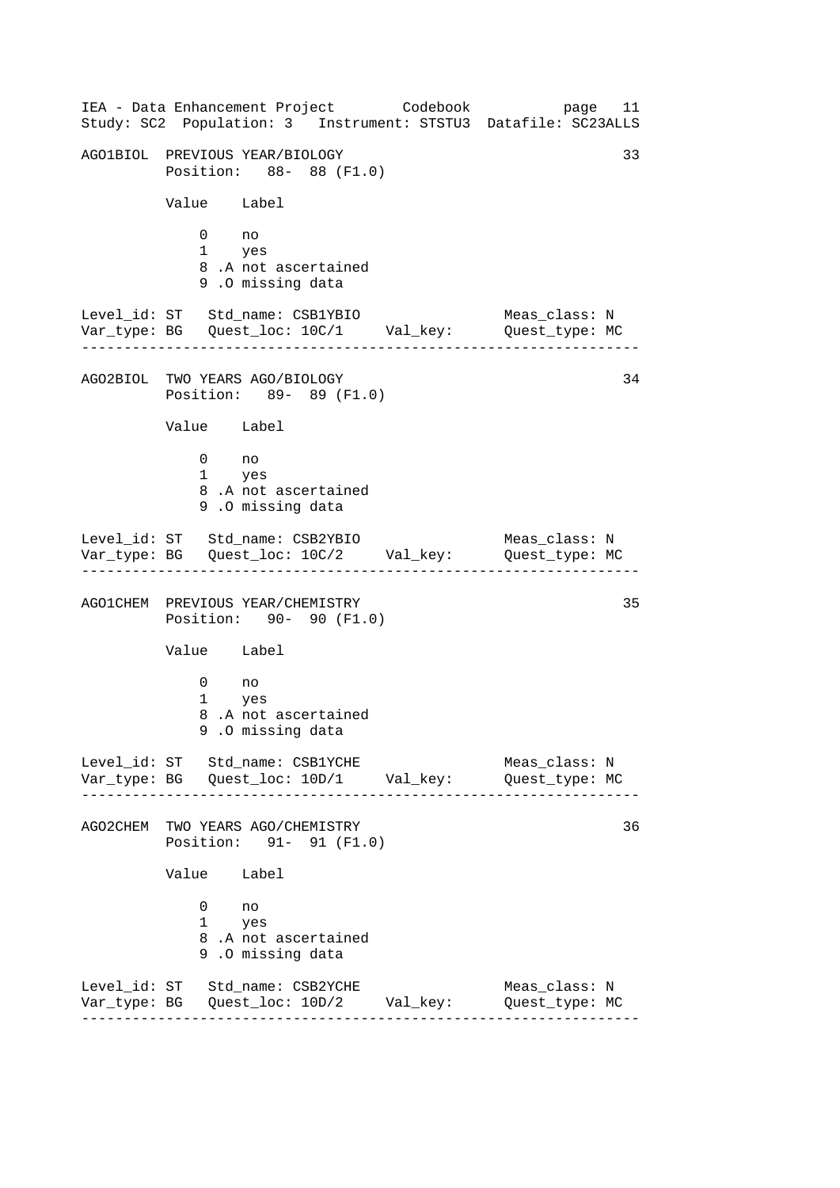```
AGO1BIOL  PREVIOUS YEAR/BIOLOGY                                  33
          Position:   88-  88 (F1.0)

          Value    Label

              0    no
              1    yes
              8 .A not ascertained
              9 .O missing data

Level_id: ST   Std_name: CSB1YBIO               Meas_class: N
Var_type: BG   Quest_loc: 10C/1     Val_key:      Quest_type: MC
-------------------------------------------------------------------

AGO2BIOL  TWO YEARS AGO/BIOLOGY                                  34
          Position:   89-  89 (F1.0)

          Value    Label

              0    no
              1    yes
              8 .A not ascertained
              9 .O missing data

Level_id: ST   Std_name: CSB2YBIO               Meas_class: N
Var_type: BG   Quest_loc: 10C/2     Val_key:      Quest_type: MC
-------------------------------------------------------------------

AGO1CHEM  PREVIOUS YEAR/CHEMISTRY                                35
          Position:   90-  90 (F1.0)

          Value    Label

              0    no
              1    yes
              8 .A not ascertained
              9 .O missing data

Level_id: ST   Std_name: CSB1YCHE               Meas_class: N
Var_type: BG   Quest_loc: 10D/1     Val_key:      Quest_type: MC
-------------------------------------------------------------------

AGO2CHEM  TWO YEARS AGO/CHEMISTRY                                36
          Position:   91-  91 (F1.0)

          Value    Label

              0    no
              1    yes
              8 .A not ascertained
              9 .O missing data

Level_id: ST   Std_name: CSB2YCHE               Meas_class: N
Var_type: BG   Quest_loc: 10D/2     Val_key:      Quest_type: MC
-------------------------------------------------------------------
```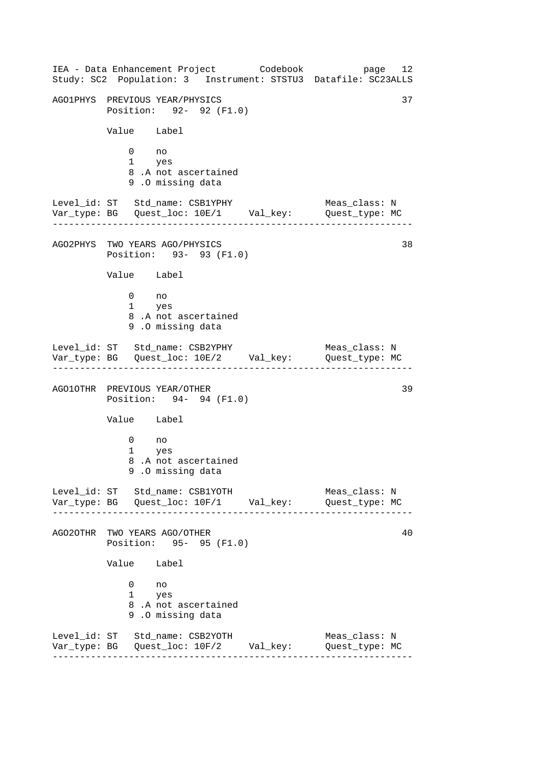```
AGO1PHYS  PREVIOUS YEAR/PHYSICS                                      37
          Position:   92-  92 (F1.0)

          Value    Label

              0    no
              1    yes
              8 .A not ascertained
              9 .O missing data

Level_id: ST   Std_name: CSB1YPHY                  Meas_class: N
Var_type: BG   Quest_loc: 10E/1     Val_key:       Quest_type: MC
------------------------------------------------------------------

AGO2PHYS  TWO YEARS AGO/PHYSICS                                      38
          Position:   93-  93 (F1.0)

          Value    Label

              0    no
              1    yes
              8 .A not ascertained
              9 .O missing data

Level_id: ST   Std_name: CSB2YPHY                  Meas_class: N
Var_type: BG   Quest_loc: 10E/2     Val_key:       Quest_type: MC
------------------------------------------------------------------

AGO1OTHR  PREVIOUS YEAR/OTHER                                        39
          Position:   94-  94 (F1.0)

          Value    Label

              0    no
              1    yes
              8 .A not ascertained
              9 .O missing data

Level_id: ST   Std_name: CSB1YOTH                  Meas_class: N
Var_type: BG   Quest_loc: 10F/1     Val_key:       Quest_type: MC
------------------------------------------------------------------

AGO2OTHR  TWO YEARS AGO/OTHER                                        40
          Position:   95-  95 (F1.0)

          Value    Label

              0    no
              1    yes
              8 .A not ascertained
              9 .O missing data

Level_id: ST   Std_name: CSB2YOTH                  Meas_class: N
Var_type: BG   Quest_loc: 10F/2     Val_key:       Quest_type: MC
------------------------------------------------------------------
```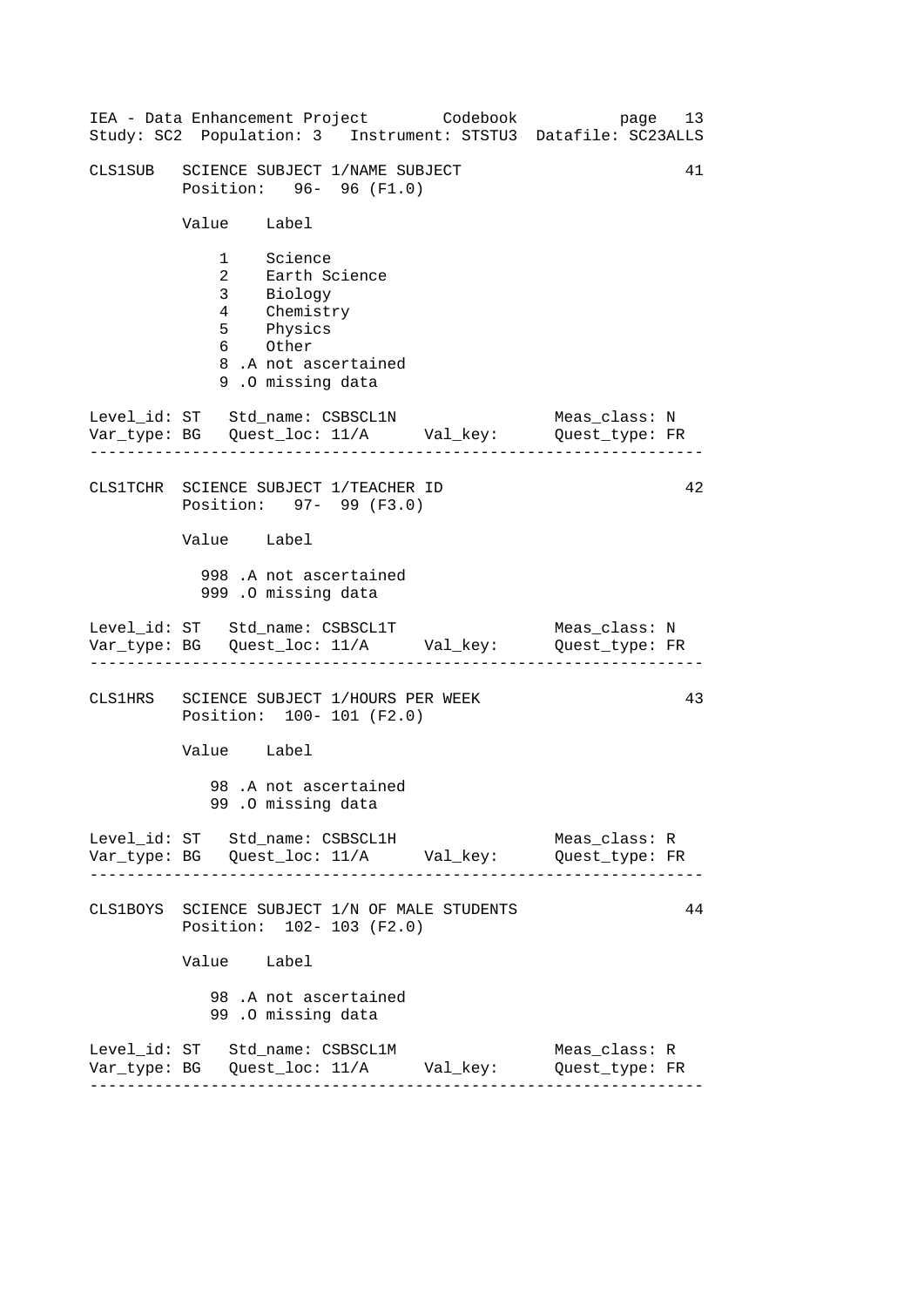```
CLS1SUB   SCIENCE SUBJECT 1/NAME SUBJECT                          41
          Position:   96-  96 (F1.0)

          Value    Label

              1    Science
              2    Earth Science
              3    Biology
              4    Chemistry
              5    Physics
              6    Other
              8 .A not ascertained
              9 .O missing data

Level_id: ST   Std_name: CSBSCL1N                  Meas_class: N
Var_type: BG   Quest_loc: 11/A      Val_key:       Quest_type: FR
------------------------------------------------------------------

CLS1TCHR  SCIENCE SUBJECT 1/TEACHER ID                            42
          Position:   97-  99 (F3.0)

          Value    Label

            998 .A not ascertained
            999 .O missing data

Level_id: ST   Std_name: CSBSCL1T                  Meas_class: N
Var_type: BG   Quest_loc: 11/A      Val_key:       Quest_type: FR
------------------------------------------------------------------

CLS1HRS   SCIENCE SUBJECT 1/HOURS PER WEEK                        43
          Position:  100- 101 (F2.0)

          Value    Label

             98 .A not ascertained
             99 .O missing data

Level_id: ST   Std_name: CSBSCL1H                  Meas_class: R
Var_type: BG   Quest_loc: 11/A      Val_key:       Quest_type: FR
------------------------------------------------------------------

CLS1BOYS  SCIENCE SUBJECT 1/N OF MALE STUDENTS                    44
          Position:  102- 103 (F2.0)

          Value    Label

             98 .A not ascertained
             99 .O missing data

Level_id: ST   Std_name: CSBSCL1M                  Meas_class: R
Var_type: BG   Quest_loc: 11/A      Val_key:       Quest_type: FR
------------------------------------------------------------------
```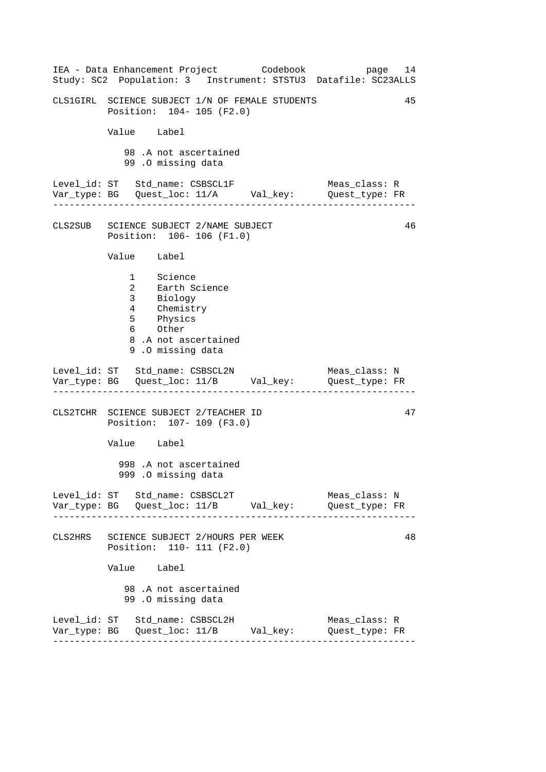```
CLS1GIRL  SCIENCE SUBJECT 1/N OF FEMALE STUDENTS                    45
          Position:  104- 105 (F2.0)

          Value    Label

             98 .A not ascertained
             99 .O missing data

Level_id: ST   Std_name: CSBSCL1F                   Meas_class: R
Var_type: BG   Quest_loc: 11/A      Val_key:        Quest_type: FR
-------------------------------------------------------------------

CLS2SUB   SCIENCE SUBJECT 2/NAME SUBJECT                            46
          Position:  106- 106 (F1.0)

          Value    Label

              1    Science
              2    Earth Science
              3    Biology
              4    Chemistry
              5    Physics
              6    Other
              8 .A not ascertained
              9 .O missing data

Level_id: ST   Std_name: CSBSCL2N                   Meas_class: N
Var_type: BG   Quest_loc: 11/B      Val_key:        Quest_type: FR
-------------------------------------------------------------------

CLS2TCHR  SCIENCE SUBJECT 2/TEACHER ID                              47
          Position:  107- 109 (F3.0)

          Value    Label

            998 .A not ascertained
            999 .O missing data

Level_id: ST   Std_name: CSBSCL2T                   Meas_class: N
Var_type: BG   Quest_loc: 11/B      Val_key:        Quest_type: FR
-------------------------------------------------------------------

CLS2HRS   SCIENCE SUBJECT 2/HOURS PER WEEK                          48
          Position:  110- 111 (F2.0)

          Value    Label

             98 .A not ascertained
             99 .O missing data

Level_id: ST   Std_name: CSBSCL2H                   Meas_class: R
Var_type: BG   Quest_loc: 11/B      Val_key:        Quest_type: FR
-------------------------------------------------------------------
```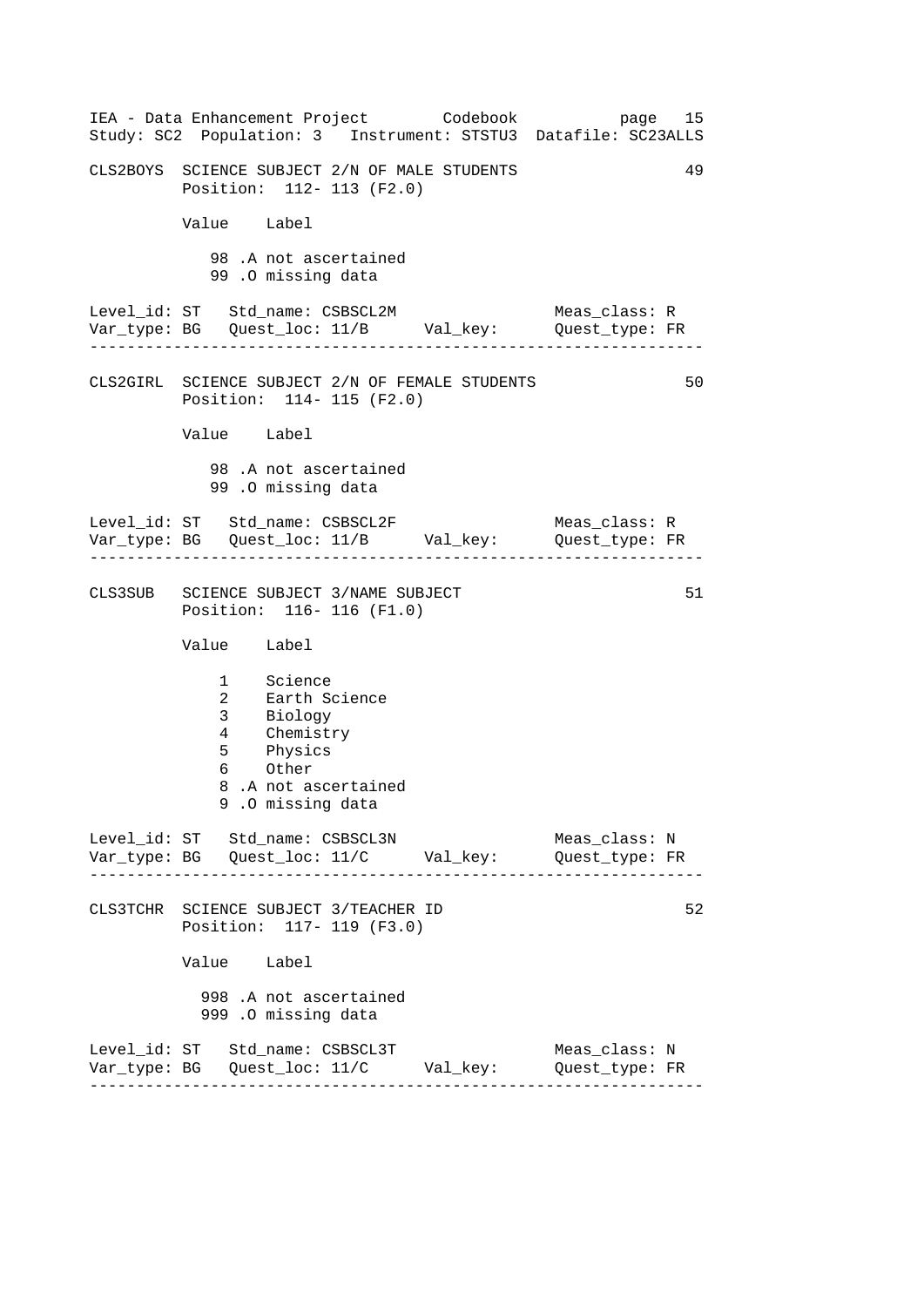```
CLS2BOYS  SCIENCE SUBJECT 2/N OF MALE STUDENTS                    49
          Position:  112- 113 (F2.0)

          Value    Label

             98 .A not ascertained
             99 .O missing data

Level_id: ST   Std_name: CSBSCL2M                  Meas_class: R
Var_type: BG   Quest_loc: 11/B      Val_key:       Quest_type: FR
------------------------------------------------------------------

CLS2GIRL  SCIENCE SUBJECT 2/N OF FEMALE STUDENTS                  50
          Position:  114- 115 (F2.0)

          Value    Label

             98 .A not ascertained
             99 .O missing data

Level_id: ST   Std_name: CSBSCL2F                  Meas_class: R
Var_type: BG   Quest_loc: 11/B      Val_key:       Quest_type: FR
------------------------------------------------------------------

CLS3SUB   SCIENCE SUBJECT 3/NAME SUBJECT                          51
          Position:  116- 116 (F1.0)

          Value    Label

              1    Science
              2    Earth Science
              3    Biology
              4    Chemistry
              5    Physics
              6    Other
              8 .A not ascertained
              9 .O missing data

Level_id: ST   Std_name: CSBSCL3N                  Meas_class: N
Var_type: BG   Quest_loc: 11/C      Val_key:       Quest_type: FR
------------------------------------------------------------------

CLS3TCHR  SCIENCE SUBJECT 3/TEACHER ID                            52
          Position:  117- 119 (F3.0)

          Value    Label

            998 .A not ascertained
            999 .O missing data

Level_id: ST   Std_name: CSBSCL3T                  Meas_class: N
Var_type: BG   Quest_loc: 11/C      Val_key:       Quest_type: FR
------------------------------------------------------------------
```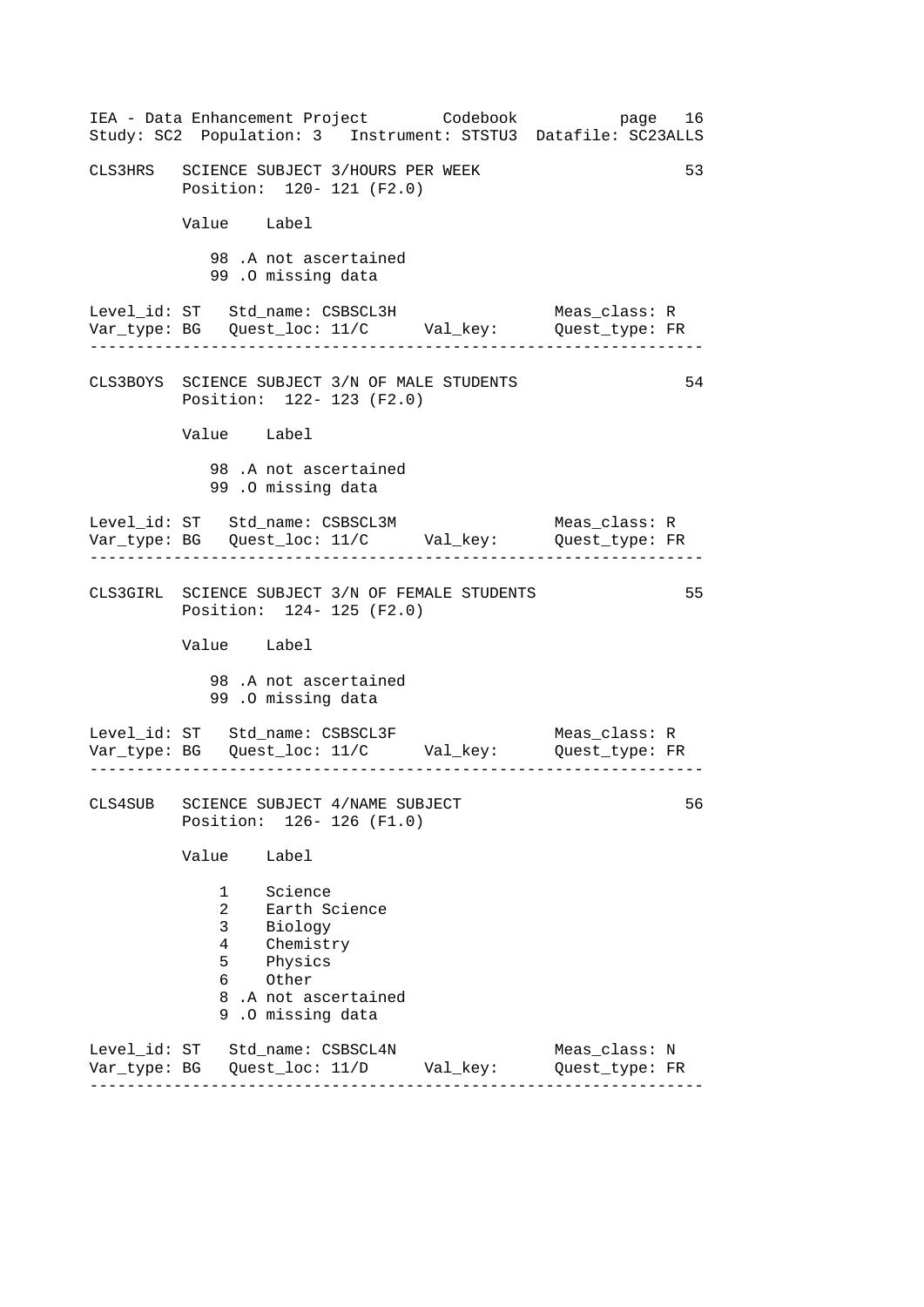```
CLS3HRS   SCIENCE SUBJECT 3/HOURS PER WEEK                          53
          Position:  120- 121 (F2.0)

          Value    Label

             98 .A not ascertained
             99 .O missing data

Level_id: ST   Std_name: CSBSCL3H                  Meas_class: R
Var_type: BG   Quest_loc: 11/C      Val_key:       Quest_type: FR
-----------------------------------------------------------------

CLS3BOYS  SCIENCE SUBJECT 3/N OF MALE STUDENTS                      54
          Position:  122- 123 (F2.0)

          Value    Label

             98 .A not ascertained
             99 .O missing data

Level_id: ST   Std_name: CSBSCL3M                  Meas_class: R
Var_type: BG   Quest_loc: 11/C      Val_key:       Quest_type: FR
-----------------------------------------------------------------

CLS3GIRL  SCIENCE SUBJECT 3/N OF FEMALE STUDENTS                    55
          Position:  124- 125 (F2.0)

          Value    Label

             98 .A not ascertained
             99 .O missing data

Level_id: ST   Std_name: CSBSCL3F                  Meas_class: R
Var_type: BG   Quest_loc: 11/C      Val_key:       Quest_type: FR
-----------------------------------------------------------------

CLS4SUB   SCIENCE SUBJECT 4/NAME SUBJECT                            56
          Position:  126- 126 (F1.0)

          Value    Label

              1    Science
              2    Earth Science
              3    Biology
              4    Chemistry
              5    Physics
              6    Other
              8 .A not ascertained
              9 .O missing data

Level_id: ST   Std_name: CSBSCL4N                  Meas_class: N
Var_type: BG   Quest_loc: 11/D      Val_key:       Quest_type: FR
-----------------------------------------------------------------
```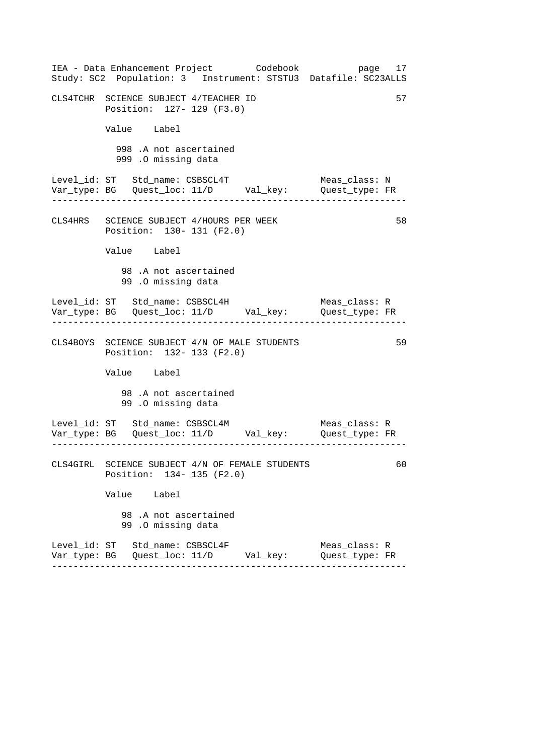CLS4TCHR SCIENCE SUBJECT 4/TEACHER ID 57
Position: 127- 129 (F3.0)

Value Label

998 .A not ascertained
999 .O missing data

Level_id: ST Std_name: CSBSCL4T Meas_class: N
Var_type: BG Quest_loc: 11/D Val_key: Quest_type: FR

---

CLS4HRS SCIENCE SUBJECT 4/HOURS PER WEEK 58
Position: 130- 131 (F2.0)

Value Label

98 .A not ascertained
99 .O missing data

Level_id: ST Std_name: CSBSCL4H Meas_class: R
Var_type: BG Quest_loc: 11/D Val_key: Quest_type: FR

---

CLS4BOYS SCIENCE SUBJECT 4/N OF MALE STUDENTS 59
Position: 132- 133 (F2.0)

Value Label

98 .A not ascertained
99 .O missing data

Level_id: ST Std_name: CSBSCL4M Meas_class: R
Var_type: BG Quest_loc: 11/D Val_key: Quest_type: FR

---

CLS4GIRL SCIENCE SUBJECT 4/N OF FEMALE STUDENTS 60
Position: 134- 135 (F2.0)

Value Label

98 .A not ascertained
99 .O missing data

Level_id: ST Std_name: CSBSCL4F Meas_class: R
Var_type: BG Quest_loc: 11/D Val_key: Quest_type: FR

---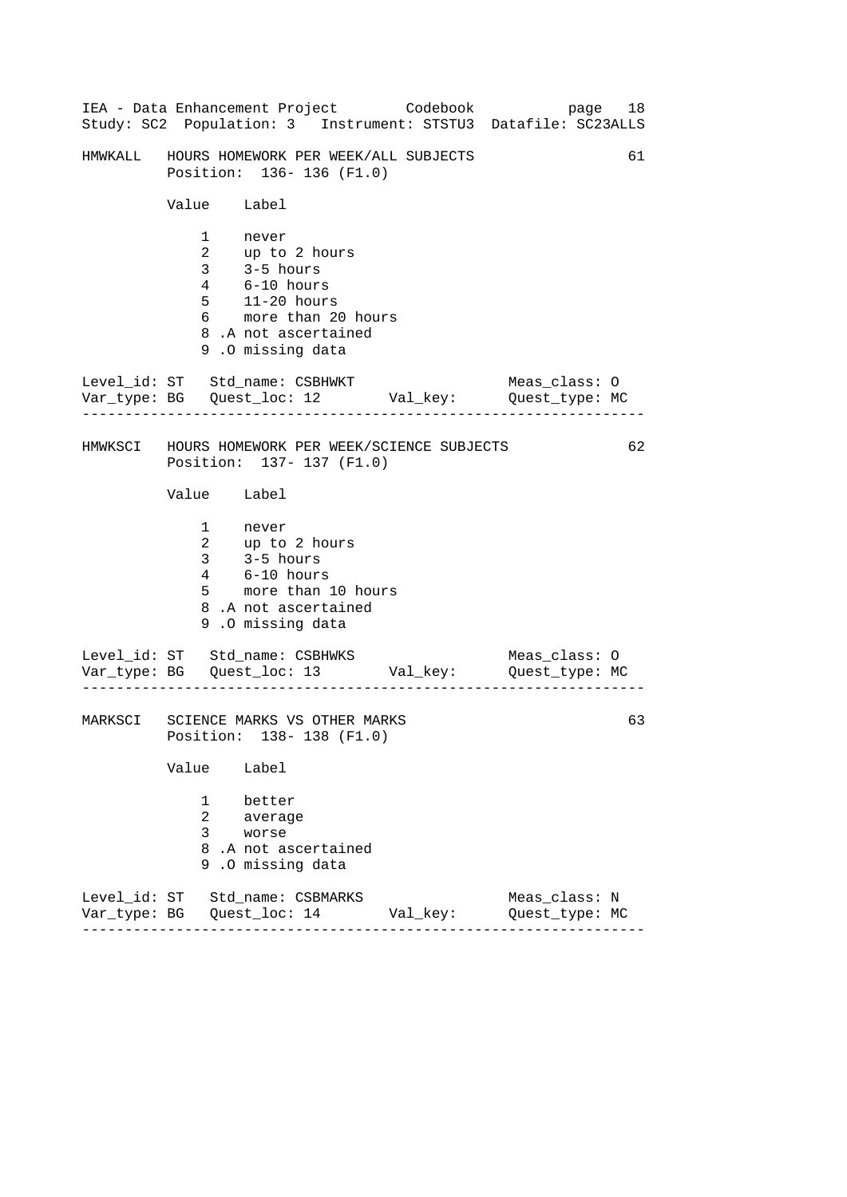## HMWKALL HOURS HOMEWORK PER WEEK/ALL SUBJECTS (61)

Position: 136- 136 (F1.0)

| Value | Label |
|---|---|
| 1 | never |
| 2 | up to 2 hours |
| 3 | 3-5 hours |
| 4 | 6-10 hours |
| 5 | 11-20 hours |
| 6 | more than 20 hours |
| 8 .A | not ascertained |
| 9 .O | missing data |

Level_id: ST   Std_name: CSBHWKT   Meas_class: O
Var_type: BG   Quest_loc: 12   Val_key:   Quest_type: MC

---

## HMWKSCI HOURS HOMEWORK PER WEEK/SCIENCE SUBJECTS (62)

Position: 137- 137 (F1.0)

| Value | Label |
|---|---|
| 1 | never |
| 2 | up to 2 hours |
| 3 | 3-5 hours |
| 4 | 6-10 hours |
| 5 | more than 10 hours |
| 8 .A | not ascertained |
| 9 .O | missing data |

Level_id: ST   Std_name: CSBHWKS   Meas_class: O
Var_type: BG   Quest_loc: 13   Val_key:   Quest_type: MC

---

## MARKSCI SCIENCE MARKS VS OTHER MARKS (63)

Position: 138- 138 (F1.0)

| Value | Label |
|---|---|
| 1 | better |
| 2 | average |
| 3 | worse |
| 8 .A | not ascertained |
| 9 .O | missing data |

Level_id: ST   Std_name: CSBMARKS   Meas_class: N
Var_type: BG   Quest_loc: 14   Val_key:   Quest_type: MC

---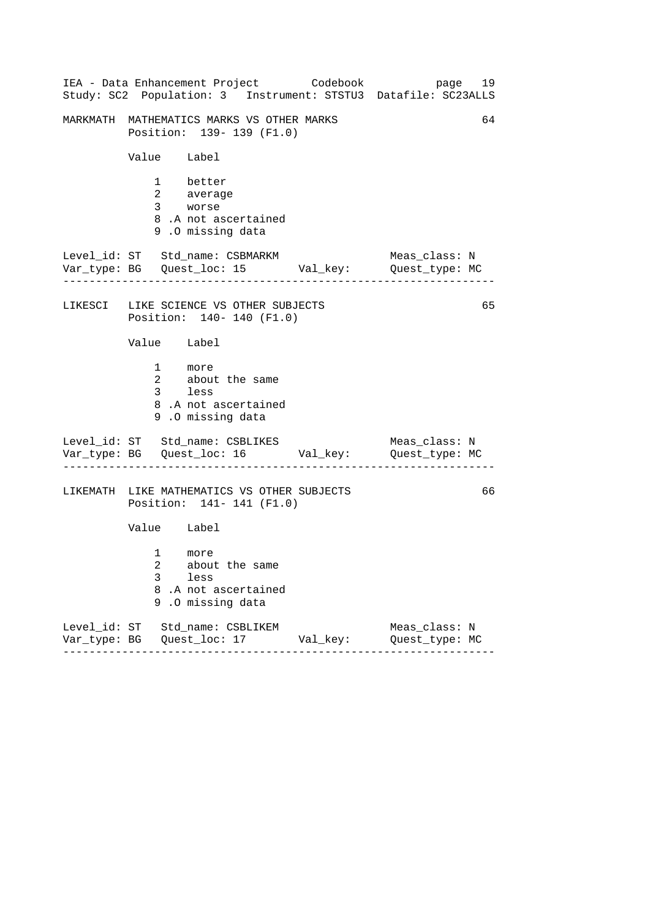```
MARKMATH  MATHEMATICS MARKS VS OTHER MARKS                          64
          Position:  139- 139 (F1.0)

          Value    Label

              1    better
              2    average
              3    worse
              8 .A not ascertained
              9 .O missing data

Level_id: ST   Std_name: CSBMARKM                  Meas_class: N
Var_type: BG   Quest_loc: 15       Val_key:        Quest_type: MC
------------------------------------------------------------------

LIKESCI   LIKE SCIENCE VS OTHER SUBJECTS                            65
          Position:  140- 140 (F1.0)

          Value    Label

              1    more
              2    about the same
              3    less
              8 .A not ascertained
              9 .O missing data

Level_id: ST   Std_name: CSBLIKES                  Meas_class: N
Var_type: BG   Quest_loc: 16       Val_key:        Quest_type: MC
------------------------------------------------------------------

LIKEMATH  LIKE MATHEMATICS VS OTHER SUBJECTS                        66
          Position:  141- 141 (F1.0)

          Value    Label

              1    more
              2    about the same
              3    less
              8 .A not ascertained
              9 .O missing data

Level_id: ST   Std_name: CSBLIKEM                  Meas_class: N
Var_type: BG   Quest_loc: 17       Val_key:        Quest_type: MC
------------------------------------------------------------------
```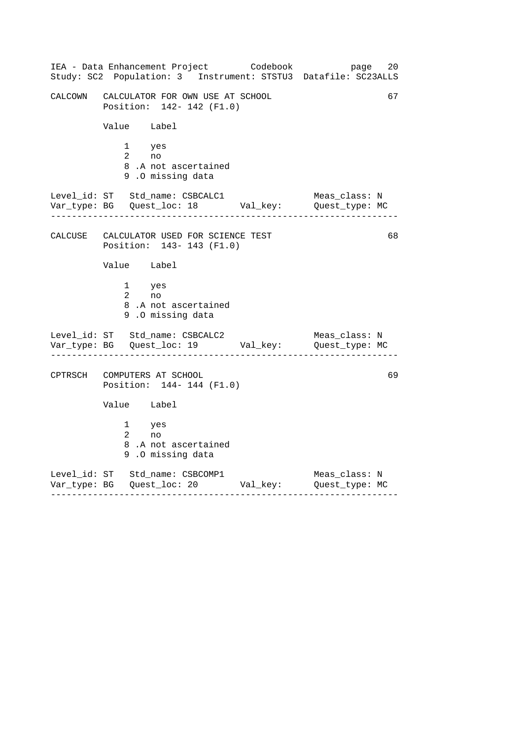```
CALCOWN   CALCULATOR FOR OWN USE AT SCHOOL                          67
          Position:  142- 142 (F1.0)

          Value    Label

              1    yes
              2    no
              8 .A not ascertained
              9 .O missing data

Level_id: ST   Std_name: CSBCALC1                   Meas_class: N
Var_type: BG   Quest_loc: 18        Val_key:        Quest_type: MC
------------------------------------------------------------------

CALCUSE   CALCULATOR USED FOR SCIENCE TEST                          68
          Position:  143- 143 (F1.0)

          Value    Label

              1    yes
              2    no
              8 .A not ascertained
              9 .O missing data

Level_id: ST   Std_name: CSBCALC2                   Meas_class: N
Var_type: BG   Quest_loc: 19        Val_key:        Quest_type: MC
------------------------------------------------------------------

CPTRSCH   COMPUTERS AT SCHOOL                                       69
          Position:  144- 144 (F1.0)

          Value    Label

              1    yes
              2    no
              8 .A not ascertained
              9 .O missing data

Level_id: ST   Std_name: CSBCOMP1                   Meas_class: N
Var_type: BG   Quest_loc: 20        Val_key:        Quest_type: MC
------------------------------------------------------------------
```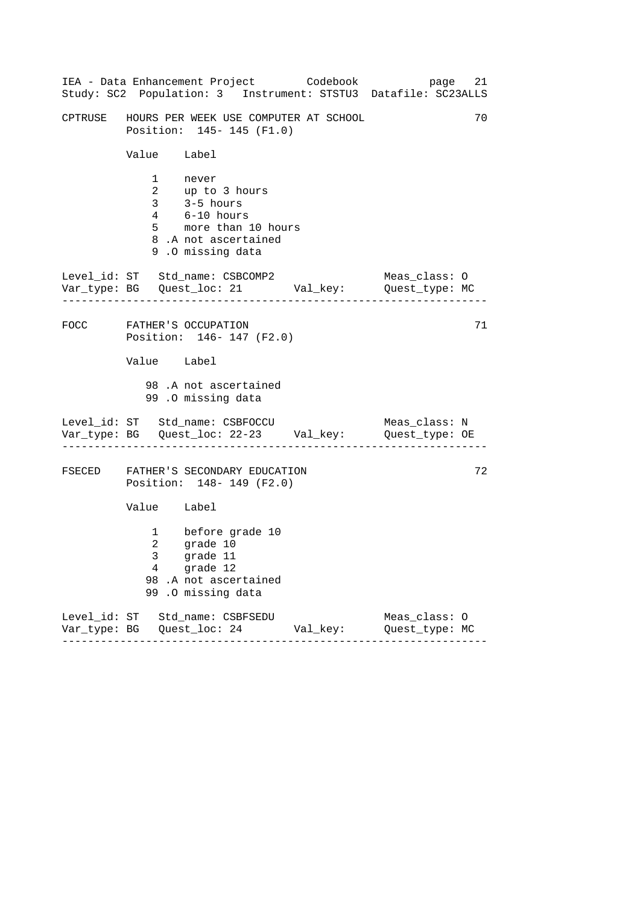```
CPTRUSE   HOURS PER WEEK USE COMPUTER AT SCHOOL                    70
          Position:  145- 145 (F1.0)

          Value    Label

              1    never
              2    up to 3 hours
              3    3-5 hours
              4    6-10 hours
              5    more than 10 hours
              8 .A not ascertained
              9 .O missing data

Level_id: ST   Std_name: CSBCOMP2                  Meas_class: O
Var_type: BG   Quest_loc: 21        Val_key:       Quest_type: MC
------------------------------------------------------------------

FOCC      FATHER'S OCCUPATION                                      71
          Position:  146- 147 (F2.0)

          Value    Label

             98 .A not ascertained
             99 .O missing data

Level_id: ST   Std_name: CSBFOCCU                  Meas_class: N
Var_type: BG   Quest_loc: 22-23     Val_key:       Quest_type: OE
------------------------------------------------------------------

FSECED    FATHER'S SECONDARY EDUCATION                             72
          Position:  148- 149 (F2.0)

          Value    Label

              1    before grade 10
              2    grade 10
              3    grade 11
              4    grade 12
             98 .A not ascertained
             99 .O missing data

Level_id: ST   Std_name: CSBFSEDU                  Meas_class: O
Var_type: BG   Quest_loc: 24        Val_key:       Quest_type: MC
------------------------------------------------------------------
```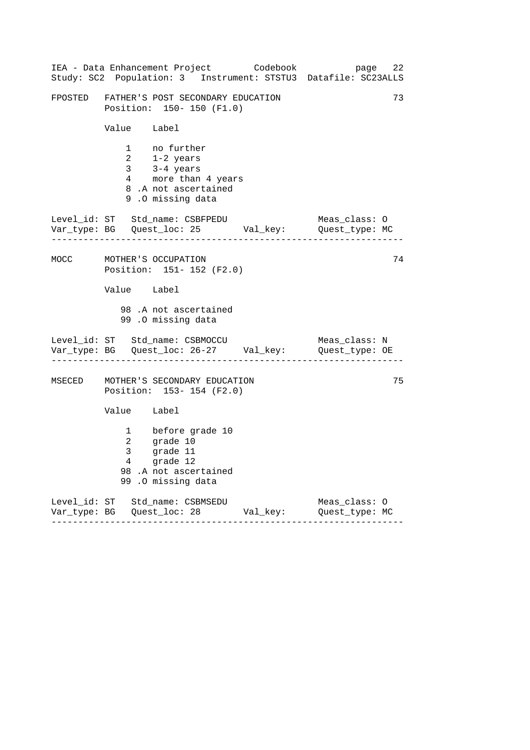FPOSTED   FATHER'S POST SECONDARY EDUCATION   73

Position: 150- 150 (F1.0)

| Value | Label |
|---|---|
| 1 | no further |
| 2 | 1-2 years |
| 3 | 3-4 years |
| 4 | more than 4 years |
| 8 .A | not ascertained |
| 9 .O | missing data |

Level_id: ST   Std_name: CSBFPEDU   Meas_class: O
Var_type: BG   Quest_loc: 25   Val_key:   Quest_type: MC

---

MOCC   MOTHER'S OCCUPATION   74

Position: 151- 152 (F2.0)

| Value | Label |
|---|---|
| 98 .A | not ascertained |
| 99 .O | missing data |

Level_id: ST   Std_name: CSBMOCCU   Meas_class: N
Var_type: BG   Quest_loc: 26-27   Val_key:   Quest_type: OE

---

MSECED   MOTHER'S SECONDARY EDUCATION   75

Position: 153- 154 (F2.0)

| Value | Label |
|---|---|
| 1 | before grade 10 |
| 2 | grade 10 |
| 3 | grade 11 |
| 4 | grade 12 |
| 98 .A | not ascertained |
| 99 .O | missing data |

Level_id: ST   Std_name: CSBMSEDU   Meas_class: O
Var_type: BG   Quest_loc: 28   Val_key:   Quest_type: MC

---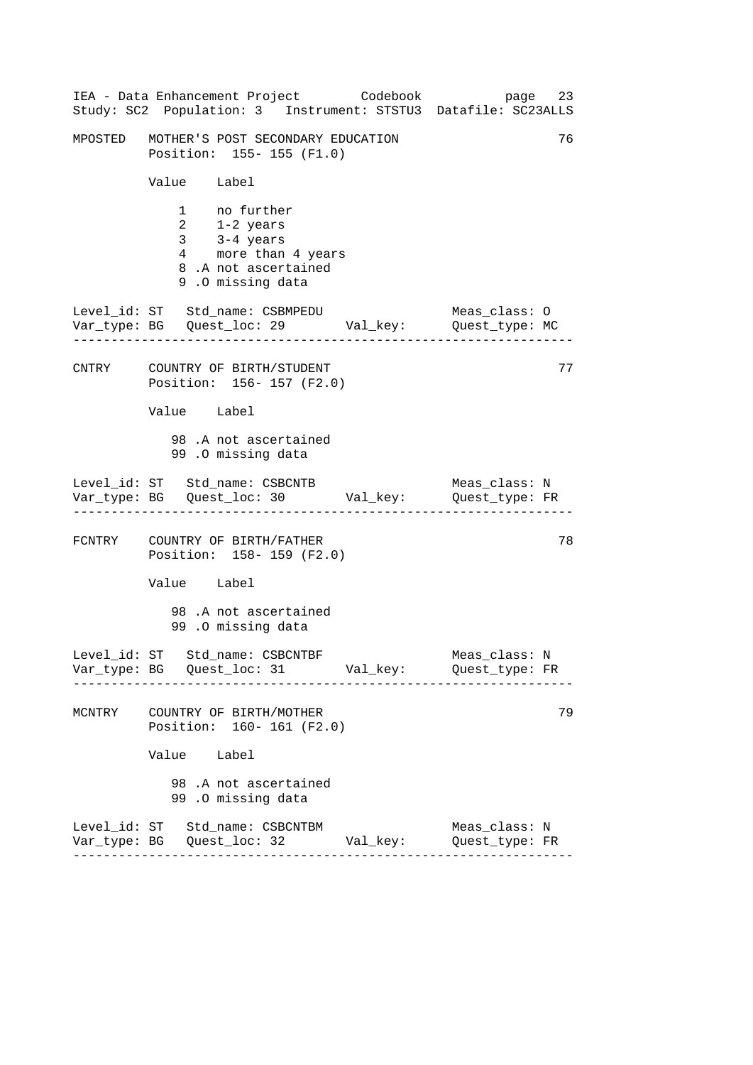```
MPOSTED   MOTHER'S POST SECONDARY EDUCATION                          76
          Position:  155- 155 (F1.0)

          Value    Label

              1    no further
              2    1-2 years
              3    3-4 years
              4    more than 4 years
              8 .A not ascertained
              9 .O missing data

Level_id: ST   Std_name: CSBMPEDU                   Meas_class: O
Var_type: BG   Quest_loc: 29        Val_key:        Quest_type: MC
------------------------------------------------------------------

CNTRY     COUNTRY OF BIRTH/STUDENT                                   77
          Position:  156- 157 (F2.0)

          Value    Label

             98 .A not ascertained
             99 .O missing data

Level_id: ST   Std_name: CSBCNTB                    Meas_class: N
Var_type: BG   Quest_loc: 30        Val_key:        Quest_type: FR
------------------------------------------------------------------

FCNTRY    COUNTRY OF BIRTH/FATHER                                    78
          Position:  158- 159 (F2.0)

          Value    Label

             98 .A not ascertained
             99 .O missing data

Level_id: ST   Std_name: CSBCNTBF                   Meas_class: N
Var_type: BG   Quest_loc: 31        Val_key:        Quest_type: FR
------------------------------------------------------------------

MCNTRY    COUNTRY OF BIRTH/MOTHER                                    79
          Position:  160- 161 (F2.0)

          Value    Label

             98 .A not ascertained
             99 .O missing data

Level_id: ST   Std_name: CSBCNTBM                   Meas_class: N
Var_type: BG   Quest_loc: 32        Val_key:        Quest_type: FR
------------------------------------------------------------------
```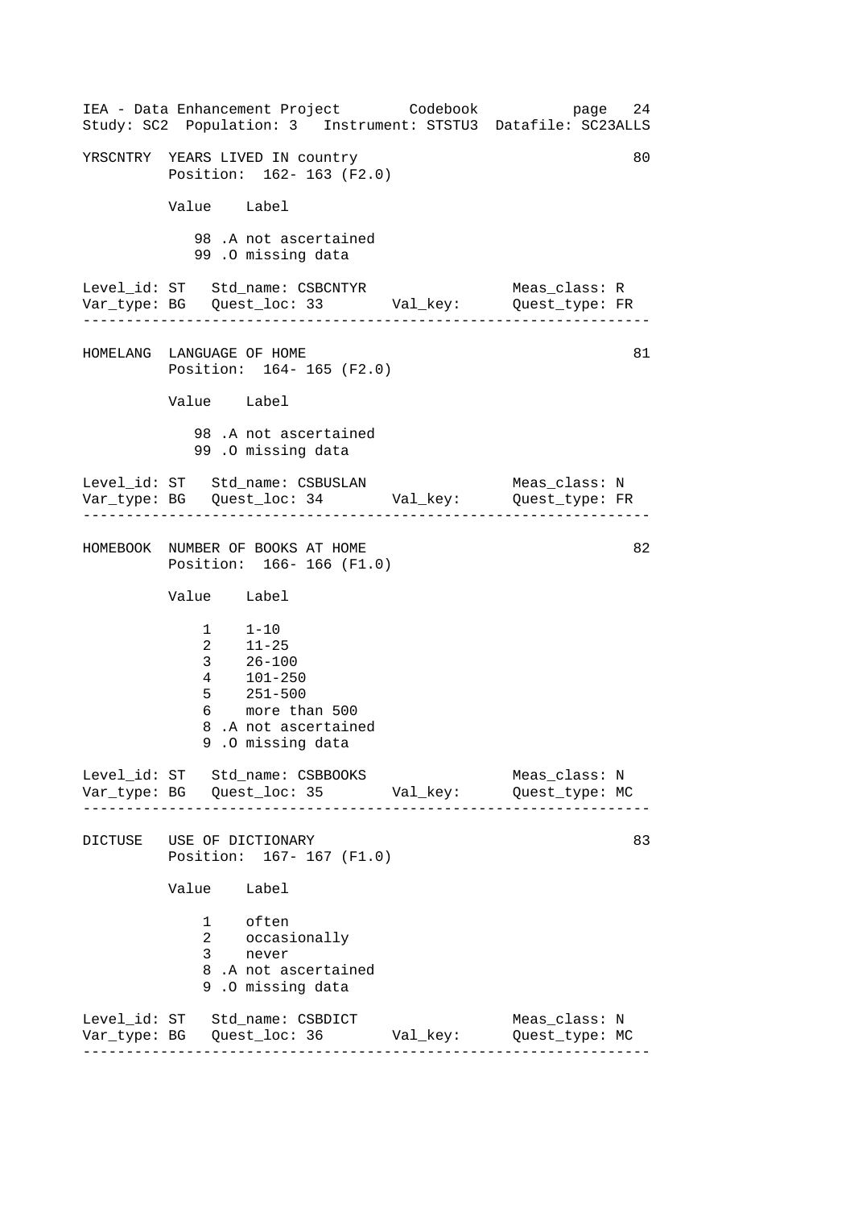YRSCNTRY YEARS LIVED IN country 80
Position: 162- 163 (F2.0)

| Value | Label |
| --- | --- |
| 98 | .A not ascertained |
| 99 | .O missing data |

Level_id: ST   Std_name: CSBCNTYR   Meas_class: R
Var_type: BG   Quest_loc: 33   Val_key:   Quest_type: FR

---

HOMELANG LANGUAGE OF HOME 81
Position: 164- 165 (F2.0)

| Value | Label |
| --- | --- |
| 98 | .A not ascertained |
| 99 | .O missing data |

Level_id: ST   Std_name: CSBUSLAN   Meas_class: N
Var_type: BG   Quest_loc: 34   Val_key:   Quest_type: FR

---

HOMEBOOK NUMBER OF BOOKS AT HOME 82
Position: 166- 166 (F1.0)

| Value | Label |
| --- | --- |
| 1 | 1-10 |
| 2 | 11-25 |
| 3 | 26-100 |
| 4 | 101-250 |
| 5 | 251-500 |
| 6 | more than 500 |
| 8 | .A not ascertained |
| 9 | .O missing data |

Level_id: ST   Std_name: CSBBOOKS   Meas_class: N
Var_type: BG   Quest_loc: 35   Val_key:   Quest_type: MC

---

DICTUSE USE OF DICTIONARY 83
Position: 167- 167 (F1.0)

| Value | Label |
| --- | --- |
| 1 | often |
| 2 | occasionally |
| 3 | never |
| 8 | .A not ascertained |
| 9 | .O missing data |

Level_id: ST   Std_name: CSBDICT   Meas_class: N
Var_type: BG   Quest_loc: 36   Val_key:   Quest_type: MC

---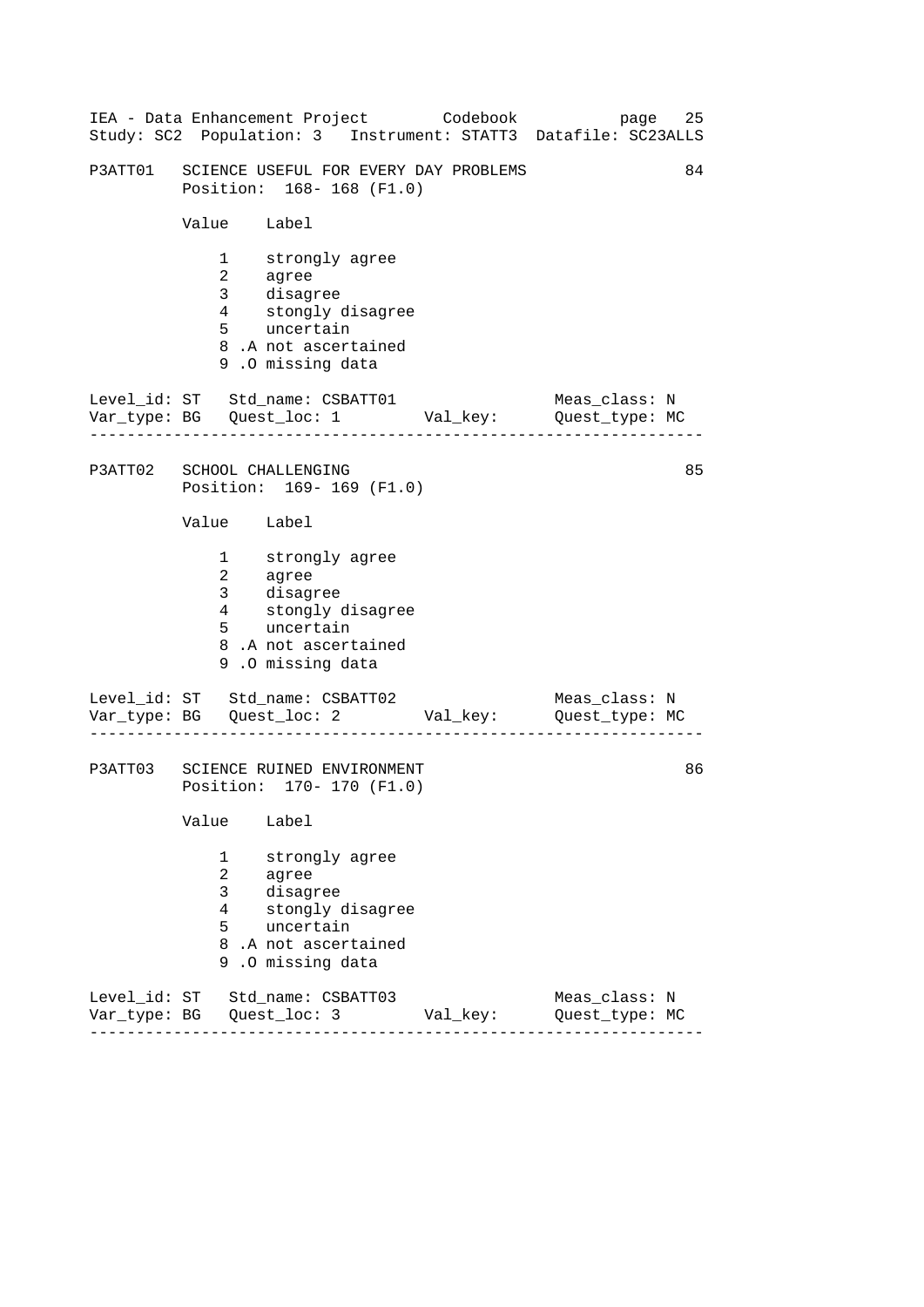```
P3ATT01   SCIENCE USEFUL FOR EVERY DAY PROBLEMS                     84
          Position:  168- 168 (F1.0)

          Value    Label

              1    strongly agree
              2    agree
              3    disagree
              4    stongly disagree
              5    uncertain
              8 .A not ascertained
              9 .O missing data

Level_id: ST   Std_name: CSBATT01                 Meas_class: N
Var_type: BG   Quest_loc: 1        Val_key:       Quest_type: MC
-----------------------------------------------------------------

P3ATT02   SCHOOL CHALLENGING                                        85
          Position:  169- 169 (F1.0)

          Value    Label

              1    strongly agree
              2    agree
              3    disagree
              4    stongly disagree
              5    uncertain
              8 .A not ascertained
              9 .O missing data

Level_id: ST   Std_name: CSBATT02                 Meas_class: N
Var_type: BG   Quest_loc: 2        Val_key:       Quest_type: MC
-----------------------------------------------------------------

P3ATT03   SCIENCE RUINED ENVIRONMENT                                86
          Position:  170- 170 (F1.0)

          Value    Label

              1    strongly agree
              2    agree
              3    disagree
              4    stongly disagree
              5    uncertain
              8 .A not ascertained
              9 .O missing data

Level_id: ST   Std_name: CSBATT03                 Meas_class: N
Var_type: BG   Quest_loc: 3        Val_key:       Quest_type: MC
-----------------------------------------------------------------
```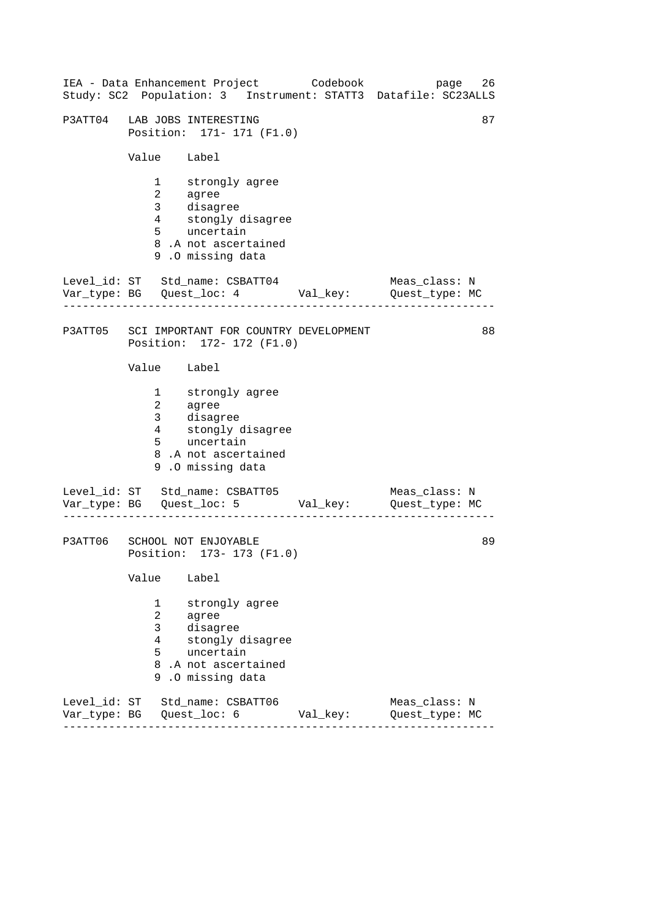## P3ATT04 LAB JOBS INTERESTING 87

Position: 171- 171 (F1.0)

| Value | Label |
|---|---|
| 1 | strongly agree |
| 2 | agree |
| 3 | disagree |
| 4 | stongly disagree |
| 5 | uncertain |
| 8 .A | not ascertained |
| 9 .O | missing data |

Level_id: ST   Std_name: CSBATT04   Meas_class: N
Var_type: BG   Quest_loc: 4   Val_key:   Quest_type: MC

---

## P3ATT05 SCI IMPORTANT FOR COUNTRY DEVELOPMENT 88

Position: 172- 172 (F1.0)

| Value | Label |
|---|---|
| 1 | strongly agree |
| 2 | agree |
| 3 | disagree |
| 4 | stongly disagree |
| 5 | uncertain |
| 8 .A | not ascertained |
| 9 .O | missing data |

Level_id: ST   Std_name: CSBATT05   Meas_class: N
Var_type: BG   Quest_loc: 5   Val_key:   Quest_type: MC

---

## P3ATT06 SCHOOL NOT ENJOYABLE 89

Position: 173- 173 (F1.0)

| Value | Label |
|---|---|
| 1 | strongly agree |
| 2 | agree |
| 3 | disagree |
| 4 | stongly disagree |
| 5 | uncertain |
| 8 .A | not ascertained |
| 9 .O | missing data |

Level_id: ST   Std_name: CSBATT06   Meas_class: N
Var_type: BG   Quest_loc: 6   Val_key:   Quest_type: MC

---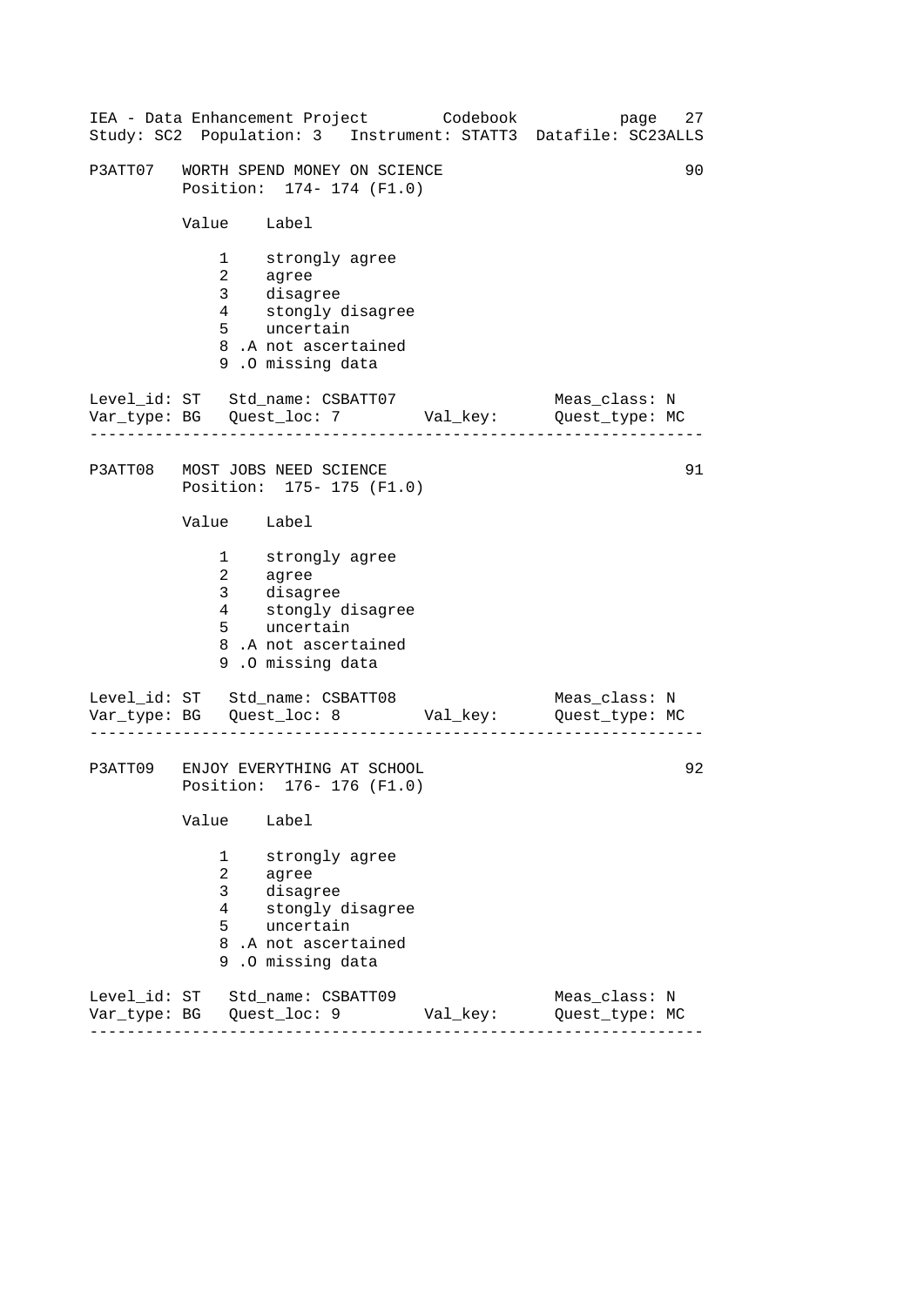```
P3ATT07   WORTH SPEND MONEY ON SCIENCE                              90
          Position:  174- 174 (F1.0)

          Value    Label

              1    strongly agree
              2    agree
              3    disagree
              4    stongly disagree
              5    uncertain
              8 .A not ascertained
              9 .O missing data

Level_id: ST   Std_name: CSBATT07                  Meas_class: N
Var_type: BG   Quest_loc: 7         Val_key:       Quest_type: MC
------------------------------------------------------------------

P3ATT08   MOST JOBS NEED SCIENCE                                    91
          Position:  175- 175 (F1.0)

          Value    Label

              1    strongly agree
              2    agree
              3    disagree
              4    stongly disagree
              5    uncertain
              8 .A not ascertained
              9 .O missing data

Level_id: ST   Std_name: CSBATT08                  Meas_class: N
Var_type: BG   Quest_loc: 8         Val_key:       Quest_type: MC
------------------------------------------------------------------

P3ATT09   ENJOY EVERYTHING AT SCHOOL                                92
          Position:  176- 176 (F1.0)

          Value    Label

              1    strongly agree
              2    agree
              3    disagree
              4    stongly disagree
              5    uncertain
              8 .A not ascertained
              9 .O missing data

Level_id: ST   Std_name: CSBATT09                  Meas_class: N
Var_type: BG   Quest_loc: 9         Val_key:       Quest_type: MC
------------------------------------------------------------------
```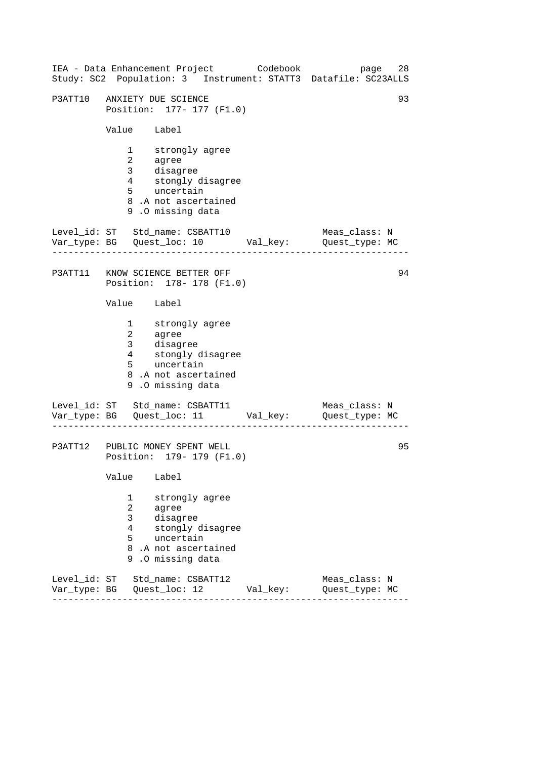P3ATT10   ANXIETY DUE SCIENCE                                        93
          Position:  177- 177 (F1.0)

| Value | Label |
|---|---|
| 1 | strongly agree |
| 2 | agree |
| 3 | disagree |
| 4 | stongly disagree |
| 5 | uncertain |
| 8 .A | not ascertained |
| 9 .O | missing data |

Level_id: ST   Std_name: CSBATT10                  Meas_class: N
Var_type: BG   Quest_loc: 10        Val_key:       Quest_type: MC

---

P3ATT11   KNOW SCIENCE BETTER OFF                                    94
          Position:  178- 178 (F1.0)

| Value | Label |
|---|---|
| 1 | strongly agree |
| 2 | agree |
| 3 | disagree |
| 4 | stongly disagree |
| 5 | uncertain |
| 8 .A | not ascertained |
| 9 .O | missing data |

Level_id: ST   Std_name: CSBATT11                  Meas_class: N
Var_type: BG   Quest_loc: 11        Val_key:       Quest_type: MC

---

P3ATT12   PUBLIC MONEY SPENT WELL                                    95
          Position:  179- 179 (F1.0)

| Value | Label |
|---|---|
| 1 | strongly agree |
| 2 | agree |
| 3 | disagree |
| 4 | stongly disagree |
| 5 | uncertain |
| 8 .A | not ascertained |
| 9 .O | missing data |

Level_id: ST   Std_name: CSBATT12                  Meas_class: N
Var_type: BG   Quest_loc: 12        Val_key:       Quest_type: MC

---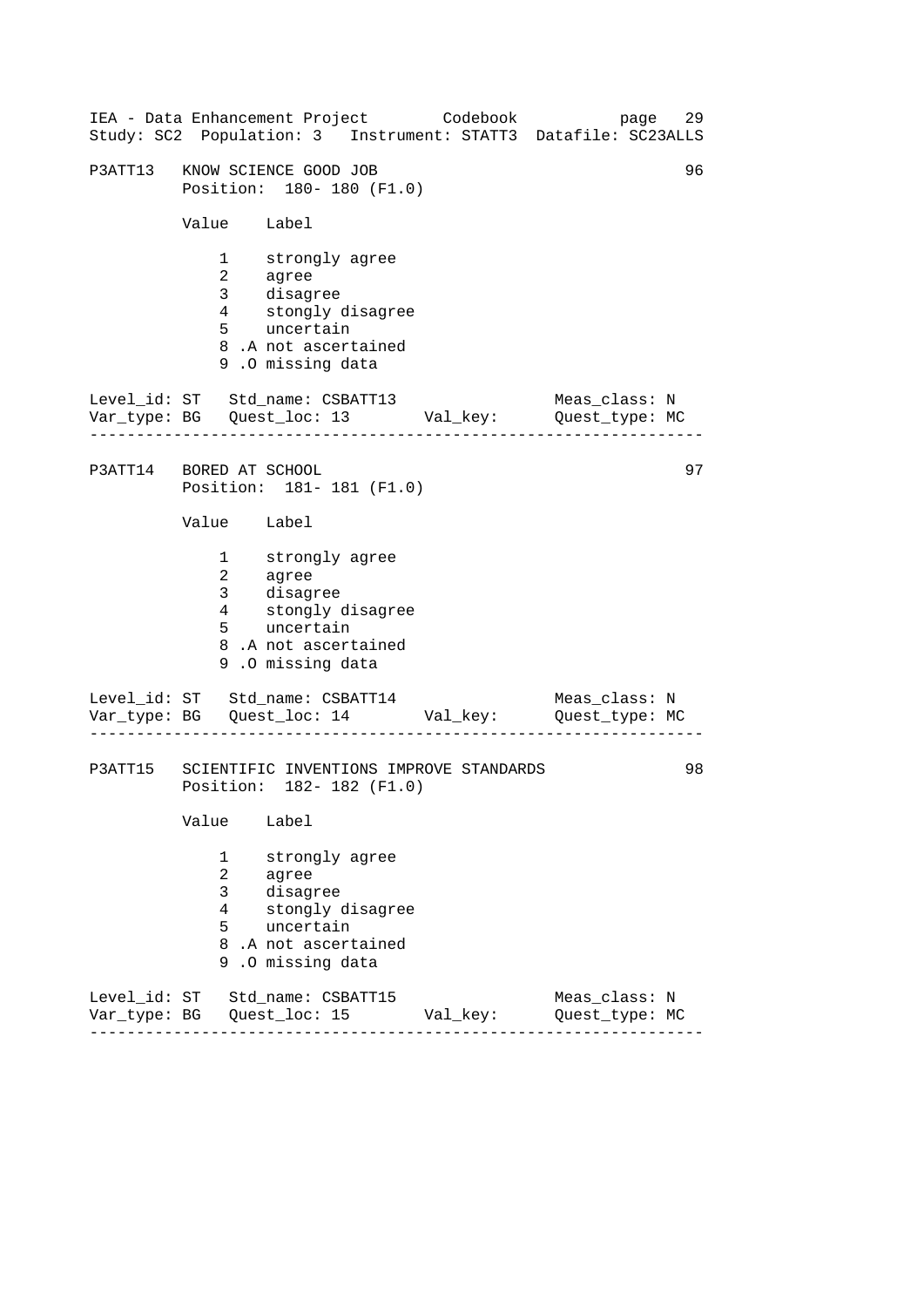```
P3ATT13   KNOW SCIENCE GOOD JOB                                     96
          Position:  180- 180 (F1.0)

          Value    Label

              1    strongly agree
              2    agree
              3    disagree
              4    stongly disagree
              5    uncertain
              8 .A not ascertained
              9 .O missing data

Level_id: ST   Std_name: CSBATT13                  Meas_class: N
Var_type: BG   Quest_loc: 13       Val_key:        Quest_type: MC
------------------------------------------------------------------

P3ATT14   BORED AT SCHOOL                                           97
          Position:  181- 181 (F1.0)

          Value    Label

              1    strongly agree
              2    agree
              3    disagree
              4    stongly disagree
              5    uncertain
              8 .A not ascertained
              9 .O missing data

Level_id: ST   Std_name: CSBATT14                  Meas_class: N
Var_type: BG   Quest_loc: 14       Val_key:        Quest_type: MC
------------------------------------------------------------------

P3ATT15   SCIENTIFIC INVENTIONS IMPROVE STANDARDS                   98
          Position:  182- 182 (F1.0)

          Value    Label

              1    strongly agree
              2    agree
              3    disagree
              4    stongly disagree
              5    uncertain
              8 .A not ascertained
              9 .O missing data

Level_id: ST   Std_name: CSBATT15                  Meas_class: N
Var_type: BG   Quest_loc: 15       Val_key:        Quest_type: MC
------------------------------------------------------------------
```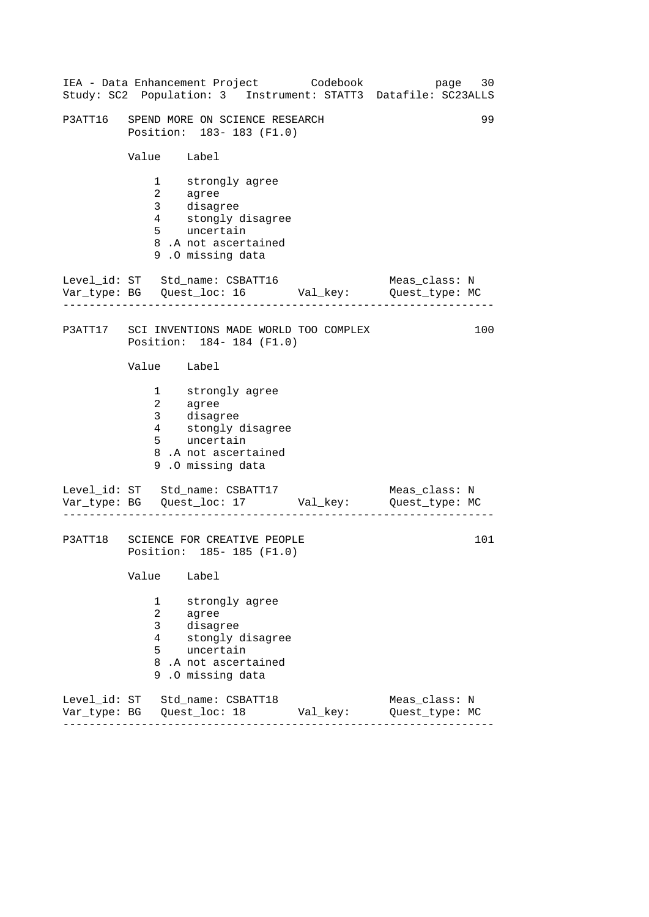```
P3ATT16   SPEND MORE ON SCIENCE RESEARCH                             99
          Position:  183- 183 (F1.0)

          Value    Label

              1    strongly agree
              2    agree
              3    disagree
              4    stongly disagree
              5    uncertain
              8 .A not ascertained
              9 .O missing data

Level_id: ST   Std_name: CSBATT16                    Meas_class: N
Var_type: BG   Quest_loc: 16        Val_key:        Quest_type: MC
-------------------------------------------------------------------

P3ATT17   SCI INVENTIONS MADE WORLD TOO COMPLEX                     100
          Position:  184- 184 (F1.0)

          Value    Label

              1    strongly agree
              2    agree
              3    disagree
              4    stongly disagree
              5    uncertain
              8 .A not ascertained
              9 .O missing data

Level_id: ST   Std_name: CSBATT17                    Meas_class: N
Var_type: BG   Quest_loc: 17        Val_key:        Quest_type: MC
-------------------------------------------------------------------

P3ATT18   SCIENCE FOR CREATIVE PEOPLE                               101
          Position:  185- 185 (F1.0)

          Value    Label

              1    strongly agree
              2    agree
              3    disagree
              4    stongly disagree
              5    uncertain
              8 .A not ascertained
              9 .O missing data

Level_id: ST   Std_name: CSBATT18                    Meas_class: N
Var_type: BG   Quest_loc: 18        Val_key:        Quest_type: MC
-------------------------------------------------------------------
```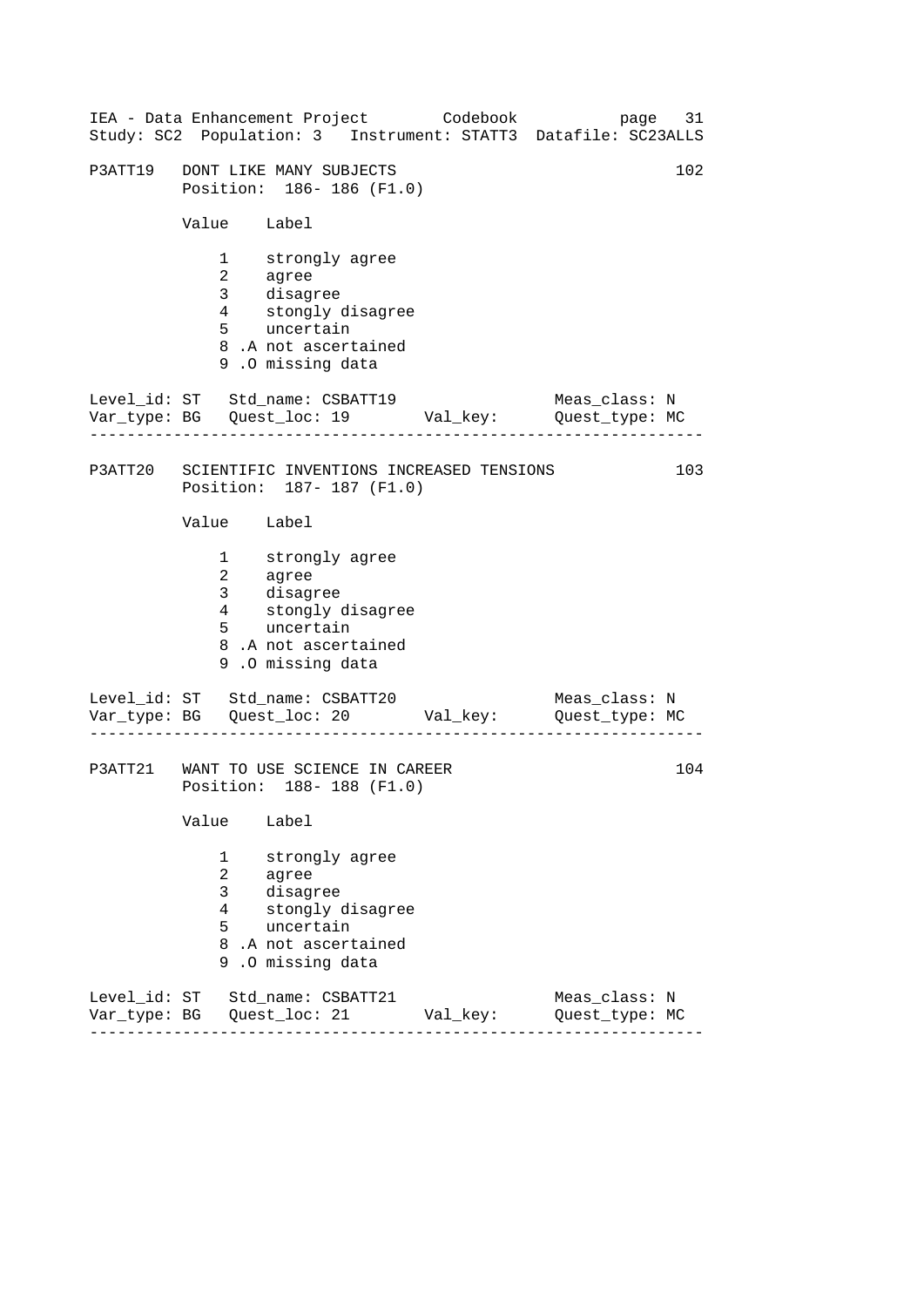P3ATT19 DONT LIKE MANY SUBJECTS 102
Position: 186- 186 (F1.0)

| Value | Label |
|---|---|
| 1 | strongly agree |
| 2 | agree |
| 3 | disagree |
| 4 | stongly disagree |
| 5 | uncertain |
| 8 .A | not ascertained |
| 9 .O | missing data |

Level_id: ST Std_name: CSBATT19 Meas_class: N
Var_type: BG Quest_loc: 19 Val_key: Quest_type: MC

---

P3ATT20 SCIENTIFIC INVENTIONS INCREASED TENSIONS 103
Position: 187- 187 (F1.0)

| Value | Label |
|---|---|
| 1 | strongly agree |
| 2 | agree |
| 3 | disagree |
| 4 | stongly disagree |
| 5 | uncertain |
| 8 .A | not ascertained |
| 9 .O | missing data |

Level_id: ST Std_name: CSBATT20 Meas_class: N
Var_type: BG Quest_loc: 20 Val_key: Quest_type: MC

---

P3ATT21 WANT TO USE SCIENCE IN CAREER 104
Position: 188- 188 (F1.0)

| Value | Label |
|---|---|
| 1 | strongly agree |
| 2 | agree |
| 3 | disagree |
| 4 | stongly disagree |
| 5 | uncertain |
| 8 .A | not ascertained |
| 9 .O | missing data |

Level_id: ST Std_name: CSBATT21 Meas_class: N
Var_type: BG Quest_loc: 21 Val_key: Quest_type: MC

---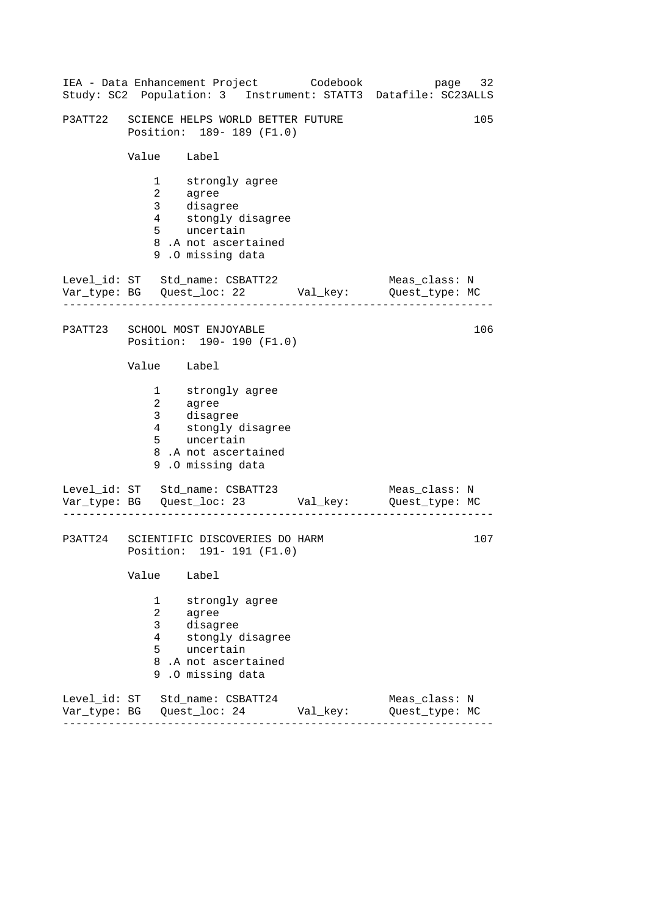```
P3ATT22   SCIENCE HELPS WORLD BETTER FUTURE                        105
          Position:  189- 189 (F1.0)

          Value    Label

              1    strongly agree
              2    agree
              3    disagree
              4    stongly disagree
              5    uncertain
              8 .A not ascertained
              9 .O missing data

Level_id: ST   Std_name: CSBATT22                 Meas_class: N
Var_type: BG   Quest_loc: 22        Val_key:      Quest_type: MC
------------------------------------------------------------------

P3ATT23   SCHOOL MOST ENJOYABLE                                    106
          Position:  190- 190 (F1.0)

          Value    Label

              1    strongly agree
              2    agree
              3    disagree
              4    stongly disagree
              5    uncertain
              8 .A not ascertained
              9 .O missing data

Level_id: ST   Std_name: CSBATT23                 Meas_class: N
Var_type: BG   Quest_loc: 23        Val_key:      Quest_type: MC
------------------------------------------------------------------

P3ATT24   SCIENTIFIC DISCOVERIES DO HARM                           107
          Position:  191- 191 (F1.0)

          Value    Label

              1    strongly agree
              2    agree
              3    disagree
              4    stongly disagree
              5    uncertain
              8 .A not ascertained
              9 .O missing data

Level_id: ST   Std_name: CSBATT24                 Meas_class: N
Var_type: BG   Quest_loc: 24        Val_key:      Quest_type: MC
------------------------------------------------------------------
```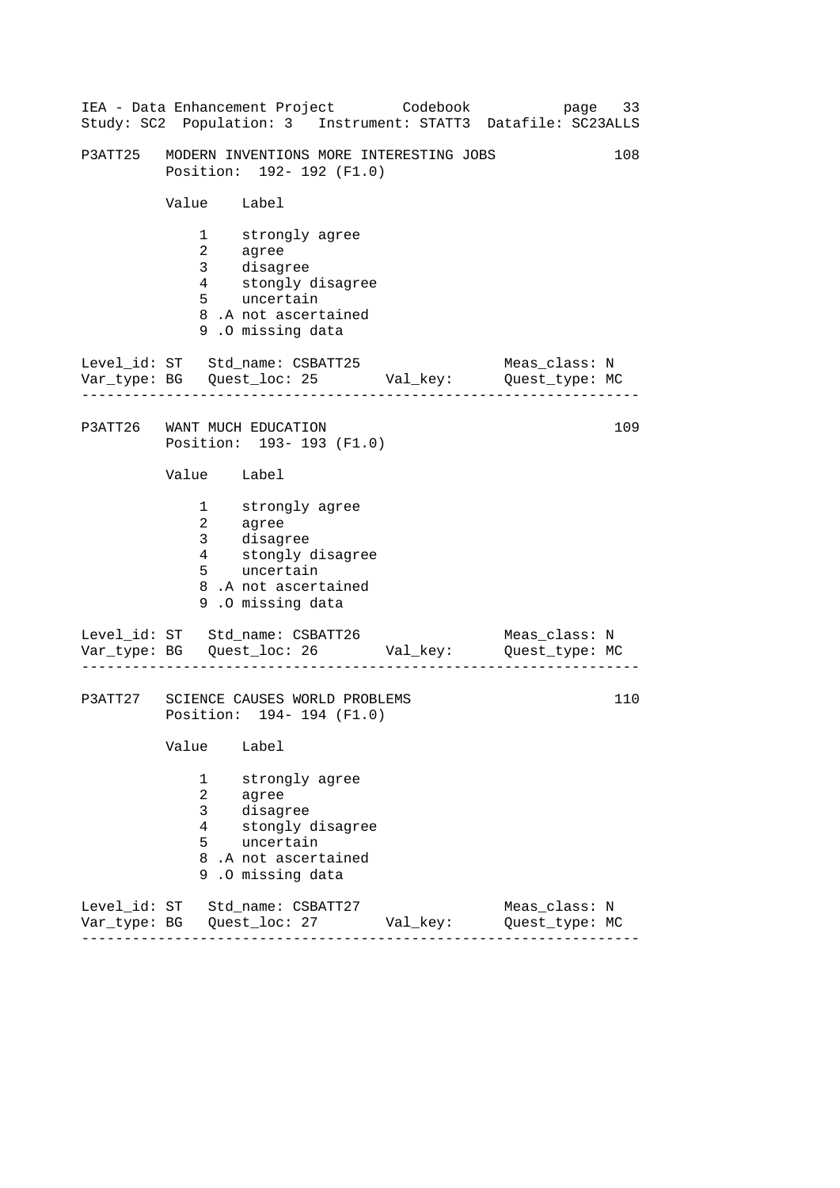```
P3ATT25   MODERN INVENTIONS MORE INTERESTING JOBS                  108
          Position:  192- 192 (F1.0)

          Value    Label

              1    strongly agree
              2    agree
              3    disagree
              4    stongly disagree
              5    uncertain
              8 .A not ascertained
              9 .O missing data

Level_id: ST   Std_name: CSBATT25                   Meas_class: N
Var_type: BG   Quest_loc: 25        Val_key:        Quest_type: MC
------------------------------------------------------------------

P3ATT26   WANT MUCH EDUCATION                                      109
          Position:  193- 193 (F1.0)

          Value    Label

              1    strongly agree
              2    agree
              3    disagree
              4    stongly disagree
              5    uncertain
              8 .A not ascertained
              9 .O missing data

Level_id: ST   Std_name: CSBATT26                   Meas_class: N
Var_type: BG   Quest_loc: 26        Val_key:        Quest_type: MC
------------------------------------------------------------------

P3ATT27   SCIENCE CAUSES WORLD PROBLEMS                            110
          Position:  194- 194 (F1.0)

          Value    Label

              1    strongly agree
              2    agree
              3    disagree
              4    stongly disagree
              5    uncertain
              8 .A not ascertained
              9 .O missing data

Level_id: ST   Std_name: CSBATT27                   Meas_class: N
Var_type: BG   Quest_loc: 27        Val_key:        Quest_type: MC
------------------------------------------------------------------
```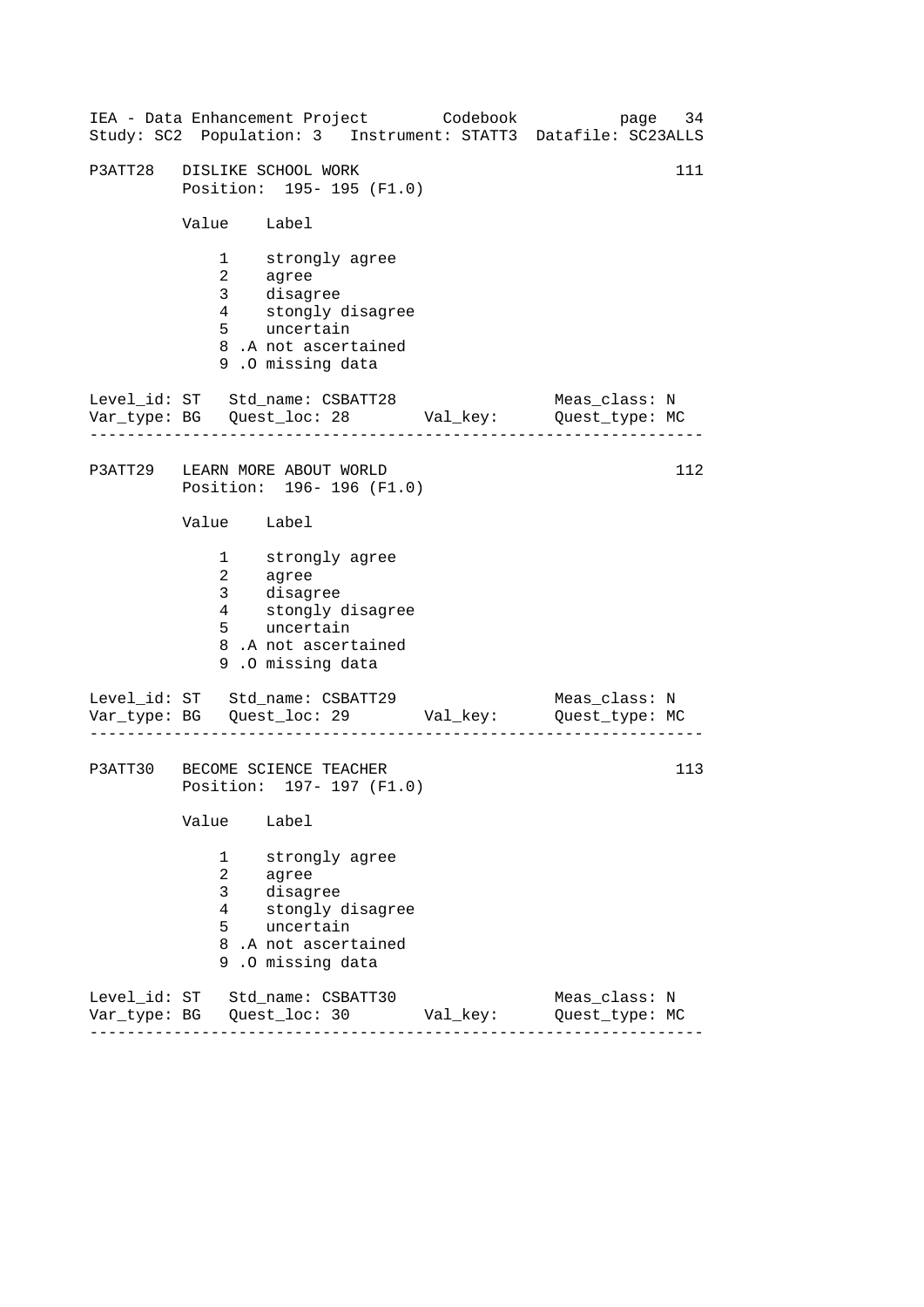P3ATT28 DISLIKE SCHOOL WORK 111

Position: 195- 195 (F1.0)

| Value | Label |
| --- | --- |
| 1 | strongly agree |
| 2 | agree |
| 3 | disagree |
| 4 | stongly disagree |
| 5 | uncertain |
| 8 .A | not ascertained |
| 9 .O | missing data |

Level_id: ST Std_name: CSBATT28 Meas_class: N
Var_type: BG Quest_loc: 28 Val_key: Quest_type: MC

---

P3ATT29 LEARN MORE ABOUT WORLD 112

Position: 196- 196 (F1.0)

| Value | Label |
| --- | --- |
| 1 | strongly agree |
| 2 | agree |
| 3 | disagree |
| 4 | stongly disagree |
| 5 | uncertain |
| 8 .A | not ascertained |
| 9 .O | missing data |

Level_id: ST Std_name: CSBATT29 Meas_class: N
Var_type: BG Quest_loc: 29 Val_key: Quest_type: MC

---

P3ATT30 BECOME SCIENCE TEACHER 113

Position: 197- 197 (F1.0)

| Value | Label |
| --- | --- |
| 1 | strongly agree |
| 2 | agree |
| 3 | disagree |
| 4 | stongly disagree |
| 5 | uncertain |
| 8 .A | not ascertained |
| 9 .O | missing data |

Level_id: ST Std_name: CSBATT30 Meas_class: N
Var_type: BG Quest_loc: 30 Val_key: Quest_type: MC

---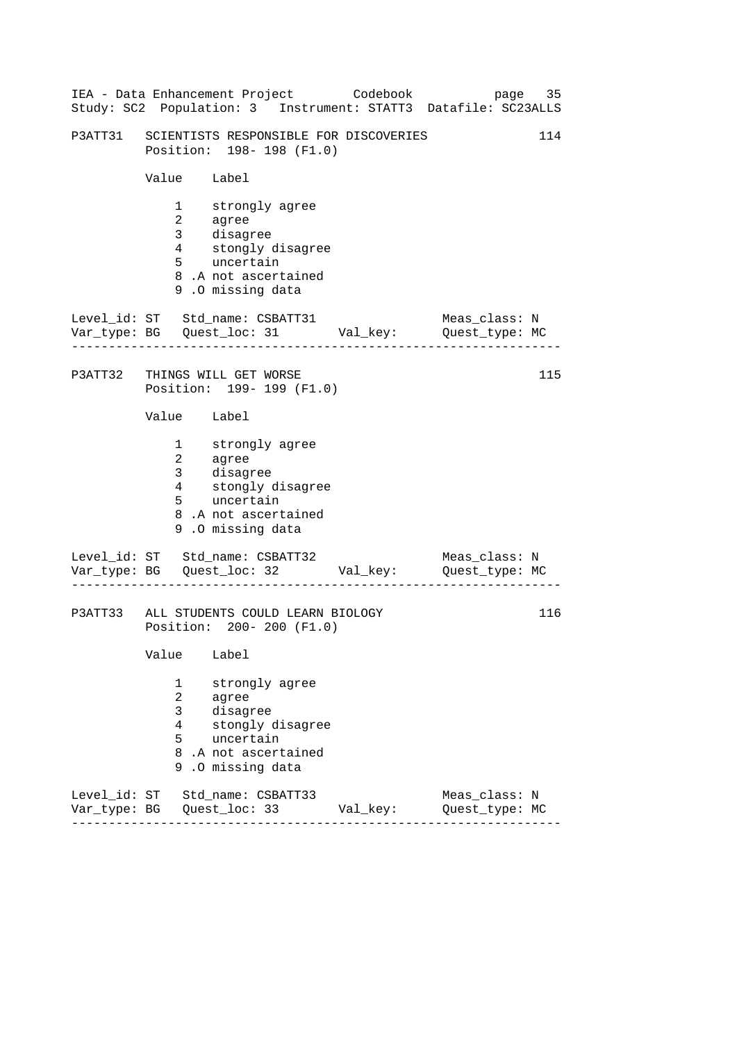P3ATT31 SCIENTISTS RESPONSIBLE FOR DISCOVERIES 114
Position: 198- 198 (F1.0)

| Value | Label |
|---|---|
| 1 | strongly agree |
| 2 | agree |
| 3 | disagree |
| 4 | stongly disagree |
| 5 | uncertain |
| 8 .A | not ascertained |
| 9 .O | missing data |

Level_id: ST Std_name: CSBATT31 Meas_class: N
Var_type: BG Quest_loc: 31 Val_key: Quest_type: MC

---

P3ATT32 THINGS WILL GET WORSE 115
Position: 199- 199 (F1.0)

| Value | Label |
|---|---|
| 1 | strongly agree |
| 2 | agree |
| 3 | disagree |
| 4 | stongly disagree |
| 5 | uncertain |
| 8 .A | not ascertained |
| 9 .O | missing data |

Level_id: ST Std_name: CSBATT32 Meas_class: N
Var_type: BG Quest_loc: 32 Val_key: Quest_type: MC

---

P3ATT33 ALL STUDENTS COULD LEARN BIOLOGY 116
Position: 200- 200 (F1.0)

| Value | Label |
|---|---|
| 1 | strongly agree |
| 2 | agree |
| 3 | disagree |
| 4 | stongly disagree |
| 5 | uncertain |
| 8 .A | not ascertained |
| 9 .O | missing data |

Level_id: ST Std_name: CSBATT33 Meas_class: N
Var_type: BG Quest_loc: 33 Val_key: Quest_type: MC

---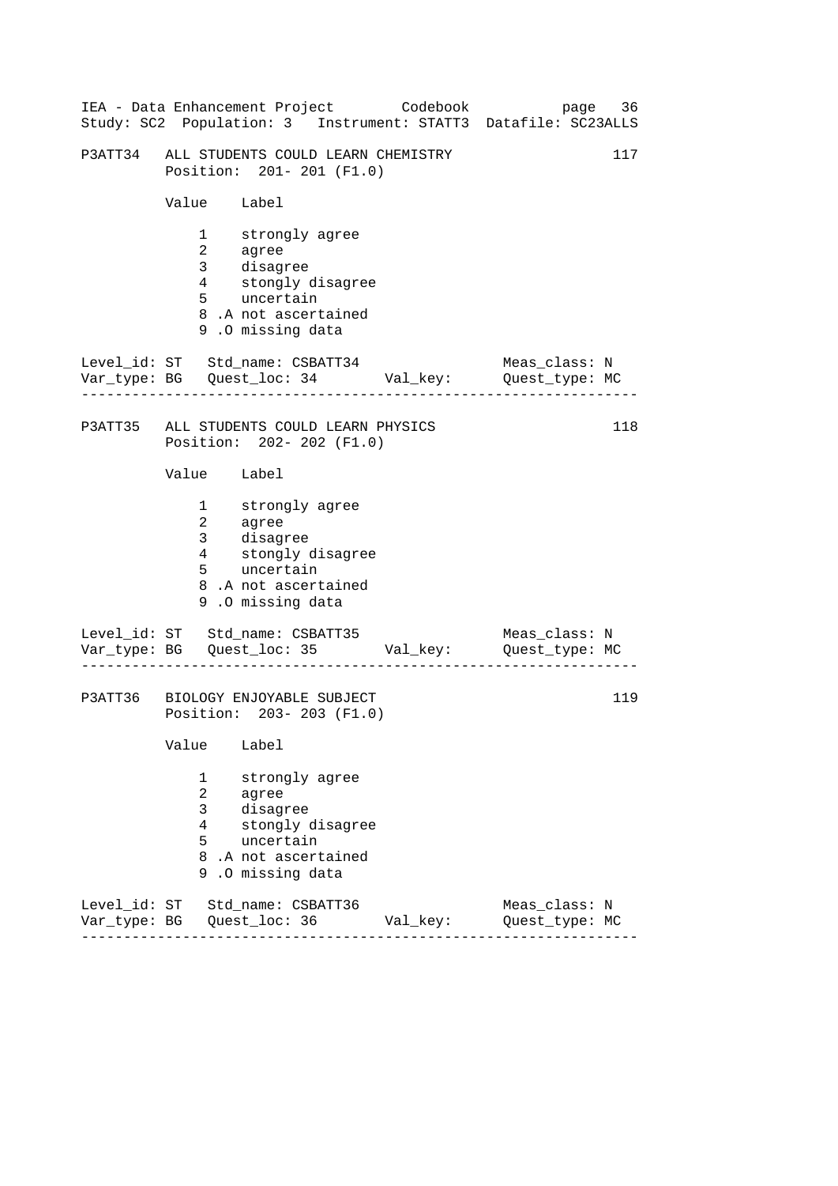P3ATT34 ALL STUDENTS COULD LEARN CHEMISTRY 117
Position: 201- 201 (F1.0)

| Value | Label |
|---|---|
| 1 | strongly agree |
| 2 | agree |
| 3 | disagree |
| 4 | stongly disagree |
| 5 | uncertain |
| 8 .A | not ascertained |
| 9 .O | missing data |

Level_id: ST Std_name: CSBATT34 Meas_class: N
Var_type: BG Quest_loc: 34 Val_key: Quest_type: MC

---

P3ATT35 ALL STUDENTS COULD LEARN PHYSICS 118
Position: 202- 202 (F1.0)

| Value | Label |
|---|---|
| 1 | strongly agree |
| 2 | agree |
| 3 | disagree |
| 4 | stongly disagree |
| 5 | uncertain |
| 8 .A | not ascertained |
| 9 .O | missing data |

Level_id: ST Std_name: CSBATT35 Meas_class: N
Var_type: BG Quest_loc: 35 Val_key: Quest_type: MC

---

P3ATT36 BIOLOGY ENJOYABLE SUBJECT 119
Position: 203- 203 (F1.0)

| Value | Label |
|---|---|
| 1 | strongly agree |
| 2 | agree |
| 3 | disagree |
| 4 | stongly disagree |
| 5 | uncertain |
| 8 .A | not ascertained |
| 9 .O | missing data |

Level_id: ST Std_name: CSBATT36 Meas_class: N
Var_type: BG Quest_loc: 36 Val_key: Quest_type: MC

---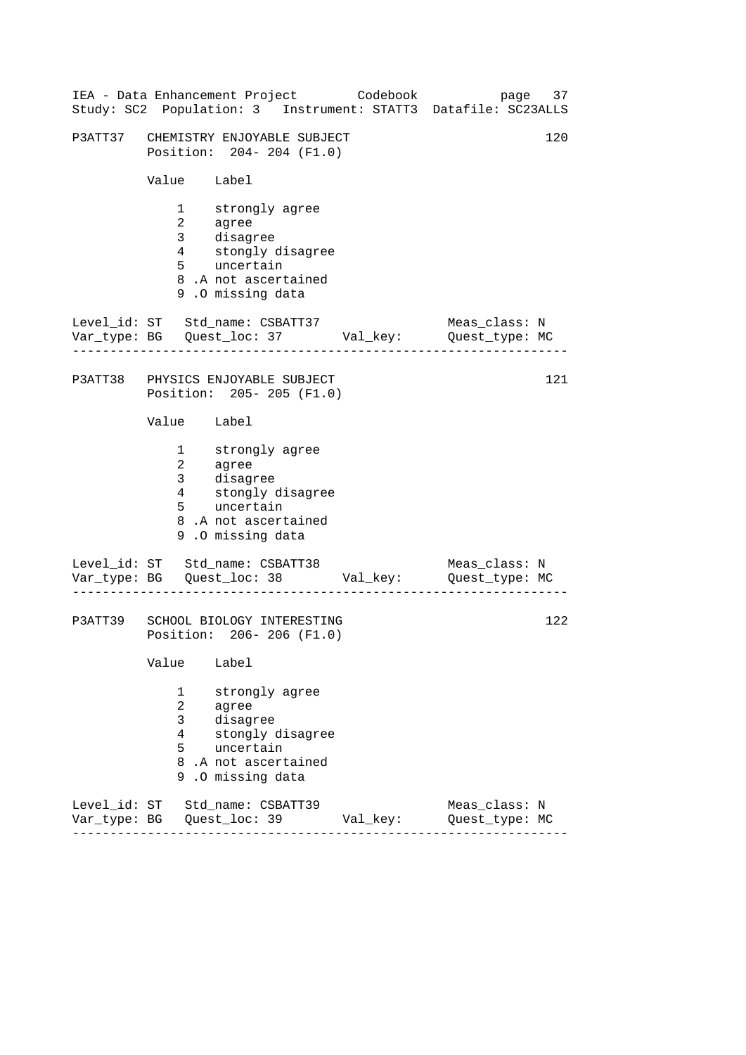P3ATT37 CHEMISTRY ENJOYABLE SUBJECT 120
Position: 204- 204 (F1.0)

| Value | Label |
|---|---|
| 1 | strongly agree |
| 2 | agree |
| 3 | disagree |
| 4 | stongly disagree |
| 5 | uncertain |
| 8 .A | not ascertained |
| 9 .O | missing data |

Level_id: ST Std_name: CSBATT37 Meas_class: N
Var_type: BG Quest_loc: 37 Val_key: Quest_type: MC

---

P3ATT38 PHYSICS ENJOYABLE SUBJECT 121
Position: 205- 205 (F1.0)

| Value | Label |
|---|---|
| 1 | strongly agree |
| 2 | agree |
| 3 | disagree |
| 4 | stongly disagree |
| 5 | uncertain |
| 8 .A | not ascertained |
| 9 .O | missing data |

Level_id: ST Std_name: CSBATT38 Meas_class: N
Var_type: BG Quest_loc: 38 Val_key: Quest_type: MC

---

P3ATT39 SCHOOL BIOLOGY INTERESTING 122
Position: 206- 206 (F1.0)

| Value | Label |
|---|---|
| 1 | strongly agree |
| 2 | agree |
| 3 | disagree |
| 4 | stongly disagree |
| 5 | uncertain |
| 8 .A | not ascertained |
| 9 .O | missing data |

Level_id: ST Std_name: CSBATT39 Meas_class: N
Var_type: BG Quest_loc: 39 Val_key: Quest_type: MC

---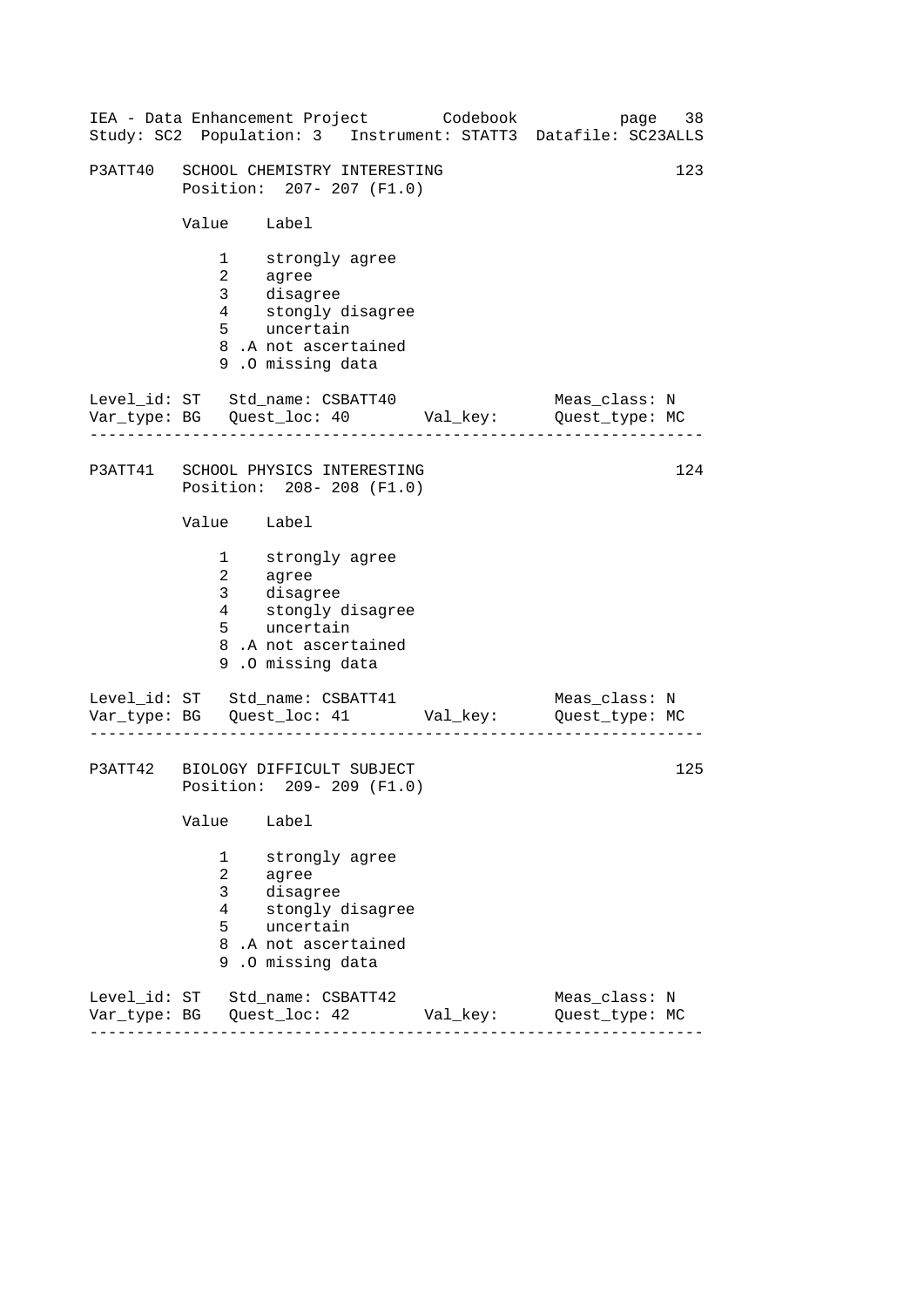IEA - Data Enhancement Project Codebook
Study: SC2 Population: 3 Instrument: STATT3 Datafile: SC23ALLS

```
P3ATT40   SCHOOL CHEMISTRY INTERESTING                           123
          Position:  207- 207 (F1.0)

          Value    Label

              1    strongly agree
              2    agree
              3    disagree
              4    stongly disagree
              5    uncertain
              8 .A not ascertained
              9 .O missing data

Level_id: ST   Std_name: CSBATT40               Meas_class: N
Var_type: BG   Quest_loc: 40       Val_key:     Quest_type: MC
-----------------------------------------------------------------

P3ATT41   SCHOOL PHYSICS INTERESTING                             124
          Position:  208- 208 (F1.0)

          Value    Label

              1    strongly agree
              2    agree
              3    disagree
              4    stongly disagree
              5    uncertain
              8 .A not ascertained
              9 .O missing data

Level_id: ST   Std_name: CSBATT41               Meas_class: N
Var_type: BG   Quest_loc: 41       Val_key:     Quest_type: MC
-----------------------------------------------------------------

P3ATT42   BIOLOGY DIFFICULT SUBJECT                              125
          Position:  209- 209 (F1.0)

          Value    Label

              1    strongly agree
              2    agree
              3    disagree
              4    stongly disagree
              5    uncertain
              8 .A not ascertained
              9 .O missing data

Level_id: ST   Std_name: CSBATT42               Meas_class: N
Var_type: BG   Quest_loc: 42       Val_key:     Quest_type: MC
-----------------------------------------------------------------
```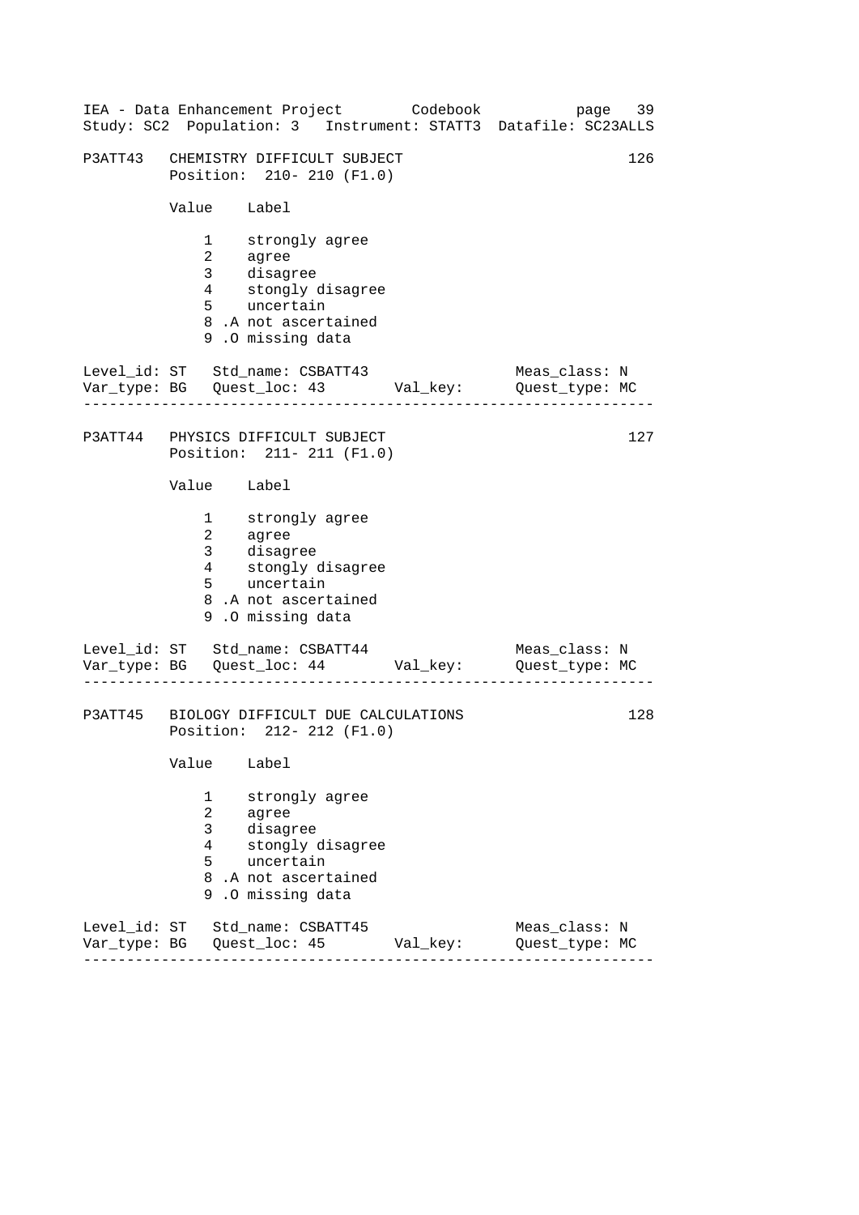P3ATT43 CHEMISTRY DIFFICULT SUBJECT 126
Position: 210- 210 (F1.0)

| Value | Label |
|---|---|
| 1 | strongly agree |
| 2 | agree |
| 3 | disagree |
| 4 | stongly disagree |
| 5 | uncertain |
| 8 .A | not ascertained |
| 9 .O | missing data |

Level_id: ST Std_name: CSBATT43 Meas_class: N
Var_type: BG Quest_loc: 43 Val_key: Quest_type: MC

---

P3ATT44 PHYSICS DIFFICULT SUBJECT 127
Position: 211- 211 (F1.0)

| Value | Label |
|---|---|
| 1 | strongly agree |
| 2 | agree |
| 3 | disagree |
| 4 | stongly disagree |
| 5 | uncertain |
| 8 .A | not ascertained |
| 9 .O | missing data |

Level_id: ST Std_name: CSBATT44 Meas_class: N
Var_type: BG Quest_loc: 44 Val_key: Quest_type: MC

---

P3ATT45 BIOLOGY DIFFICULT DUE CALCULATIONS 128
Position: 212- 212 (F1.0)

| Value | Label |
|---|---|
| 1 | strongly agree |
| 2 | agree |
| 3 | disagree |
| 4 | stongly disagree |
| 5 | uncertain |
| 8 .A | not ascertained |
| 9 .O | missing data |

Level_id: ST Std_name: CSBATT45 Meas_class: N
Var_type: BG Quest_loc: 45 Val_key: Quest_type: MC

---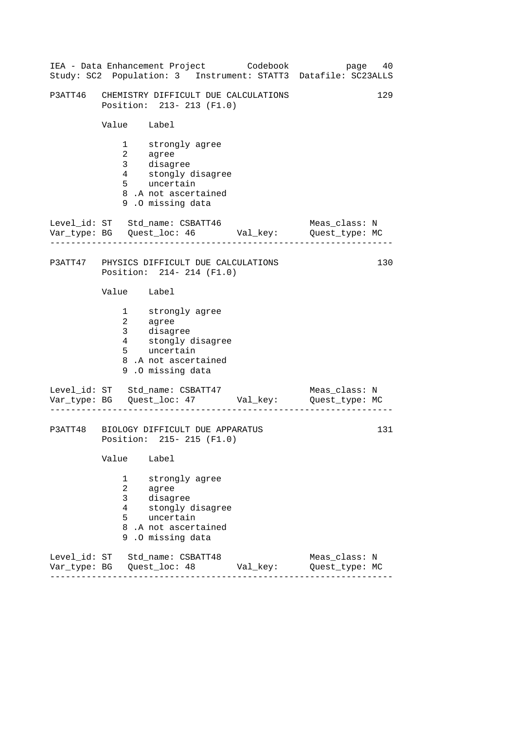P3ATT46 CHEMISTRY DIFFICULT DUE CALCULATIONS 129
Position: 213- 213 (F1.0)

| Value | Label |
|---|---|
| 1 | strongly agree |
| 2 | agree |
| 3 | disagree |
| 4 | stongly disagree |
| 5 | uncertain |
| 8 .A | not ascertained |
| 9 .O | missing data |

Level_id: ST Std_name: CSBATT46 Meas_class: N
Var_type: BG Quest_loc: 46 Val_key: Quest_type: MC

---

P3ATT47 PHYSICS DIFFICULT DUE CALCULATIONS 130
Position: 214- 214 (F1.0)

| Value | Label |
|---|---|
| 1 | strongly agree |
| 2 | agree |
| 3 | disagree |
| 4 | stongly disagree |
| 5 | uncertain |
| 8 .A | not ascertained |
| 9 .O | missing data |

Level_id: ST Std_name: CSBATT47 Meas_class: N
Var_type: BG Quest_loc: 47 Val_key: Quest_type: MC

---

P3ATT48 BIOLOGY DIFFICULT DUE APPARATUS 131
Position: 215- 215 (F1.0)

| Value | Label |
|---|---|
| 1 | strongly agree |
| 2 | agree |
| 3 | disagree |
| 4 | stongly disagree |
| 5 | uncertain |
| 8 .A | not ascertained |
| 9 .O | missing data |

Level_id: ST Std_name: CSBATT48 Meas_class: N
Var_type: BG Quest_loc: 48 Val_key: Quest_type: MC

---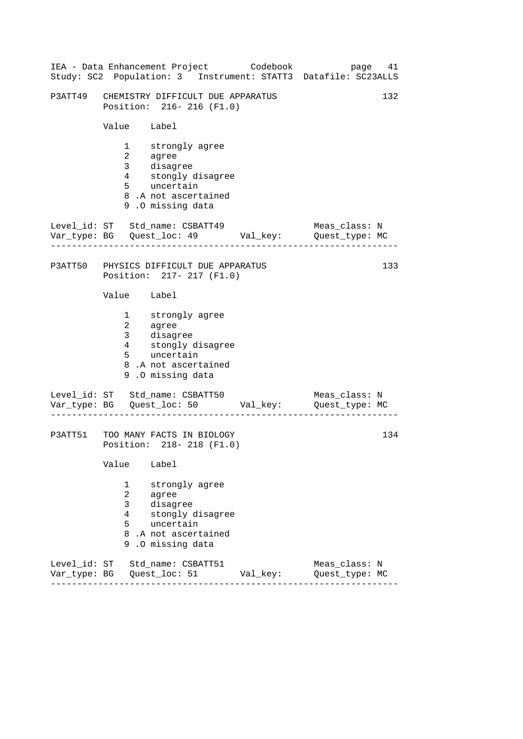## P3ATT49 CHEMISTRY DIFFICULT DUE APPARATUS — 132

Position: 216- 216 (F1.0)

| Value | Label |
|---|---|
| 1 | strongly agree |
| 2 | agree |
| 3 | disagree |
| 4 | stongly disagree |
| 5 | uncertain |
| 8 .A | not ascertained |
| 9 .O | missing data |

Level_id: ST   Std_name: CSBATT49   Meas_class: N
Var_type: BG   Quest_loc: 49   Val_key:   Quest_type: MC

---

## P3ATT50 PHYSICS DIFFICULT DUE APPARATUS — 133

Position: 217- 217 (F1.0)

| Value | Label |
|---|---|
| 1 | strongly agree |
| 2 | agree |
| 3 | disagree |
| 4 | stongly disagree |
| 5 | uncertain |
| 8 .A | not ascertained |
| 9 .O | missing data |

Level_id: ST   Std_name: CSBATT50   Meas_class: N
Var_type: BG   Quest_loc: 50   Val_key:   Quest_type: MC

---

## P3ATT51 TOO MANY FACTS IN BIOLOGY — 134

Position: 218- 218 (F1.0)

| Value | Label |
|---|---|
| 1 | strongly agree |
| 2 | agree |
| 3 | disagree |
| 4 | stongly disagree |
| 5 | uncertain |
| 8 .A | not ascertained |
| 9 .O | missing data |

Level_id: ST   Std_name: CSBATT51   Meas_class: N
Var_type: BG   Quest_loc: 51   Val_key:   Quest_type: MC

---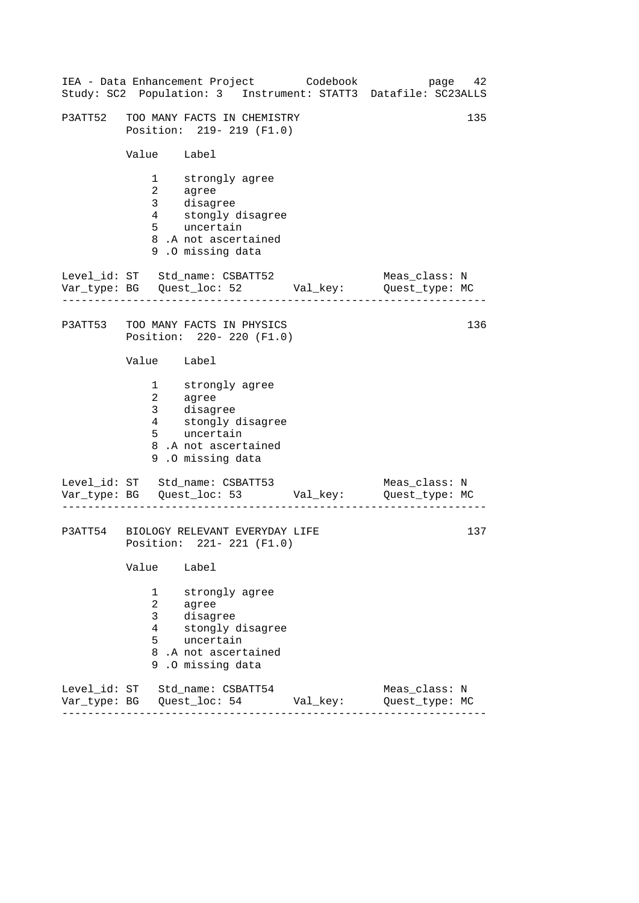```
P3ATT52   TOO MANY FACTS IN CHEMISTRY                               135
          Position:  219- 219 (F1.0)

          Value    Label

              1    strongly agree
              2    agree
              3    disagree
              4    stongly disagree
              5    uncertain
              8 .A not ascertained
              9 .O missing data

Level_id: ST   Std_name: CSBATT52                  Meas_class: N
Var_type: BG   Quest_loc: 52       Val_key:        Quest_type: MC
-----------------------------------------------------------------

P3ATT53   TOO MANY FACTS IN PHYSICS                                 136
          Position:  220- 220 (F1.0)

          Value    Label

              1    strongly agree
              2    agree
              3    disagree
              4    stongly disagree
              5    uncertain
              8 .A not ascertained
              9 .O missing data

Level_id: ST   Std_name: CSBATT53                  Meas_class: N
Var_type: BG   Quest_loc: 53       Val_key:        Quest_type: MC
-----------------------------------------------------------------

P3ATT54   BIOLOGY RELEVANT EVERYDAY LIFE                            137
          Position:  221- 221 (F1.0)

          Value    Label

              1    strongly agree
              2    agree
              3    disagree
              4    stongly disagree
              5    uncertain
              8 .A not ascertained
              9 .O missing data

Level_id: ST   Std_name: CSBATT54                  Meas_class: N
Var_type: BG   Quest_loc: 54       Val_key:        Quest_type: MC
-----------------------------------------------------------------
```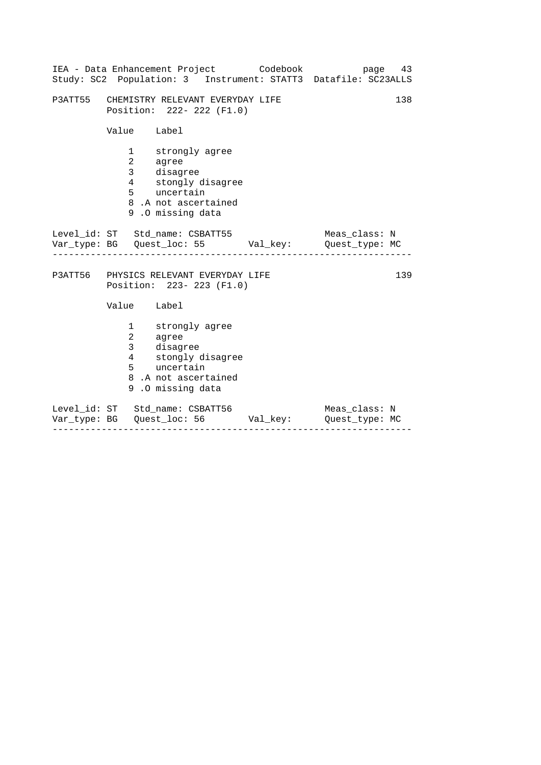P3ATT55 CHEMISTRY RELEVANT EVERYDAY LIFE 138
Position: 222- 222 (F1.0)

| Value | Label |
|---|---|
| 1 | strongly agree |
| 2 | agree |
| 3 | disagree |
| 4 | stongly disagree |
| 5 | uncertain |
| 8 .A | not ascertained |
| 9 .O | missing data |

Level_id: ST Std_name: CSBATT55 Meas_class: N
Var_type: BG Quest_loc: 55 Val_key: Quest_type: MC

---

P3ATT56 PHYSICS RELEVANT EVERYDAY LIFE 139
Position: 223- 223 (F1.0)

| Value | Label |
|---|---|
| 1 | strongly agree |
| 2 | agree |
| 3 | disagree |
| 4 | stongly disagree |
| 5 | uncertain |
| 8 .A | not ascertained |
| 9 .O | missing data |

Level_id: ST Std_name: CSBATT56 Meas_class: N
Var_type: BG Quest_loc: 56 Val_key: Quest_type: MC

---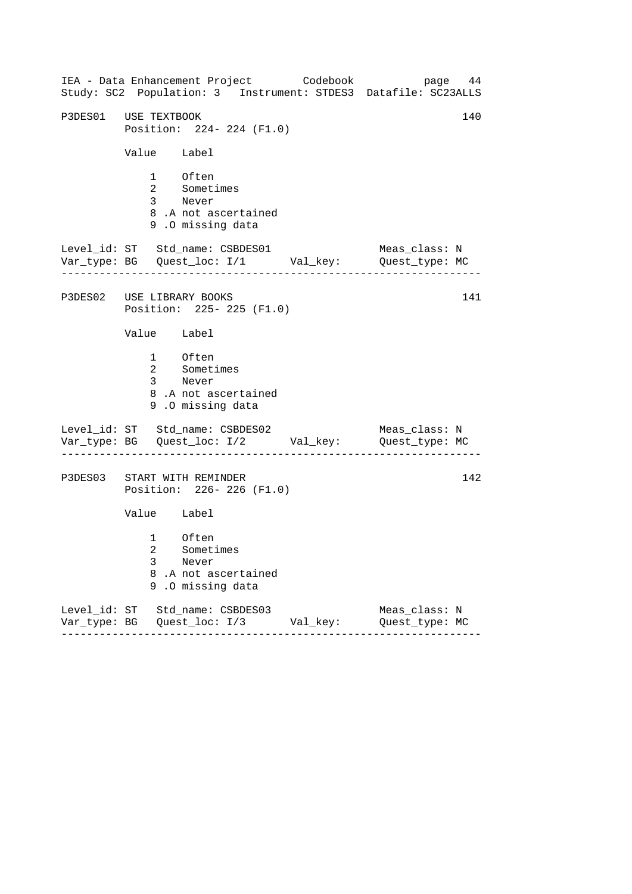P3DES01 USE TEXTBOOK 140
Position: 224- 224 (F1.0)

| Value | Label |
|---|---|
| 1 | Often |
| 2 | Sometimes |
| 3 | Never |
| 8 | .A not ascertained |
| 9 | .O missing data |

Level_id: ST Std_name: CSBDES01 Meas_class: N
Var_type: BG Quest_loc: I/1 Val_key: Quest_type: MC

---

P3DES02 USE LIBRARY BOOKS 141
Position: 225- 225 (F1.0)

| Value | Label |
|---|---|
| 1 | Often |
| 2 | Sometimes |
| 3 | Never |
| 8 | .A not ascertained |
| 9 | .O missing data |

Level_id: ST Std_name: CSBDES02 Meas_class: N
Var_type: BG Quest_loc: I/2 Val_key: Quest_type: MC

---

P3DES03 START WITH REMINDER 142
Position: 226- 226 (F1.0)

| Value | Label |
|---|---|
| 1 | Often |
| 2 | Sometimes |
| 3 | Never |
| 8 | .A not ascertained |
| 9 | .O missing data |

Level_id: ST Std_name: CSBDES03 Meas_class: N
Var_type: BG Quest_loc: I/3 Val_key: Quest_type: MC

---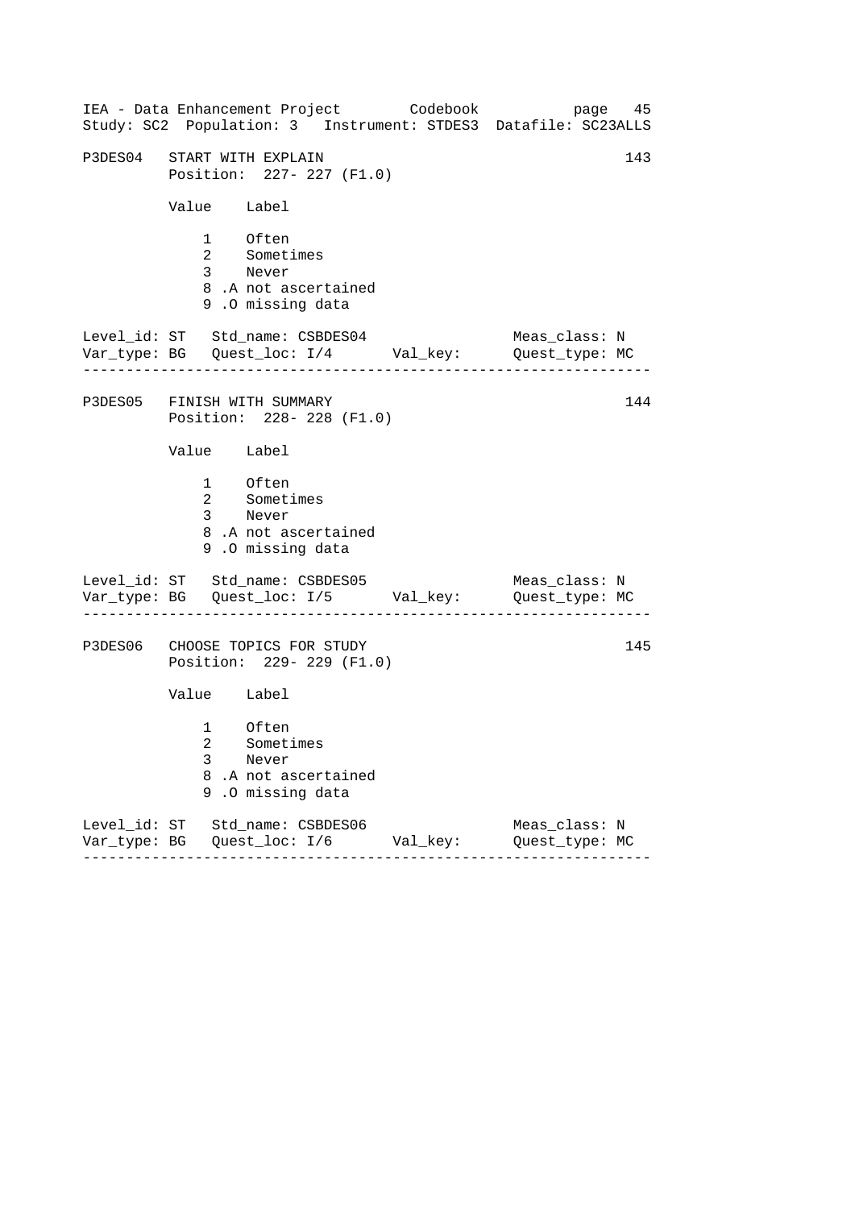P3DES04   START WITH EXPLAIN                                          143
          Position:  227- 227 (F1.0)

          Value    Label

              1    Often
              2    Sometimes
              3    Never
              8 .A not ascertained
              9 .O missing data

Level_id: ST   Std_name: CSBDES04                  Meas_class: N
Var_type: BG   Quest_loc: I/4       Val_key:       Quest_type: MC

---

P3DES05   FINISH WITH SUMMARY                                         144
          Position:  228- 228 (F1.0)

          Value    Label

              1    Often
              2    Sometimes
              3    Never
              8 .A not ascertained
              9 .O missing data

Level_id: ST   Std_name: CSBDES05                  Meas_class: N
Var_type: BG   Quest_loc: I/5       Val_key:       Quest_type: MC

---

P3DES06   CHOOSE TOPICS FOR STUDY                                     145
          Position:  229- 229 (F1.0)

          Value    Label

              1    Often
              2    Sometimes
              3    Never
              8 .A not ascertained
              9 .O missing data

Level_id: ST   Std_name: CSBDES06                  Meas_class: N
Var_type: BG   Quest_loc: I/6       Val_key:       Quest_type: MC

---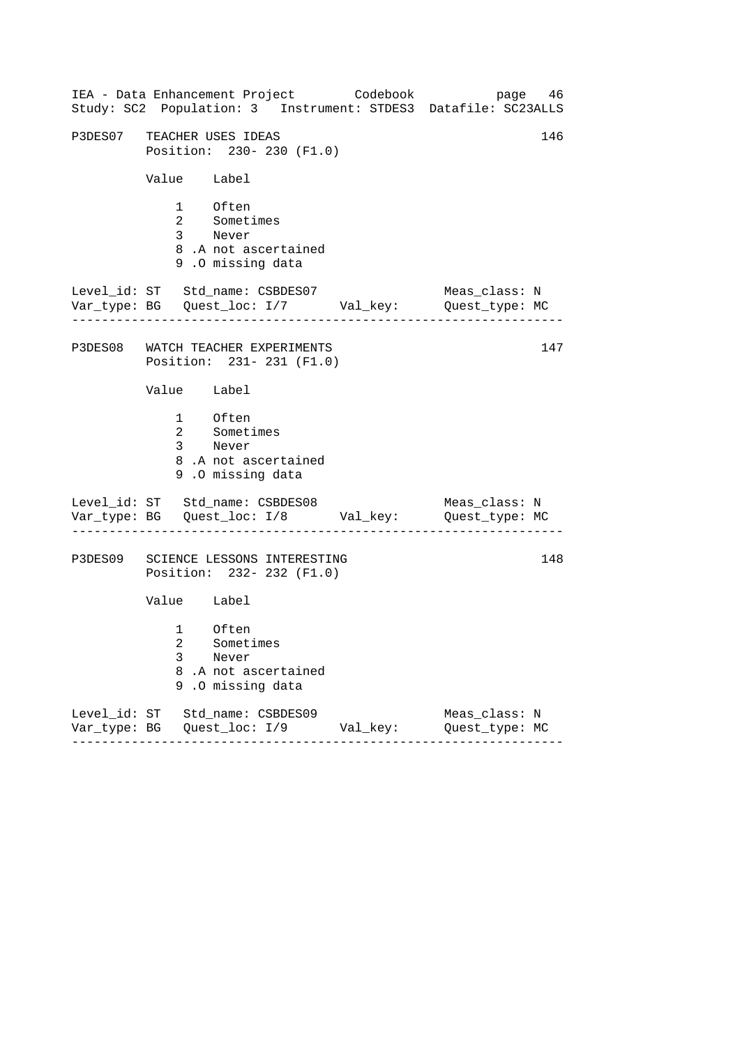P3DES07 TEACHER USES IDEAS 146
Position: 230- 230 (F1.0)

| Value | Label |
|---|---|
| 1 | Often |
| 2 | Sometimes |
| 3 | Never |
| 8 | .A not ascertained |
| 9 | .O missing data |

Level_id: ST Std_name: CSBDES07 Meas_class: N
Var_type: BG Quest_loc: I/7 Val_key: Quest_type: MC

---

P3DES08 WATCH TEACHER EXPERIMENTS 147
Position: 231- 231 (F1.0)

| Value | Label |
|---|---|
| 1 | Often |
| 2 | Sometimes |
| 3 | Never |
| 8 | .A not ascertained |
| 9 | .O missing data |

Level_id: ST Std_name: CSBDES08 Meas_class: N
Var_type: BG Quest_loc: I/8 Val_key: Quest_type: MC

---

P3DES09 SCIENCE LESSONS INTERESTING 148
Position: 232- 232 (F1.0)

| Value | Label |
|---|---|
| 1 | Often |
| 2 | Sometimes |
| 3 | Never |
| 8 | .A not ascertained |
| 9 | .O missing data |

Level_id: ST Std_name: CSBDES09 Meas_class: N
Var_type: BG Quest_loc: I/9 Val_key: Quest_type: MC

---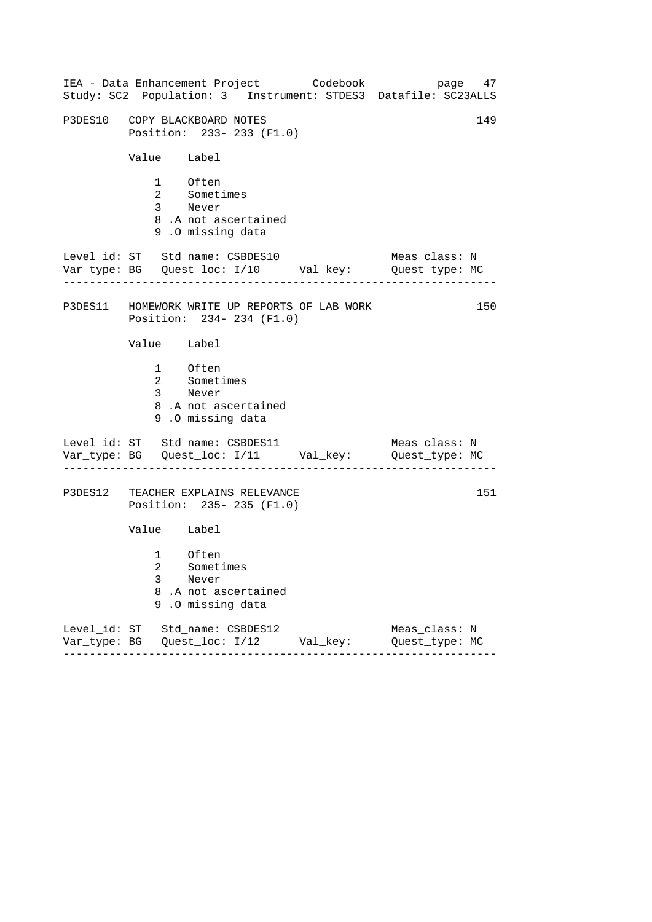IEA - Data Enhancement Project Codebook
Study: SC2 Population: 3 Instrument: STDES3 Datafile: SC23ALLS

```
P3DES10   COPY BLACKBOARD NOTES                                        149
          Position:  233- 233 (F1.0)

          Value    Label

              1    Often
              2    Sometimes
              3    Never
              8 .A not ascertained
              9 .O missing data

Level_id: ST   Std_name: CSBDES10                   Meas_class: N
Var_type: BG   Quest_loc: I/10      Val_key:        Quest_type: MC
------------------------------------------------------------------

P3DES11   HOMEWORK WRITE UP REPORTS OF LAB WORK                        150
          Position:  234- 234 (F1.0)

          Value    Label

              1    Often
              2    Sometimes
              3    Never
              8 .A not ascertained
              9 .O missing data

Level_id: ST   Std_name: CSBDES11                   Meas_class: N
Var_type: BG   Quest_loc: I/11      Val_key:        Quest_type: MC
------------------------------------------------------------------

P3DES12   TEACHER EXPLAINS RELEVANCE                                   151
          Position:  235- 235 (F1.0)

          Value    Label

              1    Often
              2    Sometimes
              3    Never
              8 .A not ascertained
              9 .O missing data

Level_id: ST   Std_name: CSBDES12                   Meas_class: N
Var_type: BG   Quest_loc: I/12      Val_key:        Quest_type: MC
------------------------------------------------------------------
```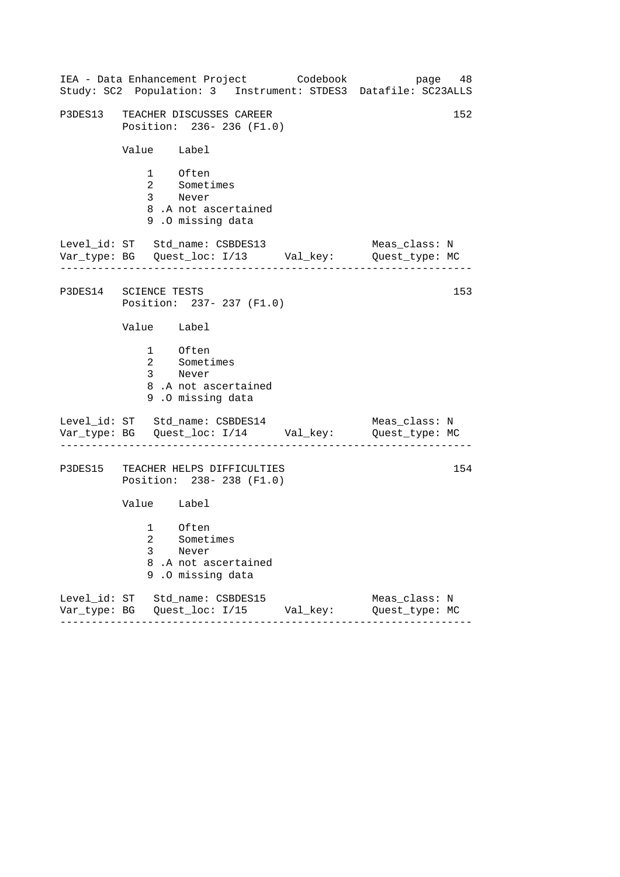IEA - Data Enhancement Project        Codebook
Study: SC2  Population: 3   Instrument: STDES3  Datafile: SC23ALLS

```
P3DES13   TEACHER DISCUSSES CAREER                                    152
          Position:  236- 236 (F1.0)

          Value    Label

              1    Often
              2    Sometimes
              3    Never
              8 .A not ascertained
              9 .O missing data

Level_id: ST   Std_name: CSBDES13                  Meas_class: N
Var_type: BG   Quest_loc: I/13      Val_key:       Quest_type: MC
------------------------------------------------------------------

P3DES14   SCIENCE TESTS                                               153
          Position:  237- 237 (F1.0)

          Value    Label

              1    Often
              2    Sometimes
              3    Never
              8 .A not ascertained
              9 .O missing data

Level_id: ST   Std_name: CSBDES14                  Meas_class: N
Var_type: BG   Quest_loc: I/14      Val_key:       Quest_type: MC
------------------------------------------------------------------

P3DES15   TEACHER HELPS DIFFICULTIES                                  154
          Position:  238- 238 (F1.0)

          Value    Label

              1    Often
              2    Sometimes
              3    Never
              8 .A not ascertained
              9 .O missing data

Level_id: ST   Std_name: CSBDES15                  Meas_class: N
Var_type: BG   Quest_loc: I/15      Val_key:       Quest_type: MC
------------------------------------------------------------------
```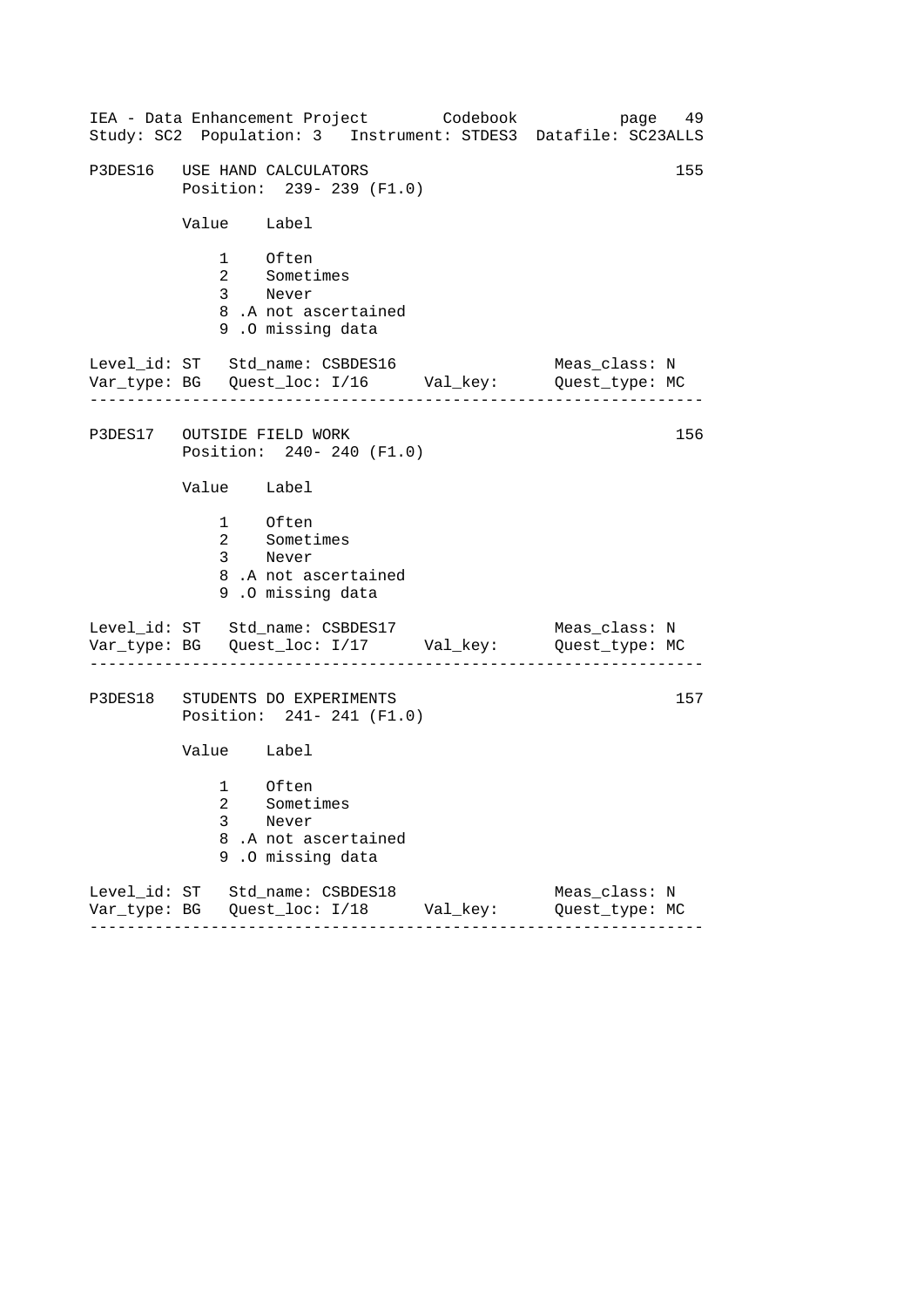```
IEA - Data Enhancement Project        Codebook            page  49
Study: SC2  Population: 3   Instrument: STDES3  Datafile: SC23ALLS

P3DES16   USE HAND CALCULATORS                                    155
          Position:  239- 239 (F1.0)

          Value    Label

              1    Often
              2    Sometimes
              3    Never
              8 .A not ascertained
              9 .O missing data

Level_id: ST   Std_name: CSBDES16                  Meas_class: N
Var_type: BG   Quest_loc: I/16      Val_key:       Quest_type: MC
------------------------------------------------------------------

P3DES17   OUTSIDE FIELD WORK                                      156
          Position:  240- 240 (F1.0)

          Value    Label

              1    Often
              2    Sometimes
              3    Never
              8 .A not ascertained
              9 .O missing data

Level_id: ST   Std_name: CSBDES17                  Meas_class: N
Var_type: BG   Quest_loc: I/17      Val_key:       Quest_type: MC
------------------------------------------------------------------

P3DES18   STUDENTS DO EXPERIMENTS                                 157
          Position:  241- 241 (F1.0)

          Value    Label

              1    Often
              2    Sometimes
              3    Never
              8 .A not ascertained
              9 .O missing data

Level_id: ST   Std_name: CSBDES18                  Meas_class: N
Var_type: BG   Quest_loc: I/18      Val_key:       Quest_type: MC
------------------------------------------------------------------
```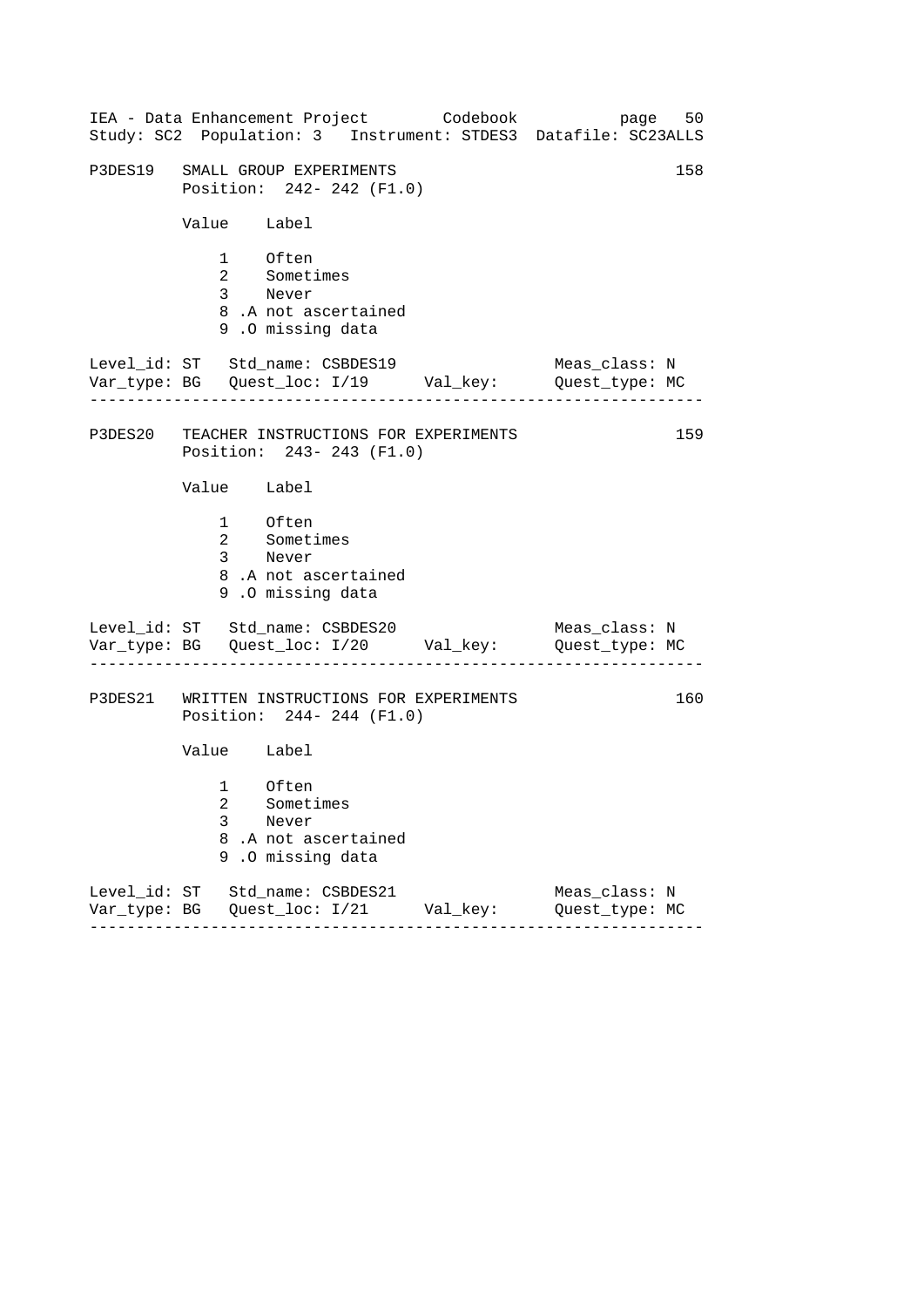IEA - Data Enhancement Project Codebook
Study: SC2 Population: 3 Instrument: STDES3 Datafile: SC23ALLS

```
P3DES19   SMALL GROUP EXPERIMENTS                                158
          Position:  242- 242 (F1.0)

          Value    Label

              1    Often
              2    Sometimes
              3    Never
              8 .A not ascertained
              9 .O missing data

Level_id: ST   Std_name: CSBDES19               Meas_class: N
Var_type: BG   Quest_loc: I/19      Val_key:     Quest_type: MC
-----------------------------------------------------------------

P3DES20   TEACHER INSTRUCTIONS FOR EXPERIMENTS                   159
          Position:  243- 243 (F1.0)

          Value    Label

              1    Often
              2    Sometimes
              3    Never
              8 .A not ascertained
              9 .O missing data

Level_id: ST   Std_name: CSBDES20               Meas_class: N
Var_type: BG   Quest_loc: I/20      Val_key:     Quest_type: MC
-----------------------------------------------------------------

P3DES21   WRITTEN INSTRUCTIONS FOR EXPERIMENTS                   160
          Position:  244- 244 (F1.0)

          Value    Label

              1    Often
              2    Sometimes
              3    Never
              8 .A not ascertained
              9 .O missing data

Level_id: ST   Std_name: CSBDES21               Meas_class: N
Var_type: BG   Quest_loc: I/21      Val_key:     Quest_type: MC
-----------------------------------------------------------------
```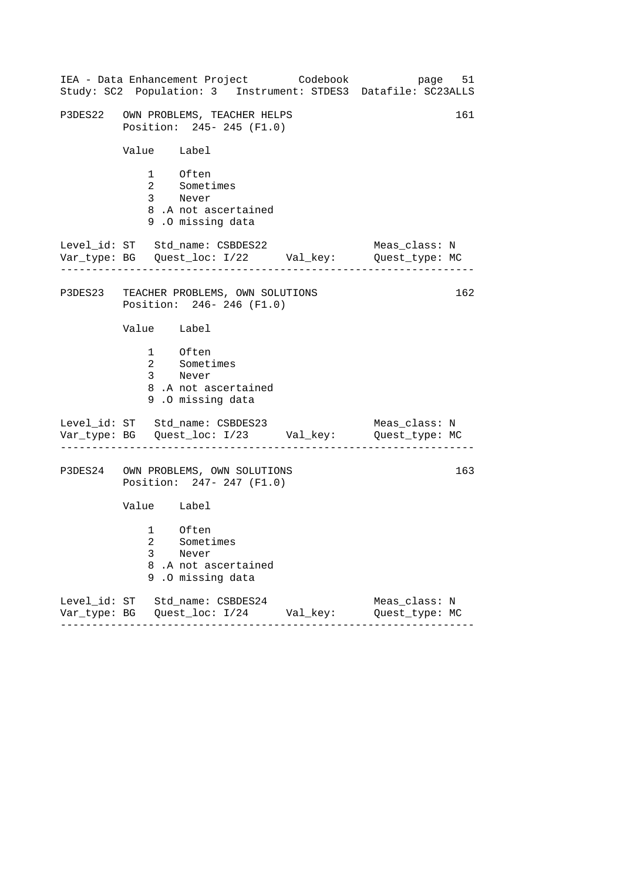P3DES22 OWN PROBLEMS, TEACHER HELPS 161
Position: 245- 245 (F1.0)

| Value | Label |
|---|---|
| 1 | Often |
| 2 | Sometimes |
| 3 | Never |
| 8 | .A not ascertained |
| 9 | .O missing data |

Level_id: ST   Std_name: CSBDES22   Meas_class: N
Var_type: BG   Quest_loc: I/22   Val_key:   Quest_type: MC

---

P3DES23 TEACHER PROBLEMS, OWN SOLUTIONS 162
Position: 246- 246 (F1.0)

| Value | Label |
|---|---|
| 1 | Often |
| 2 | Sometimes |
| 3 | Never |
| 8 | .A not ascertained |
| 9 | .O missing data |

Level_id: ST   Std_name: CSBDES23   Meas_class: N
Var_type: BG   Quest_loc: I/23   Val_key:   Quest_type: MC

---

P3DES24 OWN PROBLEMS, OWN SOLUTIONS 163
Position: 247- 247 (F1.0)

| Value | Label |
|---|---|
| 1 | Often |
| 2 | Sometimes |
| 3 | Never |
| 8 | .A not ascertained |
| 9 | .O missing data |

Level_id: ST   Std_name: CSBDES24   Meas_class: N
Var_type: BG   Quest_loc: I/24   Val_key:   Quest_type: MC

---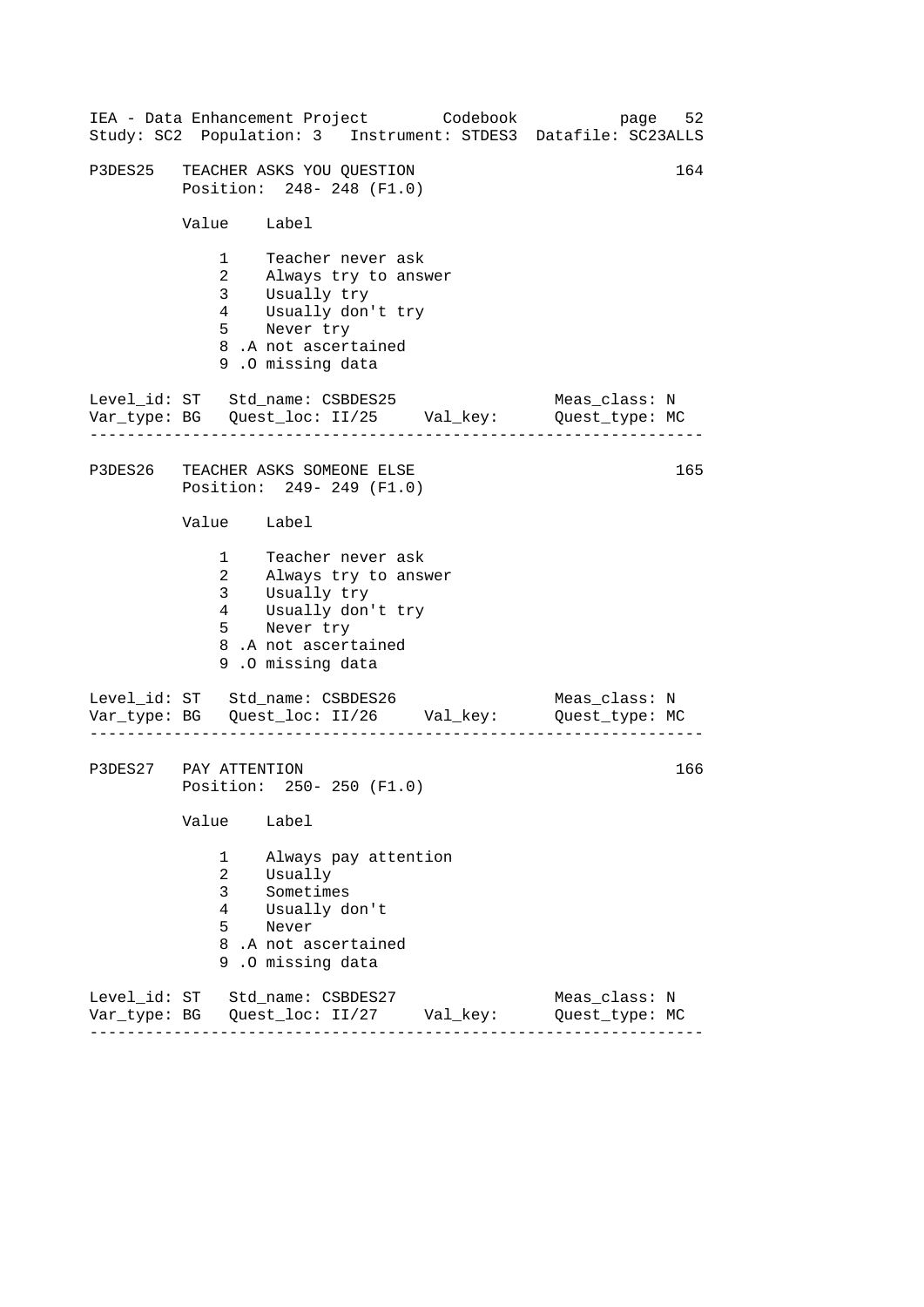P3DES25 TEACHER ASKS YOU QUESTION 164
Position: 248- 248 (F1.0)

| Value | Label |
|---|---|
| 1 | Teacher never ask |
| 2 | Always try to answer |
| 3 | Usually try |
| 4 | Usually don't try |
| 5 | Never try |
| 8 | .A not ascertained |
| 9 | .O missing data |

Level_id: ST Std_name: CSBDES25 Meas_class: N
Var_type: BG Quest_loc: II/25 Val_key: Quest_type: MC

---

P3DES26 TEACHER ASKS SOMEONE ELSE 165
Position: 249- 249 (F1.0)

| Value | Label |
|---|---|
| 1 | Teacher never ask |
| 2 | Always try to answer |
| 3 | Usually try |
| 4 | Usually don't try |
| 5 | Never try |
| 8 | .A not ascertained |
| 9 | .O missing data |

Level_id: ST Std_name: CSBDES26 Meas_class: N
Var_type: BG Quest_loc: II/26 Val_key: Quest_type: MC

---

P3DES27 PAY ATTENTION 166
Position: 250- 250 (F1.0)

| Value | Label |
|---|---|
| 1 | Always pay attention |
| 2 | Usually |
| 3 | Sometimes |
| 4 | Usually don't |
| 5 | Never |
| 8 | .A not ascertained |
| 9 | .O missing data |

Level_id: ST Std_name: CSBDES27 Meas_class: N
Var_type: BG Quest_loc: II/27 Val_key: Quest_type: MC

---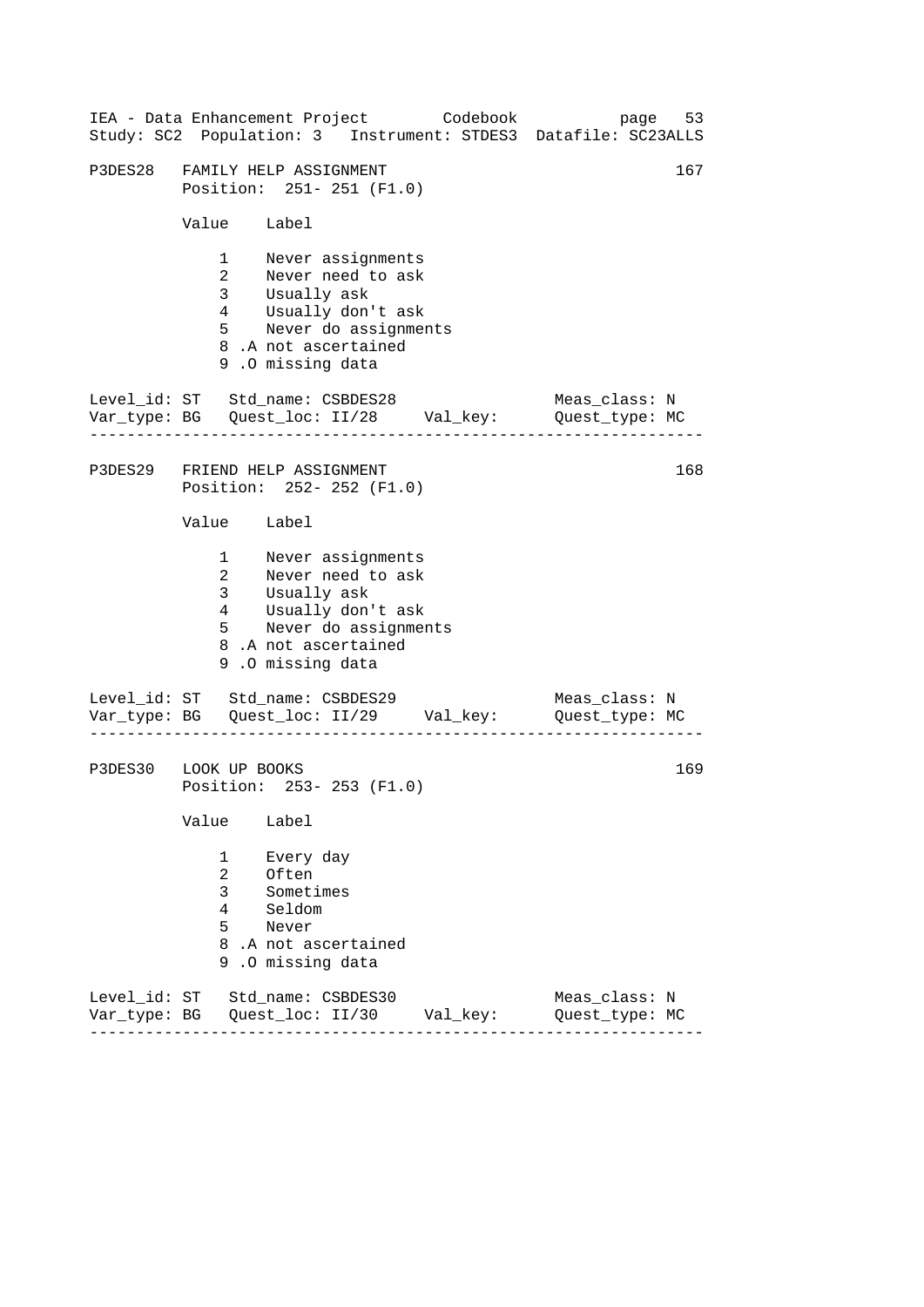P3DES28   FAMILY HELP ASSIGNMENT   167

Position: 251- 251 (F1.0)

| Value | Label |
|---|---|
| 1 | Never assignments |
| 2 | Never need to ask |
| 3 | Usually ask |
| 4 | Usually don't ask |
| 5 | Never do assignments |
| 8 | .A not ascertained |
| 9 | .O missing data |

Level_id: ST   Std_name: CSBDES28   Meas_class: N
Var_type: BG   Quest_loc: II/28   Val_key:   Quest_type: MC

---

P3DES29   FRIEND HELP ASSIGNMENT   168

Position: 252- 252 (F1.0)

| Value | Label |
|---|---|
| 1 | Never assignments |
| 2 | Never need to ask |
| 3 | Usually ask |
| 4 | Usually don't ask |
| 5 | Never do assignments |
| 8 | .A not ascertained |
| 9 | .O missing data |

Level_id: ST   Std_name: CSBDES29   Meas_class: N
Var_type: BG   Quest_loc: II/29   Val_key:   Quest_type: MC

---

P3DES30   LOOK UP BOOKS   169

Position: 253- 253 (F1.0)

| Value | Label |
|---|---|
| 1 | Every day |
| 2 | Often |
| 3 | Sometimes |
| 4 | Seldom |
| 5 | Never |
| 8 | .A not ascertained |
| 9 | .O missing data |

Level_id: ST   Std_name: CSBDES30   Meas_class: N
Var_type: BG   Quest_loc: II/30   Val_key:   Quest_type: MC

---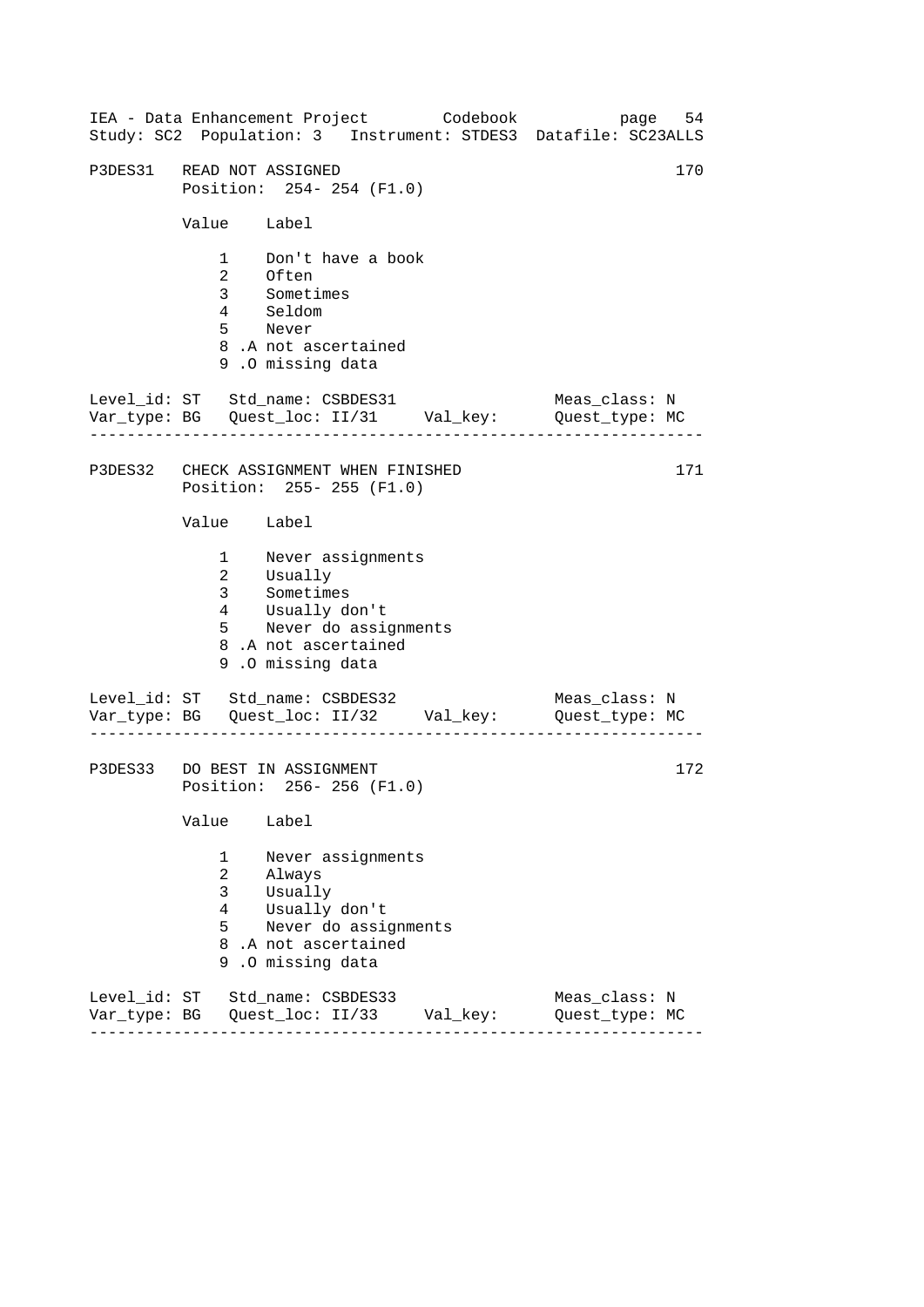## P3DES31 READ NOT ASSIGNED

170

Position: 254- 254 (F1.0)

| Value | Label |
|---|---|
| 1 | Don't have a book |
| 2 | Often |
| 3 | Sometimes |
| 4 | Seldom |
| 5 | Never |
| 8 | .A not ascertained |
| 9 | .O missing data |

Level_id: ST   Std_name: CSBDES31   Meas_class: N
Var_type: BG   Quest_loc: II/31   Val_key:   Quest_type: MC

---

## P3DES32 CHECK ASSIGNMENT WHEN FINISHED

171

Position: 255- 255 (F1.0)

| Value | Label |
|---|---|
| 1 | Never assignments |
| 2 | Usually |
| 3 | Sometimes |
| 4 | Usually don't |
| 5 | Never do assignments |
| 8 | .A not ascertained |
| 9 | .O missing data |

Level_id: ST   Std_name: CSBDES32   Meas_class: N
Var_type: BG   Quest_loc: II/32   Val_key:   Quest_type: MC

---

## P3DES33 DO BEST IN ASSIGNMENT

172

Position: 256- 256 (F1.0)

| Value | Label |
|---|---|
| 1 | Never assignments |
| 2 | Always |
| 3 | Usually |
| 4 | Usually don't |
| 5 | Never do assignments |
| 8 | .A not ascertained |
| 9 | .O missing data |

Level_id: ST   Std_name: CSBDES33   Meas_class: N
Var_type: BG   Quest_loc: II/33   Val_key:   Quest_type: MC

---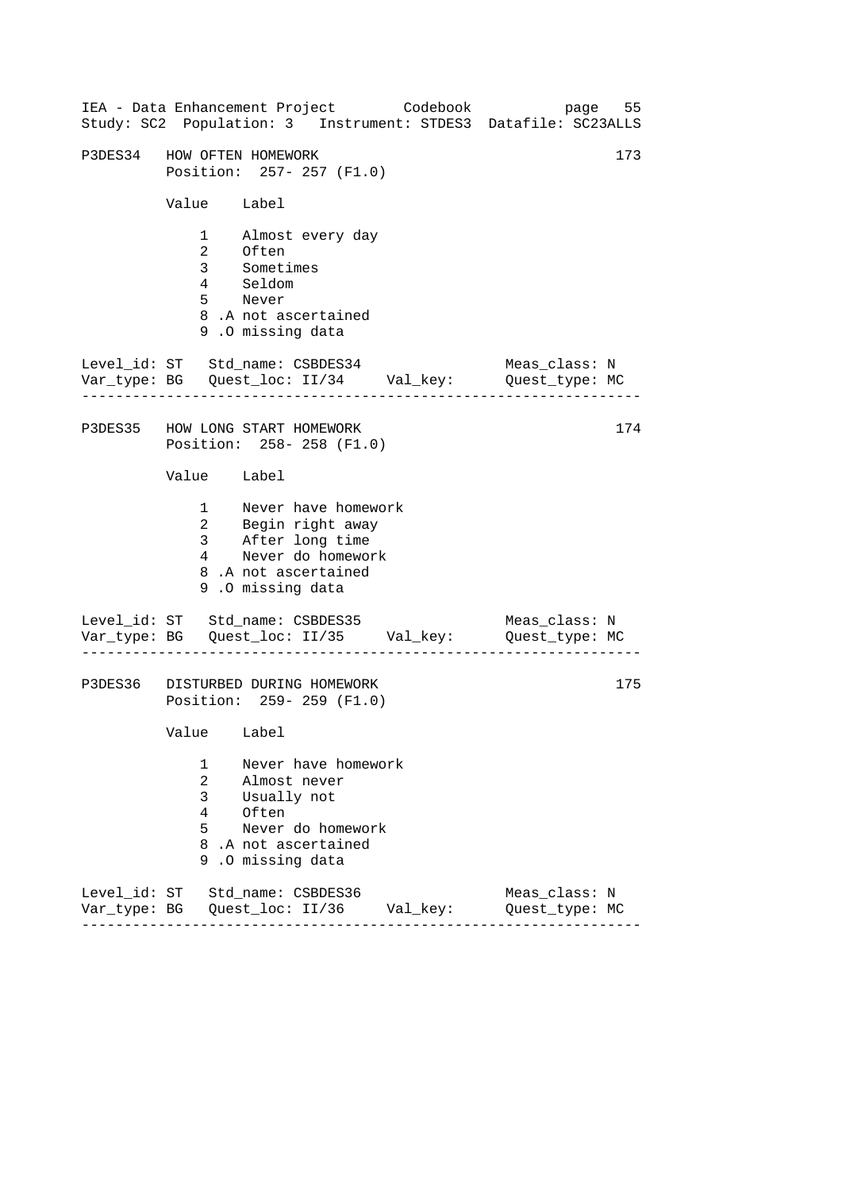P3DES34 HOW OFTEN HOMEWORK 173
Position: 257- 257 (F1.0)

| Value | Label |
|---|---|
| 1 | Almost every day |
| 2 | Often |
| 3 | Sometimes |
| 4 | Seldom |
| 5 | Never |
| 8 | .A not ascertained |
| 9 | .O missing data |

Level_id: ST Std_name: CSBDES34 Meas_class: N
Var_type: BG Quest_loc: II/34 Val_key: Quest_type: MC

---

P3DES35 HOW LONG START HOMEWORK 174
Position: 258- 258 (F1.0)

| Value | Label |
|---|---|
| 1 | Never have homework |
| 2 | Begin right away |
| 3 | After long time |
| 4 | Never do homework |
| 8 | .A not ascertained |
| 9 | .O missing data |

Level_id: ST Std_name: CSBDES35 Meas_class: N
Var_type: BG Quest_loc: II/35 Val_key: Quest_type: MC

---

P3DES36 DISTURBED DURING HOMEWORK 175
Position: 259- 259 (F1.0)

| Value | Label |
|---|---|
| 1 | Never have homework |
| 2 | Almost never |
| 3 | Usually not |
| 4 | Often |
| 5 | Never do homework |
| 8 | .A not ascertained |
| 9 | .O missing data |

Level_id: ST Std_name: CSBDES36 Meas_class: N
Var_type: BG Quest_loc: II/36 Val_key: Quest_type: MC

---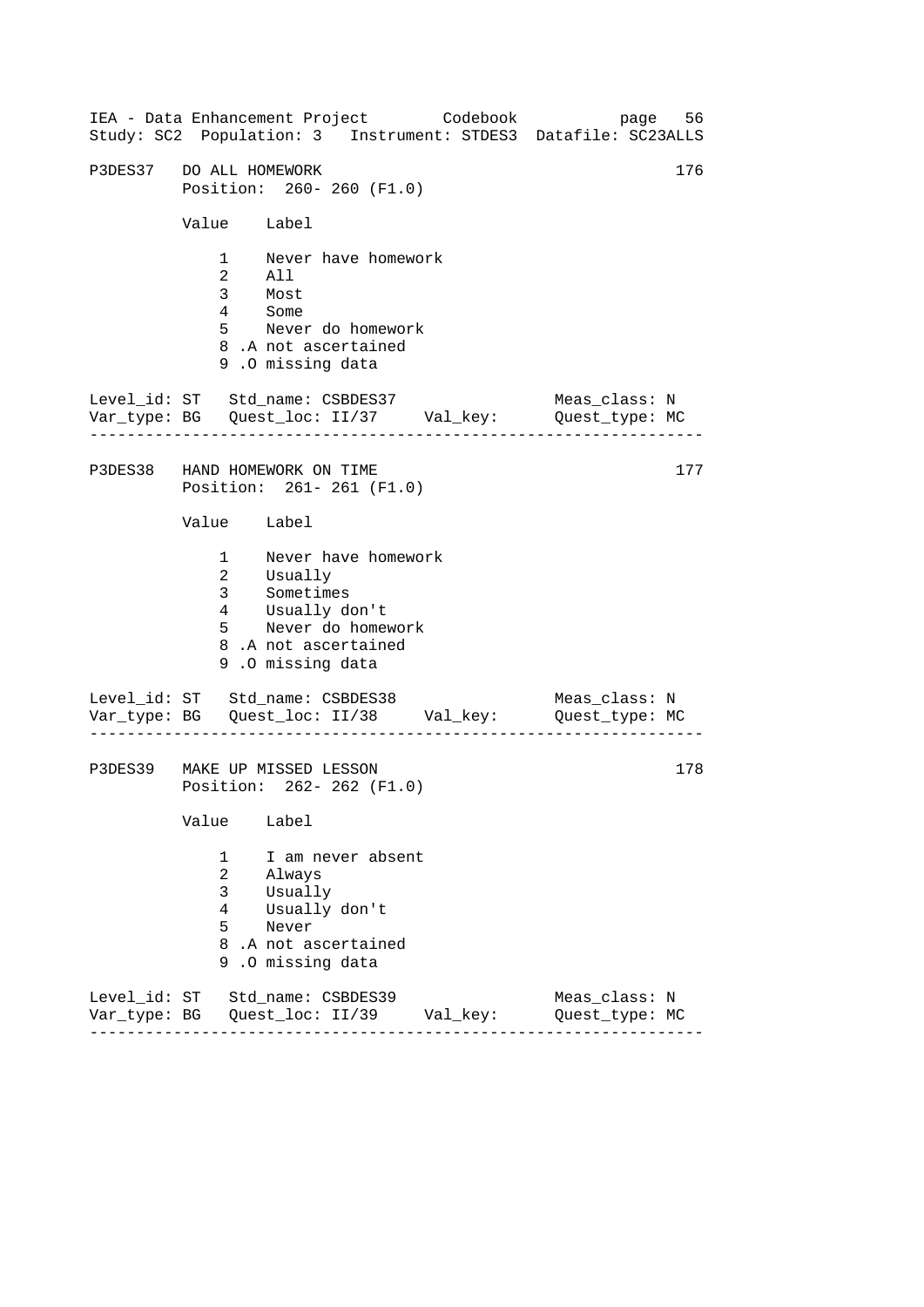```
IEA - Data Enhancement Project        Codebook            page  56
Study: SC2  Population: 3   Instrument: STDES3  Datafile: SC23ALLS

P3DES37   DO ALL HOMEWORK                                          176
          Position:  260- 260 (F1.0)

          Value    Label

              1    Never have homework
              2    All
              3    Most
              4    Some
              5    Never do homework
              8 .A not ascertained
              9 .O missing data

Level_id: ST   Std_name: CSBDES37                 Meas_class: N
Var_type: BG   Quest_loc: II/37     Val_key:      Quest_type: MC
------------------------------------------------------------------

P3DES38   HAND HOMEWORK ON TIME                                    177
          Position:  261- 261 (F1.0)

          Value    Label

              1    Never have homework
              2    Usually
              3    Sometimes
              4    Usually don't
              5    Never do homework
              8 .A not ascertained
              9 .O missing data

Level_id: ST   Std_name: CSBDES38                 Meas_class: N
Var_type: BG   Quest_loc: II/38     Val_key:      Quest_type: MC
------------------------------------------------------------------

P3DES39   MAKE UP MISSED LESSON                                    178
          Position:  262- 262 (F1.0)

          Value    Label

              1    I am never absent
              2    Always
              3    Usually
              4    Usually don't
              5    Never
              8 .A not ascertained
              9 .O missing data

Level_id: ST   Std_name: CSBDES39                 Meas_class: N
Var_type: BG   Quest_loc: II/39     Val_key:      Quest_type: MC
------------------------------------------------------------------
```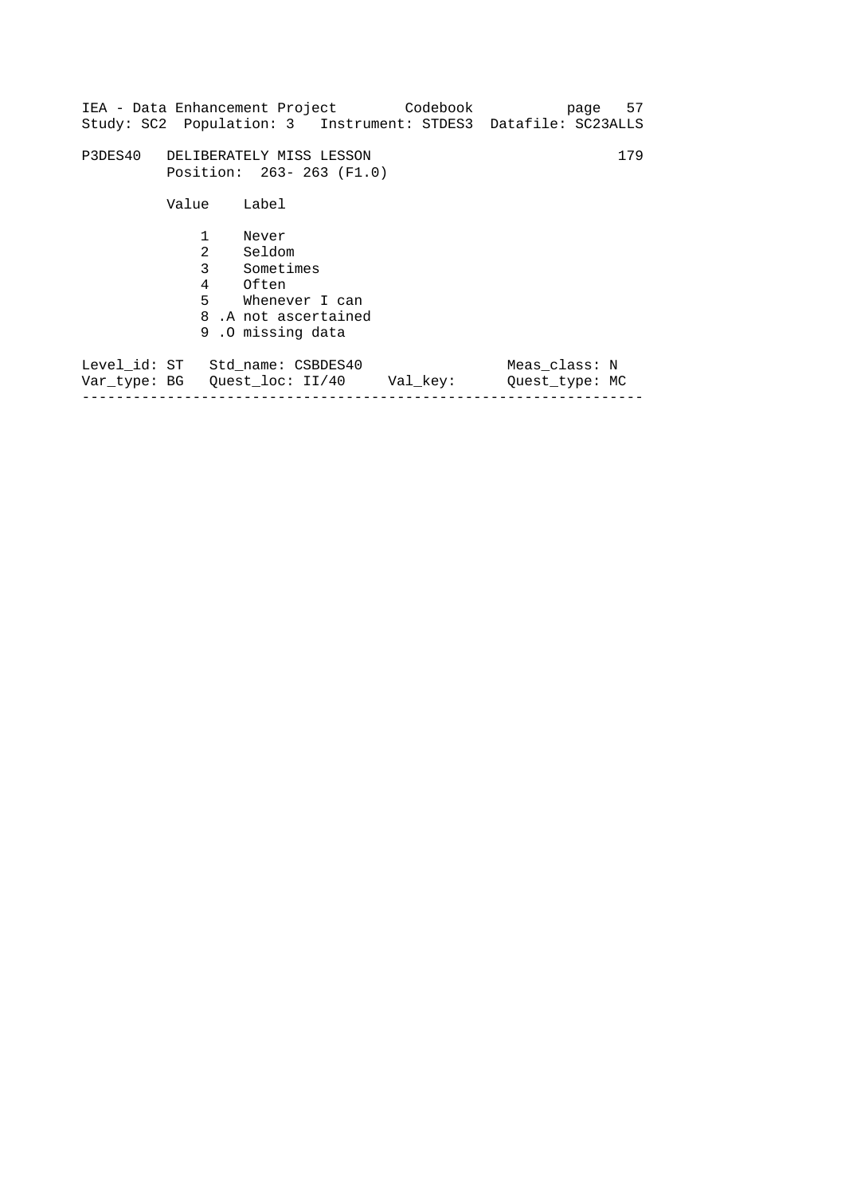P3DES40   DELIBERATELY MISS LESSON   179

Position: 263- 263 (F1.0)

| Value | Label |
|---|---|
| 1 | Never |
| 2 | Seldom |
| 3 | Sometimes |
| 4 | Often |
| 5 | Whenever I can |
| 8 .A | not ascertained |
| 9 .O | missing data |

Level_id: ST   Std_name: CSBDES40   Meas_class: N

Var_type: BG   Quest_loc: II/40   Val_key:   Quest_type: MC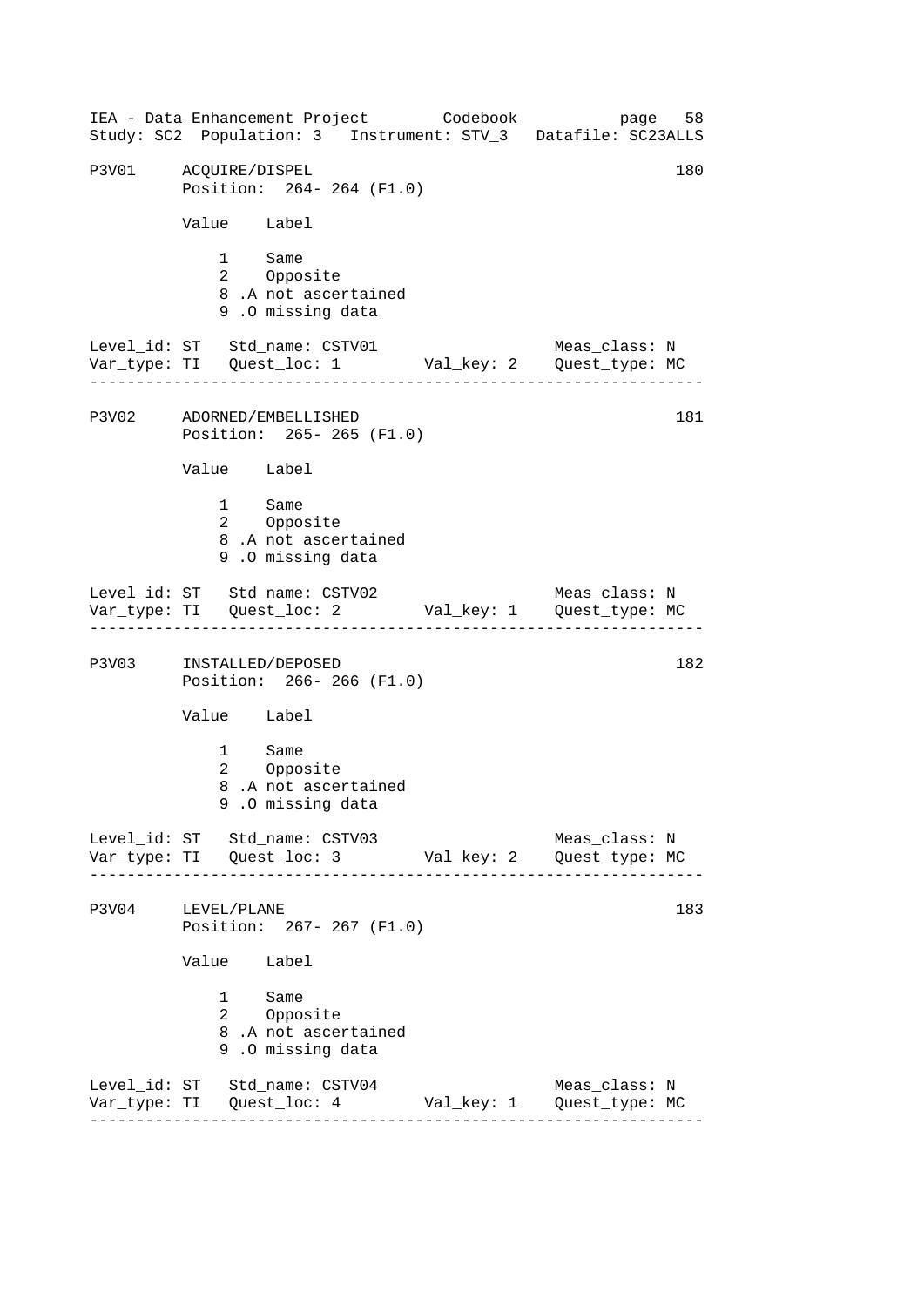```
P3V01     ACQUIRE/DISPEL                                          180
          Position:  264- 264 (F1.0)

          Value    Label

              1    Same
              2    Opposite
              8 .A not ascertained
              9 .O missing data

Level_id: ST   Std_name: CSTV01                      Meas_class: N
Var_type: TI   Quest_loc: 1         Val_key: 2    Quest_type: MC
------------------------------------------------------------------

P3V02     ADORNED/EMBELLISHED                                     181
          Position:  265- 265 (F1.0)

          Value    Label

              1    Same
              2    Opposite
              8 .A not ascertained
              9 .O missing data

Level_id: ST   Std_name: CSTV02                      Meas_class: N
Var_type: TI   Quest_loc: 2         Val_key: 1    Quest_type: MC
------------------------------------------------------------------

P3V03     INSTALLED/DEPOSED                                       182
          Position:  266- 266 (F1.0)

          Value    Label

              1    Same
              2    Opposite
              8 .A not ascertained
              9 .O missing data

Level_id: ST   Std_name: CSTV03                      Meas_class: N
Var_type: TI   Quest_loc: 3         Val_key: 2    Quest_type: MC
------------------------------------------------------------------

P3V04     LEVEL/PLANE                                             183
          Position:  267- 267 (F1.0)

          Value    Label

              1    Same
              2    Opposite
              8 .A not ascertained
              9 .O missing data

Level_id: ST   Std_name: CSTV04                      Meas_class: N
Var_type: TI   Quest_loc: 4         Val_key: 1    Quest_type: MC
------------------------------------------------------------------
```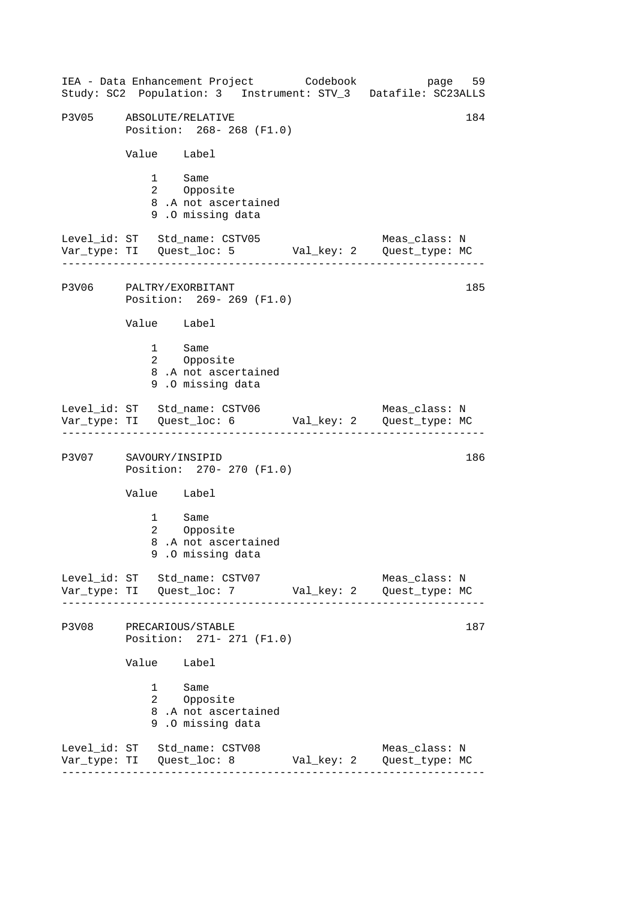```
P3V05     ABSOLUTE/RELATIVE                                     184
          Position:  268- 268 (F1.0)

          Value    Label

              1    Same
              2    Opposite
              8 .A not ascertained
              9 .O missing data

Level_id: ST   Std_name: CSTV05                    Meas_class: N
Var_type: TI   Quest_loc: 5        Val_key: 2    Quest_type: MC
-----------------------------------------------------------------

P3V06     PALTRY/EXORBITANT                                     185
          Position:  269- 269 (F1.0)

          Value    Label

              1    Same
              2    Opposite
              8 .A not ascertained
              9 .O missing data

Level_id: ST   Std_name: CSTV06                    Meas_class: N
Var_type: TI   Quest_loc: 6        Val_key: 2    Quest_type: MC
-----------------------------------------------------------------

P3V07     SAVOURY/INSIPID                                       186
          Position:  270- 270 (F1.0)

          Value    Label

              1    Same
              2    Opposite
              8 .A not ascertained
              9 .O missing data

Level_id: ST   Std_name: CSTV07                    Meas_class: N
Var_type: TI   Quest_loc: 7        Val_key: 2    Quest_type: MC
-----------------------------------------------------------------

P3V08     PRECARIOUS/STABLE                                     187
          Position:  271- 271 (F1.0)

          Value    Label

              1    Same
              2    Opposite
              8 .A not ascertained
              9 .O missing data

Level_id: ST   Std_name: CSTV08                    Meas_class: N
Var_type: TI   Quest_loc: 8        Val_key: 2    Quest_type: MC
-----------------------------------------------------------------
```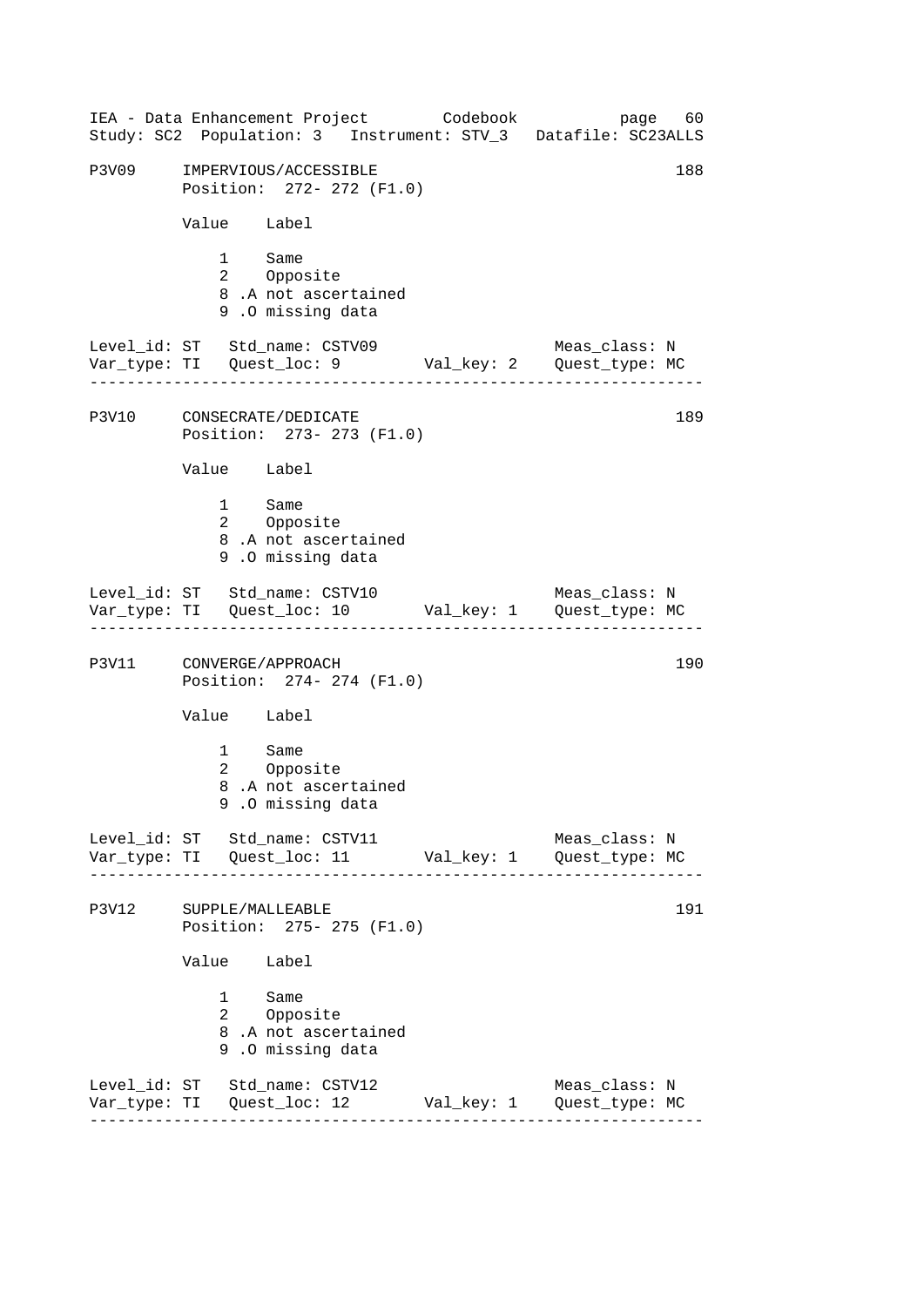P3V09 IMPERVIOUS/ACCESSIBLE 188
Position: 272- 272 (F1.0)

| Value | Label |
|---|---|
| 1 | Same |
| 2 | Opposite |
| 8 | .A not ascertained |
| 9 | .O missing data |

Level_id: ST Std_name: CSTV09 Meas_class: N
Var_type: TI Quest_loc: 9 Val_key: 2 Quest_type: MC

---

P3V10 CONSECRATE/DEDICATE 189
Position: 273- 273 (F1.0)

| Value | Label |
|---|---|
| 1 | Same |
| 2 | Opposite |
| 8 | .A not ascertained |
| 9 | .O missing data |

Level_id: ST Std_name: CSTV10 Meas_class: N
Var_type: TI Quest_loc: 10 Val_key: 1 Quest_type: MC

---

P3V11 CONVERGE/APPROACH 190
Position: 274- 274 (F1.0)

| Value | Label |
|---|---|
| 1 | Same |
| 2 | Opposite |
| 8 | .A not ascertained |
| 9 | .O missing data |

Level_id: ST Std_name: CSTV11 Meas_class: N
Var_type: TI Quest_loc: 11 Val_key: 1 Quest_type: MC

---

P3V12 SUPPLE/MALLEABLE 191
Position: 275- 275 (F1.0)

| Value | Label |
|---|---|
| 1 | Same |
| 2 | Opposite |
| 8 | .A not ascertained |
| 9 | .O missing data |

Level_id: ST Std_name: CSTV12 Meas_class: N
Var_type: TI Quest_loc: 12 Val_key: 1 Quest_type: MC

---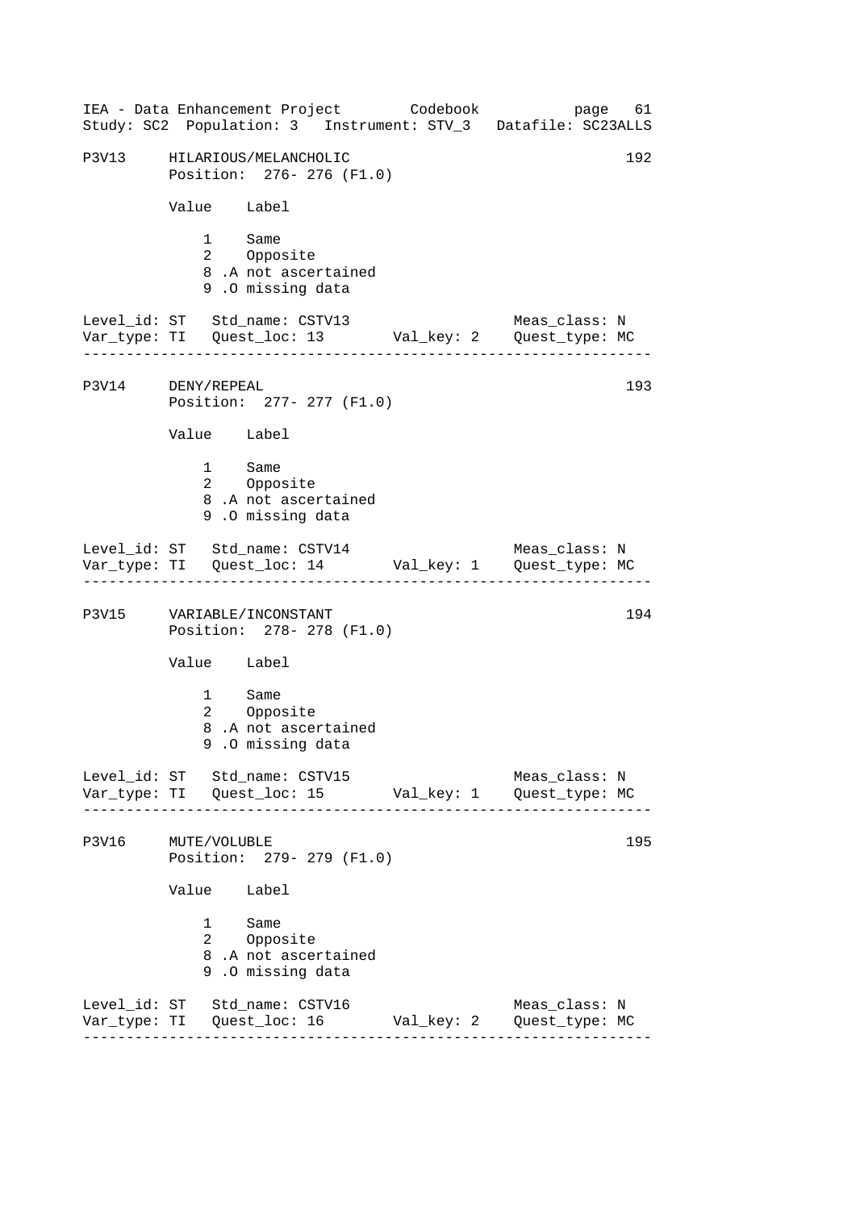```
P3V13     HILARIOUS/MELANCHOLIC                                      192
          Position:  276- 276 (F1.0)

          Value    Label

              1    Same
              2    Opposite
              8 .A not ascertained
              9 .O missing data

Level_id: ST   Std_name: CSTV13                      Meas_class: N
Var_type: TI   Quest_loc: 13       Val_key: 2    Quest_type: MC
--------------------------------------------------------------------

P3V14     DENY/REPEAL                                                193
          Position:  277- 277 (F1.0)

          Value    Label

              1    Same
              2    Opposite
              8 .A not ascertained
              9 .O missing data

Level_id: ST   Std_name: CSTV14                      Meas_class: N
Var_type: TI   Quest_loc: 14       Val_key: 1    Quest_type: MC
--------------------------------------------------------------------

P3V15     VARIABLE/INCONSTANT                                        194
          Position:  278- 278 (F1.0)

          Value    Label

              1    Same
              2    Opposite
              8 .A not ascertained
              9 .O missing data

Level_id: ST   Std_name: CSTV15                      Meas_class: N
Var_type: TI   Quest_loc: 15       Val_key: 1    Quest_type: MC
--------------------------------------------------------------------

P3V16     MUTE/VOLUBLE                                               195
          Position:  279- 279 (F1.0)

          Value    Label

              1    Same
              2    Opposite
              8 .A not ascertained
              9 .O missing data

Level_id: ST   Std_name: CSTV16                      Meas_class: N
Var_type: TI   Quest_loc: 16       Val_key: 2    Quest_type: MC
--------------------------------------------------------------------
```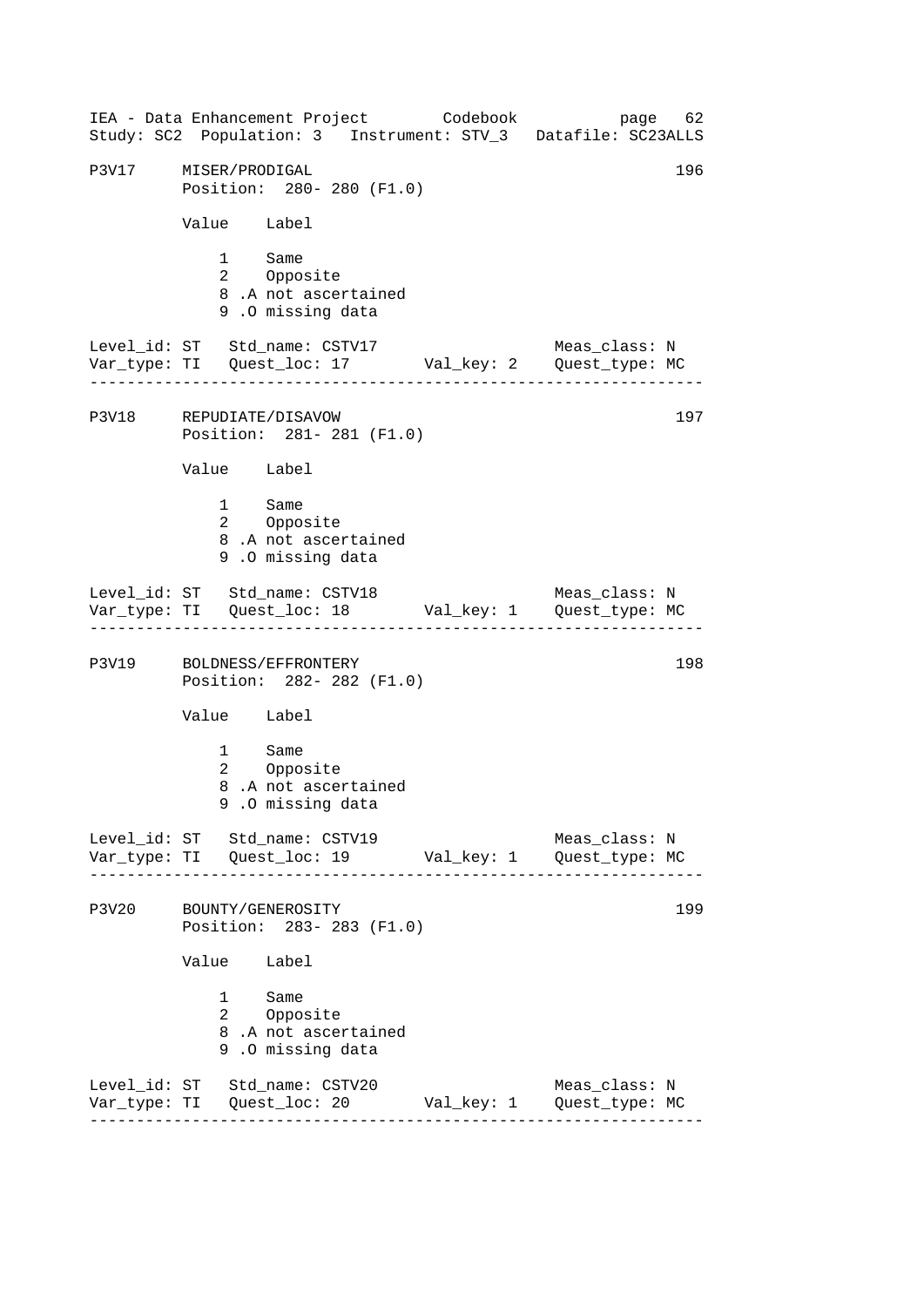P3V17 MISER/PRODIGAL 196
Position: 280- 280 (F1.0)

| Value | Label |
|---|---|
| 1 | Same |
| 2 | Opposite |
| 8 | .A not ascertained |
| 9 | .O missing data |

Level_id: ST Std_name: CSTV17 Meas_class: N
Var_type: TI Quest_loc: 17 Val_key: 2 Quest_type: MC

---

P3V18 REPUDIATE/DISAVOW 197
Position: 281- 281 (F1.0)

| Value | Label |
|---|---|
| 1 | Same |
| 2 | Opposite |
| 8 | .A not ascertained |
| 9 | .O missing data |

Level_id: ST Std_name: CSTV18 Meas_class: N
Var_type: TI Quest_loc: 18 Val_key: 1 Quest_type: MC

---

P3V19 BOLDNESS/EFFRONTERY 198
Position: 282- 282 (F1.0)

| Value | Label |
|---|---|
| 1 | Same |
| 2 | Opposite |
| 8 | .A not ascertained |
| 9 | .O missing data |

Level_id: ST Std_name: CSTV19 Meas_class: N
Var_type: TI Quest_loc: 19 Val_key: 1 Quest_type: MC

---

P3V20 BOUNTY/GENEROSITY 199
Position: 283- 283 (F1.0)

| Value | Label |
|---|---|
| 1 | Same |
| 2 | Opposite |
| 8 | .A not ascertained |
| 9 | .O missing data |

Level_id: ST Std_name: CSTV20 Meas_class: N
Var_type: TI Quest_loc: 20 Val_key: 1 Quest_type: MC

---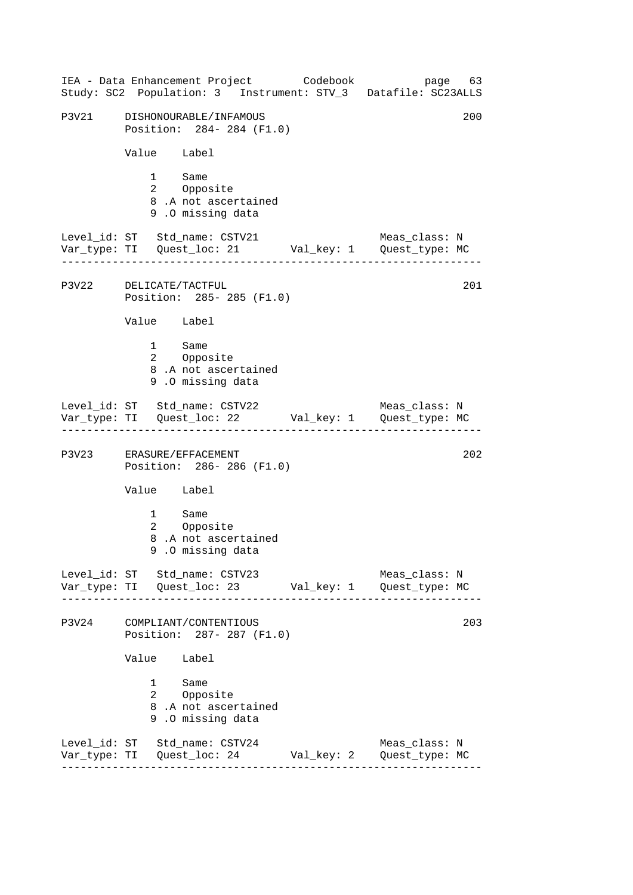P3V21     DISHONOURABLE/INFAMOUS                                    200
          Position:  284- 284 (F1.0)

          Value    Label

              1    Same
              2    Opposite
              8 .A not ascertained
              9 .O missing data

Level_id: ST   Std_name: CSTV21                     Meas_class: N
Var_type: TI   Quest_loc: 21        Val_key: 1    Quest_type: MC

---

P3V22     DELICATE/TACTFUL                                          201
          Position:  285- 285 (F1.0)

          Value    Label

              1    Same
              2    Opposite
              8 .A not ascertained
              9 .O missing data

Level_id: ST   Std_name: CSTV22                     Meas_class: N
Var_type: TI   Quest_loc: 22        Val_key: 1    Quest_type: MC

---

P3V23     ERASURE/EFFACEMENT                                        202
          Position:  286- 286 (F1.0)

          Value    Label

              1    Same
              2    Opposite
              8 .A not ascertained
              9 .O missing data

Level_id: ST   Std_name: CSTV23                     Meas_class: N
Var_type: TI   Quest_loc: 23        Val_key: 1    Quest_type: MC

---

P3V24     COMPLIANT/CONTENTIOUS                                     203
          Position:  287- 287 (F1.0)

          Value    Label

              1    Same
              2    Opposite
              8 .A not ascertained
              9 .O missing data

Level_id: ST   Std_name: CSTV24                     Meas_class: N
Var_type: TI   Quest_loc: 24        Val_key: 2    Quest_type: MC

---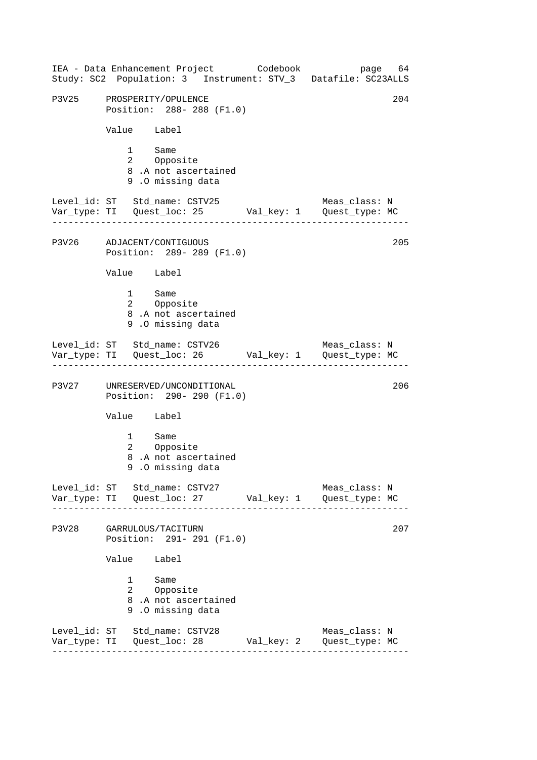```
P3V25     PROSPERITY/OPULENCE                                     204
          Position:  288- 288 (F1.0)

          Value    Label

              1    Same
              2    Opposite
              8 .A not ascertained
              9 .O missing data

Level_id: ST   Std_name: CSTV25                      Meas_class: N
Var_type: TI   Quest_loc: 25       Val_key: 1    Quest_type: MC
-------------------------------------------------------------------

P3V26     ADJACENT/CONTIGUOUS                                     205
          Position:  289- 289 (F1.0)

          Value    Label

              1    Same
              2    Opposite
              8 .A not ascertained
              9 .O missing data

Level_id: ST   Std_name: CSTV26                      Meas_class: N
Var_type: TI   Quest_loc: 26       Val_key: 1    Quest_type: MC
-------------------------------------------------------------------

P3V27     UNRESERVED/UNCONDITIONAL                                206
          Position:  290- 290 (F1.0)

          Value    Label

              1    Same
              2    Opposite
              8 .A not ascertained
              9 .O missing data

Level_id: ST   Std_name: CSTV27                      Meas_class: N
Var_type: TI   Quest_loc: 27       Val_key: 1    Quest_type: MC
-------------------------------------------------------------------

P3V28     GARRULOUS/TACITURN                                      207
          Position:  291- 291 (F1.0)

          Value    Label

              1    Same
              2    Opposite
              8 .A not ascertained
              9 .O missing data

Level_id: ST   Std_name: CSTV28                      Meas_class: N
Var_type: TI   Quest_loc: 28       Val_key: 2    Quest_type: MC
-------------------------------------------------------------------
```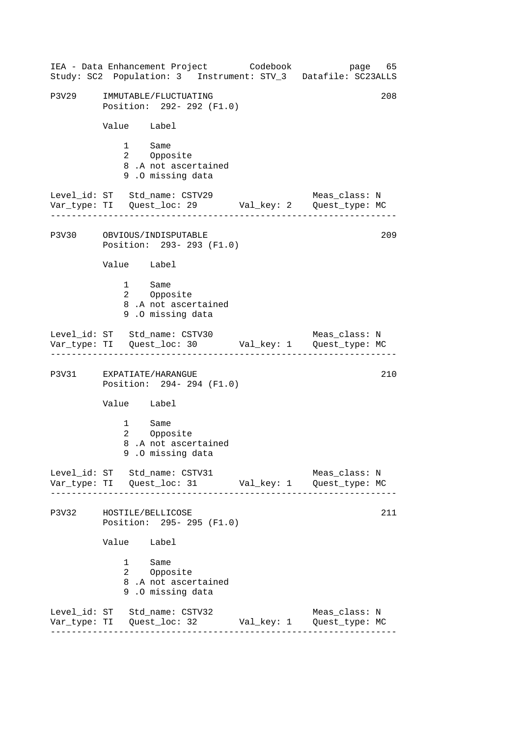```
P3V29     IMMUTABLE/FLUCTUATING                                   208
          Position:  292- 292 (F1.0)

          Value    Label

              1    Same
              2    Opposite
              8 .A not ascertained
              9 .O missing data

Level_id: ST   Std_name: CSTV29                     Meas_class: N
Var_type: TI   Quest_loc: 29       Val_key: 2    Quest_type: MC
-----------------------------------------------------------------

P3V30     OBVIOUS/INDISPUTABLE                                    209
          Position:  293- 293 (F1.0)

          Value    Label

              1    Same
              2    Opposite
              8 .A not ascertained
              9 .O missing data

Level_id: ST   Std_name: CSTV30                     Meas_class: N
Var_type: TI   Quest_loc: 30       Val_key: 1    Quest_type: MC
-----------------------------------------------------------------

P3V31     EXPATIATE/HARANGUE                                      210
          Position:  294- 294 (F1.0)

          Value    Label

              1    Same
              2    Opposite
              8 .A not ascertained
              9 .O missing data

Level_id: ST   Std_name: CSTV31                     Meas_class: N
Var_type: TI   Quest_loc: 31       Val_key: 1    Quest_type: MC
-----------------------------------------------------------------

P3V32     HOSTILE/BELLICOSE                                       211
          Position:  295- 295 (F1.0)

          Value    Label

              1    Same
              2    Opposite
              8 .A not ascertained
              9 .O missing data

Level_id: ST   Std_name: CSTV32                     Meas_class: N
Var_type: TI   Quest_loc: 32       Val_key: 1    Quest_type: MC
-----------------------------------------------------------------
```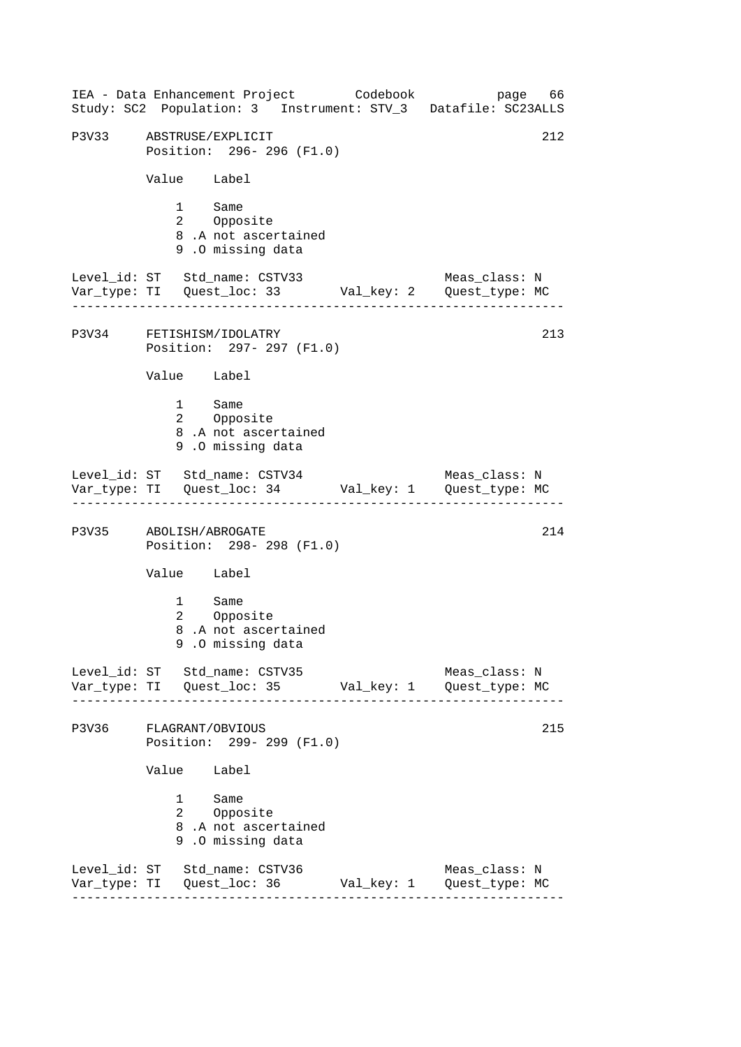P3V33 ABSTRUSE/EXPLICIT 212
Position: 296- 296 (F1.0)

| Value | Label |
|---|---|
| 1 | Same |
| 2 | Opposite |
| 8 | .A not ascertained |
| 9 | .O missing data |

Level_id: ST Std_name: CSTV33 Meas_class: N
Var_type: TI Quest_loc: 33 Val_key: 2 Quest_type: MC

---

P3V34 FETISHISM/IDOLATRY 213
Position: 297- 297 (F1.0)

| Value | Label |
|---|---|
| 1 | Same |
| 2 | Opposite |
| 8 | .A not ascertained |
| 9 | .O missing data |

Level_id: ST Std_name: CSTV34 Meas_class: N
Var_type: TI Quest_loc: 34 Val_key: 1 Quest_type: MC

---

P3V35 ABOLISH/ABROGATE 214
Position: 298- 298 (F1.0)

| Value | Label |
|---|---|
| 1 | Same |
| 2 | Opposite |
| 8 | .A not ascertained |
| 9 | .O missing data |

Level_id: ST Std_name: CSTV35 Meas_class: N
Var_type: TI Quest_loc: 35 Val_key: 1 Quest_type: MC

---

P3V36 FLAGRANT/OBVIOUS 215
Position: 299- 299 (F1.0)

| Value | Label |
|---|---|
| 1 | Same |
| 2 | Opposite |
| 8 | .A not ascertained |
| 9 | .O missing data |

Level_id: ST Std_name: CSTV36 Meas_class: N
Var_type: TI Quest_loc: 36 Val_key: 1 Quest_type: MC

---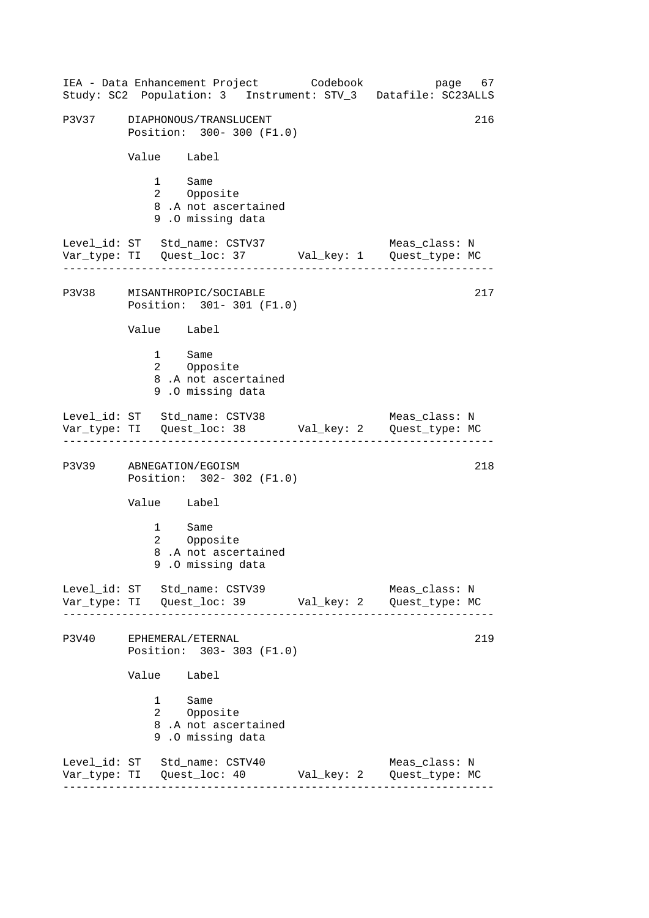IEA - Data Enhancement Project Codebook
Study: SC2 Population: 3 Instrument: STV_3 Datafile: SC23ALLS

```
P3V37     DIAPHONOUS/TRANSLUCENT                                    216
          Position:  300- 300 (F1.0)

          Value    Label

              1    Same
              2    Opposite
              8 .A not ascertained
              9 .O missing data

Level_id: ST   Std_name: CSTV37                      Meas_class: N
Var_type: TI   Quest_loc: 37        Val_key: 1    Quest_type: MC
-----------------------------------------------------------------

P3V38     MISANTHROPIC/SOCIABLE                                     217
          Position:  301- 301 (F1.0)

          Value    Label

              1    Same
              2    Opposite
              8 .A not ascertained
              9 .O missing data

Level_id: ST   Std_name: CSTV38                      Meas_class: N
Var_type: TI   Quest_loc: 38        Val_key: 2    Quest_type: MC
-----------------------------------------------------------------

P3V39     ABNEGATION/EGOISM                                         218
          Position:  302- 302 (F1.0)

          Value    Label

              1    Same
              2    Opposite
              8 .A not ascertained
              9 .O missing data

Level_id: ST   Std_name: CSTV39                      Meas_class: N
Var_type: TI   Quest_loc: 39        Val_key: 2    Quest_type: MC
-----------------------------------------------------------------

P3V40     EPHEMERAL/ETERNAL                                         219
          Position:  303- 303 (F1.0)

          Value    Label

              1    Same
              2    Opposite
              8 .A not ascertained
              9 .O missing data

Level_id: ST   Std_name: CSTV40                      Meas_class: N
Var_type: TI   Quest_loc: 40        Val_key: 2    Quest_type: MC
-----------------------------------------------------------------
```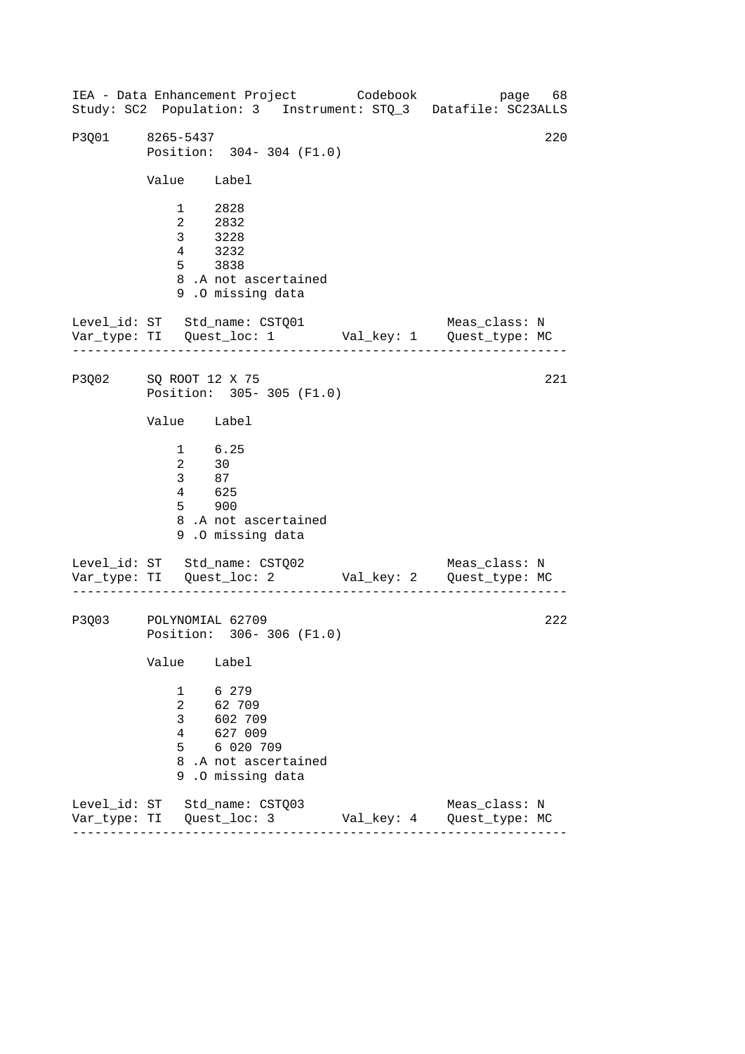IEA - Data Enhancement Project        Codebook           page  68
Study: SC2  Population: 3   Instrument: STQ_3   Datafile: SC23ALLS

```
P3Q01     8265-5437                                          220
          Position:  304- 304 (F1.0)

          Value    Label

              1    2828
              2    2832
              3    3228
              4    3232
              5    3838
              8 .A not ascertained
              9 .O missing data

Level_id: ST   Std_name: CSTQ01                  Meas_class: N
Var_type: TI   Quest_loc: 1        Val_key: 1    Quest_type: MC
-----------------------------------------------------------------

P3Q02     SQ ROOT 12 X 75                                    221
          Position:  305- 305 (F1.0)

          Value    Label

              1    6.25
              2    30
              3    87
              4    625
              5    900
              8 .A not ascertained
              9 .O missing data

Level_id: ST   Std_name: CSTQ02                  Meas_class: N
Var_type: TI   Quest_loc: 2        Val_key: 2    Quest_type: MC
-----------------------------------------------------------------

P3Q03     POLYNOMIAL 62709                                   222
          Position:  306- 306 (F1.0)

          Value    Label

              1    6 279
              2    62 709
              3    602 709
              4    627 009
              5    6 020 709
              8 .A not ascertained
              9 .O missing data

Level_id: ST   Std_name: CSTQ03                  Meas_class: N
Var_type: TI   Quest_loc: 3        Val_key: 4    Quest_type: MC
-----------------------------------------------------------------
```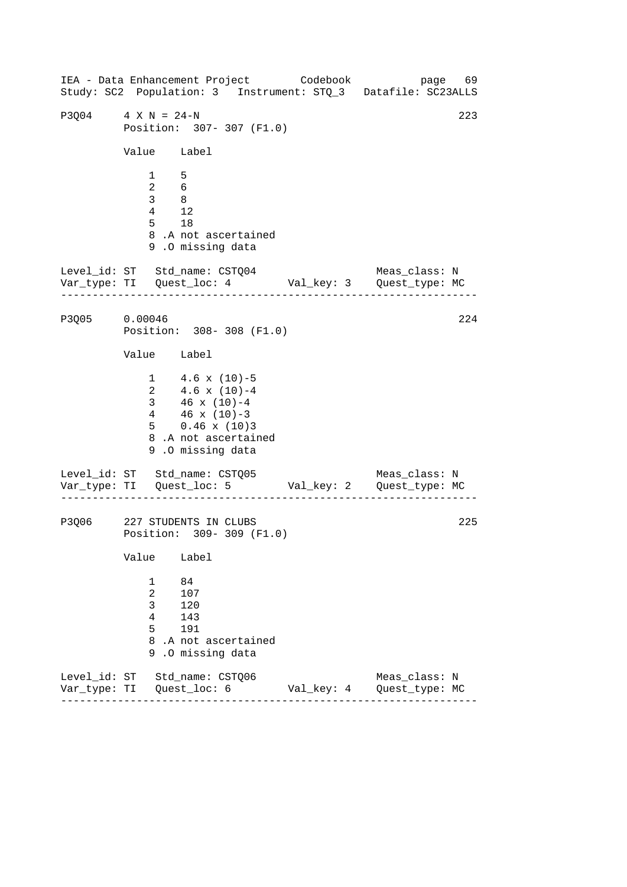```
P3Q04     4 X N = 24-N                                          223
          Position:  307- 307 (F1.0)

          Value    Label

              1    5
              2    6
              3    8
              4    12
              5    18
              8 .A not ascertained
              9 .O missing data

Level_id: ST   Std_name: CSTQ04                      Meas_class: N
Var_type: TI   Quest_loc: 4        Val_key: 3    Quest_type: MC
-----------------------------------------------------------------

P3Q05     0.00046                                               224
          Position:  308- 308 (F1.0)

          Value    Label

              1    4.6 x (10)-5
              2    4.6 x (10)-4
              3    46 x (10)-4
              4    46 x (10)-3
              5    0.46 x (10)3
              8 .A not ascertained
              9 .O missing data

Level_id: ST   Std_name: CSTQ05                      Meas_class: N
Var_type: TI   Quest_loc: 5        Val_key: 2    Quest_type: MC
-----------------------------------------------------------------

P3Q06     227 STUDENTS IN CLUBS                                 225
          Position:  309- 309 (F1.0)

          Value    Label

              1    84
              2    107
              3    120
              4    143
              5    191
              8 .A not ascertained
              9 .O missing data

Level_id: ST   Std_name: CSTQ06                      Meas_class: N
Var_type: TI   Quest_loc: 6        Val_key: 4    Quest_type: MC
-----------------------------------------------------------------
```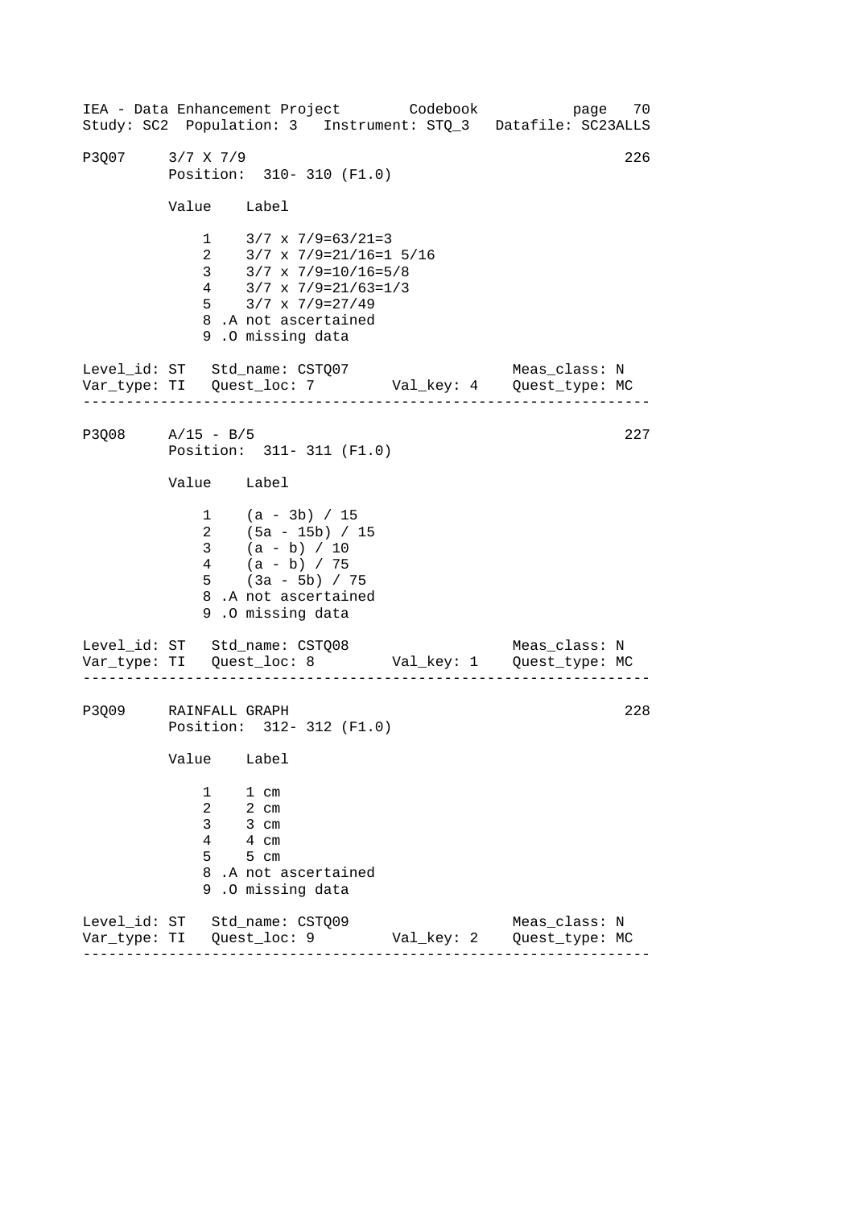IEA - Data Enhancement Project        Codebook           page  70
Study: SC2  Population: 3   Instrument: STQ_3   Datafile: SC23ALLS

```
P3Q07     3/7 X 7/9                                          226
          Position:  310- 310 (F1.0)

          Value    Label

              1    3/7 x 7/9=63/21=3
              2    3/7 x 7/9=21/16=1 5/16
              3    3/7 x 7/9=10/16=5/8
              4    3/7 x 7/9=21/63=1/3
              5    3/7 x 7/9=27/49
              8 .A not ascertained
              9 .O missing data

Level_id: ST   Std_name: CSTQ07                  Meas_class: N
Var_type: TI   Quest_loc: 7        Val_key: 4    Quest_type: MC
------------------------------------------------------------------

P3Q08     A/15 - B/5                                         227
          Position:  311- 311 (F1.0)

          Value    Label

              1    (a - 3b) / 15
              2    (5a - 15b) / 15
              3    (a - b) / 10
              4    (a - b) / 75
              5    (3a - 5b) / 75
              8 .A not ascertained
              9 .O missing data

Level_id: ST   Std_name: CSTQ08                  Meas_class: N
Var_type: TI   Quest_loc: 8        Val_key: 1    Quest_type: MC
------------------------------------------------------------------

P3Q09     RAINFALL GRAPH                                     228
          Position:  312- 312 (F1.0)

          Value    Label

              1    1 cm
              2    2 cm
              3    3 cm
              4    4 cm
              5    5 cm
              8 .A not ascertained
              9 .O missing data

Level_id: ST   Std_name: CSTQ09                  Meas_class: N
Var_type: TI   Quest_loc: 9        Val_key: 2    Quest_type: MC
------------------------------------------------------------------
```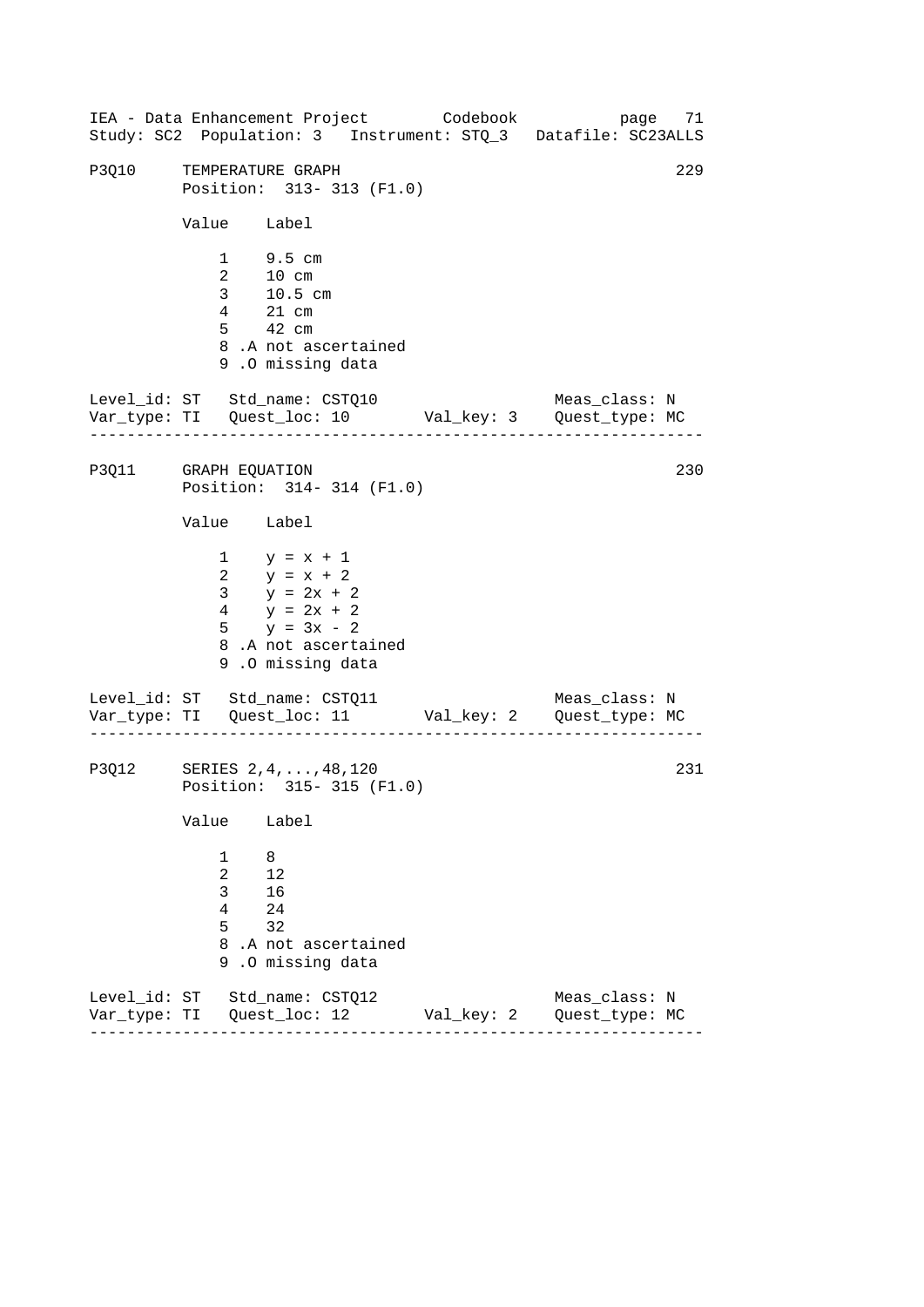IEA - Data Enhancement Project Codebook
Study: SC2 Population: 3 Instrument: STQ_3 Datafile: SC23ALLS

```
P3Q10     TEMPERATURE GRAPH                                        229
          Position:  313- 313 (F1.0)

          Value    Label

              1    9.5 cm
              2    10 cm
              3    10.5 cm
              4    21 cm
              5    42 cm
              8 .A not ascertained
              9 .O missing data

Level_id: ST   Std_name: CSTQ10                   Meas_class: N
Var_type: TI   Quest_loc: 10       Val_key: 3    Quest_type: MC
-----------------------------------------------------------------

P3Q11     GRAPH EQUATION                                           230
          Position:  314- 314 (F1.0)

          Value    Label

              1    y = x + 1
              2    y = x + 2
              3    y = 2x + 2
              4    y = 2x + 2
              5    y = 3x - 2
              8 .A not ascertained
              9 .O missing data

Level_id: ST   Std_name: CSTQ11                   Meas_class: N
Var_type: TI   Quest_loc: 11       Val_key: 2    Quest_type: MC
-----------------------------------------------------------------

P3Q12     SERIES 2,4,...,48,120                                    231
          Position:  315- 315 (F1.0)

          Value    Label

              1    8
              2    12
              3    16
              4    24
              5    32
              8 .A not ascertained
              9 .O missing data

Level_id: ST   Std_name: CSTQ12                   Meas_class: N
Var_type: TI   Quest_loc: 12       Val_key: 2    Quest_type: MC
-----------------------------------------------------------------
```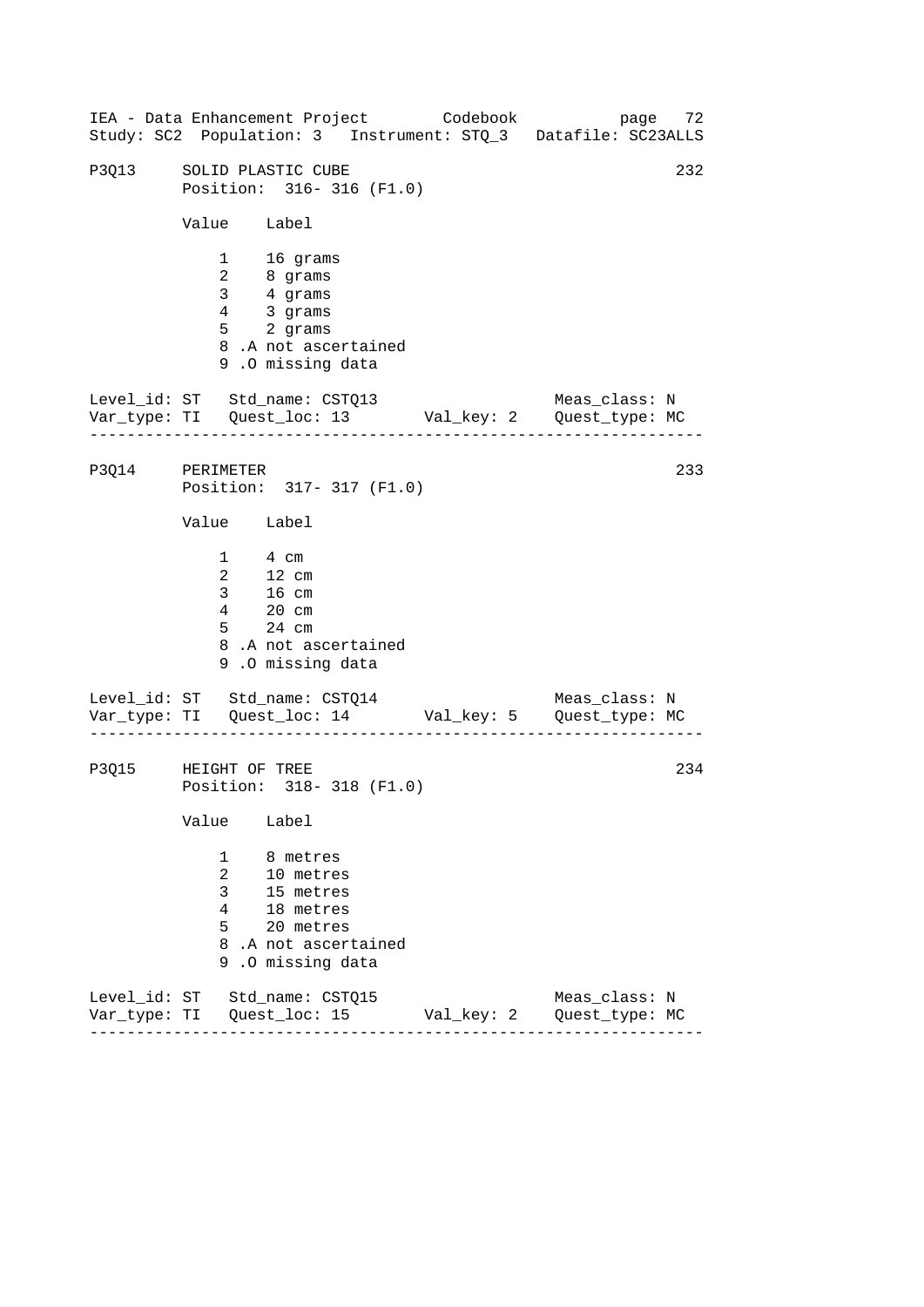## P3Q13 SOLID PLASTIC CUBE — 232

Position: 316- 316 (F1.0)

| Value | Label |
|---|---|
| 1 | 16 grams |
| 2 | 8 grams |
| 3 | 4 grams |
| 4 | 3 grams |
| 5 | 2 grams |
| 8 | .A not ascertained |
| 9 | .O missing data |

Level_id: ST   Std_name: CSTQ13   Meas_class: N
Var_type: TI   Quest_loc: 13   Val_key: 2   Quest_type: MC

---

## P3Q14 PERIMETER — 233

Position: 317- 317 (F1.0)

| Value | Label |
|---|---|
| 1 | 4 cm |
| 2 | 12 cm |
| 3 | 16 cm |
| 4 | 20 cm |
| 5 | 24 cm |
| 8 | .A not ascertained |
| 9 | .O missing data |

Level_id: ST   Std_name: CSTQ14   Meas_class: N
Var_type: TI   Quest_loc: 14   Val_key: 5   Quest_type: MC

---

## P3Q15 HEIGHT OF TREE — 234

Position: 318- 318 (F1.0)

| Value | Label |
|---|---|
| 1 | 8 metres |
| 2 | 10 metres |
| 3 | 15 metres |
| 4 | 18 metres |
| 5 | 20 metres |
| 8 | .A not ascertained |
| 9 | .O missing data |

Level_id: ST   Std_name: CSTQ15   Meas_class: N
Var_type: TI   Quest_loc: 15   Val_key: 2   Quest_type: MC

---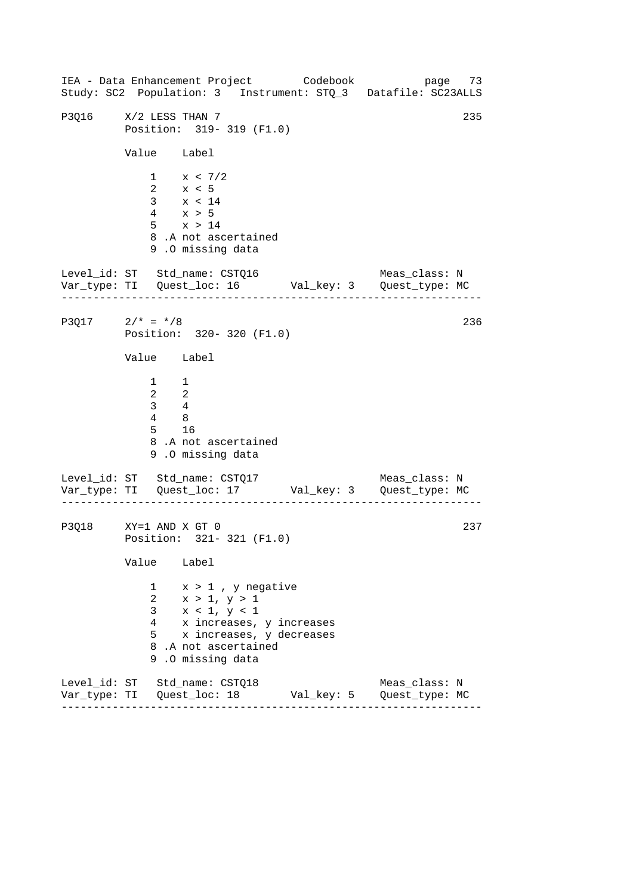P3Q16 X/2 LESS THAN 7 235

Position: 319- 319 (F1.0)

| Value | Label |
|---|---|
| 1 | $x < 7/2$ |
| 2 | $x < 5$ |
| 3 | $x < 14$ |
| 4 | $x > 5$ |
| 5 | $x > 14$ |
| 8 | .A not ascertained |
| 9 | .O missing data |

Level_id: ST Std_name: CSTQ16 Meas_class: N
Var_type: TI Quest_loc: 16 Val_key: 3 Quest_type: MC

---

P3Q17 2/* = */8 236

Position: 320- 320 (F1.0)

| Value | Label |
|---|---|
| 1 | 1 |
| 2 | 2 |
| 3 | 4 |
| 4 | 8 |
| 5 | 16 |
| 8 | .A not ascertained |
| 9 | .O missing data |

Level_id: ST Std_name: CSTQ17 Meas_class: N
Var_type: TI Quest_loc: 17 Val_key: 3 Quest_type: MC

---

P3Q18 XY=1 AND X GT 0 237

Position: 321- 321 (F1.0)

| Value | Label |
|---|---|
| 1 | $x > 1$ , y negative |
| 2 | $x > 1$, $y > 1$ |
| 3 | $x < 1$, $y < 1$ |
| 4 | x increases, y increases |
| 5 | x increases, y decreases |
| 8 | .A not ascertained |
| 9 | .O missing data |

Level_id: ST Std_name: CSTQ18 Meas_class: N
Var_type: TI Quest_loc: 18 Val_key: 5 Quest_type: MC

---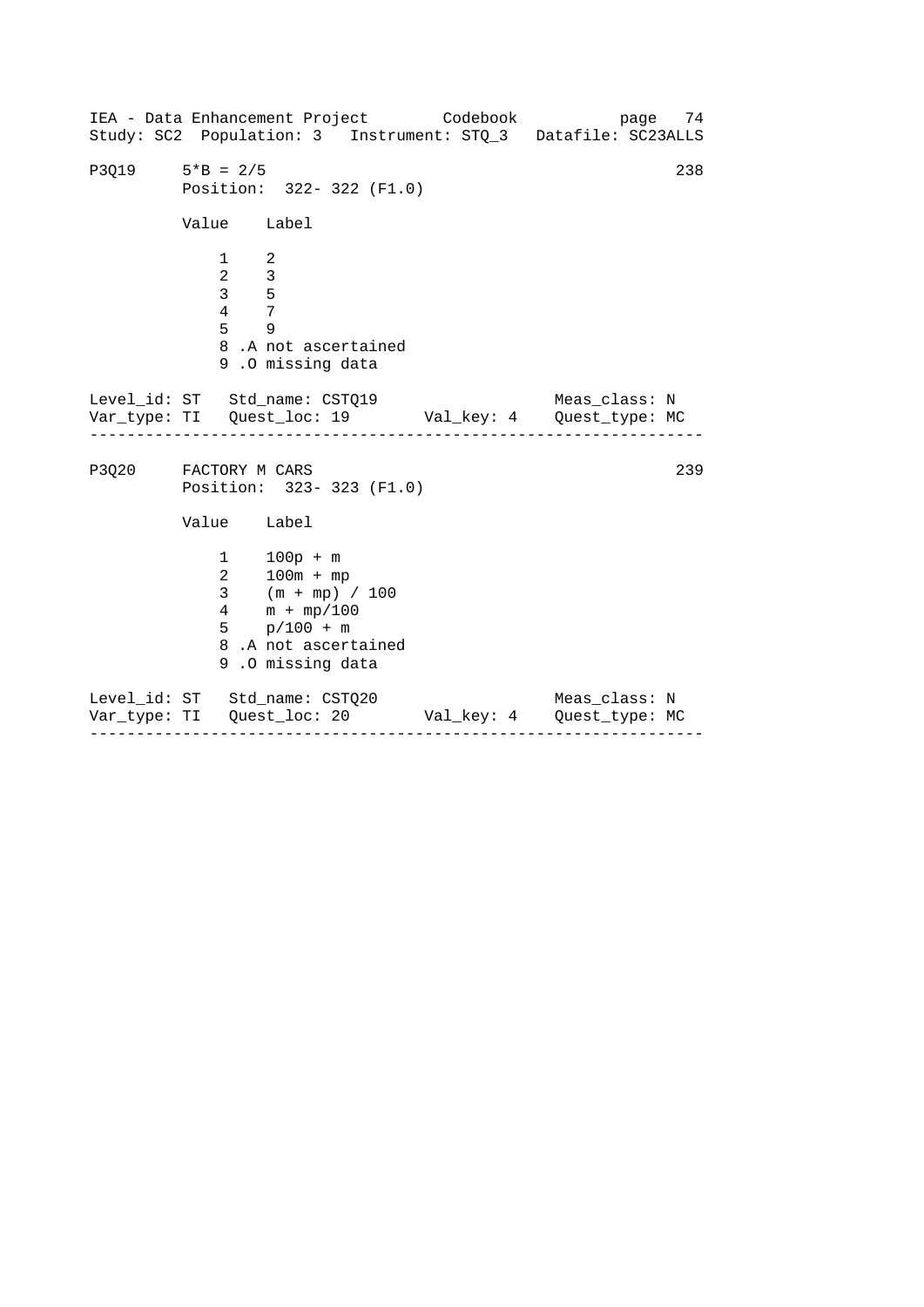P3Q19     5*B = 2/5                                                  238
          Position:  322- 322 (F1.0)

| Value | Label |
|---|---|
| 1 | 2 |
| 2 | 3 |
| 3 | 5 |
| 4 | 7 |
| 5 | 9 |
| 8 | .A not ascertained |
| 9 | .O missing data |

Level_id: ST   Std_name: CSTQ19                    Meas_class: N
Var_type: TI   Quest_loc: 19        Val_key: 4    Quest_type: MC

---

P3Q20     FACTORY M CARS                                             239
          Position:  323- 323 (F1.0)

| Value | Label |
|---|---|
| 1 | 100p + m |
| 2 | 100m + mp |
| 3 | (m + mp) / 100 |
| 4 | m + mp/100 |
| 5 | p/100 + m |
| 8 | .A not ascertained |
| 9 | .O missing data |

Level_id: ST   Std_name: CSTQ20                    Meas_class: N
Var_type: TI   Quest_loc: 20        Val_key: 4    Quest_type: MC

---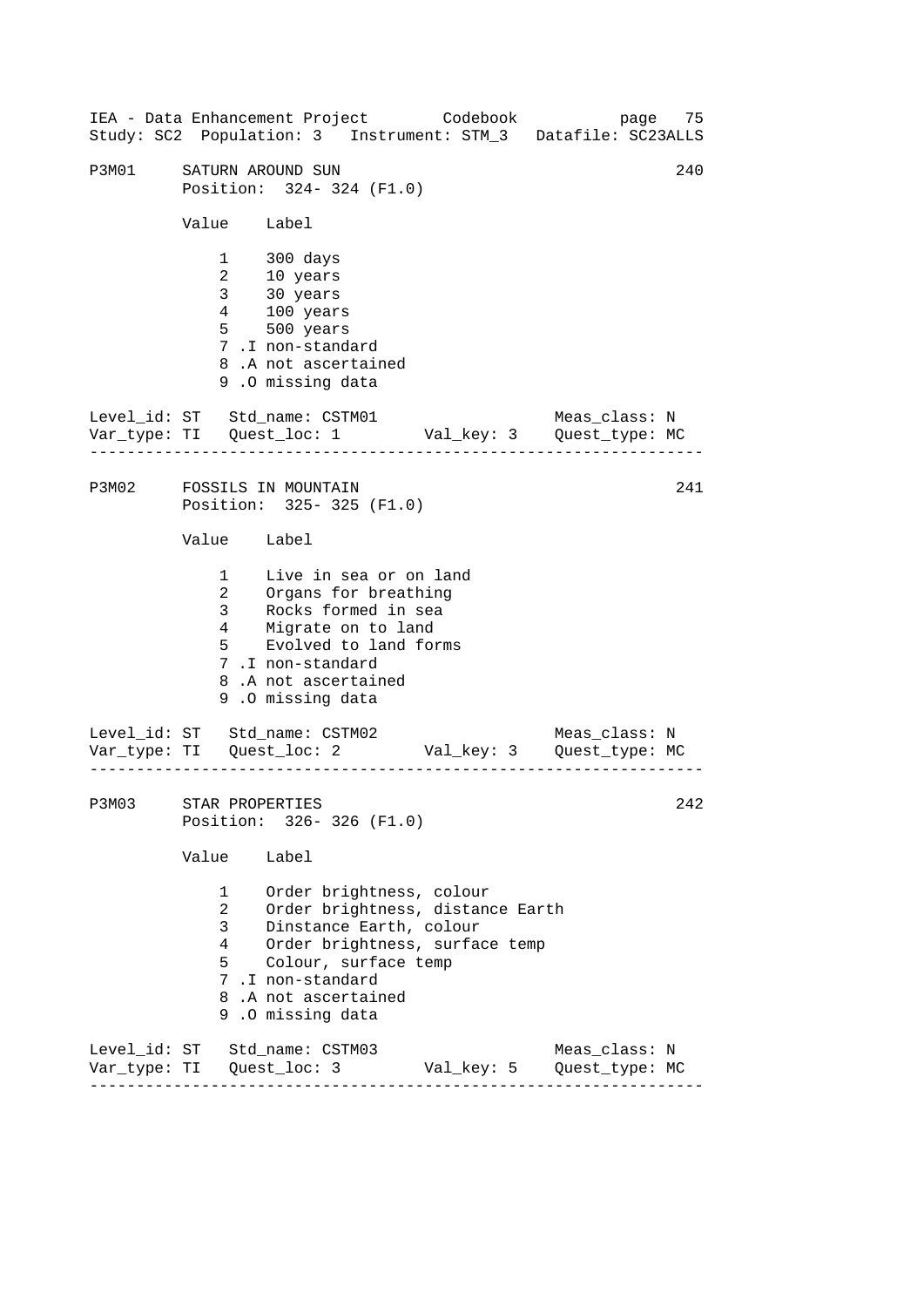IEA - Data Enhancement Project        Codebook
Study: SC2  Population: 3   Instrument: STM_3   Datafile: SC23ALLS

```
P3M01     SATURN AROUND SUN                                         240
          Position:  324- 324 (F1.0)

          Value    Label

              1    300 days
              2    10 years
              3    30 years
              4    100 years
              5    500 years
              7 .I non-standard
              8 .A not ascertained
              9 .O missing data

Level_id: ST   Std_name: CSTM01                    Meas_class: N
Var_type: TI   Quest_loc: 1         Val_key: 3    Quest_type: MC
-------------------------------------------------------------------

P3M02     FOSSILS IN MOUNTAIN                                       241
          Position:  325- 325 (F1.0)

          Value    Label

              1    Live in sea or on land
              2    Organs for breathing
              3    Rocks formed in sea
              4    Migrate on to land
              5    Evolved to land forms
              7 .I non-standard
              8 .A not ascertained
              9 .O missing data

Level_id: ST   Std_name: CSTM02                    Meas_class: N
Var_type: TI   Quest_loc: 2         Val_key: 3    Quest_type: MC
-------------------------------------------------------------------

P3M03     STAR PROPERTIES                                           242
          Position:  326- 326 (F1.0)

          Value    Label

              1    Order brightness, colour
              2    Order brightness, distance Earth
              3    Dinstance Earth, colour
              4    Order brightness, surface temp
              5    Colour, surface temp
              7 .I non-standard
              8 .A not ascertained
              9 .O missing data

Level_id: ST   Std_name: CSTM03                    Meas_class: N
Var_type: TI   Quest_loc: 3         Val_key: 5    Quest_type: MC
-------------------------------------------------------------------
```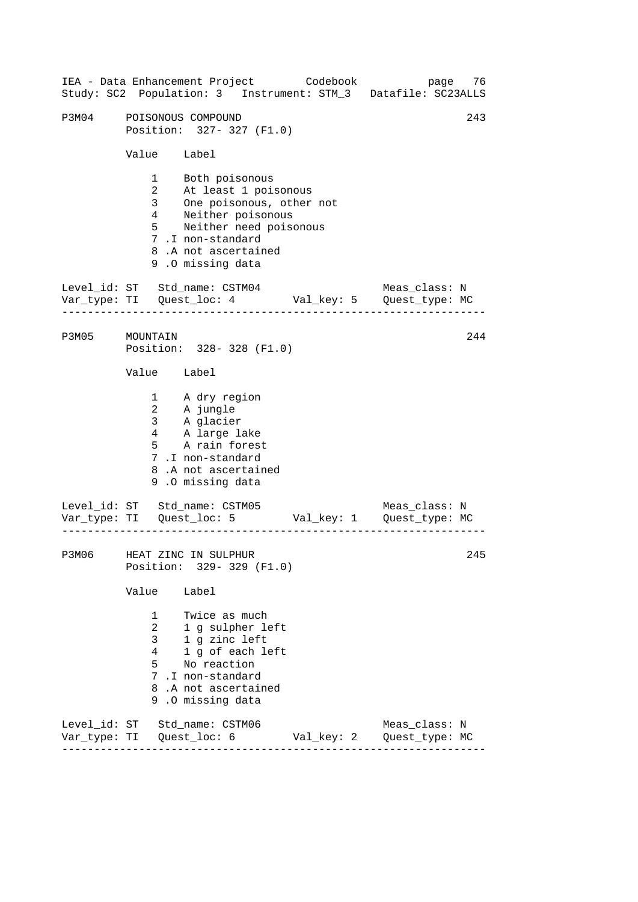```
P3M04     POISONOUS COMPOUND                                        243
          Position:  327- 327 (F1.0)

          Value    Label

              1    Both poisonous
              2    At least 1 poisonous
              3    One poisonous, other not
              4    Neither poisonous
              5    Neither need poisonous
              7 .I non-standard
              8 .A not ascertained
              9 .O missing data

Level_id: ST   Std_name: CSTM04                     Meas_class: N
Var_type: TI   Quest_loc: 4        Val_key: 5    Quest_type: MC
-------------------------------------------------------------------

P3M05     MOUNTAIN                                                  244
          Position:  328- 328 (F1.0)

          Value    Label

              1    A dry region
              2    A jungle
              3    A glacier
              4    A large lake
              5    A rain forest
              7 .I non-standard
              8 .A not ascertained
              9 .O missing data

Level_id: ST   Std_name: CSTM05                     Meas_class: N
Var_type: TI   Quest_loc: 5        Val_key: 1    Quest_type: MC
-------------------------------------------------------------------

P3M06     HEAT ZINC IN SULPHUR                                      245
          Position:  329- 329 (F1.0)

          Value    Label

              1    Twice as much
              2    1 g sulpher left
              3    1 g zinc left
              4    1 g of each left
              5    No reaction
              7 .I non-standard
              8 .A not ascertained
              9 .O missing data

Level_id: ST   Std_name: CSTM06                     Meas_class: N
Var_type: TI   Quest_loc: 6        Val_key: 2    Quest_type: MC
-------------------------------------------------------------------
```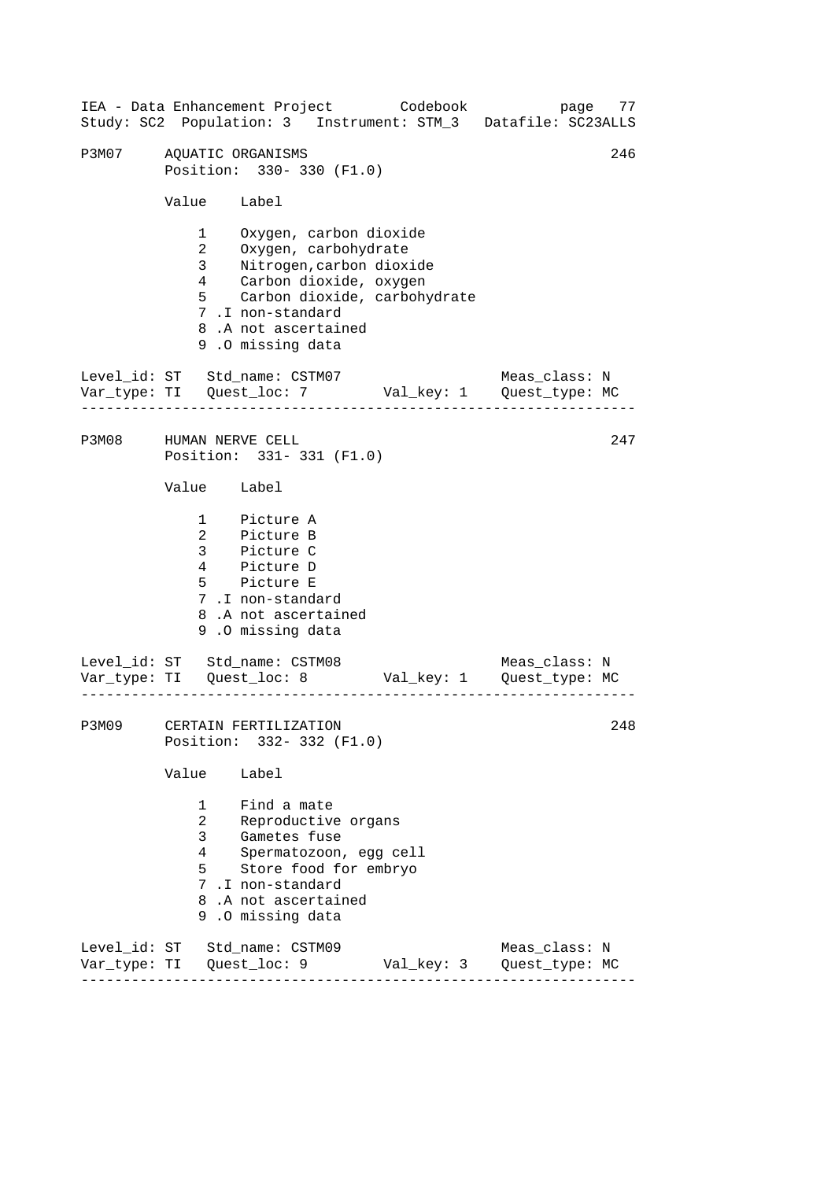IEA - Data Enhancement Project Codebook
Study: SC2 Population: 3 Instrument: STM_3 Datafile: SC23ALLS

```
P3M07    AQUATIC ORGANISMS                                        246
         Position:  330- 330 (F1.0)

         Value    Label

             1    Oxygen, carbon dioxide
             2    Oxygen, carbohydrate
             3    Nitrogen,carbon dioxide
             4    Carbon dioxide, oxygen
             5    Carbon dioxide, carbohydrate
             7 .I non-standard
             8 .A not ascertained
             9 .O missing data

Level_id: ST   Std_name: CSTM07                    Meas_class: N
Var_type: TI   Quest_loc: 7        Val_key: 1    Quest_type: MC
-------------------------------------------------------------------

P3M08    HUMAN NERVE CELL                                         247
         Position:  331- 331 (F1.0)

         Value    Label

             1    Picture A
             2    Picture B
             3    Picture C
             4    Picture D
             5    Picture E
             7 .I non-standard
             8 .A not ascertained
             9 .O missing data

Level_id: ST   Std_name: CSTM08                    Meas_class: N
Var_type: TI   Quest_loc: 8        Val_key: 1    Quest_type: MC
-------------------------------------------------------------------

P3M09    CERTAIN FERTILIZATION                                    248
         Position:  332- 332 (F1.0)

         Value    Label

             1    Find a mate
             2    Reproductive organs
             3    Gametes fuse
             4    Spermatozoon, egg cell
             5    Store food for embryo
             7 .I non-standard
             8 .A not ascertained
             9 .O missing data

Level_id: ST   Std_name: CSTM09                    Meas_class: N
Var_type: TI   Quest_loc: 9        Val_key: 3    Quest_type: MC
-------------------------------------------------------------------
```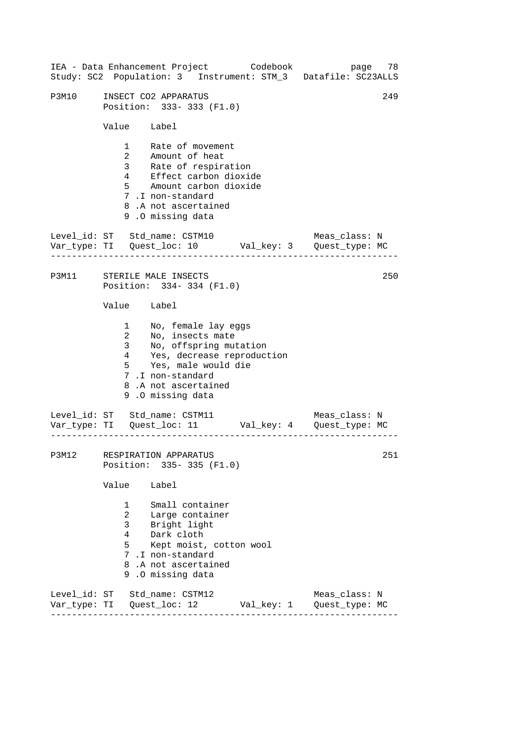P3M10 INSECT CO2 APPARATUS 249
Position: 333- 333 (F1.0)

| Value | Label |
|---|---|
| 1 | Rate of movement |
| 2 | Amount of heat |
| 3 | Rate of respiration |
| 4 | Effect carbon dioxide |
| 5 | Amount carbon dioxide |
| 7 | .I non-standard |
| 8 | .A not ascertained |
| 9 | .O missing data |

Level_id: ST Std_name: CSTM10 Meas_class: N
Var_type: TI Quest_loc: 10 Val_key: 3 Quest_type: MC

---

P3M11 STERILE MALE INSECTS 250
Position: 334- 334 (F1.0)

| Value | Label |
|---|---|
| 1 | No, female lay eggs |
| 2 | No, insects mate |
| 3 | No, offspring mutation |
| 4 | Yes, decrease reproduction |
| 5 | Yes, male would die |
| 7 | .I non-standard |
| 8 | .A not ascertained |
| 9 | .O missing data |

Level_id: ST Std_name: CSTM11 Meas_class: N
Var_type: TI Quest_loc: 11 Val_key: 4 Quest_type: MC

---

P3M12 RESPIRATION APPARATUS 251
Position: 335- 335 (F1.0)

| Value | Label |
|---|---|
| 1 | Small container |
| 2 | Large container |
| 3 | Bright light |
| 4 | Dark cloth |
| 5 | Kept moist, cotton wool |
| 7 | .I non-standard |
| 8 | .A not ascertained |
| 9 | .O missing data |

Level_id: ST Std_name: CSTM12 Meas_class: N
Var_type: TI Quest_loc: 12 Val_key: 1 Quest_type: MC

---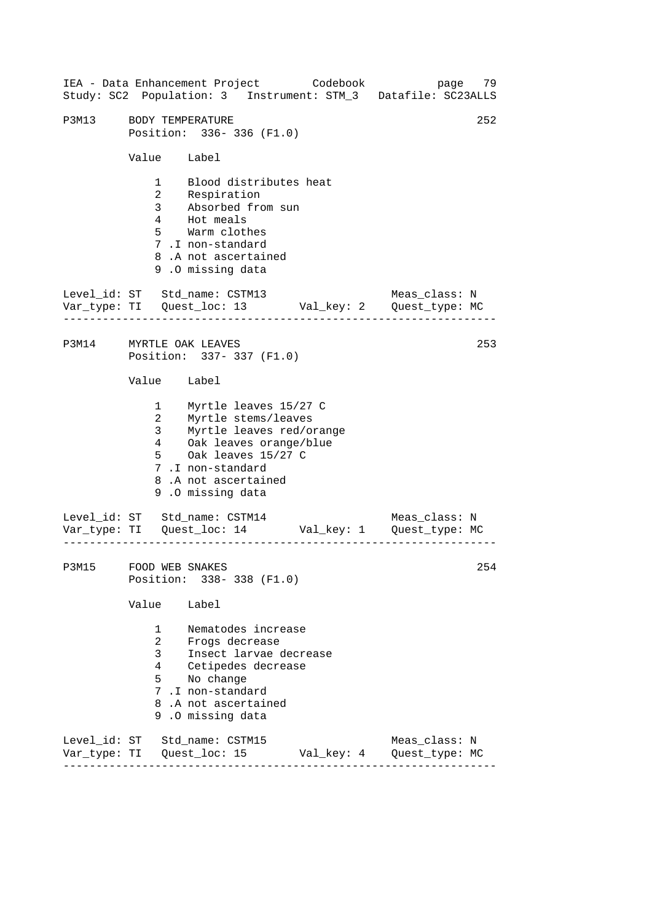P3M13 BODY TEMPERATURE 252
Position: 336- 336 (F1.0)

| Value | Label |
|---|---|
| 1 | Blood distributes heat |
| 2 | Respiration |
| 3 | Absorbed from sun |
| 4 | Hot meals |
| 5 | Warm clothes |
| 7 .I | non-standard |
| 8 .A | not ascertained |
| 9 .O | missing data |

Level_id: ST Std_name: CSTM13 Meas_class: N
Var_type: TI Quest_loc: 13 Val_key: 2 Quest_type: MC

---

P3M14 MYRTLE OAK LEAVES 253
Position: 337- 337 (F1.0)

| Value | Label |
|---|---|
| 1 | Myrtle leaves 15/27 C |
| 2 | Myrtle stems/leaves |
| 3 | Myrtle leaves red/orange |
| 4 | Oak leaves orange/blue |
| 5 | Oak leaves 15/27 C |
| 7 .I | non-standard |
| 8 .A | not ascertained |
| 9 .O | missing data |

Level_id: ST Std_name: CSTM14 Meas_class: N
Var_type: TI Quest_loc: 14 Val_key: 1 Quest_type: MC

---

P3M15 FOOD WEB SNAKES 254
Position: 338- 338 (F1.0)

| Value | Label |
|---|---|
| 1 | Nematodes increase |
| 2 | Frogs decrease |
| 3 | Insect larvae decrease |
| 4 | Cetipedes decrease |
| 5 | No change |
| 7 .I | non-standard |
| 8 .A | not ascertained |
| 9 .O | missing data |

Level_id: ST Std_name: CSTM15 Meas_class: N
Var_type: TI Quest_loc: 15 Val_key: 4 Quest_type: MC

---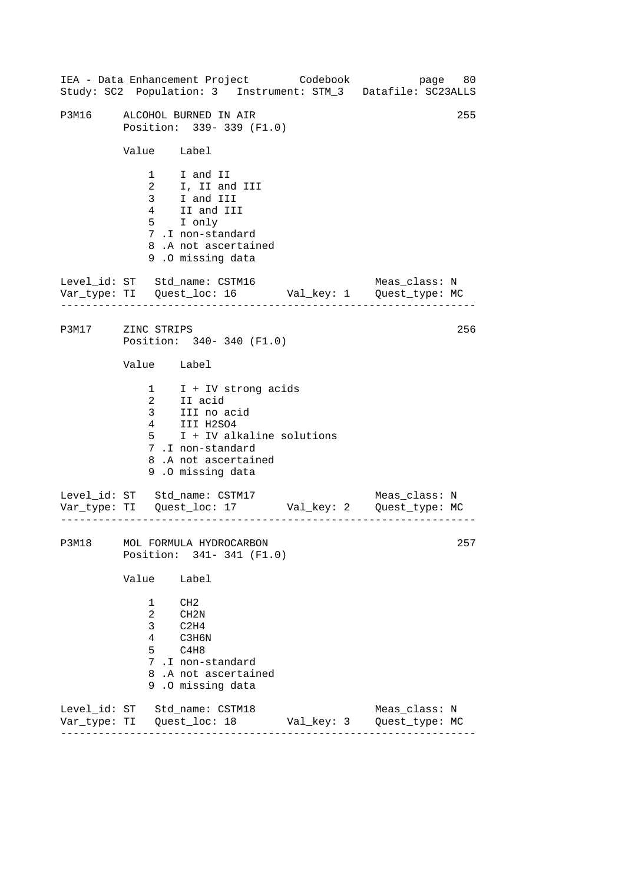## P3M16 ALCOHOL BURNED IN AIR — 255

Position: 339- 339 (F1.0)

| Value | Label |
|---|---|
| 1 | I and II |
| 2 | I, II and III |
| 3 | I and III |
| 4 | II and III |
| 5 | I only |
| 7 | .I non-standard |
| 8 | .A not ascertained |
| 9 | .O missing data |

Level_id: ST  Std_name: CSTM16  Meas_class: N
Var_type: TI  Quest_loc: 16  Val_key: 1  Quest_type: MC

---

## P3M17 ZINC STRIPS — 256

Position: 340- 340 (F1.0)

| Value | Label |
|---|---|
| 1 | I + IV strong acids |
| 2 | II acid |
| 3 | III no acid |
| 4 | III $H_2SO_4$ |
| 5 | I + IV alkaline solutions |
| 7 | .I non-standard |
| 8 | .A not ascertained |
| 9 | .O missing data |

Level_id: ST  Std_name: CSTM17  Meas_class: N
Var_type: TI  Quest_loc: 17  Val_key: 2  Quest_type: MC

---

## P3M18 MOL FORMULA HYDROCARBON — 257

Position: 341- 341 (F1.0)

| Value | Label |
|---|---|
| 1 | $CH_2$ |
| 2 | $CH_2N$ |
| 3 | $C_2H_4$ |
| 4 | $C_3H_6N$ |
| 5 | $C_4H_8$ |
| 7 | .I non-standard |
| 8 | .A not ascertained |
| 9 | .O missing data |

Level_id: ST  Std_name: CSTM18  Meas_class: N
Var_type: TI  Quest_loc: 18  Val_key: 3  Quest_type: MC

---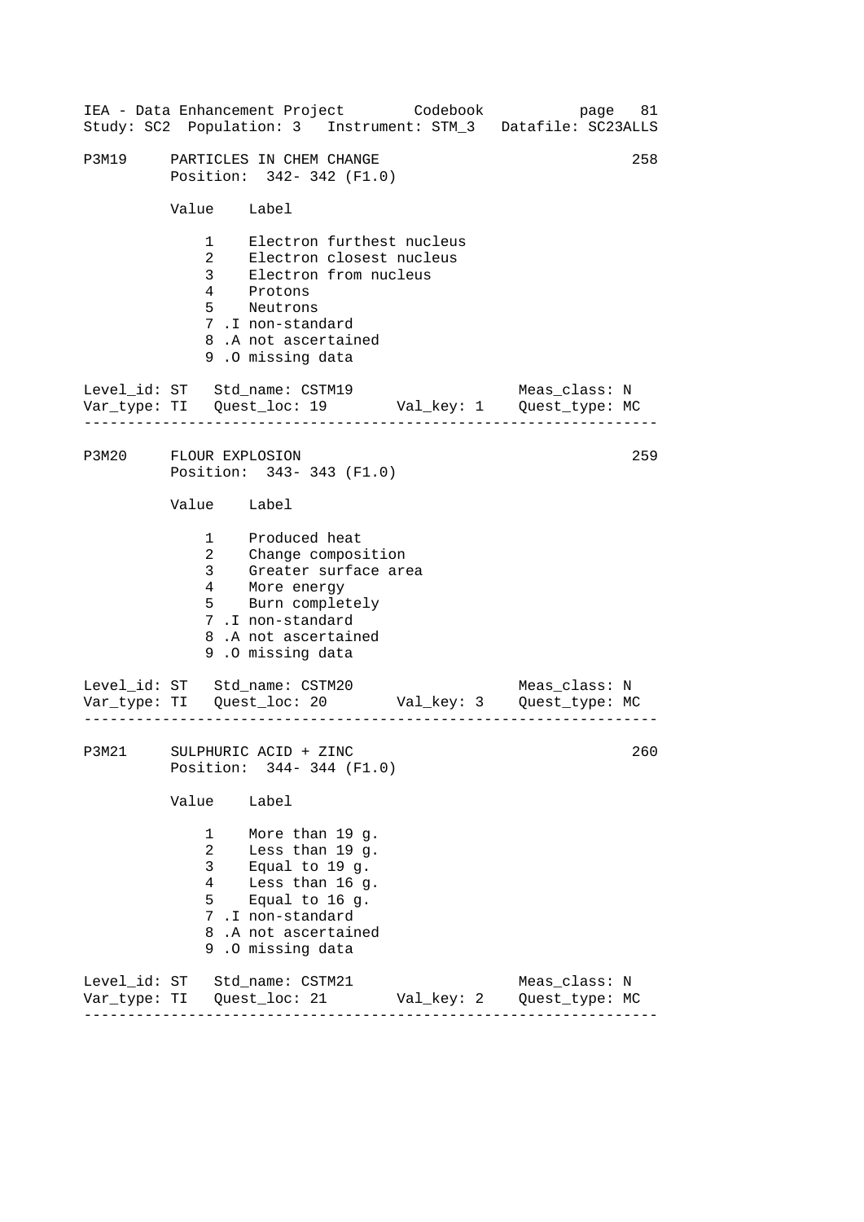P3M19 PARTICLES IN CHEM CHANGE 258
Position: 342- 342 (F1.0)

| Value | Label |
|---|---|
| 1 | Electron furthest nucleus |
| 2 | Electron closest nucleus |
| 3 | Electron from nucleus |
| 4 | Protons |
| 5 | Neutrons |
| 7 | .I non-standard |
| 8 | .A not ascertained |
| 9 | .O missing data |

Level_id: ST Std_name: CSTM19 Meas_class: N
Var_type: TI Quest_loc: 19 Val_key: 1 Quest_type: MC

---

P3M20 FLOUR EXPLOSION 259
Position: 343- 343 (F1.0)

| Value | Label |
|---|---|
| 1 | Produced heat |
| 2 | Change composition |
| 3 | Greater surface area |
| 4 | More energy |
| 5 | Burn completely |
| 7 | .I non-standard |
| 8 | .A not ascertained |
| 9 | .O missing data |

Level_id: ST Std_name: CSTM20 Meas_class: N
Var_type: TI Quest_loc: 20 Val_key: 3 Quest_type: MC

---

P3M21 SULPHURIC ACID + ZINC 260
Position: 344- 344 (F1.0)

| Value | Label |
|---|---|
| 1 | More than 19 g. |
| 2 | Less than 19 g. |
| 3 | Equal to 19 g. |
| 4 | Less than 16 g. |
| 5 | Equal to 16 g. |
| 7 | .I non-standard |
| 8 | .A not ascertained |
| 9 | .O missing data |

Level_id: ST Std_name: CSTM21 Meas_class: N
Var_type: TI Quest_loc: 21 Val_key: 2 Quest_type: MC

---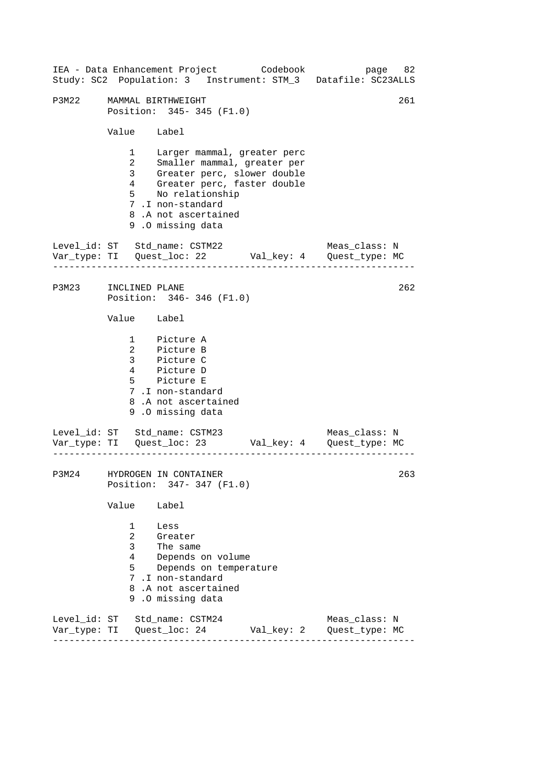P3M22 MAMMAL BIRTHWEIGHT 261
Position: 345- 345 (F1.0)

| Value | Label |
|---|---|
| 1 | Larger mammal, greater perc |
| 2 | Smaller mammal, greater per |
| 3 | Greater perc, slower double |
| 4 | Greater perc, faster double |
| 5 | No relationship |
| 7 | .I non-standard |
| 8 | .A not ascertained |
| 9 | .O missing data |

Level_id: ST Std_name: CSTM22 Meas_class: N
Var_type: TI Quest_loc: 22 Val_key: 4 Quest_type: MC

---

P3M23 INCLINED PLANE 262
Position: 346- 346 (F1.0)

| Value | Label |
|---|---|
| 1 | Picture A |
| 2 | Picture B |
| 3 | Picture C |
| 4 | Picture D |
| 5 | Picture E |
| 7 | .I non-standard |
| 8 | .A not ascertained |
| 9 | .O missing data |

Level_id: ST Std_name: CSTM23 Meas_class: N
Var_type: TI Quest_loc: 23 Val_key: 4 Quest_type: MC

---

P3M24 HYDROGEN IN CONTAINER 263
Position: 347- 347 (F1.0)

| Value | Label |
|---|---|
| 1 | Less |
| 2 | Greater |
| 3 | The same |
| 4 | Depends on volume |
| 5 | Depends on temperature |
| 7 | .I non-standard |
| 8 | .A not ascertained |
| 9 | .O missing data |

Level_id: ST Std_name: CSTM24 Meas_class: N
Var_type: TI Quest_loc: 24 Val_key: 2 Quest_type: MC

---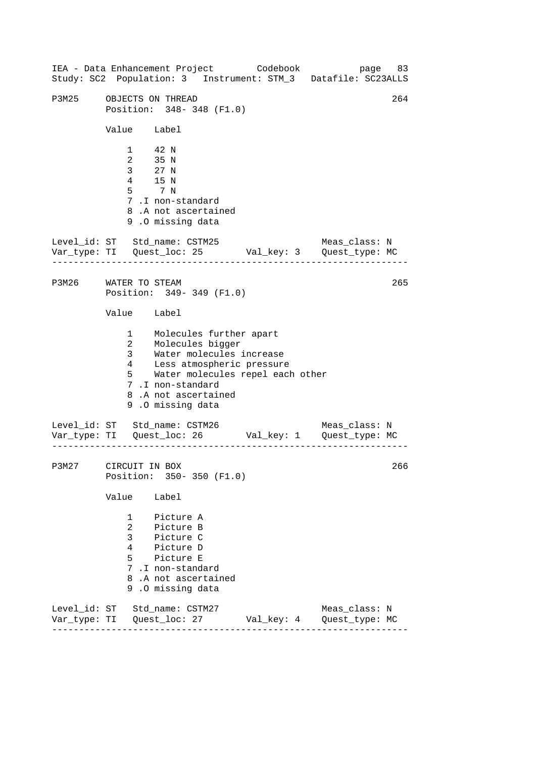P3M25 OBJECTS ON THREAD 264
Position: 348- 348 (F1.0)

| Value | Label |
|---|---|
| 1 | 42 N |
| 2 | 35 N |
| 3 | 27 N |
| 4 | 15 N |
| 5 | 7 N |
| 7 .I | non-standard |
| 8 .A | not ascertained |
| 9 .O | missing data |

Level_id: ST Std_name: CSTM25 Meas_class: N
Var_type: TI Quest_loc: 25 Val_key: 3 Quest_type: MC

---

P3M26 WATER TO STEAM 265
Position: 349- 349 (F1.0)

| Value | Label |
|---|---|
| 1 | Molecules further apart |
| 2 | Molecules bigger |
| 3 | Water molecules increase |
| 4 | Less atmospheric pressure |
| 5 | Water molecules repel each other |
| 7 .I | non-standard |
| 8 .A | not ascertained |
| 9 .O | missing data |

Level_id: ST Std_name: CSTM26 Meas_class: N
Var_type: TI Quest_loc: 26 Val_key: 1 Quest_type: MC

---

P3M27 CIRCUIT IN BOX 266
Position: 350- 350 (F1.0)

| Value | Label |
|---|---|
| 1 | Picture A |
| 2 | Picture B |
| 3 | Picture C |
| 4 | Picture D |
| 5 | Picture E |
| 7 .I | non-standard |
| 8 .A | not ascertained |
| 9 .O | missing data |

Level_id: ST Std_name: CSTM27 Meas_class: N
Var_type: TI Quest_loc: 27 Val_key: 4 Quest_type: MC

---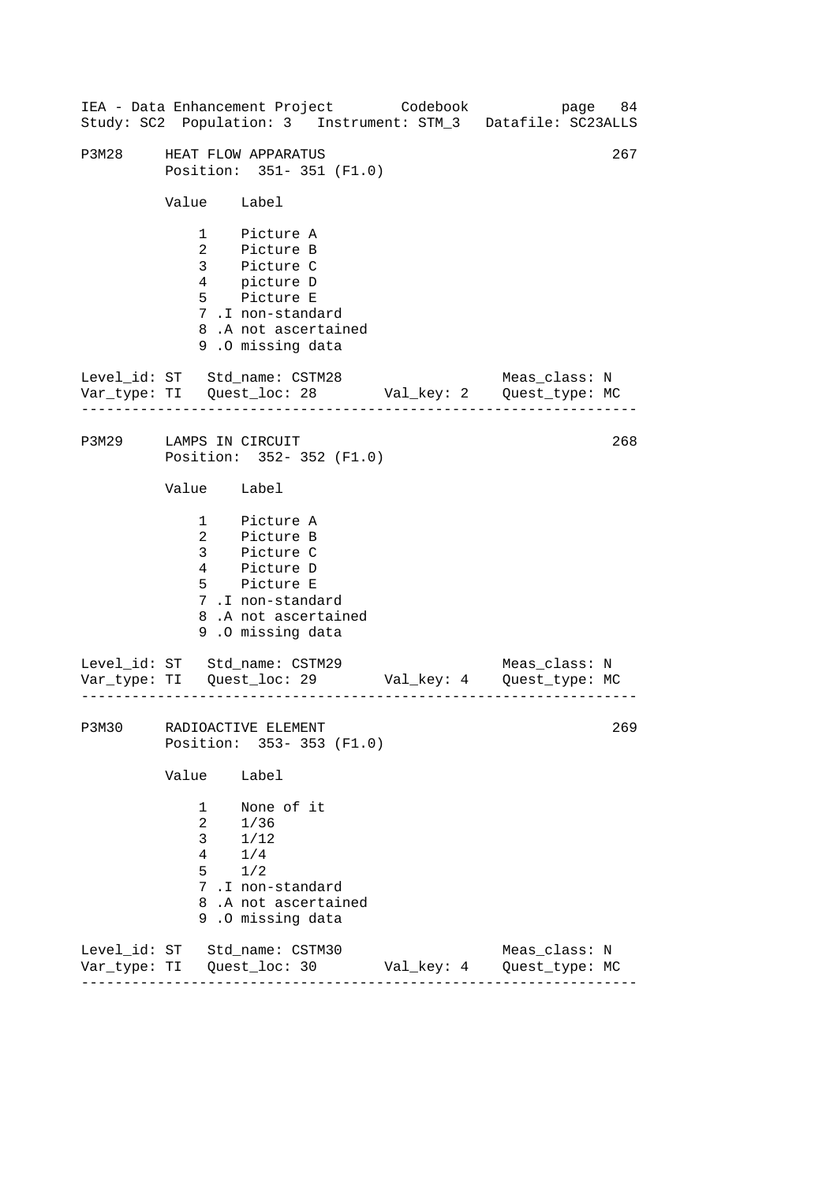P3M28 HEAT FLOW APPARATUS 267
Position: 351- 351 (F1.0)

| Value | Label |
|---|---|
| 1 | Picture A |
| 2 | Picture B |
| 3 | Picture C |
| 4 | picture D |
| 5 | Picture E |
| 7 | .I non-standard |
| 8 | .A not ascertained |
| 9 | .O missing data |

Level_id: ST Std_name: CSTM28 Meas_class: N
Var_type: TI Quest_loc: 28 Val_key: 2 Quest_type: MC

---

P3M29 LAMPS IN CIRCUIT 268
Position: 352- 352 (F1.0)

| Value | Label |
|---|---|
| 1 | Picture A |
| 2 | Picture B |
| 3 | Picture C |
| 4 | Picture D |
| 5 | Picture E |
| 7 | .I non-standard |
| 8 | .A not ascertained |
| 9 | .O missing data |

Level_id: ST Std_name: CSTM29 Meas_class: N
Var_type: TI Quest_loc: 29 Val_key: 4 Quest_type: MC

---

P3M30 RADIOACTIVE ELEMENT 269
Position: 353- 353 (F1.0)

| Value | Label |
|---|---|
| 1 | None of it |
| 2 | 1/36 |
| 3 | 1/12 |
| 4 | 1/4 |
| 5 | 1/2 |
| 7 | .I non-standard |
| 8 | .A not ascertained |
| 9 | .O missing data |

Level_id: ST Std_name: CSTM30 Meas_class: N
Var_type: TI Quest_loc: 30 Val_key: 4 Quest_type: MC

---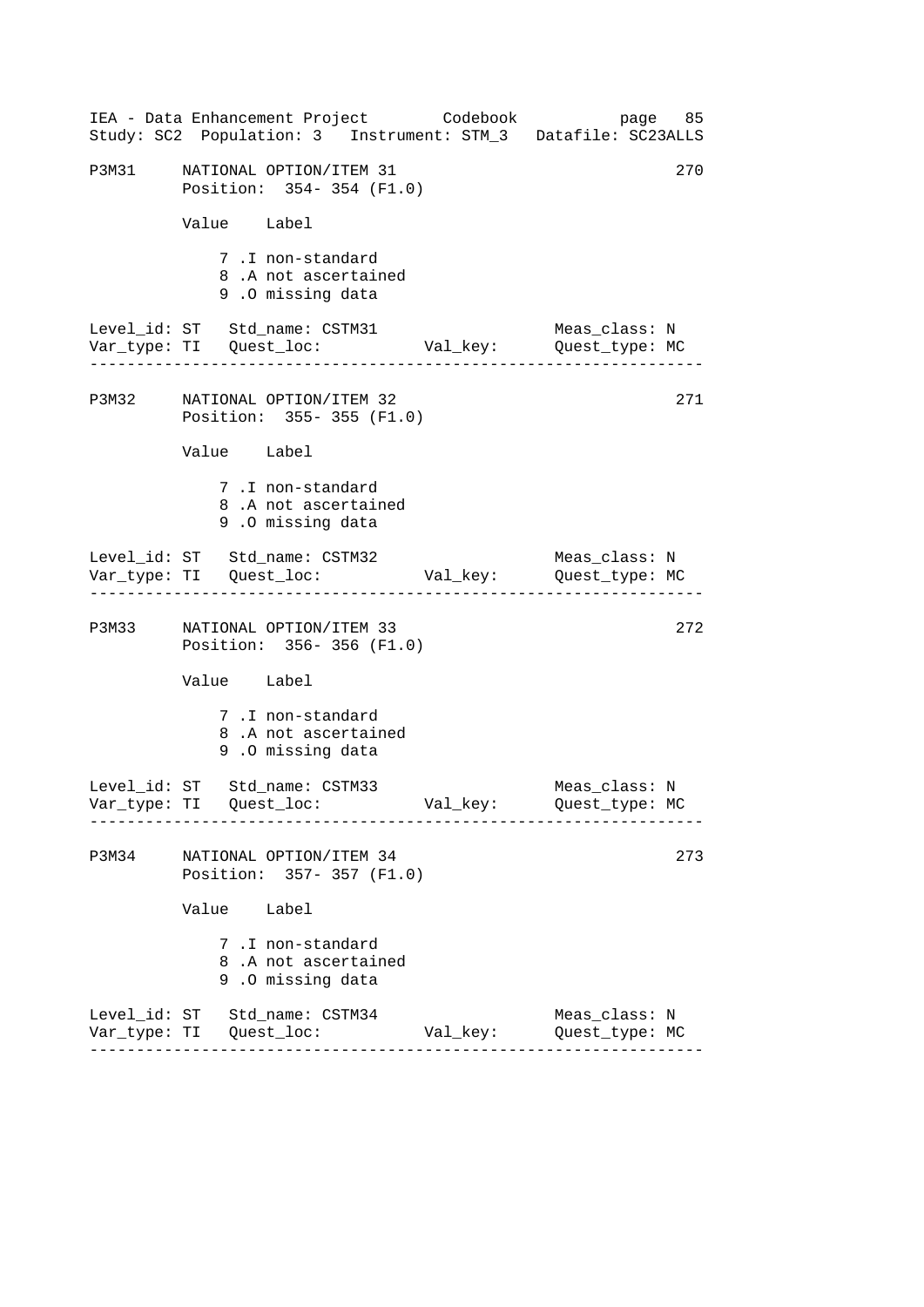P3M31 NATIONAL OPTION/ITEM 31 270
Position: 354- 354 (F1.0)

Value Label

7 .I non-standard
8 .A not ascertained
9 .O missing data

Level_id: ST Std_name: CSTM31 Meas_class: N
Var_type: TI Quest_loc: Val_key: Quest_type: MC

---

P3M32 NATIONAL OPTION/ITEM 32 271
Position: 355- 355 (F1.0)

Value Label

7 .I non-standard
8 .A not ascertained
9 .O missing data

Level_id: ST Std_name: CSTM32 Meas_class: N
Var_type: TI Quest_loc: Val_key: Quest_type: MC

---

P3M33 NATIONAL OPTION/ITEM 33 272
Position: 356- 356 (F1.0)

Value Label

7 .I non-standard
8 .A not ascertained
9 .O missing data

Level_id: ST Std_name: CSTM33 Meas_class: N
Var_type: TI Quest_loc: Val_key: Quest_type: MC

---

P3M34 NATIONAL OPTION/ITEM 34 273
Position: 357- 357 (F1.0)

Value Label

7 .I non-standard
8 .A not ascertained
9 .O missing data

Level_id: ST Std_name: CSTM34 Meas_class: N
Var_type: TI Quest_loc: Val_key: Quest_type: MC

---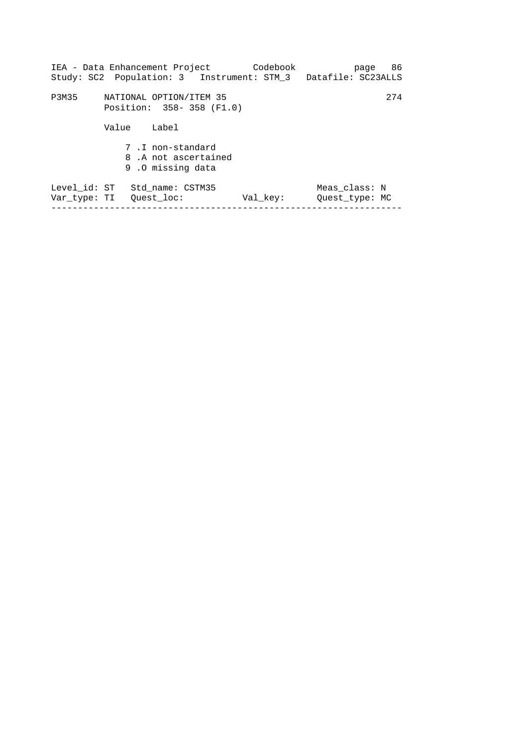```
P3M35     NATIONAL OPTION/ITEM 35                                  274
          Position:  358- 358 (F1.0)

          Value    Label

              7 .I non-standard
              8 .A not ascertained
              9 .O missing data

Level_id: ST   Std_name: CSTM35                    Meas_class: N
Var_type: TI   Quest_loc:           Val_key:       Quest_type: MC
------------------------------------------------------------------
```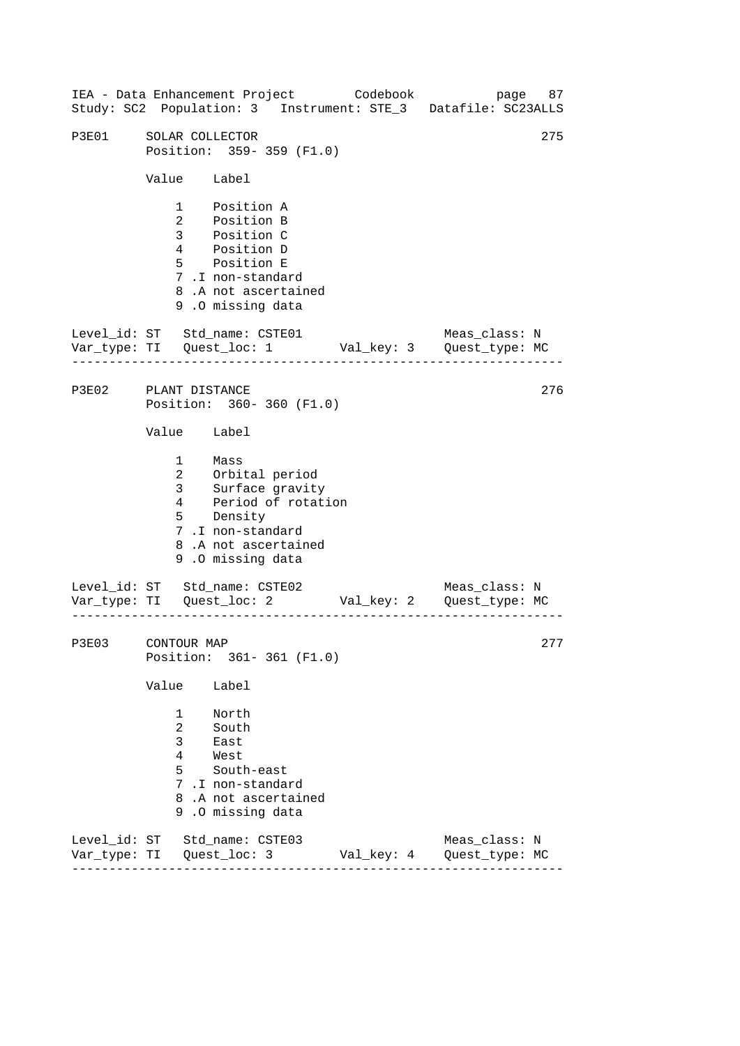IEA - Data Enhancement Project Codebook
Study: SC2 Population: 3 Instrument: STE_3 Datafile: SC23ALLS

```
P3E01     SOLAR COLLECTOR                                       275
          Position:  359- 359 (F1.0)

          Value    Label

              1    Position A
              2    Position B
              3    Position C
              4    Position D
              5    Position E
              7 .I non-standard
              8 .A not ascertained
              9 .O missing data

Level_id: ST   Std_name: CSTE01                    Meas_class: N
Var_type: TI   Quest_loc: 1        Val_key: 3     Quest_type: MC
-----------------------------------------------------------------

P3E02     PLANT DISTANCE                                        276
          Position:  360- 360 (F1.0)

          Value    Label

              1    Mass
              2    Orbital period
              3    Surface gravity
              4    Period of rotation
              5    Density
              7 .I non-standard
              8 .A not ascertained
              9 .O missing data

Level_id: ST   Std_name: CSTE02                    Meas_class: N
Var_type: TI   Quest_loc: 2        Val_key: 2     Quest_type: MC
-----------------------------------------------------------------

P3E03     CONTOUR MAP                                           277
          Position:  361- 361 (F1.0)

          Value    Label

              1    North
              2    South
              3    East
              4    West
              5    South-east
              7 .I non-standard
              8 .A not ascertained
              9 .O missing data

Level_id: ST   Std_name: CSTE03                    Meas_class: N
Var_type: TI   Quest_loc: 3        Val_key: 4     Quest_type: MC
-----------------------------------------------------------------
```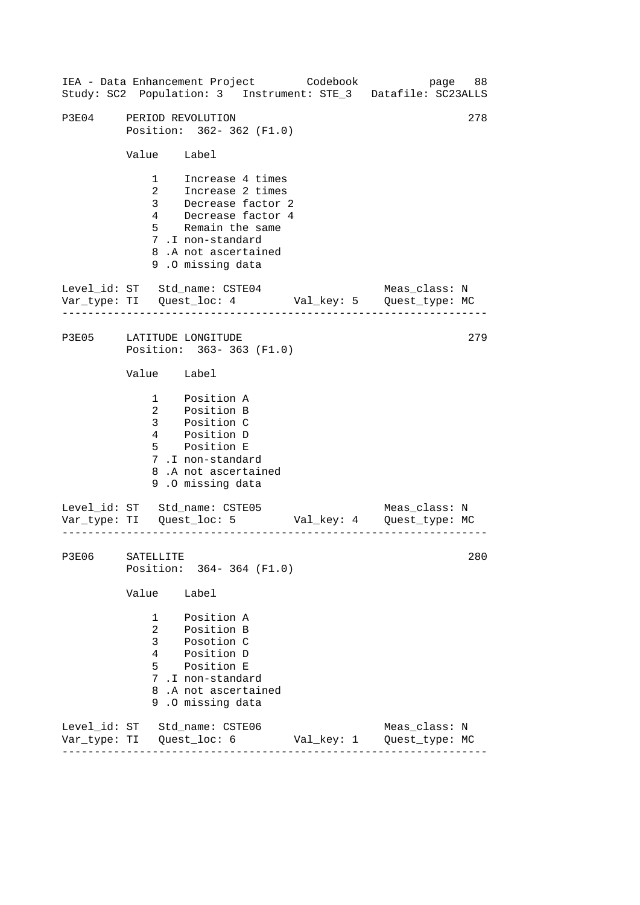IEA - Data Enhancement Project Codebook
Study: SC2 Population: 3 Instrument: STE_3 Datafile: SC23ALLS

```
P3E04    PERIOD REVOLUTION                                       278
         Position:  362- 362 (F1.0)

         Value    Label

             1    Increase 4 times
             2    Increase 2 times
             3    Decrease factor 2
             4    Decrease factor 4
             5    Remain the same
             7 .I non-standard
             8 .A not ascertained
             9 .O missing data

Level_id: ST   Std_name: CSTE04                  Meas_class: N
Var_type: TI   Quest_loc: 4        Val_key: 5    Quest_type: MC
-----------------------------------------------------------------

P3E05    LATITUDE LONGITUDE                                      279
         Position:  363- 363 (F1.0)

         Value    Label

             1    Position A
             2    Position B
             3    Position C
             4    Position D
             5    Position E
             7 .I non-standard
             8 .A not ascertained
             9 .O missing data

Level_id: ST   Std_name: CSTE05                  Meas_class: N
Var_type: TI   Quest_loc: 5        Val_key: 4    Quest_type: MC
-----------------------------------------------------------------

P3E06    SATELLITE                                               280
         Position:  364- 364 (F1.0)

         Value    Label

             1    Position A
             2    Position B
             3    Posotion C
             4    Position D
             5    Position E
             7 .I non-standard
             8 .A not ascertained
             9 .O missing data

Level_id: ST   Std_name: CSTE06                  Meas_class: N
Var_type: TI   Quest_loc: 6        Val_key: 1    Quest_type: MC
-----------------------------------------------------------------
```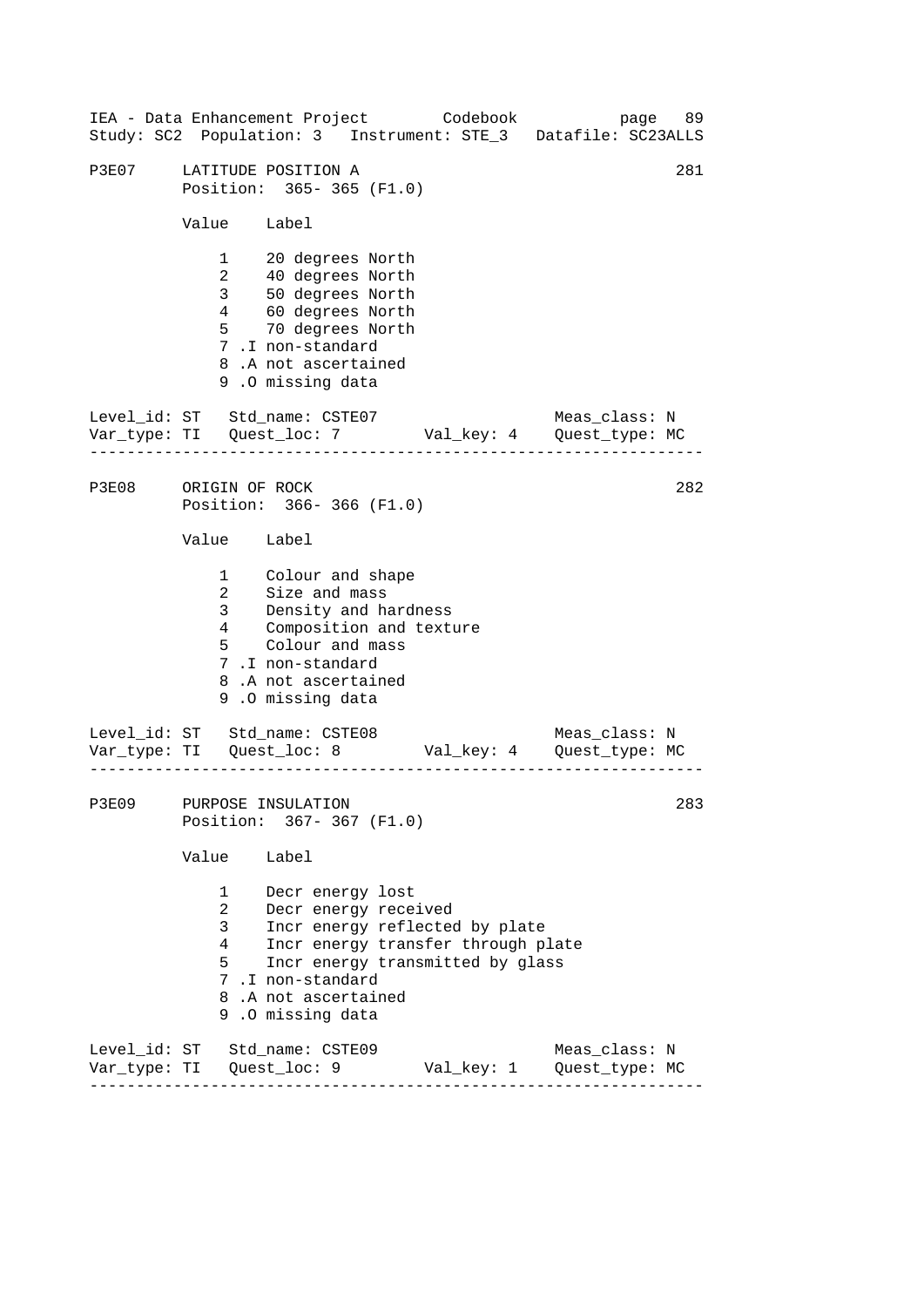## P3E07 LATITUDE POSITION A — 281

Position: 365- 365 (F1.0)

| Value | Label |
|---|---|
| 1 | 20 degrees North |
| 2 | 40 degrees North |
| 3 | 50 degrees North |
| 4 | 60 degrees North |
| 5 | 70 degrees North |
| 7 .I | non-standard |
| 8 .A | not ascertained |
| 9 .O | missing data |

```
Level_id: ST   Std_name: CSTE07                    Meas_class: N
Var_type: TI   Quest_loc: 7        Val_key: 4    Quest_type: MC
```

---

## P3E08 ORIGIN OF ROCK — 282

Position: 366- 366 (F1.0)

| Value | Label |
|---|---|
| 1 | Colour and shape |
| 2 | Size and mass |
| 3 | Density and hardness |
| 4 | Composition and texture |
| 5 | Colour and mass |
| 7 .I | non-standard |
| 8 .A | not ascertained |
| 9 .O | missing data |

```
Level_id: ST   Std_name: CSTE08                    Meas_class: N
Var_type: TI   Quest_loc: 8        Val_key: 4    Quest_type: MC
```

---

## P3E09 PURPOSE INSULATION — 283

Position: 367- 367 (F1.0)

| Value | Label |
|---|---|
| 1 | Decr energy lost |
| 2 | Decr energy received |
| 3 | Incr energy reflected by plate |
| 4 | Incr energy transfer through plate |
| 5 | Incr energy transmitted by glass |
| 7 .I | non-standard |
| 8 .A | not ascertained |
| 9 .O | missing data |

```
Level_id: ST   Std_name: CSTE09                    Meas_class: N
Var_type: TI   Quest_loc: 9        Val_key: 1    Quest_type: MC
```

---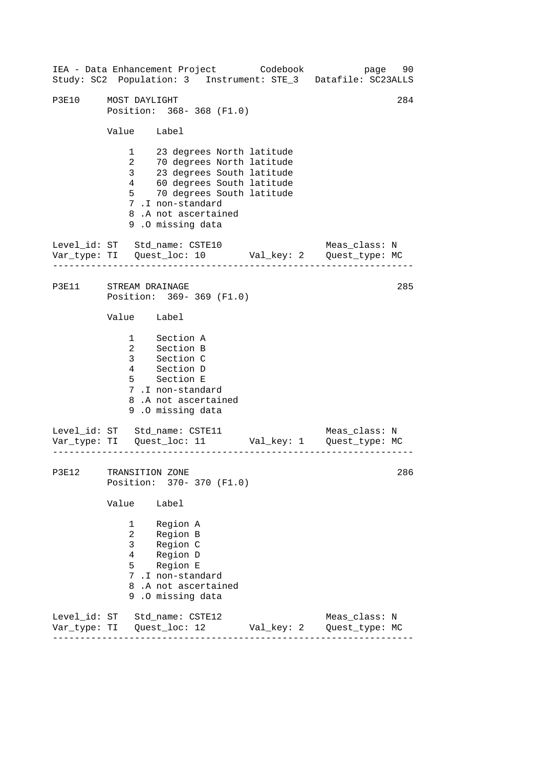```
P3E10     MOST DAYLIGHT                                          284
          Position:  368- 368 (F1.0)

          Value    Label

              1    23 degrees North latitude
              2    70 degrees North latitude
              3    23 degrees South latitude
              4    60 degrees South latitude
              5    70 degrees South latitude
              7 .I non-standard
              8 .A not ascertained
              9 .O missing data

Level_id: ST   Std_name: CSTE10                    Meas_class: N
Var_type: TI   Quest_loc: 10       Val_key: 2    Quest_type: MC
-------------------------------------------------------------------

P3E11     STREAM DRAINAGE                                        285
          Position:  369- 369 (F1.0)

          Value    Label

              1    Section A
              2    Section B
              3    Section C
              4    Section D
              5    Section E
              7 .I non-standard
              8 .A not ascertained
              9 .O missing data

Level_id: ST   Std_name: CSTE11                    Meas_class: N
Var_type: TI   Quest_loc: 11       Val_key: 1    Quest_type: MC
-------------------------------------------------------------------

P3E12     TRANSITION ZONE                                        286
          Position:  370- 370 (F1.0)

          Value    Label

              1    Region A
              2    Region B
              3    Region C
              4    Region D
              5    Region E
              7 .I non-standard
              8 .A not ascertained
              9 .O missing data

Level_id: ST   Std_name: CSTE12                    Meas_class: N
Var_type: TI   Quest_loc: 12       Val_key: 2    Quest_type: MC
-------------------------------------------------------------------
```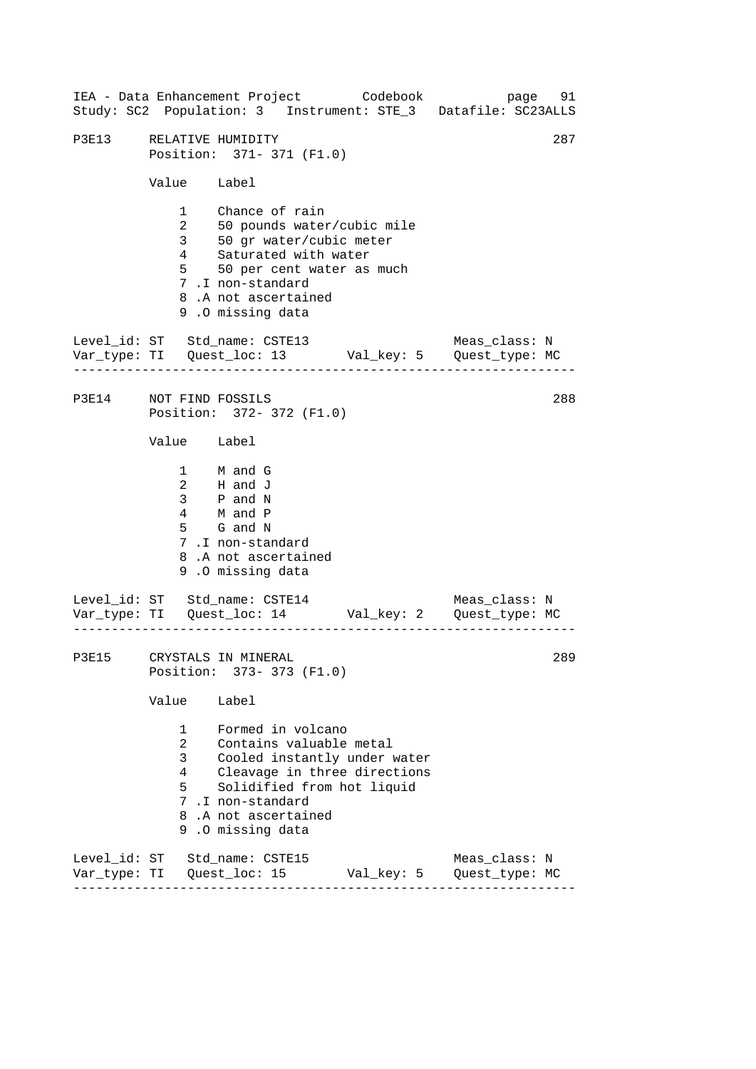## P3E13 RELATIVE HUMIDITY (287)

Position: 371- 371 (F1.0)

| Value | Label |
|---|---|
| 1 | Chance of rain |
| 2 | 50 pounds water/cubic mile |
| 3 | 50 gr water/cubic meter |
| 4 | Saturated with water |
| 5 | 50 per cent water as much |
| 7 | .I non-standard |
| 8 | .A not ascertained |
| 9 | .O missing data |

Level_id: ST  Std_name: CSTE13  Meas_class: N
Var_type: TI  Quest_loc: 13  Val_key: 5  Quest_type: MC

---

## P3E14 NOT FIND FOSSILS (288)

Position: 372- 372 (F1.0)

| Value | Label |
|---|---|
| 1 | M and G |
| 2 | H and J |
| 3 | P and N |
| 4 | M and P |
| 5 | G and N |
| 7 | .I non-standard |
| 8 | .A not ascertained |
| 9 | .O missing data |

Level_id: ST  Std_name: CSTE14  Meas_class: N
Var_type: TI  Quest_loc: 14  Val_key: 2  Quest_type: MC

---

## P3E15 CRYSTALS IN MINERAL (289)

Position: 373- 373 (F1.0)

| Value | Label |
|---|---|
| 1 | Formed in volcano |
| 2 | Contains valuable metal |
| 3 | Cooled instantly under water |
| 4 | Cleavage in three directions |
| 5 | Solidified from hot liquid |
| 7 | .I non-standard |
| 8 | .A not ascertained |
| 9 | .O missing data |

Level_id: ST  Std_name: CSTE15  Meas_class: N
Var_type: TI  Quest_loc: 15  Val_key: 5  Quest_type: MC

---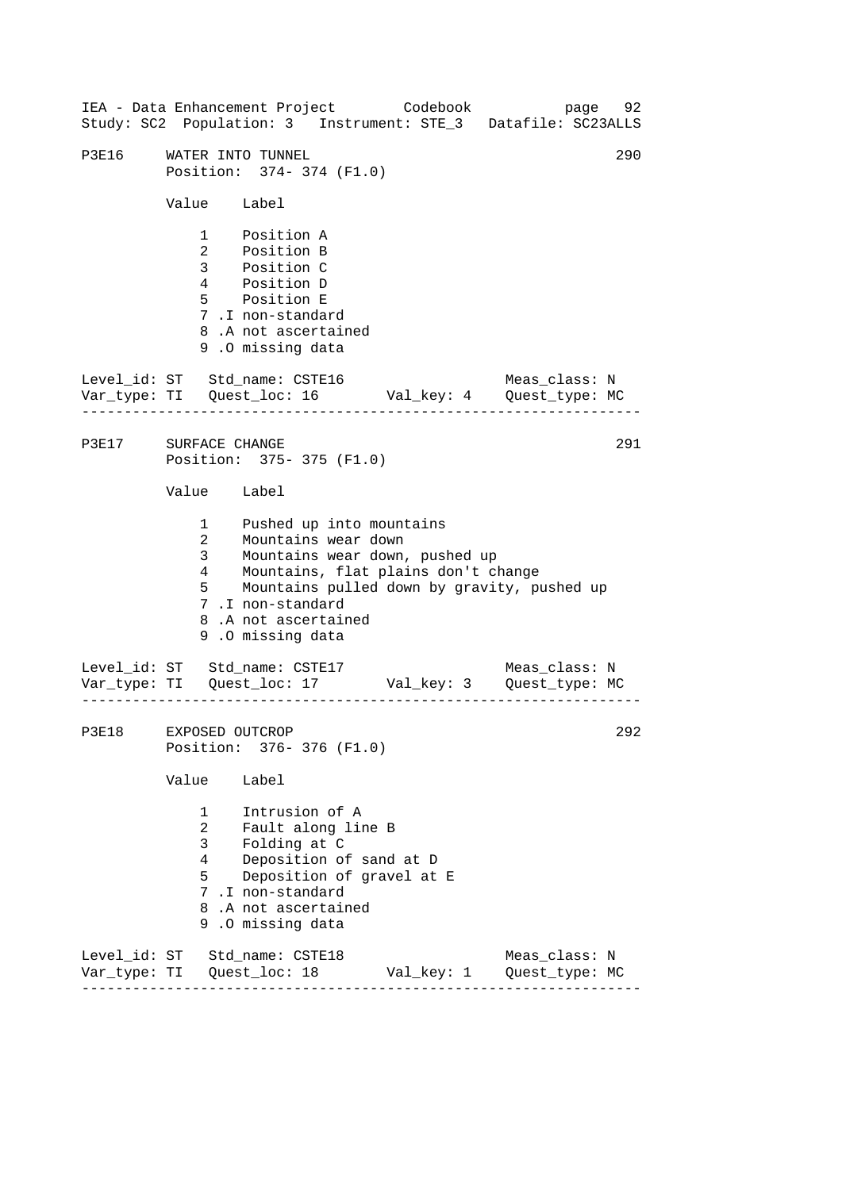## P3E16 WATER INTO TUNNEL — 290

Position: 374- 374 (F1.0)

| Value | Label |
|---|---|
| 1 | Position A |
| 2 | Position B |
| 3 | Position C |
| 4 | Position D |
| 5 | Position E |
| 7 .I | non-standard |
| 8 .A | not ascertained |
| 9 .O | missing data |

Level_id: ST   Std_name: CSTE16   Meas_class: N
Var_type: TI   Quest_loc: 16   Val_key: 4   Quest_type: MC

---

## P3E17 SURFACE CHANGE — 291

Position: 375- 375 (F1.0)

| Value | Label |
|---|---|
| 1 | Pushed up into mountains |
| 2 | Mountains wear down |
| 3 | Mountains wear down, pushed up |
| 4 | Mountains, flat plains don't change |
| 5 | Mountains pulled down by gravity, pushed up |
| 7 .I | non-standard |
| 8 .A | not ascertained |
| 9 .O | missing data |

Level_id: ST   Std_name: CSTE17   Meas_class: N
Var_type: TI   Quest_loc: 17   Val_key: 3   Quest_type: MC

---

## P3E18 EXPOSED OUTCROP — 292

Position: 376- 376 (F1.0)

| Value | Label |
|---|---|
| 1 | Intrusion of A |
| 2 | Fault along line B |
| 3 | Folding at C |
| 4 | Deposition of sand at D |
| 5 | Deposition of gravel at E |
| 7 .I | non-standard |
| 8 .A | not ascertained |
| 9 .O | missing data |

Level_id: ST   Std_name: CSTE18   Meas_class: N
Var_type: TI   Quest_loc: 18   Val_key: 1   Quest_type: MC

---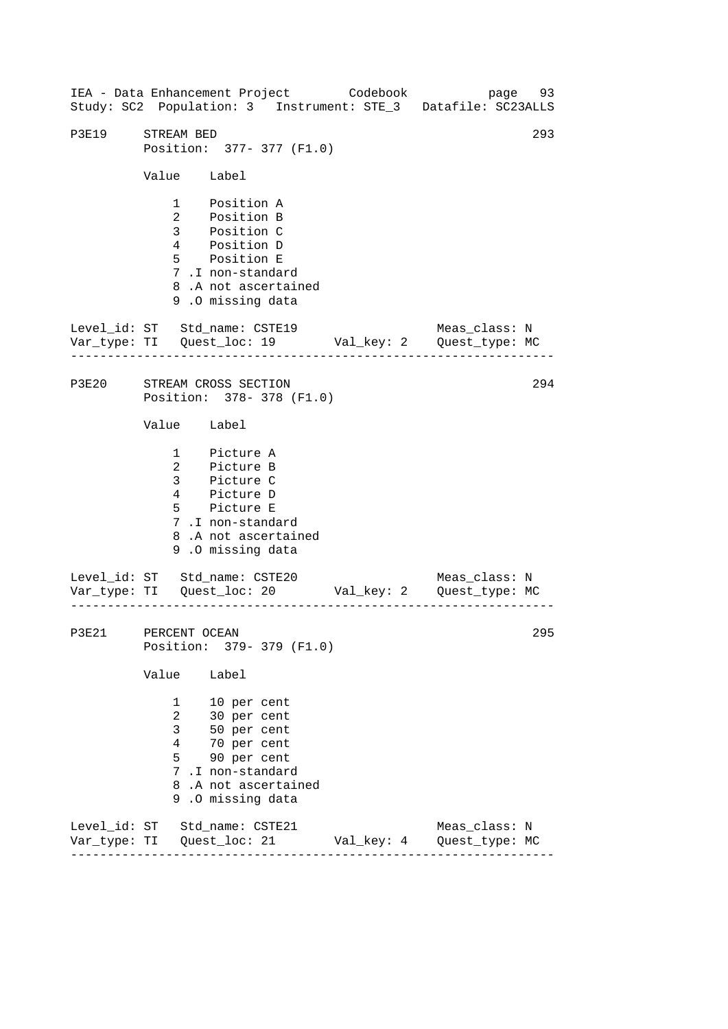P3E19 STREAM BED 293
Position: 377- 377 (F1.0)

| Value | Label |
|---|---|
| 1 | Position A |
| 2 | Position B |
| 3 | Position C |
| 4 | Position D |
| 5 | Position E |
| 7 .I | non-standard |
| 8 .A | not ascertained |
| 9 .O | missing data |

Level_id: ST Std_name: CSTE19 Meas_class: N
Var_type: TI Quest_loc: 19 Val_key: 2 Quest_type: MC

---

P3E20 STREAM CROSS SECTION 294
Position: 378- 378 (F1.0)

| Value | Label |
|---|---|
| 1 | Picture A |
| 2 | Picture B |
| 3 | Picture C |
| 4 | Picture D |
| 5 | Picture E |
| 7 .I | non-standard |
| 8 .A | not ascertained |
| 9 .O | missing data |

Level_id: ST Std_name: CSTE20 Meas_class: N
Var_type: TI Quest_loc: 20 Val_key: 2 Quest_type: MC

---

P3E21 PERCENT OCEAN 295
Position: 379- 379 (F1.0)

| Value | Label |
|---|---|
| 1 | 10 per cent |
| 2 | 30 per cent |
| 3 | 50 per cent |
| 4 | 70 per cent |
| 5 | 90 per cent |
| 7 .I | non-standard |
| 8 .A | not ascertained |
| 9 .O | missing data |

Level_id: ST Std_name: CSTE21 Meas_class: N
Var_type: TI Quest_loc: 21 Val_key: 4 Quest_type: MC

---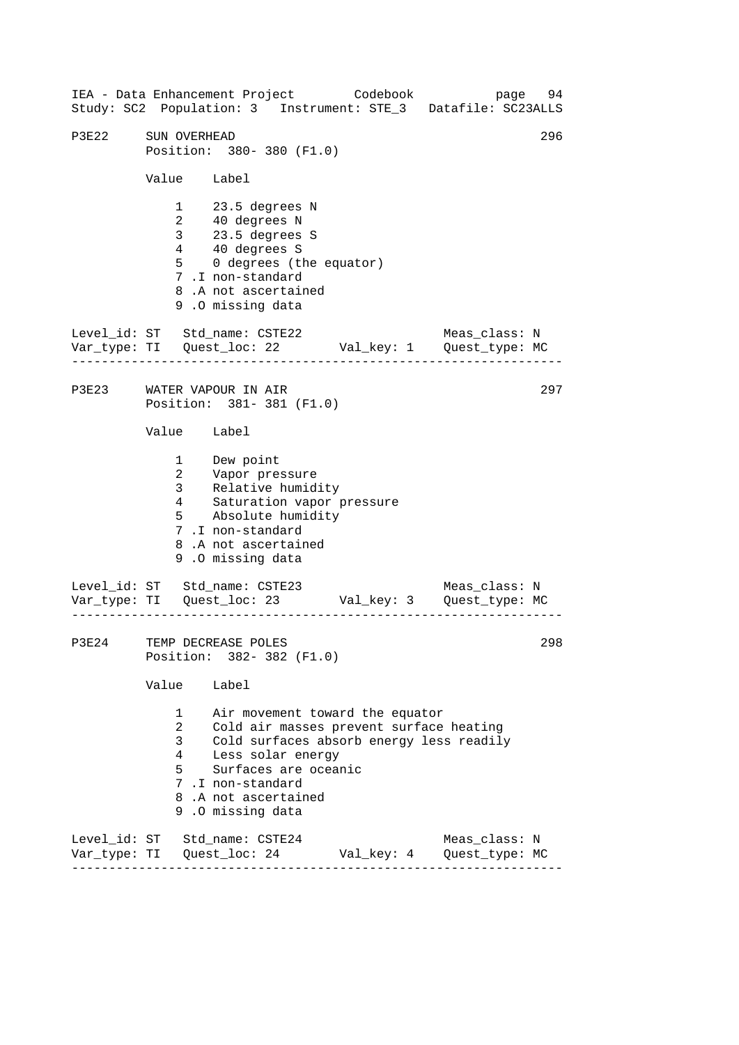## P3E22 SUN OVERHEAD — 296

Position: 380- 380 (F1.0)

| Value | Label |
|---|---|
| 1 | 23.5 degrees N |
| 2 | 40 degrees N |
| 3 | 23.5 degrees S |
| 4 | 40 degrees S |
| 5 | 0 degrees (the equator) |
| 7 .I | non-standard |
| 8 .A | not ascertained |
| 9 .O | missing data |

Level_id: ST   Std_name: CSTE22   Meas_class: N
Var_type: TI   Quest_loc: 22   Val_key: 1   Quest_type: MC

---

## P3E23 WATER VAPOUR IN AIR — 297

Position: 381- 381 (F1.0)

| Value | Label |
|---|---|
| 1 | Dew point |
| 2 | Vapor pressure |
| 3 | Relative humidity |
| 4 | Saturation vapor pressure |
| 5 | Absolute humidity |
| 7 .I | non-standard |
| 8 .A | not ascertained |
| 9 .O | missing data |

Level_id: ST   Std_name: CSTE23   Meas_class: N
Var_type: TI   Quest_loc: 23   Val_key: 3   Quest_type: MC

---

## P3E24 TEMP DECREASE POLES — 298

Position: 382- 382 (F1.0)

| Value | Label |
|---|---|
| 1 | Air movement toward the equator |
| 2 | Cold air masses prevent surface heating |
| 3 | Cold surfaces absorb energy less readily |
| 4 | Less solar energy |
| 5 | Surfaces are oceanic |
| 7 .I | non-standard |
| 8 .A | not ascertained |
| 9 .O | missing data |

Level_id: ST   Std_name: CSTE24   Meas_class: N
Var_type: TI   Quest_loc: 24   Val_key: 4   Quest_type: MC

---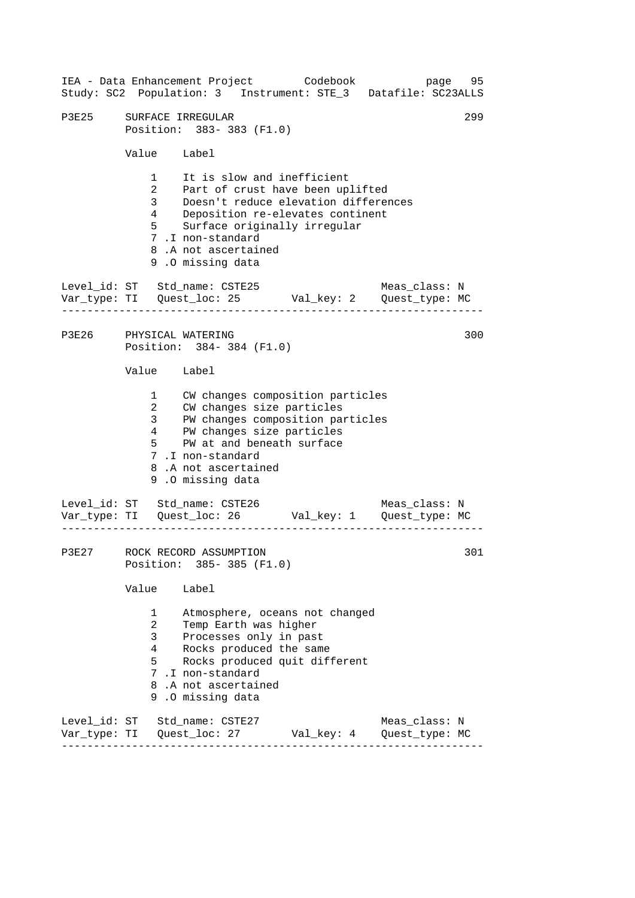## P3E25 SURFACE IRREGULAR (299)

Position: 383- 383 (F1.0)

| Value | Label |
|---|---|
| 1 | It is slow and inefficient |
| 2 | Part of crust have been uplifted |
| 3 | Doesn't reduce elevation differences |
| 4 | Deposition re-elevates continent |
| 5 | Surface originally irregular |
| 7 .I | non-standard |
| 8 .A | not ascertained |
| 9 .O | missing data |

Level_id: ST   Std_name: CSTE25   Meas_class: N
Var_type: TI   Quest_loc: 25   Val_key: 2   Quest_type: MC

---

## P3E26 PHYSICAL WATERING (300)

Position: 384- 384 (F1.0)

| Value | Label |
|---|---|
| 1 | CW changes composition particles |
| 2 | CW changes size particles |
| 3 | PW changes composition particles |
| 4 | PW changes size particles |
| 5 | PW at and beneath surface |
| 7 .I | non-standard |
| 8 .A | not ascertained |
| 9 .O | missing data |

Level_id: ST   Std_name: CSTE26   Meas_class: N
Var_type: TI   Quest_loc: 26   Val_key: 1   Quest_type: MC

---

## P3E27 ROCK RECORD ASSUMPTION (301)

Position: 385- 385 (F1.0)

| Value | Label |
|---|---|
| 1 | Atmosphere, oceans not changed |
| 2 | Temp Earth was higher |
| 3 | Processes only in past |
| 4 | Rocks produced the same |
| 5 | Rocks produced quit different |
| 7 .I | non-standard |
| 8 .A | not ascertained |
| 9 .O | missing data |

Level_id: ST   Std_name: CSTE27   Meas_class: N
Var_type: TI   Quest_loc: 27   Val_key: 4   Quest_type: MC

---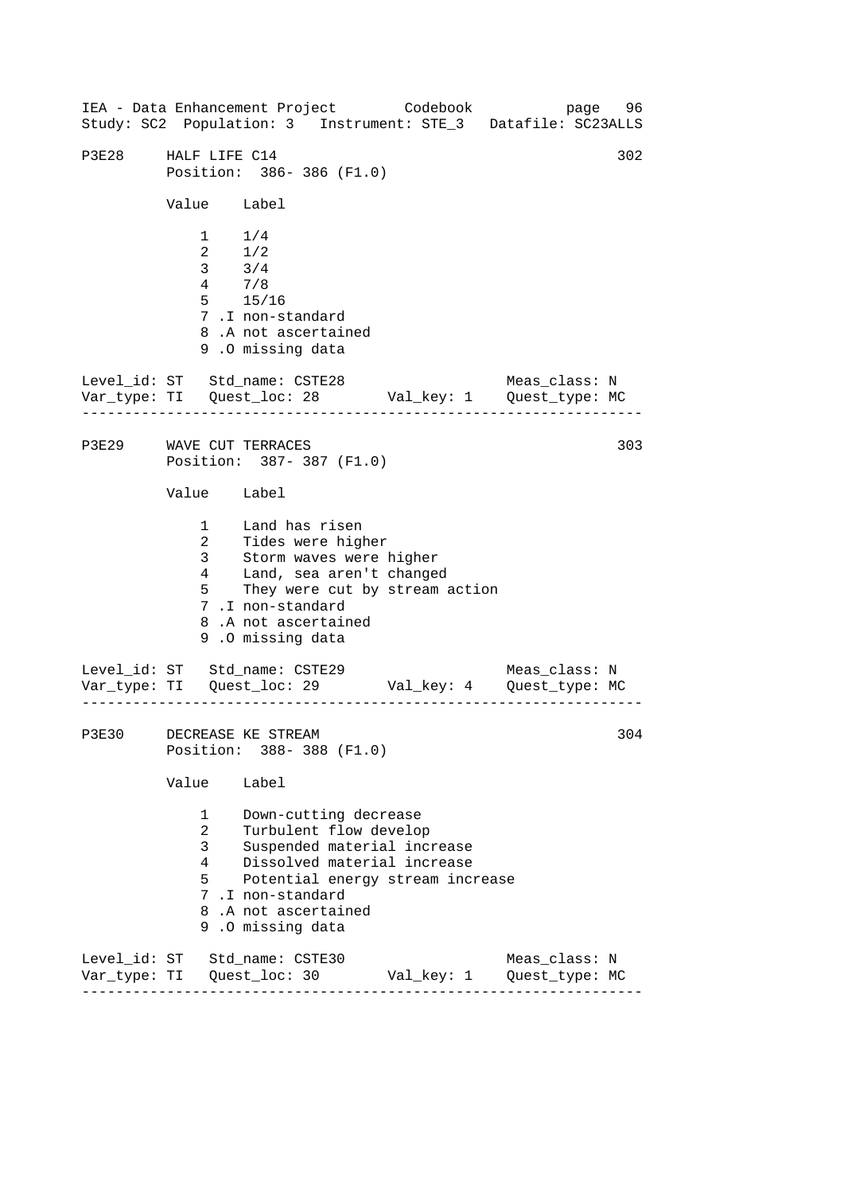IEA - Data Enhancement Project Codebook page 96
Study: SC2 Population: 3 Instrument: STE_3 Datafile: SC23ALLS

```
P3E28     HALF LIFE C14                                              302
          Position:  386- 386 (F1.0)

          Value    Label

              1    1/4
              2    1/2
              3    3/4
              4    7/8
              5    15/16
              7 .I non-standard
              8 .A not ascertained
              9 .O missing data

Level_id: ST   Std_name: CSTE28                    Meas_class: N
Var_type: TI   Quest_loc: 28        Val_key: 1    Quest_type: MC
-------------------------------------------------------------------

P3E29     WAVE CUT TERRACES                                          303
          Position:  387- 387 (F1.0)

          Value    Label

              1    Land has risen
              2    Tides were higher
              3    Storm waves were higher
              4    Land, sea aren't changed
              5    They were cut by stream action
              7 .I non-standard
              8 .A not ascertained
              9 .O missing data

Level_id: ST   Std_name: CSTE29                    Meas_class: N
Var_type: TI   Quest_loc: 29        Val_key: 4    Quest_type: MC
-------------------------------------------------------------------

P3E30     DECREASE KE STREAM                                         304
          Position:  388- 388 (F1.0)

          Value    Label

              1    Down-cutting decrease
              2    Turbulent flow develop
              3    Suspended material increase
              4    Dissolved material increase
              5    Potential energy stream increase
              7 .I non-standard
              8 .A not ascertained
              9 .O missing data

Level_id: ST   Std_name: CSTE30                    Meas_class: N
Var_type: TI   Quest_loc: 30        Val_key: 1    Quest_type: MC
-------------------------------------------------------------------
```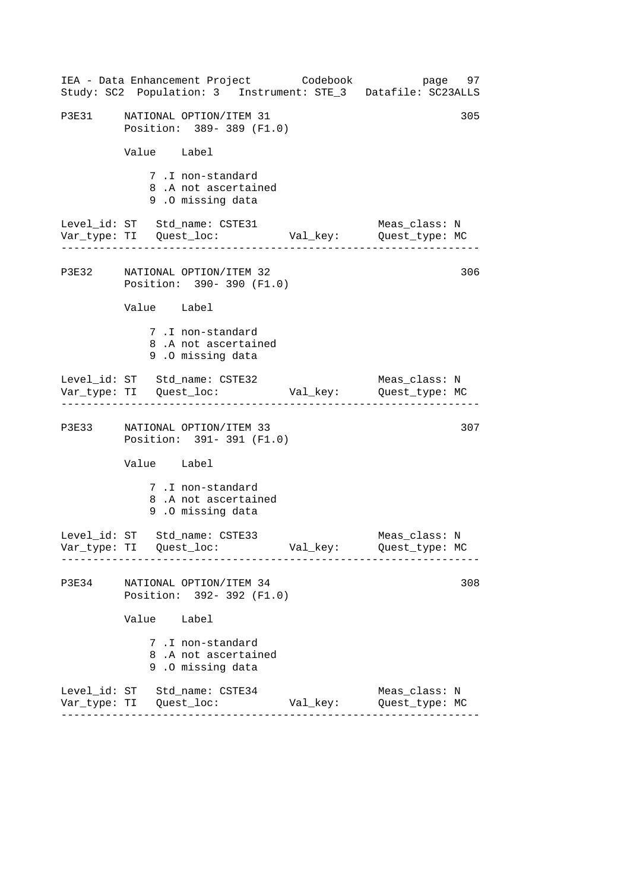```
P3E31     NATIONAL OPTION/ITEM 31                                305
          Position:  389- 389 (F1.0)

          Value    Label

              7 .I non-standard
              8 .A not ascertained
              9 .O missing data

Level_id: ST   Std_name: CSTE31                     Meas_class: N
Var_type: TI   Quest_loc:           Val_key:        Quest_type: MC
--------------------------------------------------------------------

P3E32     NATIONAL OPTION/ITEM 32                                306
          Position:  390- 390 (F1.0)

          Value    Label

              7 .I non-standard
              8 .A not ascertained
              9 .O missing data

Level_id: ST   Std_name: CSTE32                     Meas_class: N
Var_type: TI   Quest_loc:           Val_key:        Quest_type: MC
--------------------------------------------------------------------

P3E33     NATIONAL OPTION/ITEM 33                                307
          Position:  391- 391 (F1.0)

          Value    Label

              7 .I non-standard
              8 .A not ascertained
              9 .O missing data

Level_id: ST   Std_name: CSTE33                     Meas_class: N
Var_type: TI   Quest_loc:           Val_key:        Quest_type: MC
--------------------------------------------------------------------

P3E34     NATIONAL OPTION/ITEM 34                                308
          Position:  392- 392 (F1.0)

          Value    Label

              7 .I non-standard
              8 .A not ascertained
              9 .O missing data

Level_id: ST   Std_name: CSTE34                     Meas_class: N
Var_type: TI   Quest_loc:           Val_key:        Quest_type: MC
--------------------------------------------------------------------
```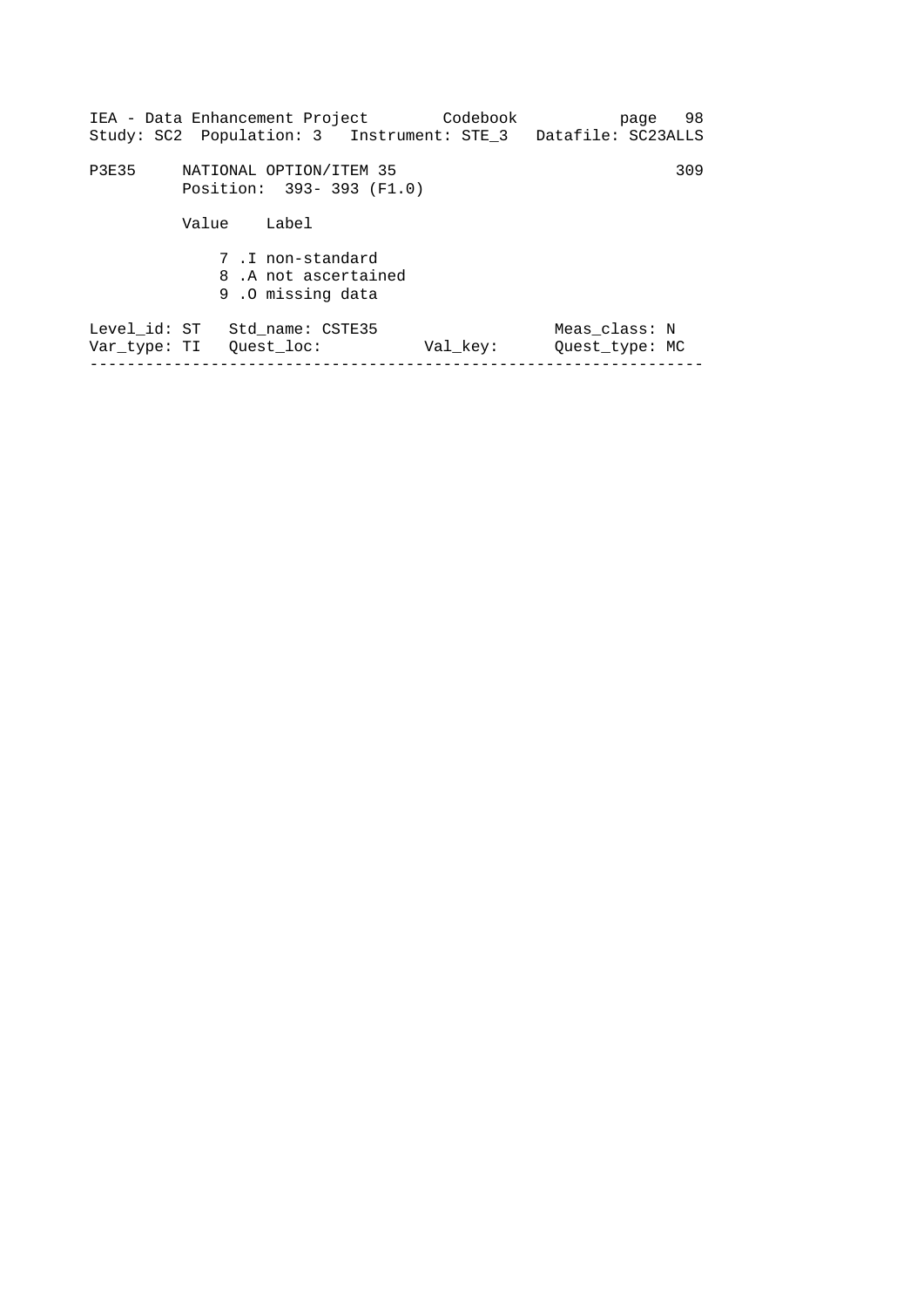P3E35 NATIONAL OPTION/ITEM 35 309

Position: 393- 393 (F1.0)

| Value | Label |
|---|---|
| 7 | .I non-standard |
| 8 | .A not ascertained |
| 9 | .O missing data |

Level_id: ST Std_name: CSTE35 Meas_class: N

Var_type: TI Quest_loc: Val_key: Quest_type: MC

---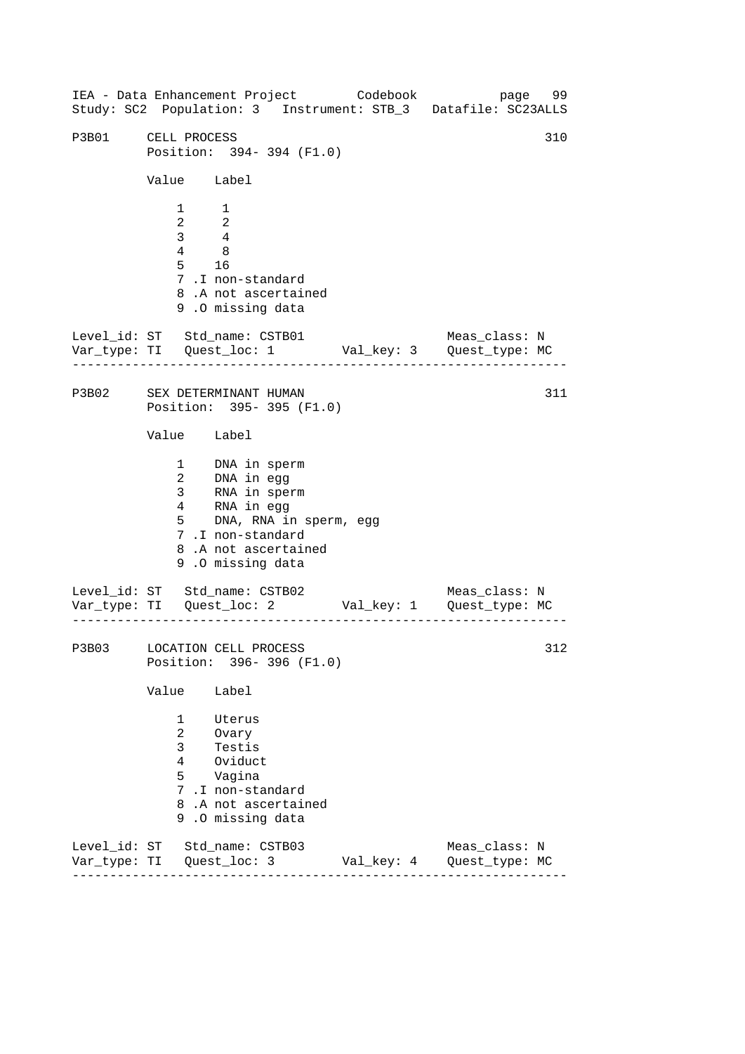IEA - Data Enhancement Project Codebook page 99
Study: SC2 Population: 3 Instrument: STB_3 Datafile: SC23ALLS

```
P3B01     CELL PROCESS                                         310
          Position:  394- 394 (F1.0)

          Value    Label

              1     1
              2     2
              3     4
              4     8
              5    16
              7 .I non-standard
              8 .A not ascertained
              9 .O missing data

Level_id: ST   Std_name: CSTB01                 Meas_class: N
Var_type: TI   Quest_loc: 1        Val_key: 3    Quest_type: MC
-------------------------------------------------------------------

P3B02     SEX DETERMINANT HUMAN                                311
          Position:  395- 395 (F1.0)

          Value    Label

              1    DNA in sperm
              2    DNA in egg
              3    RNA in sperm
              4    RNA in egg
              5    DNA, RNA in sperm, egg
              7 .I non-standard
              8 .A not ascertained
              9 .O missing data

Level_id: ST   Std_name: CSTB02                 Meas_class: N
Var_type: TI   Quest_loc: 2        Val_key: 1    Quest_type: MC
-------------------------------------------------------------------

P3B03     LOCATION CELL PROCESS                                312
          Position:  396- 396 (F1.0)

          Value    Label

              1    Uterus
              2    Ovary
              3    Testis
              4    Oviduct
              5    Vagina
              7 .I non-standard
              8 .A not ascertained
              9 .O missing data

Level_id: ST   Std_name: CSTB03                 Meas_class: N
Var_type: TI   Quest_loc: 3        Val_key: 4    Quest_type: MC
-------------------------------------------------------------------
```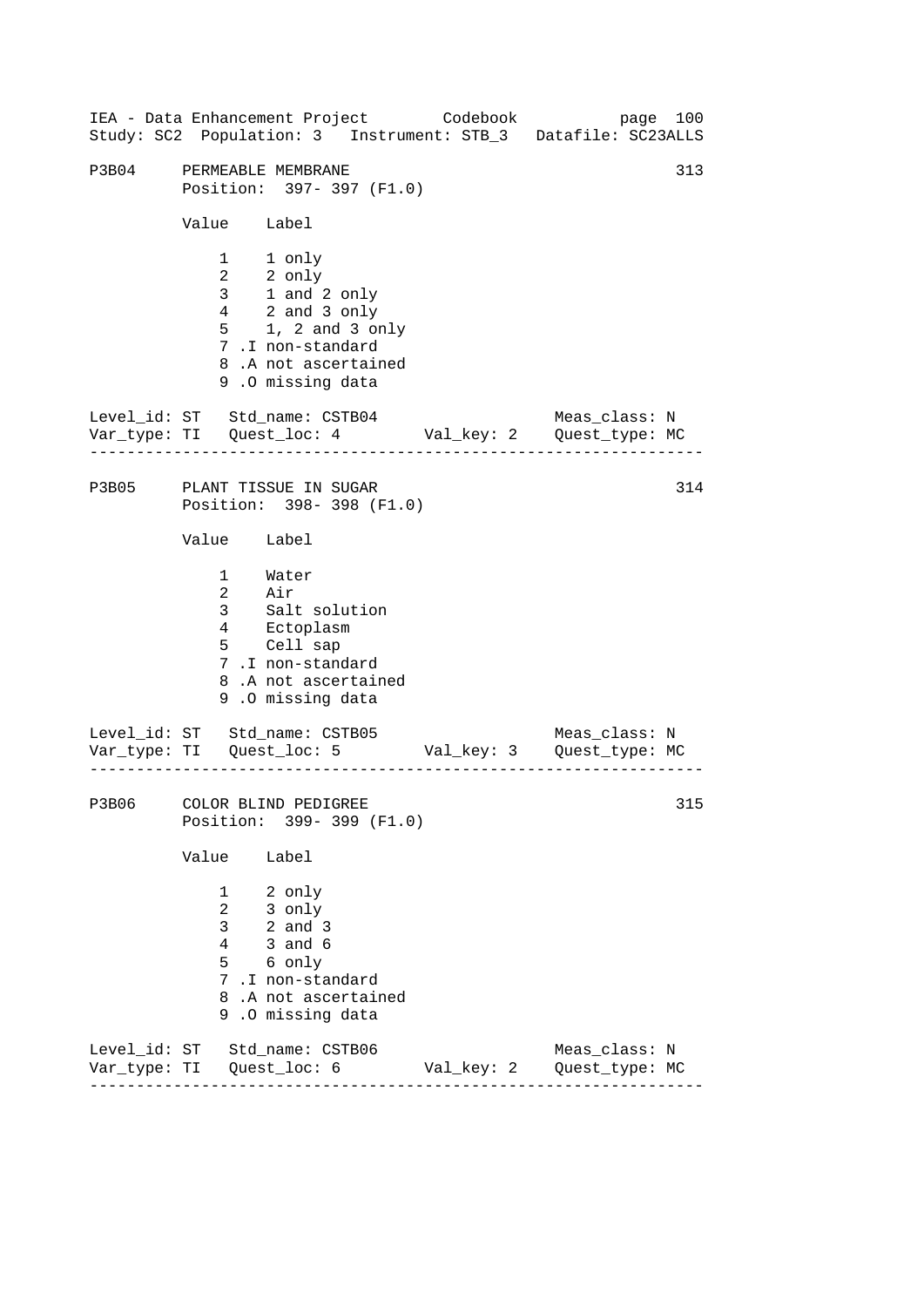P3B04 PERMEABLE MEMBRANE 313
Position: 397- 397 (F1.0)

| Value | Label |
|---|---|
| 1 | 1 only |
| 2 | 2 only |
| 3 | 1 and 2 only |
| 4 | 2 and 3 only |
| 5 | 1, 2 and 3 only |
| 7 .I | non-standard |
| 8 .A | not ascertained |
| 9 .O | missing data |

Level_id: ST Std_name: CSTB04 Meas_class: N
Var_type: TI Quest_loc: 4 Val_key: 2 Quest_type: MC

---

P3B05 PLANT TISSUE IN SUGAR 314
Position: 398- 398 (F1.0)

| Value | Label |
|---|---|
| 1 | Water |
| 2 | Air |
| 3 | Salt solution |
| 4 | Ectoplasm |
| 5 | Cell sap |
| 7 .I | non-standard |
| 8 .A | not ascertained |
| 9 .O | missing data |

Level_id: ST Std_name: CSTB05 Meas_class: N
Var_type: TI Quest_loc: 5 Val_key: 3 Quest_type: MC

---

P3B06 COLOR BLIND PEDIGREE 315
Position: 399- 399 (F1.0)

| Value | Label |
|---|---|
| 1 | 2 only |
| 2 | 3 only |
| 3 | 2 and 3 |
| 4 | 3 and 6 |
| 5 | 6 only |
| 7 .I | non-standard |
| 8 .A | not ascertained |
| 9 .O | missing data |

Level_id: ST Std_name: CSTB06 Meas_class: N
Var_type: TI Quest_loc: 6 Val_key: 2 Quest_type: MC

---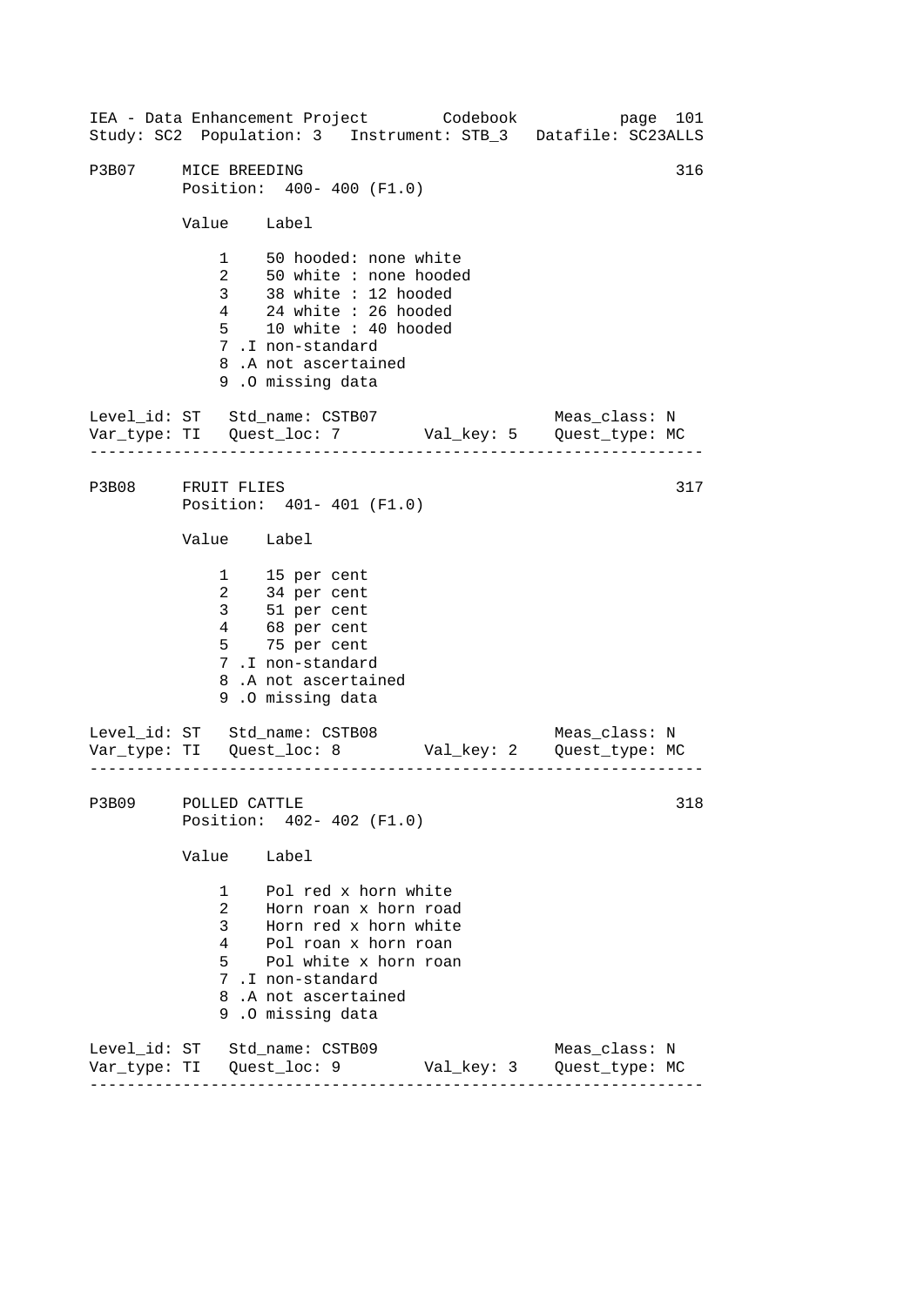P3B07 MICE BREEDING 316

Position: 400- 400 (F1.0)

| Value | Label |
|---|---|
| 1 | 50 hooded: none white |
| 2 | 50 white : none hooded |
| 3 | 38 white : 12 hooded |
| 4 | 24 white : 26 hooded |
| 5 | 10 white : 40 hooded |
| 7 | .I non-standard |
| 8 | .A not ascertained |
| 9 | .O missing data |

Level_id: ST   Std_name: CSTB07   Meas_class: N
Var_type: TI   Quest_loc: 7   Val_key: 5   Quest_type: MC

---

P3B08 FRUIT FLIES 317

Position: 401- 401 (F1.0)

| Value | Label |
|---|---|
| 1 | 15 per cent |
| 2 | 34 per cent |
| 3 | 51 per cent |
| 4 | 68 per cent |
| 5 | 75 per cent |
| 7 | .I non-standard |
| 8 | .A not ascertained |
| 9 | .O missing data |

Level_id: ST   Std_name: CSTB08   Meas_class: N
Var_type: TI   Quest_loc: 8   Val_key: 2   Quest_type: MC

---

P3B09 POLLED CATTLE 318

Position: 402- 402 (F1.0)

| Value | Label |
|---|---|
| 1 | Pol red x horn white |
| 2 | Horn roan x horn road |
| 3 | Horn red x horn white |
| 4 | Pol roan x horn roan |
| 5 | Pol white x horn roan |
| 7 | .I non-standard |
| 8 | .A not ascertained |
| 9 | .O missing data |

Level_id: ST   Std_name: CSTB09   Meas_class: N
Var_type: TI   Quest_loc: 9   Val_key: 3   Quest_type: MC

---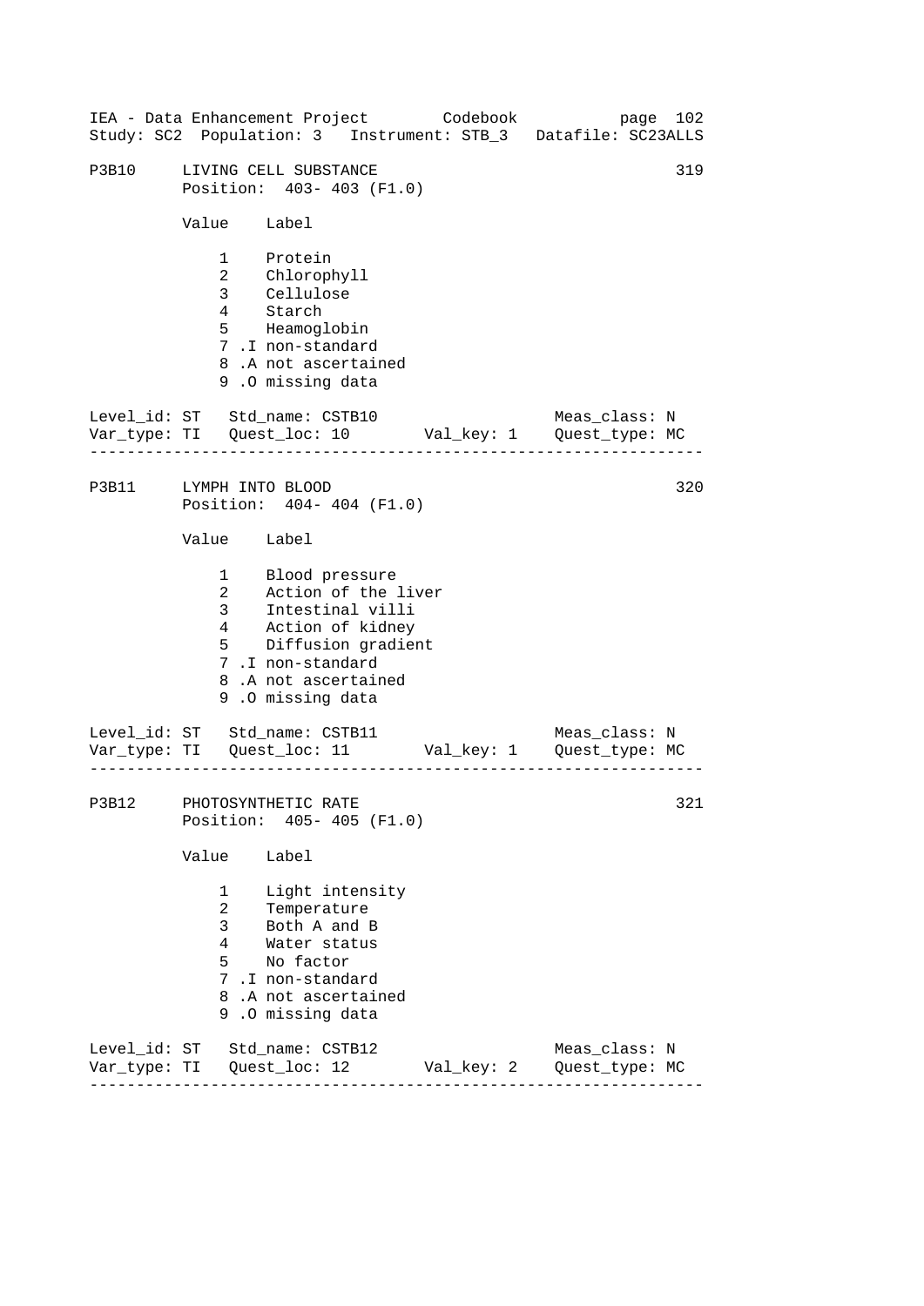```
P3B10    LIVING CELL SUBSTANCE                                 319
         Position:  403- 403 (F1.0)

         Value    Label

             1    Protein
             2    Chlorophyll
             3    Cellulose
             4    Starch
             5    Heamoglobin
             7 .I non-standard
             8 .A not ascertained
             9 .O missing data

Level_id: ST   Std_name: CSTB10                   Meas_class: N
Var_type: TI   Quest_loc: 10       Val_key: 1    Quest_type: MC
-----------------------------------------------------------------

P3B11    LYMPH INTO BLOOD                                      320
         Position:  404- 404 (F1.0)

         Value    Label

             1    Blood pressure
             2    Action of the liver
             3    Intestinal villi
             4    Action of kidney
             5    Diffusion gradient
             7 .I non-standard
             8 .A not ascertained
             9 .O missing data

Level_id: ST   Std_name: CSTB11                   Meas_class: N
Var_type: TI   Quest_loc: 11       Val_key: 1    Quest_type: MC
-----------------------------------------------------------------

P3B12    PHOTOSYNTHETIC RATE                                   321
         Position:  405- 405 (F1.0)

         Value    Label

             1    Light intensity
             2    Temperature
             3    Both A and B
             4    Water status
             5    No factor
             7 .I non-standard
             8 .A not ascertained
             9 .O missing data

Level_id: ST   Std_name: CSTB12                   Meas_class: N
Var_type: TI   Quest_loc: 12       Val_key: 2    Quest_type: MC
-----------------------------------------------------------------
```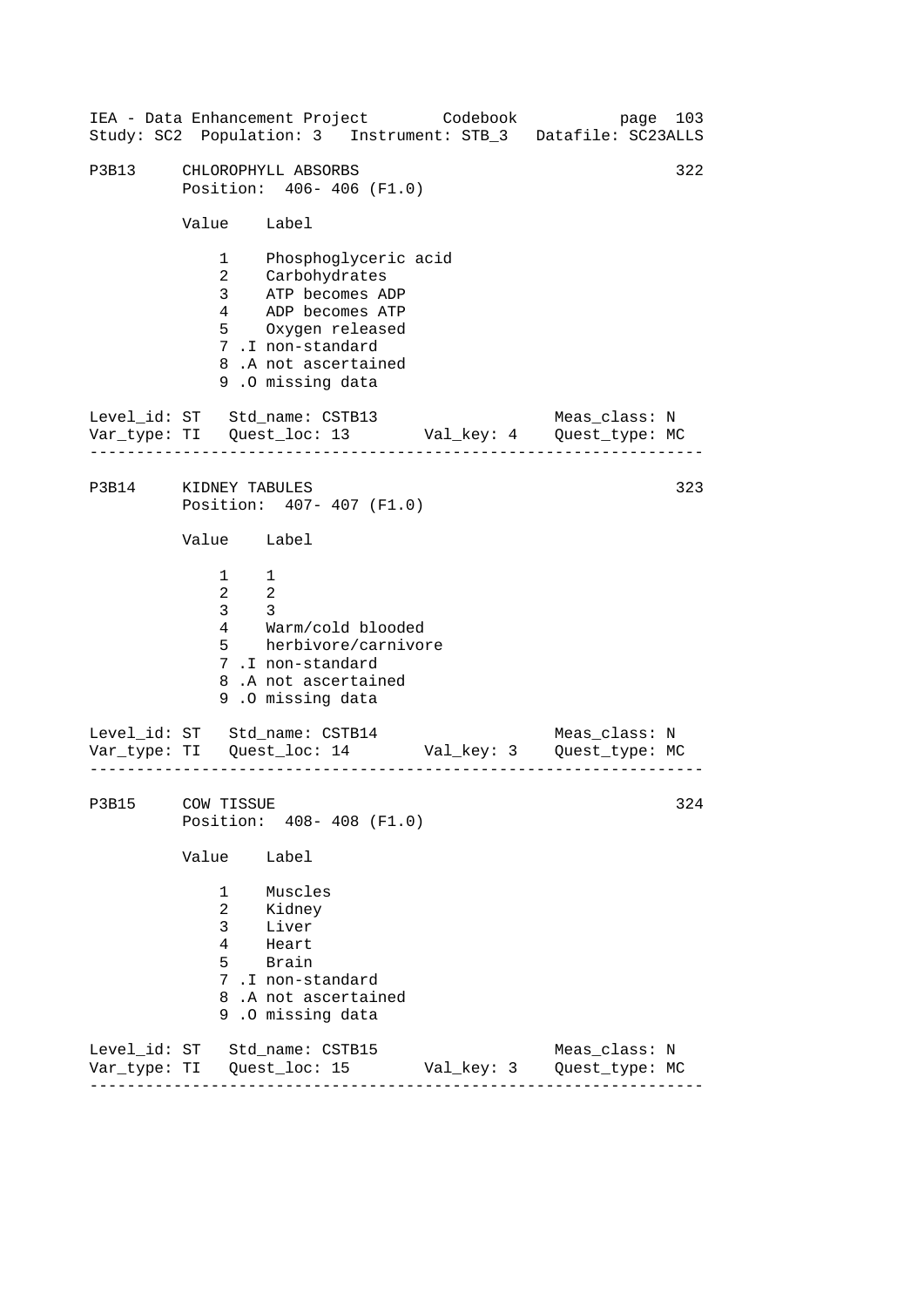IEA - Data Enhancement Project        Codebook
Study: SC2  Population: 3   Instrument: STB_3   Datafile: SC23ALLS

```
P3B13     CHLOROPHYLL ABSORBS                                      322
          Position:  406- 406 (F1.0)

          Value    Label

              1    Phosphoglyceric acid
              2    Carbohydrates
              3    ATP becomes ADP
              4    ADP becomes ATP
              5    Oxygen released
              7 .I non-standard
              8 .A not ascertained
              9 .O missing data

Level_id: ST   Std_name: CSTB13                    Meas_class: N
Var_type: TI   Quest_loc: 13       Val_key: 4    Quest_type: MC
-------------------------------------------------------------------

P3B14     KIDNEY TABULES                                           323
          Position:  407- 407 (F1.0)

          Value    Label

              1    1
              2    2
              3    3
              4    Warm/cold blooded
              5    herbivore/carnivore
              7 .I non-standard
              8 .A not ascertained
              9 .O missing data

Level_id: ST   Std_name: CSTB14                    Meas_class: N
Var_type: TI   Quest_loc: 14       Val_key: 3    Quest_type: MC
-------------------------------------------------------------------

P3B15     COW TISSUE                                               324
          Position:  408- 408 (F1.0)

          Value    Label

              1    Muscles
              2    Kidney
              3    Liver
              4    Heart
              5    Brain
              7 .I non-standard
              8 .A not ascertained
              9 .O missing data

Level_id: ST   Std_name: CSTB15                    Meas_class: N
Var_type: TI   Quest_loc: 15       Val_key: 3    Quest_type: MC
-------------------------------------------------------------------
```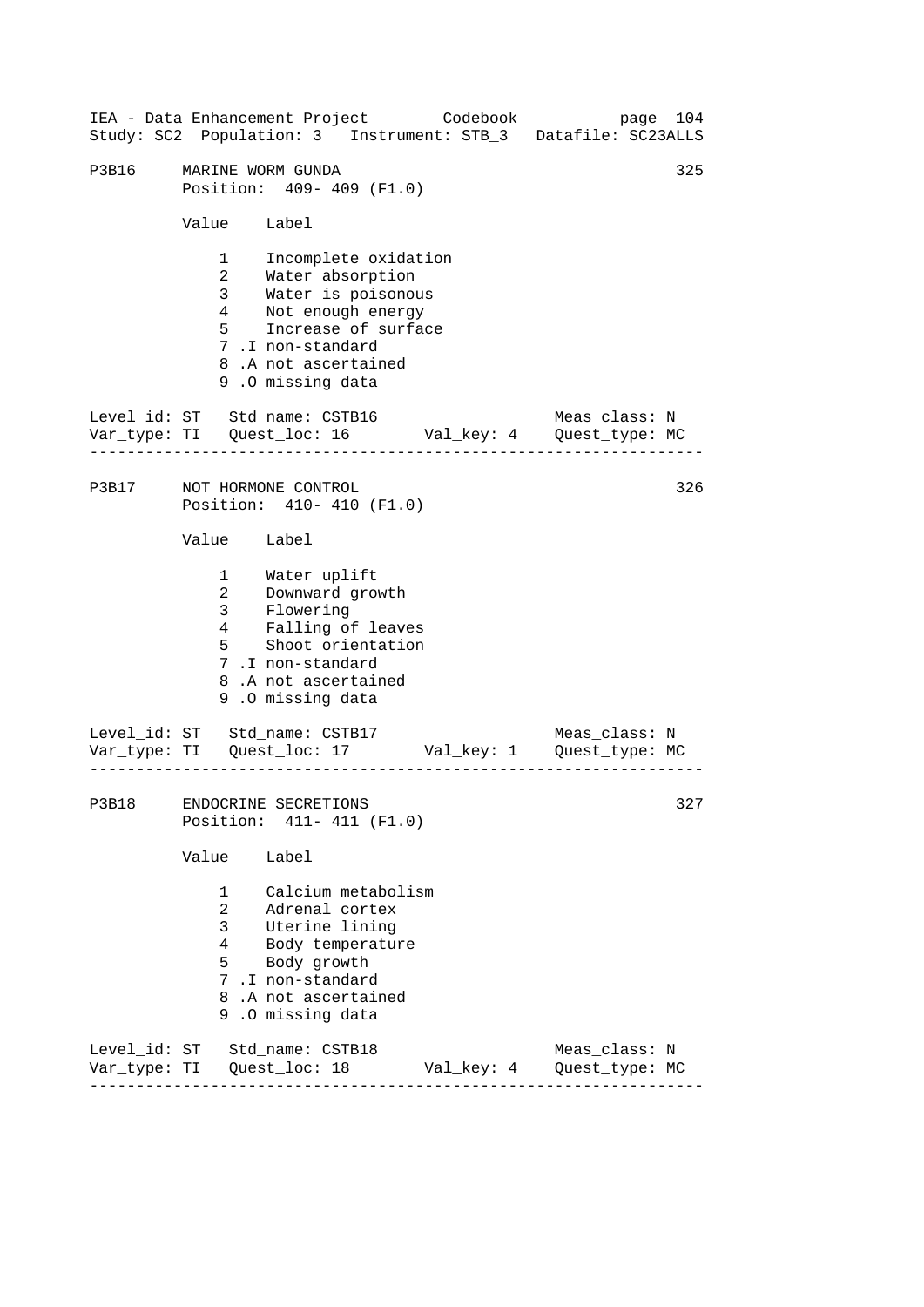```
P3B16    MARINE WORM GUNDA                                          325
         Position:  409- 409 (F1.0)

         Value    Label

             1    Incomplete oxidation
             2    Water absorption
             3    Water is poisonous
             4    Not enough energy
             5    Increase of surface
             7 .I non-standard
             8 .A not ascertained
             9 .O missing data

Level_id: ST   Std_name: CSTB16                      Meas_class: N
Var_type: TI   Quest_loc: 16       Val_key: 4    Quest_type: MC
-----------------------------------------------------------------

P3B17    NOT HORMONE CONTROL                                        326
         Position:  410- 410 (F1.0)

         Value    Label

             1    Water uplift
             2    Downward growth
             3    Flowering
             4    Falling of leaves
             5    Shoot orientation
             7 .I non-standard
             8 .A not ascertained
             9 .O missing data

Level_id: ST   Std_name: CSTB17                      Meas_class: N
Var_type: TI   Quest_loc: 17       Val_key: 1    Quest_type: MC
-----------------------------------------------------------------

P3B18    ENDOCRINE SECRETIONS                                       327
         Position:  411- 411 (F1.0)

         Value    Label

             1    Calcium metabolism
             2    Adrenal cortex
             3    Uterine lining
             4    Body temperature
             5    Body growth
             7 .I non-standard
             8 .A not ascertained
             9 .O missing data

Level_id: ST   Std_name: CSTB18                      Meas_class: N
Var_type: TI   Quest_loc: 18       Val_key: 4    Quest_type: MC
-----------------------------------------------------------------
```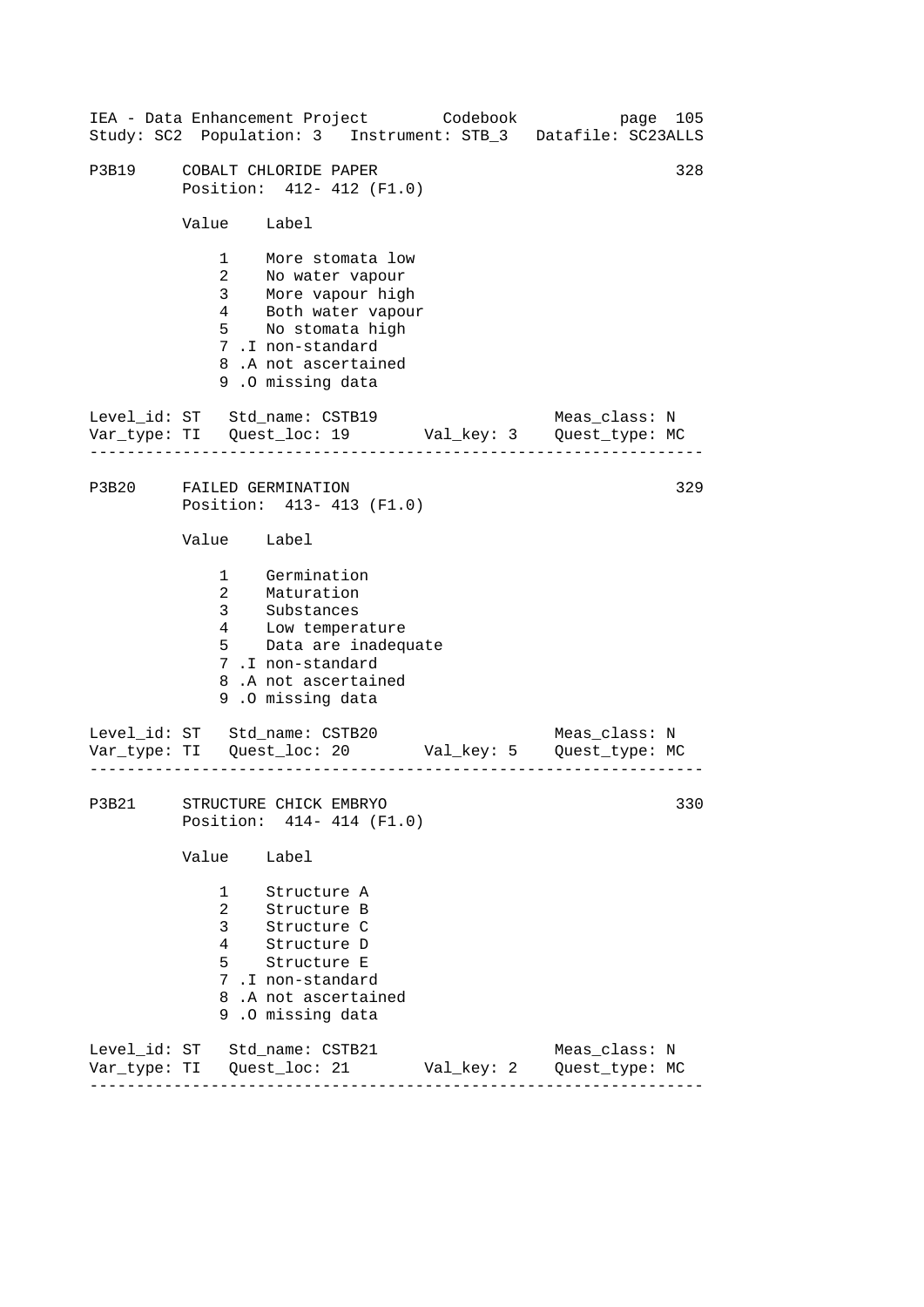## P3B19 COBALT CHLORIDE PAPER — 328

Position: 412- 412 (F1.0)

| Value | Label |
|---|---|
| 1 | More stomata low |
| 2 | No water vapour |
| 3 | More vapour high |
| 4 | Both water vapour |
| 5 | No stomata high |
| 7 | .I non-standard |
| 8 | .A not ascertained |
| 9 | .O missing data |

Level_id: ST  Std_name: CSTB19  Meas_class: N
Var_type: TI  Quest_loc: 19  Val_key: 3  Quest_type: MC

---

## P3B20 FAILED GERMINATION — 329

Position: 413- 413 (F1.0)

| Value | Label |
|---|---|
| 1 | Germination |
| 2 | Maturation |
| 3 | Substances |
| 4 | Low temperature |
| 5 | Data are inadequate |
| 7 | .I non-standard |
| 8 | .A not ascertained |
| 9 | .O missing data |

Level_id: ST  Std_name: CSTB20  Meas_class: N
Var_type: TI  Quest_loc: 20  Val_key: 5  Quest_type: MC

---

## P3B21 STRUCTURE CHICK EMBRYO — 330

Position: 414- 414 (F1.0)

| Value | Label |
|---|---|
| 1 | Structure A |
| 2 | Structure B |
| 3 | Structure C |
| 4 | Structure D |
| 5 | Structure E |
| 7 | .I non-standard |
| 8 | .A not ascertained |
| 9 | .O missing data |

Level_id: ST  Std_name: CSTB21  Meas_class: N
Var_type: TI  Quest_loc: 21  Val_key: 2  Quest_type: MC

---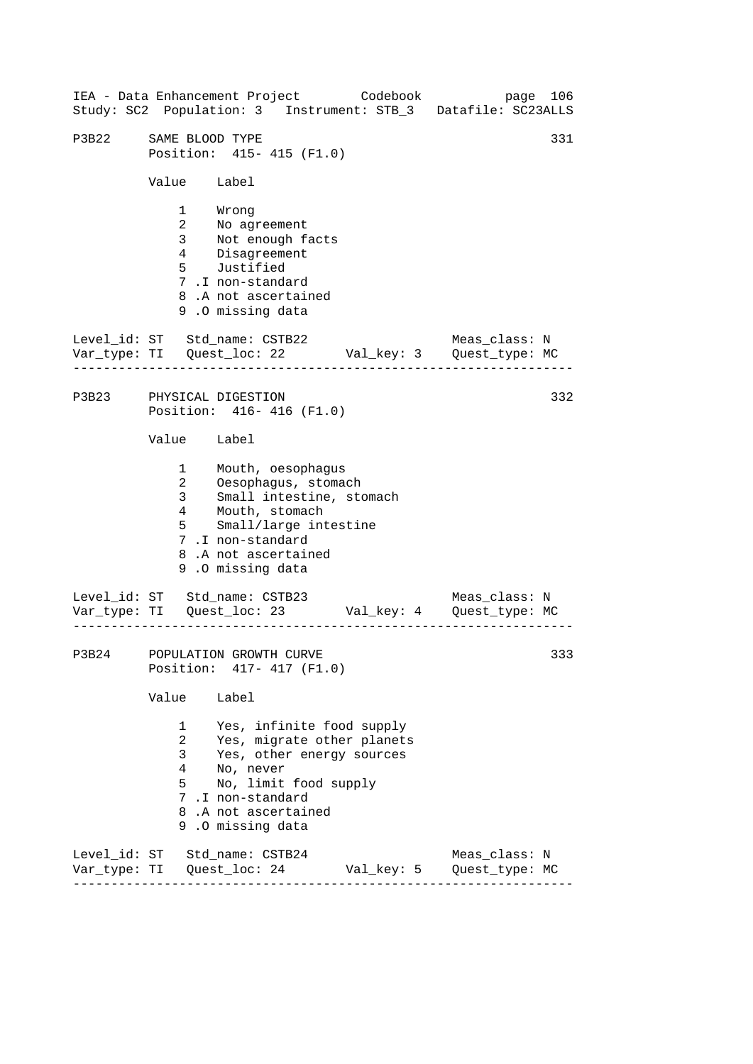P3B22 SAME BLOOD TYPE 331
Position: 415- 415 (F1.0)

| Value | Label |
|---|---|
| 1 | Wrong |
| 2 | No agreement |
| 3 | Not enough facts |
| 4 | Disagreement |
| 5 | Justified |
| 7 | .I non-standard |
| 8 | .A not ascertained |
| 9 | .O missing data |

Level_id: ST Std_name: CSTB22 Meas_class: N
Var_type: TI Quest_loc: 22 Val_key: 3 Quest_type: MC

---

P3B23 PHYSICAL DIGESTION 332
Position: 416- 416 (F1.0)

| Value | Label |
|---|---|
| 1 | Mouth, oesophagus |
| 2 | Oesophagus, stomach |
| 3 | Small intestine, stomach |
| 4 | Mouth, stomach |
| 5 | Small/large intestine |
| 7 | .I non-standard |
| 8 | .A not ascertained |
| 9 | .O missing data |

Level_id: ST Std_name: CSTB23 Meas_class: N
Var_type: TI Quest_loc: 23 Val_key: 4 Quest_type: MC

---

P3B24 POPULATION GROWTH CURVE 333
Position: 417- 417 (F1.0)

| Value | Label |
|---|---|
| 1 | Yes, infinite food supply |
| 2 | Yes, migrate other planets |
| 3 | Yes, other energy sources |
| 4 | No, never |
| 5 | No, limit food supply |
| 7 | .I non-standard |
| 8 | .A not ascertained |
| 9 | .O missing data |

Level_id: ST Std_name: CSTB24 Meas_class: N
Var_type: TI Quest_loc: 24 Val_key: 5 Quest_type: MC

---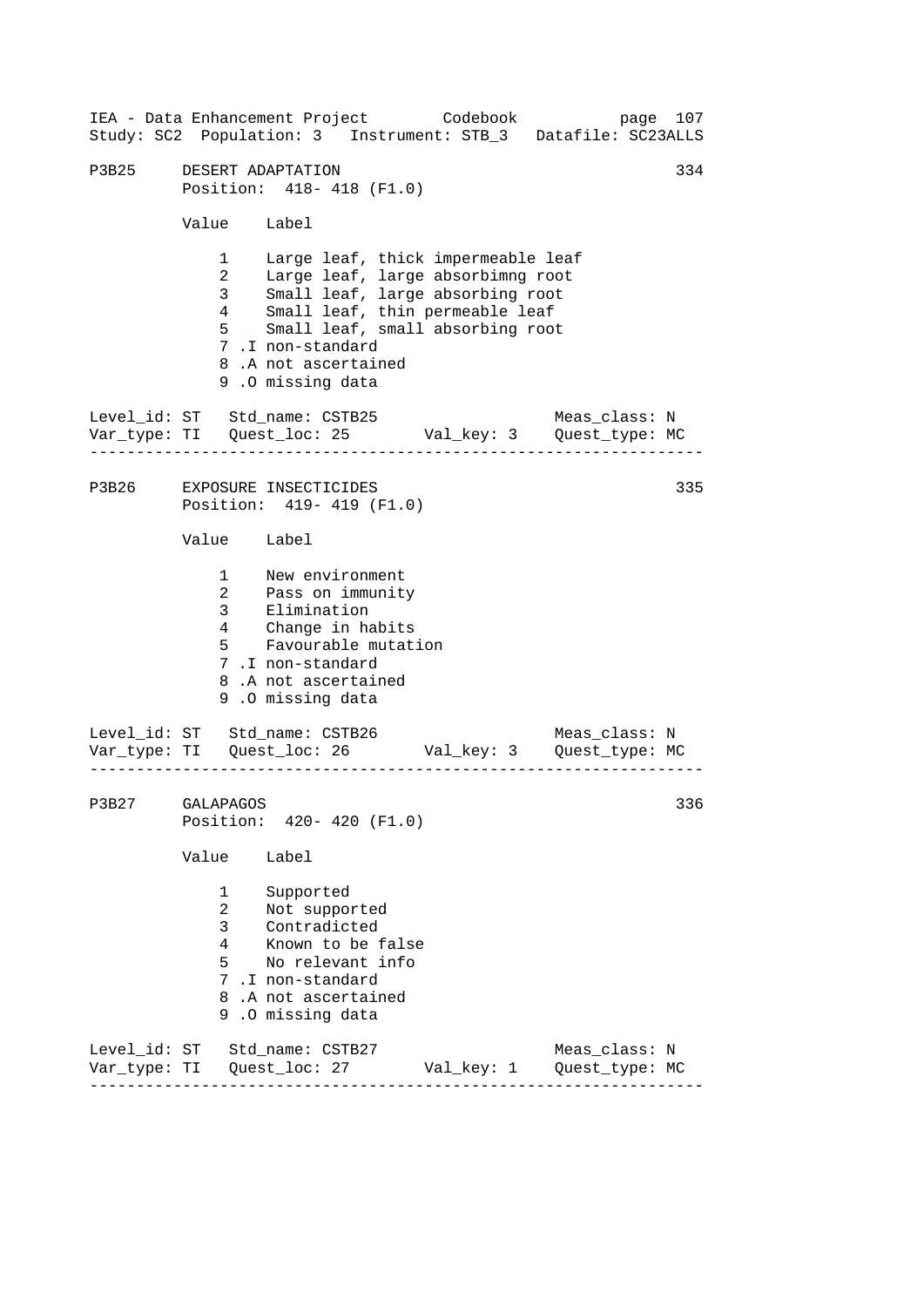IEA - Data Enhancement Project        Codebook           page 107
Study: SC2  Population: 3   Instrument: STB_3   Datafile: SC23ALLS

## P3B25 DESERT ADAPTATION 334

Position: 418- 418 (F1.0)

| Value | Label |
|---|---|
| 1 | Large leaf, thick impermeable leaf |
| 2 | Large leaf, large absorbimng root |
| 3 | Small leaf, large absorbing root |
| 4 | Small leaf, thin permeable leaf |
| 5 | Small leaf, small absorbing root |
| 7 .I | non-standard |
| 8 .A | not ascertained |
| 9 .O | missing data |

Level_id: ST   Std_name: CSTB25                  Meas_class: N
Var_type: TI   Quest_loc: 25       Val_key: 3    Quest_type: MC

---

## P3B26 EXPOSURE INSECTICIDES 335

Position: 419- 419 (F1.0)

| Value | Label |
|---|---|
| 1 | New environment |
| 2 | Pass on immunity |
| 3 | Elimination |
| 4 | Change in habits |
| 5 | Favourable mutation |
| 7 .I | non-standard |
| 8 .A | not ascertained |
| 9 .O | missing data |

Level_id: ST   Std_name: CSTB26                  Meas_class: N
Var_type: TI   Quest_loc: 26       Val_key: 3    Quest_type: MC

---

## P3B27 GALAPAGOS 336

Position: 420- 420 (F1.0)

| Value | Label |
|---|---|
| 1 | Supported |
| 2 | Not supported |
| 3 | Contradicted |
| 4 | Known to be false |
| 5 | No relevant info |
| 7 .I | non-standard |
| 8 .A | not ascertained |
| 9 .O | missing data |

Level_id: ST   Std_name: CSTB27                  Meas_class: N
Var_type: TI   Quest_loc: 27       Val_key: 1    Quest_type: MC

---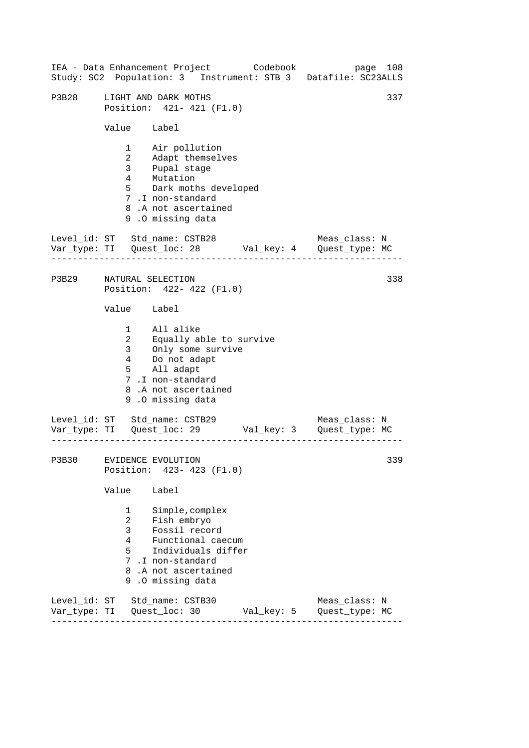IEA - Data Enhancement Project Codebook page 108
Study: SC2 Population: 3 Instrument: STB_3 Datafile: SC23ALLS

## P3B28 LIGHT AND DARK MOTHS 337

Position: 421- 421 (F1.0)

| Value | Label |
|---|---|
| 1 | Air pollution |
| 2 | Adapt themselves |
| 3 | Pupal stage |
| 4 | Mutation |
| 5 | Dark moths developed |
| 7 .I | non-standard |
| 8 .A | not ascertained |
| 9 .O | missing data |

Level_id: ST Std_name: CSTB28 Meas_class: N
Var_type: TI Quest_loc: 28 Val_key: 4 Quest_type: MC

---

## P3B29 NATURAL SELECTION 338

Position: 422- 422 (F1.0)

| Value | Label |
|---|---|
| 1 | All alike |
| 2 | Equally able to survive |
| 3 | Only some survive |
| 4 | Do not adapt |
| 5 | All adapt |
| 7 .I | non-standard |
| 8 .A | not ascertained |
| 9 .O | missing data |

Level_id: ST Std_name: CSTB29 Meas_class: N
Var_type: TI Quest_loc: 29 Val_key: 3 Quest_type: MC

---

## P3B30 EVIDENCE EVOLUTION 339

Position: 423- 423 (F1.0)

| Value | Label |
|---|---|
| 1 | Simple,complex |
| 2 | Fish embryo |
| 3 | Fossil record |
| 4 | Functional caecum |
| 5 | Individuals differ |
| 7 .I | non-standard |
| 8 .A | not ascertained |
| 9 .O | missing data |

Level_id: ST Std_name: CSTB30 Meas_class: N
Var_type: TI Quest_loc: 30 Val_key: 5 Quest_type: MC

---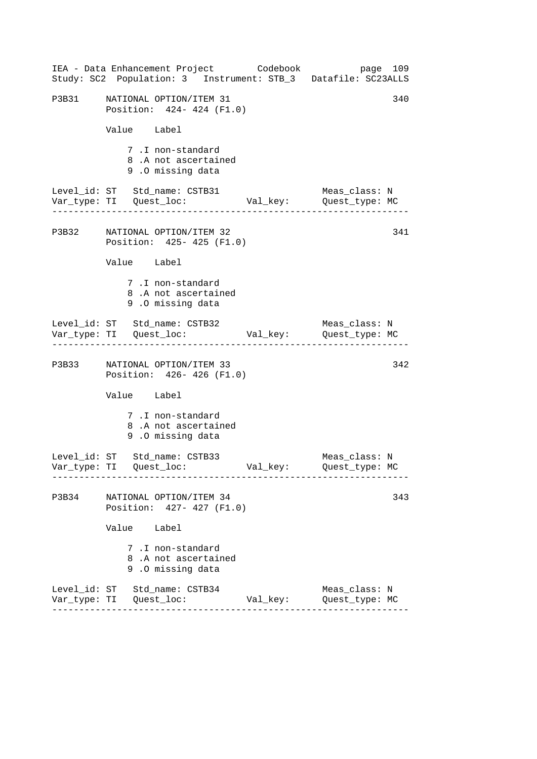```
P3B31     NATIONAL OPTION/ITEM 31                                    340
          Position:  424- 424 (F1.0)

          Value    Label

              7 .I non-standard
              8 .A not ascertained
              9 .O missing data

Level_id: ST   Std_name: CSTB31                        Meas_class: N
Var_type: TI   Quest_loc:           Val_key:           Quest_type: MC
-----------------------------------------------------------------------

P3B32     NATIONAL OPTION/ITEM 32                                    341
          Position:  425- 425 (F1.0)

          Value    Label

              7 .I non-standard
              8 .A not ascertained
              9 .O missing data

Level_id: ST   Std_name: CSTB32                        Meas_class: N
Var_type: TI   Quest_loc:           Val_key:           Quest_type: MC
-----------------------------------------------------------------------

P3B33     NATIONAL OPTION/ITEM 33                                    342
          Position:  426- 426 (F1.0)

          Value    Label

              7 .I non-standard
              8 .A not ascertained
              9 .O missing data

Level_id: ST   Std_name: CSTB33                        Meas_class: N
Var_type: TI   Quest_loc:           Val_key:           Quest_type: MC
-----------------------------------------------------------------------

P3B34     NATIONAL OPTION/ITEM 34                                    343
          Position:  427- 427 (F1.0)

          Value    Label

              7 .I non-standard
              8 .A not ascertained
              9 .O missing data

Level_id: ST   Std_name: CSTB34                        Meas_class: N
Var_type: TI   Quest_loc:           Val_key:           Quest_type: MC
-----------------------------------------------------------------------
```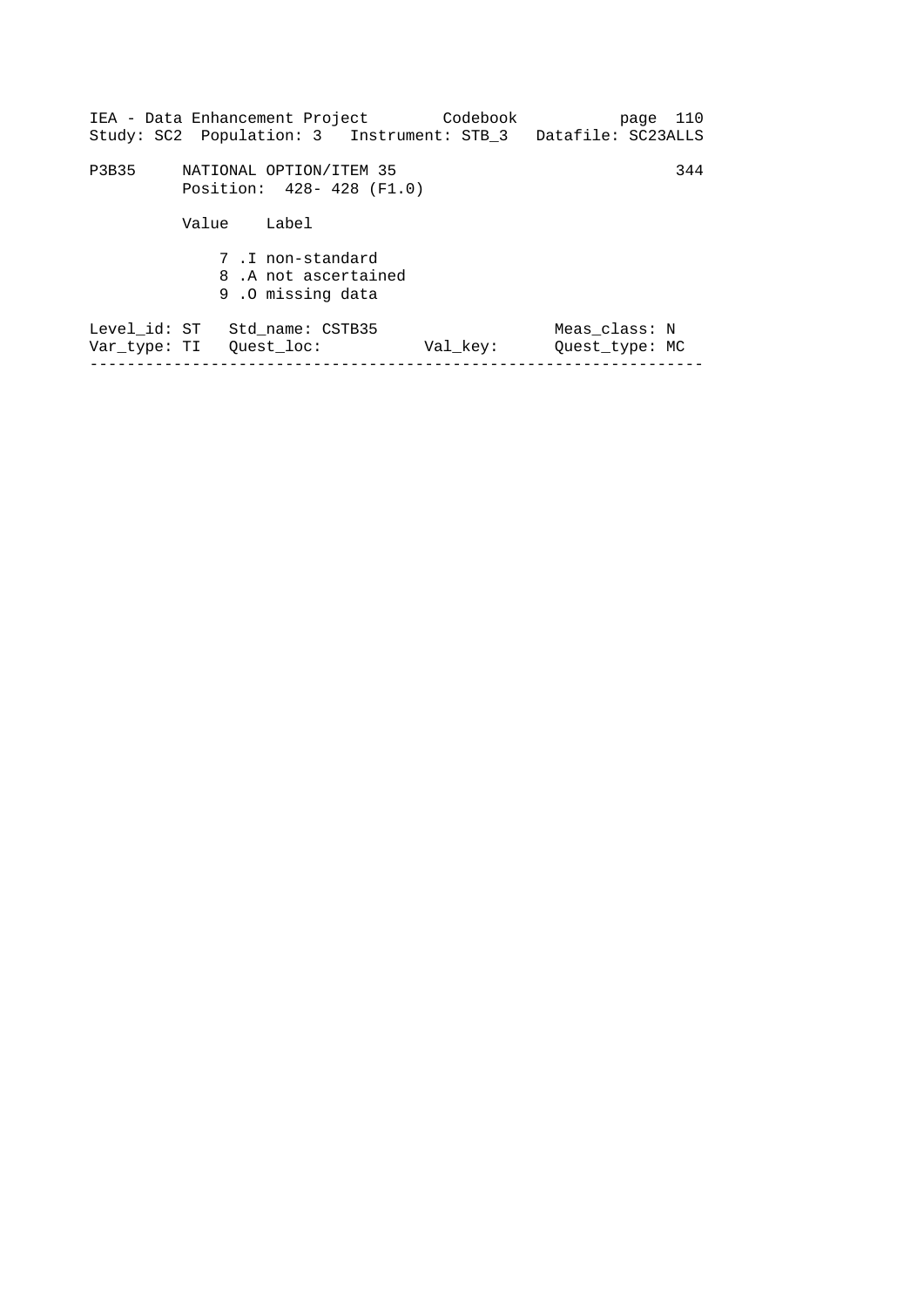P3B35 NATIONAL OPTION/ITEM 35 344

Position: 428- 428 (F1.0)

| Value | Label |
|---|---|
| 7 | .I non-standard |
| 8 | .A not ascertained |
| 9 | .O missing data |

Level_id: ST   Std_name: CSTB35   Meas_class: N

Var_type: TI   Quest_loc:   Val_key:   Quest_type: MC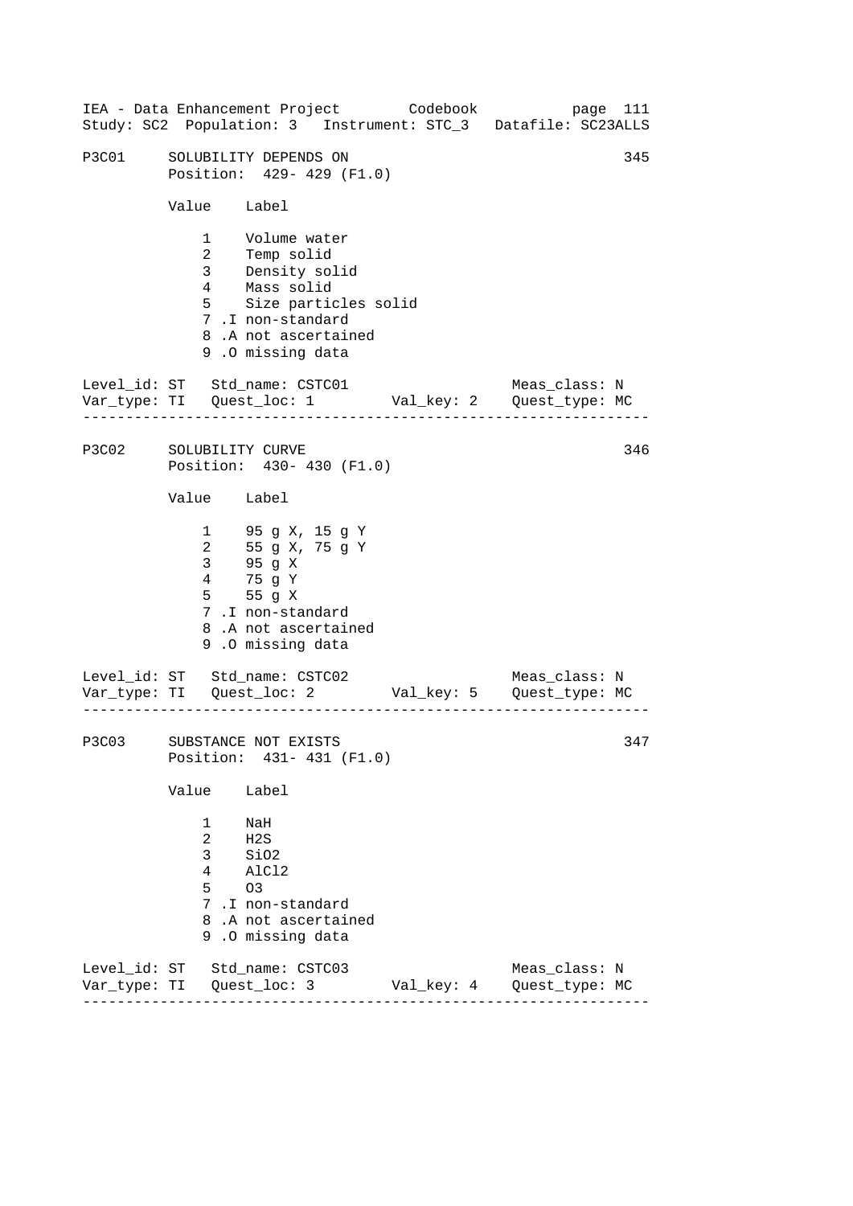## P3C01 SOLUBILITY DEPENDS ON (345)

Position: 429- 429 (F1.0)

| Value | Label |
|---|---|
| 1 | Volume water |
| 2 | Temp solid |
| 3 | Density solid |
| 4 | Mass solid |
| 5 | Size particles solid |
| 7 | .I non-standard |
| 8 | .A not ascertained |
| 9 | .O missing data |

Level_id: ST   Std_name: CSTC01   Meas_class: N
Var_type: TI   Quest_loc: 1   Val_key: 2   Quest_type: MC

---

## P3C02 SOLUBILITY CURVE (346)

Position: 430- 430 (F1.0)

| Value | Label |
|---|---|
| 1 | 95 g X, 15 g Y |
| 2 | 55 g X, 75 g Y |
| 3 | 95 g X |
| 4 | 75 g Y |
| 5 | 55 g X |
| 7 | .I non-standard |
| 8 | .A not ascertained |
| 9 | .O missing data |

Level_id: ST   Std_name: CSTC02   Meas_class: N
Var_type: TI   Quest_loc: 2   Val_key: 5   Quest_type: MC

---

## P3C03 SUBSTANCE NOT EXISTS (347)

Position: 431- 431 (F1.0)

| Value | Label |
|---|---|
| 1 | NaH |
| 2 | H2S |
| 3 | SiO2 |
| 4 | AlCl2 |
| 5 | O3 |
| 7 | .I non-standard |
| 8 | .A not ascertained |
| 9 | .O missing data |

Level_id: ST   Std_name: CSTC03   Meas_class: N
Var_type: TI   Quest_loc: 3   Val_key: 4   Quest_type: MC

---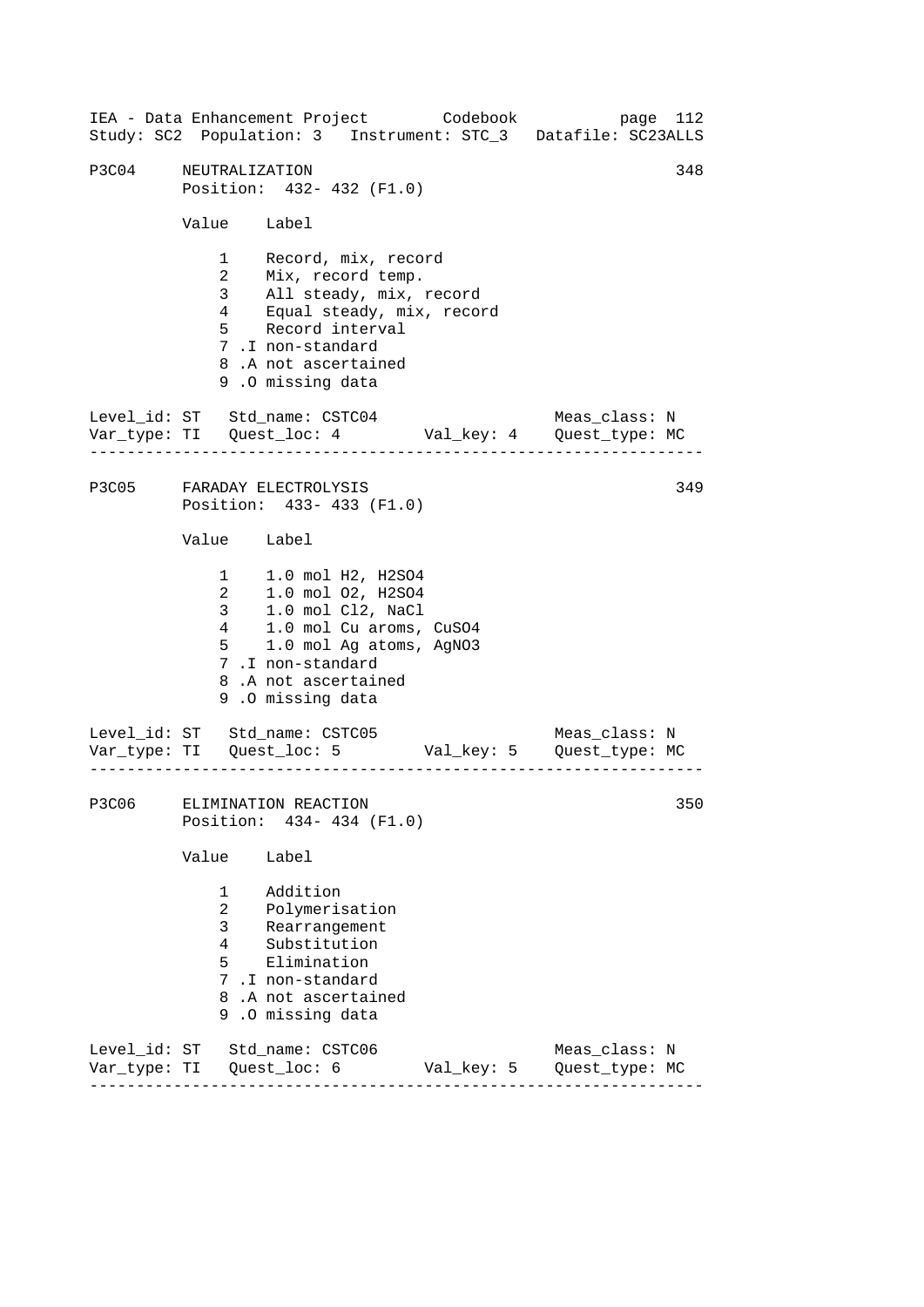IEA - Data Enhancement Project Codebook page 112
Study: SC2 Population: 3 Instrument: STC_3 Datafile: SC23ALLS

## P3C04 NEUTRALIZATION 348

Position: 432- 432 (F1.0)

| Value | Label |
|---|---|
| 1 | Record, mix, record |
| 2 | Mix, record temp. |
| 3 | All steady, mix, record |
| 4 | Equal steady, mix, record |
| 5 | Record interval |
| 7 .I | non-standard |
| 8 .A | not ascertained |
| 9 .O | missing data |

Level_id: ST Std_name: CSTC04 Meas_class: N
Var_type: TI Quest_loc: 4 Val_key: 4 Quest_type: MC

---

## P3C05 FARADAY ELECTROLYSIS 349

Position: 433- 433 (F1.0)

| Value | Label |
|---|---|
| 1 | 1.0 mol $H_2$, $H_2SO_4$ |
| 2 | 1.0 mol $O_2$, $H_2SO_4$ |
| 3 | 1.0 mol $Cl_2$, NaCl |
| 4 | 1.0 mol Cu aroms, $CuSO_4$ |
| 5 | 1.0 mol Ag atoms, $AgNO_3$ |
| 7 .I | non-standard |
| 8 .A | not ascertained |
| 9 .O | missing data |

Level_id: ST Std_name: CSTC05 Meas_class: N
Var_type: TI Quest_loc: 5 Val_key: 5 Quest_type: MC

---

## P3C06 ELIMINATION REACTION 350

Position: 434- 434 (F1.0)

| Value | Label |
|---|---|
| 1 | Addition |
| 2 | Polymerisation |
| 3 | Rearrangement |
| 4 | Substitution |
| 5 | Elimination |
| 7 .I | non-standard |
| 8 .A | not ascertained |
| 9 .O | missing data |

Level_id: ST Std_name: CSTC06 Meas_class: N
Var_type: TI Quest_loc: 6 Val_key: 5 Quest_type: MC

---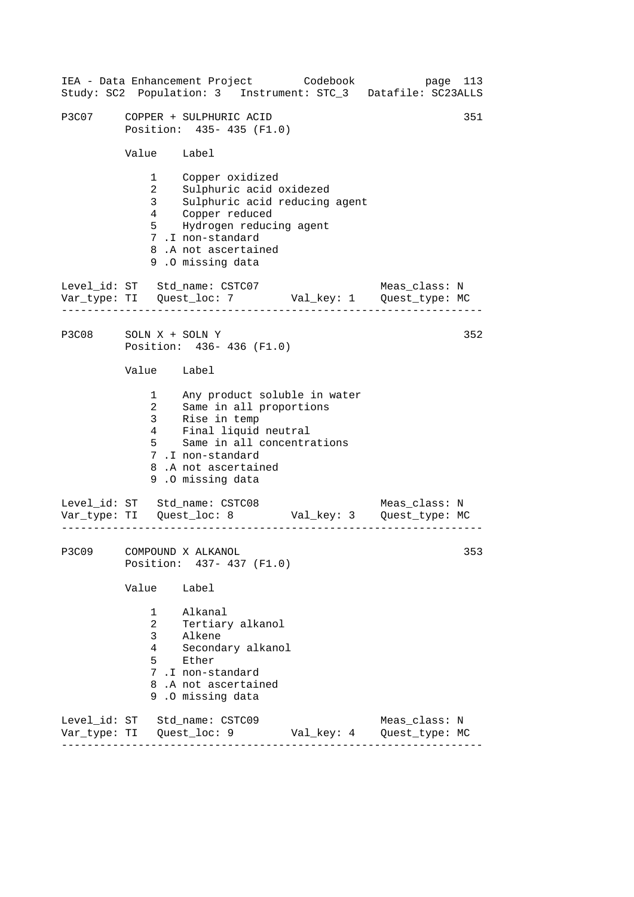P3C07 COPPER + SULPHURIC ACID 351
Position: 435- 435 (F1.0)

| Value | Label |
|---|---|
| 1 | Copper oxidized |
| 2 | Sulphuric acid oxidezed |
| 3 | Sulphuric acid reducing agent |
| 4 | Copper reduced |
| 5 | Hydrogen reducing agent |
| 7 .I | non-standard |
| 8 .A | not ascertained |
| 9 .O | missing data |

Level_id: ST Std_name: CSTC07 Meas_class: N
Var_type: TI Quest_loc: 7 Val_key: 1 Quest_type: MC

---

P3C08 SOLN X + SOLN Y 352
Position: 436- 436 (F1.0)

| Value | Label |
|---|---|
| 1 | Any product soluble in water |
| 2 | Same in all proportions |
| 3 | Rise in temp |
| 4 | Final liquid neutral |
| 5 | Same in all concentrations |
| 7 .I | non-standard |
| 8 .A | not ascertained |
| 9 .O | missing data |

Level_id: ST Std_name: CSTC08 Meas_class: N
Var_type: TI Quest_loc: 8 Val_key: 3 Quest_type: MC

---

P3C09 COMPOUND X ALKANOL 353
Position: 437- 437 (F1.0)

| Value | Label |
|---|---|
| 1 | Alkanal |
| 2 | Tertiary alkanol |
| 3 | Alkene |
| 4 | Secondary alkanol |
| 5 | Ether |
| 7 .I | non-standard |
| 8 .A | not ascertained |
| 9 .O | missing data |

Level_id: ST Std_name: CSTC09 Meas_class: N
Var_type: TI Quest_loc: 9 Val_key: 4 Quest_type: MC

---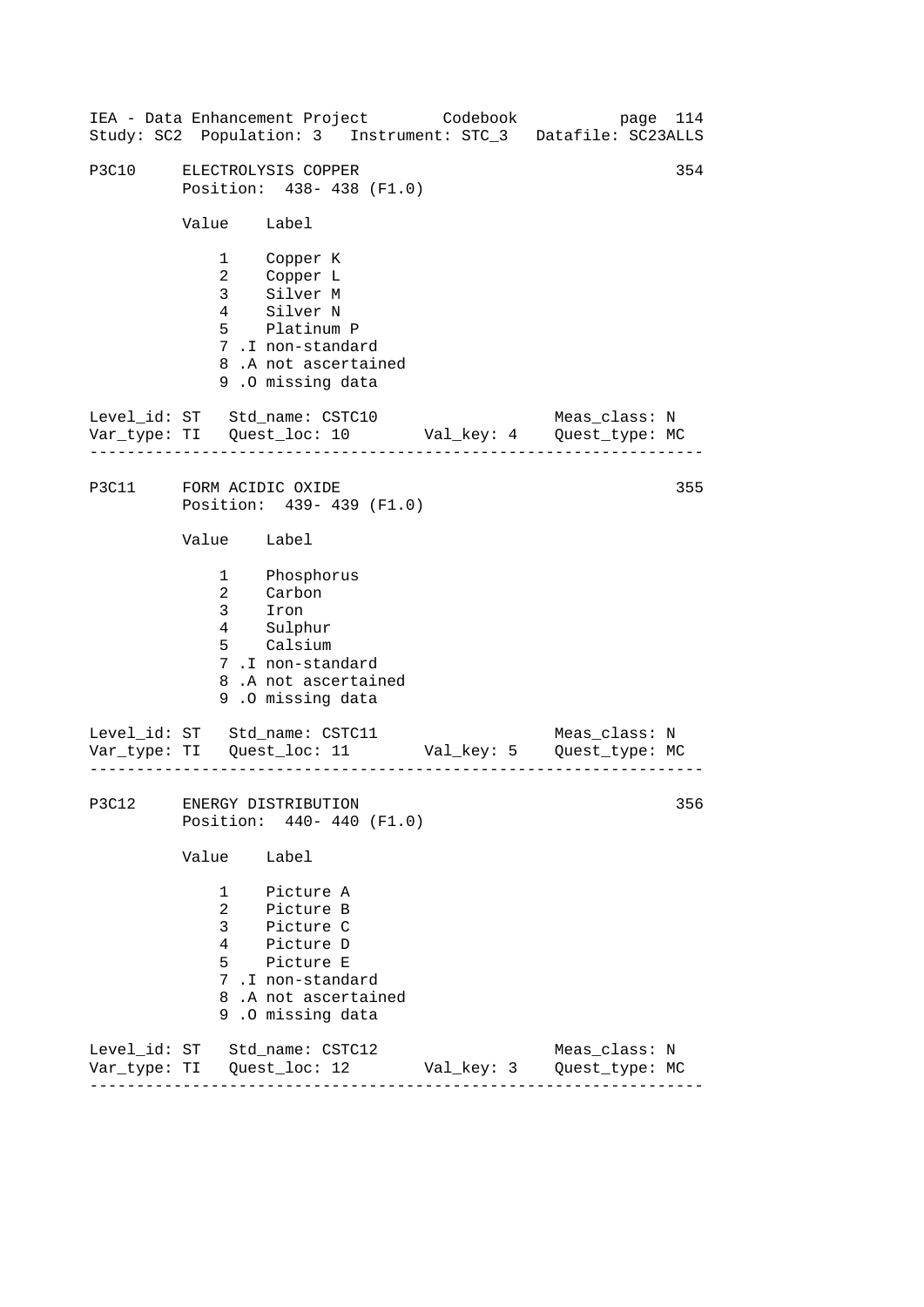## P3C10 ELECTROLYSIS COPPER

354

Position: 438- 438 (F1.0)

| Value | Label |
|---|---|
| 1 | Copper K |
| 2 | Copper L |
| 3 | Silver M |
| 4 | Silver N |
| 5 | Platinum P |
| 7 | .I non-standard |
| 8 | .A not ascertained |
| 9 | .O missing data |

Level_id: ST   Std_name: CSTC10   Meas_class: N
Var_type: TI   Quest_loc: 10   Val_key: 4   Quest_type: MC

---

## P3C11 FORM ACIDIC OXIDE

355

Position: 439- 439 (F1.0)

| Value | Label |
|---|---|
| 1 | Phosphorus |
| 2 | Carbon |
| 3 | Iron |
| 4 | Sulphur |
| 5 | Calsium |
| 7 | .I non-standard |
| 8 | .A not ascertained |
| 9 | .O missing data |

Level_id: ST   Std_name: CSTC11   Meas_class: N
Var_type: TI   Quest_loc: 11   Val_key: 5   Quest_type: MC

---

## P3C12 ENERGY DISTRIBUTION

356

Position: 440- 440 (F1.0)

| Value | Label |
|---|---|
| 1 | Picture A |
| 2 | Picture B |
| 3 | Picture C |
| 4 | Picture D |
| 5 | Picture E |
| 7 | .I non-standard |
| 8 | .A not ascertained |
| 9 | .O missing data |

Level_id: ST   Std_name: CSTC12   Meas_class: N
Var_type: TI   Quest_loc: 12   Val_key: 3   Quest_type: MC

---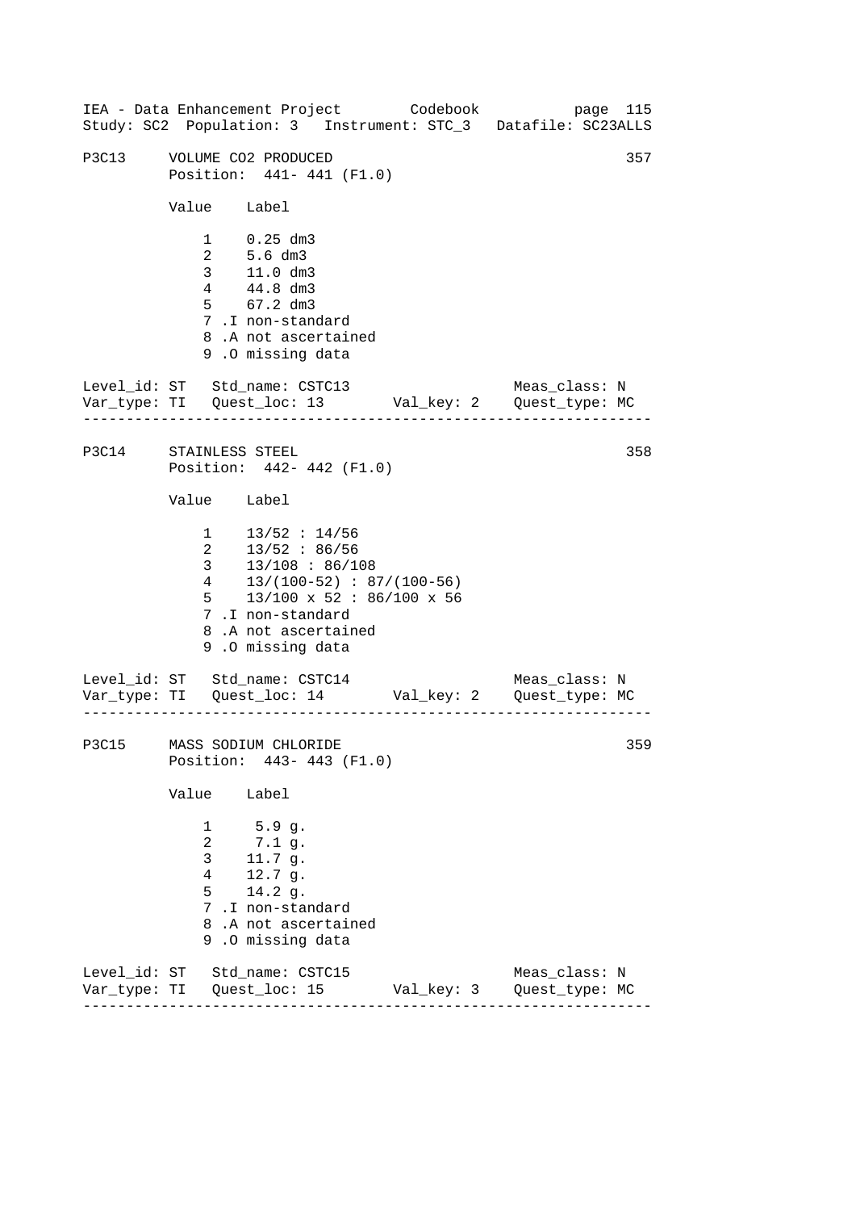P3C13 VOLUME CO2 PRODUCED 357
Position: 441- 441 (F1.0)

| Value | Label |
|---|---|
| 1 | 0.25 dm3 |
| 2 | 5.6 dm3 |
| 3 | 11.0 dm3 |
| 4 | 44.8 dm3 |
| 5 | 67.2 dm3 |
| 7 | .I non-standard |
| 8 | .A not ascertained |
| 9 | .O missing data |

Level_id: ST Std_name: CSTC13 Meas_class: N
Var_type: TI Quest_loc: 13 Val_key: 2 Quest_type: MC

---

P3C14 STAINLESS STEEL 358
Position: 442- 442 (F1.0)

| Value | Label |
|---|---|
| 1 | 13/52 : 14/56 |
| 2 | 13/52 : 86/56 |
| 3 | 13/108 : 86/108 |
| 4 | 13/(100-52) : 87/(100-56) |
| 5 | 13/100 x 52 : 86/100 x 56 |
| 7 | .I non-standard |
| 8 | .A not ascertained |
| 9 | .O missing data |

Level_id: ST Std_name: CSTC14 Meas_class: N
Var_type: TI Quest_loc: 14 Val_key: 2 Quest_type: MC

---

P3C15 MASS SODIUM CHLORIDE 359
Position: 443- 443 (F1.0)

| Value | Label |
|---|---|
| 1 | 5.9 g. |
| 2 | 7.1 g. |
| 3 | 11.7 g. |
| 4 | 12.7 g. |
| 5 | 14.2 g. |
| 7 | .I non-standard |
| 8 | .A not ascertained |
| 9 | .O missing data |

Level_id: ST Std_name: CSTC15 Meas_class: N
Var_type: TI Quest_loc: 15 Val_key: 3 Quest_type: MC

---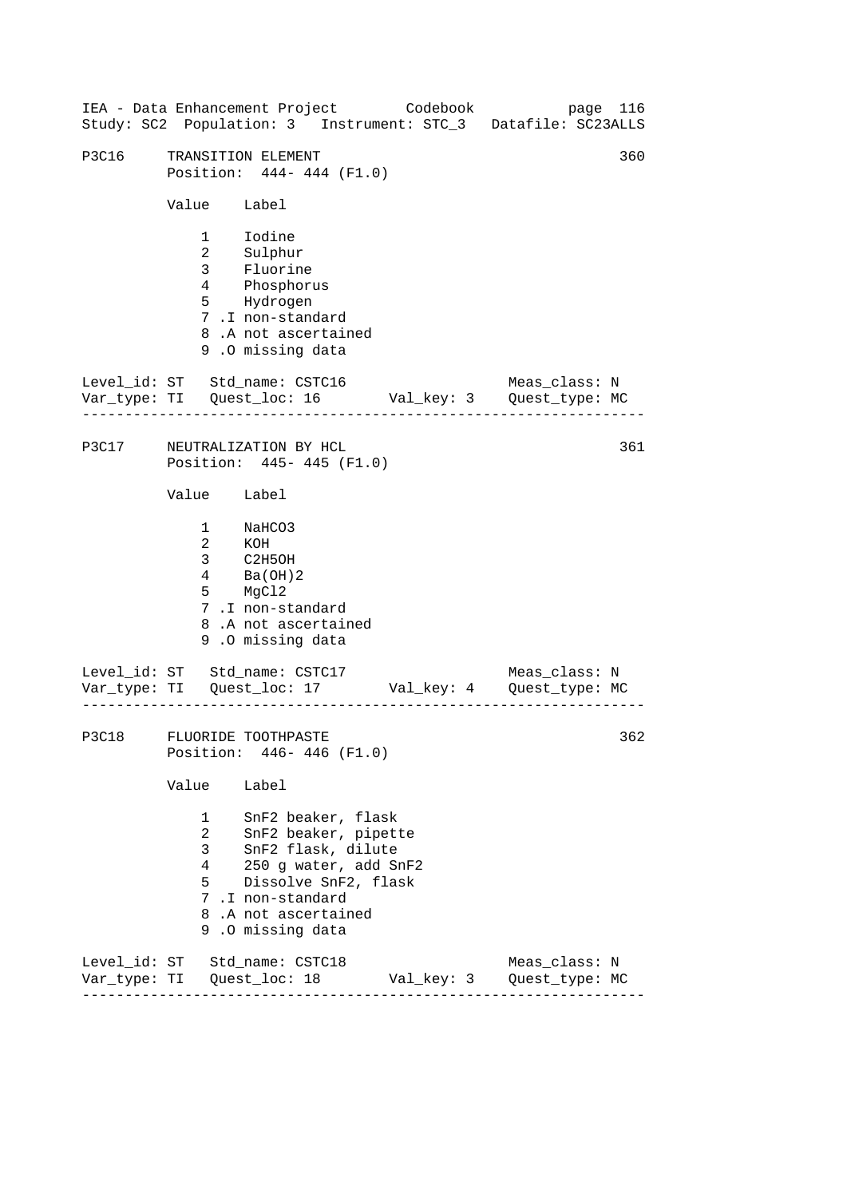IEA - Data Enhancement Project Codebook page 116
Study: SC2 Population: 3 Instrument: STC_3 Datafile: SC23ALLS

## P3C16 TRANSITION ELEMENT 360

Position: 444- 444 (F1.0)

| Value | Label |
|---|---|
| 1 | Iodine |
| 2 | Sulphur |
| 3 | Fluorine |
| 4 | Phosphorus |
| 5 | Hydrogen |
| 7 .I | non-standard |
| 8 .A | not ascertained |
| 9 .O | missing data |

Level_id: ST Std_name: CSTC16 Meas_class: N
Var_type: TI Quest_loc: 16 Val_key: 3 Quest_type: MC

---

## P3C17 NEUTRALIZATION BY HCL 361

Position: 445- 445 (F1.0)

| Value | Label |
|---|---|
| 1 | $NaHCO_3$ |
| 2 | KOH |
| 3 | $C_2H_5OH$ |
| 4 | $Ba(OH)_2$ |
| 5 | $MgCl_2$ |
| 7 .I | non-standard |
| 8 .A | not ascertained |
| 9 .O | missing data |

Level_id: ST Std_name: CSTC17 Meas_class: N
Var_type: TI Quest_loc: 17 Val_key: 4 Quest_type: MC

---

## P3C18 FLUORIDE TOOTHPASTE 362

Position: 446- 446 (F1.0)

| Value | Label |
|---|---|
| 1 | $SnF_2$ beaker, flask |
| 2 | $SnF_2$ beaker, pipette |
| 3 | $SnF_2$ flask, dilute |
| 4 | 250 g water, add $SnF_2$ |
| 5 | Dissolve $SnF_2$, flask |
| 7 .I | non-standard |
| 8 .A | not ascertained |
| 9 .O | missing data |

Level_id: ST Std_name: CSTC18 Meas_class: N
Var_type: TI Quest_loc: 18 Val_key: 3 Quest_type: MC

---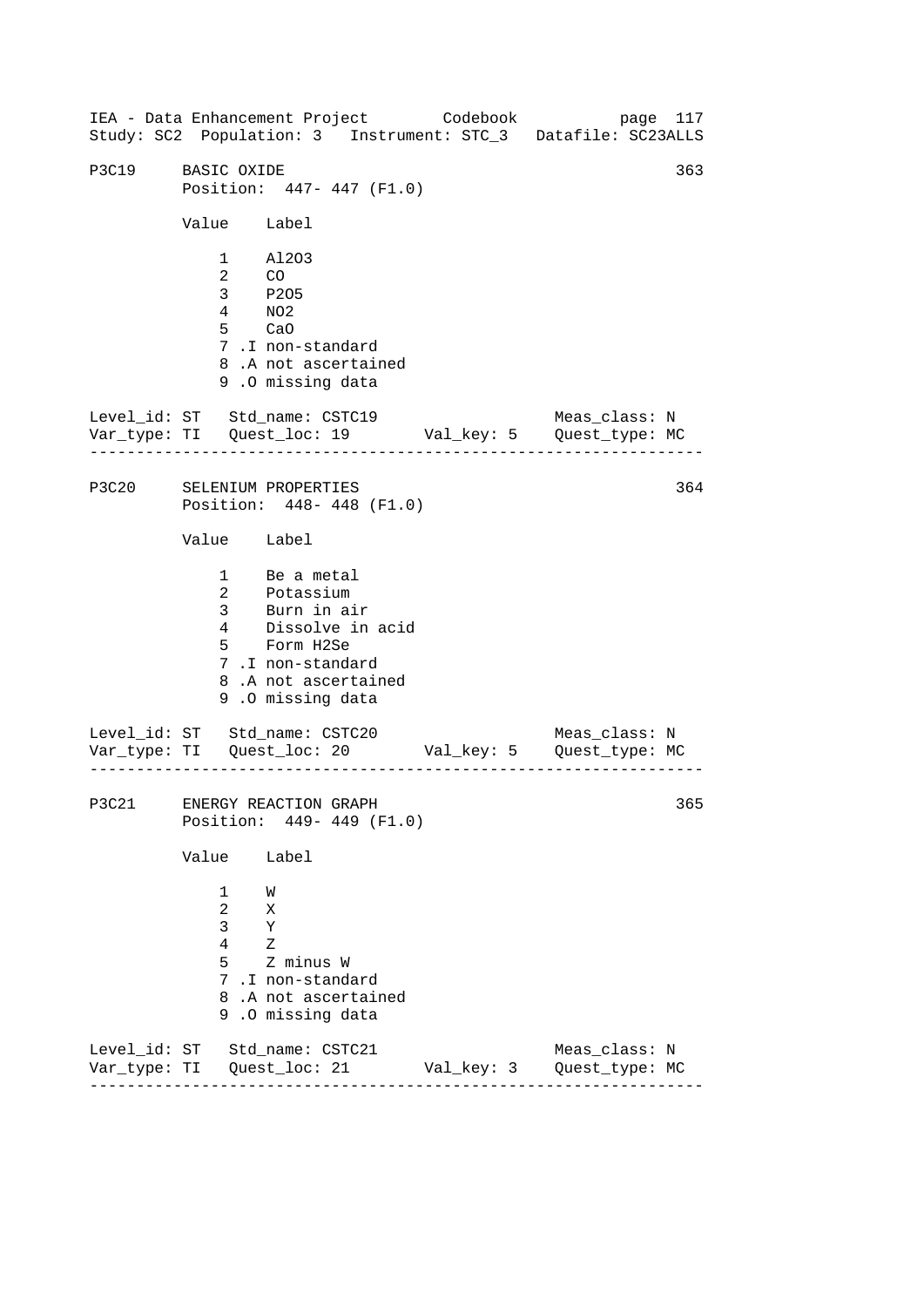IEA - Data Enhancement Project        Codebook
Study: SC2  Population: 3   Instrument: STC_3   Datafile: SC23ALLS

## P3C19 BASIC OXIDE (363)

Position: 447- 447 (F1.0)

| Value | Label |
|---|---|
| 1 | $Al_2O_3$ |
| 2 | CO |
| 3 | $P_2O_5$ |
| 4 | $NO_2$ |
| 5 | CaO |
| 7 | .I non-standard |
| 8 | .A not ascertained |
| 9 | .O missing data |

Level_id: ST   Std_name: CSTC19   Meas_class: N
Var_type: TI   Quest_loc: 19   Val_key: 5   Quest_type: MC

---

## P3C20 SELENIUM PROPERTIES (364)

Position: 448- 448 (F1.0)

| Value | Label |
|---|---|
| 1 | Be a metal |
| 2 | Potassium |
| 3 | Burn in air |
| 4 | Dissolve in acid |
| 5 | Form $H_2Se$ |
| 7 | .I non-standard |
| 8 | .A not ascertained |
| 9 | .O missing data |

Level_id: ST   Std_name: CSTC20   Meas_class: N
Var_type: TI   Quest_loc: 20   Val_key: 5   Quest_type: MC

---

## P3C21 ENERGY REACTION GRAPH (365)

Position: 449- 449 (F1.0)

| Value | Label |
|---|---|
| 1 | W |
| 2 | X |
| 3 | Y |
| 4 | Z |
| 5 | Z minus W |
| 7 | .I non-standard |
| 8 | .A not ascertained |
| 9 | .O missing data |

Level_id: ST   Std_name: CSTC21   Meas_class: N
Var_type: TI   Quest_loc: 21   Val_key: 3   Quest_type: MC

---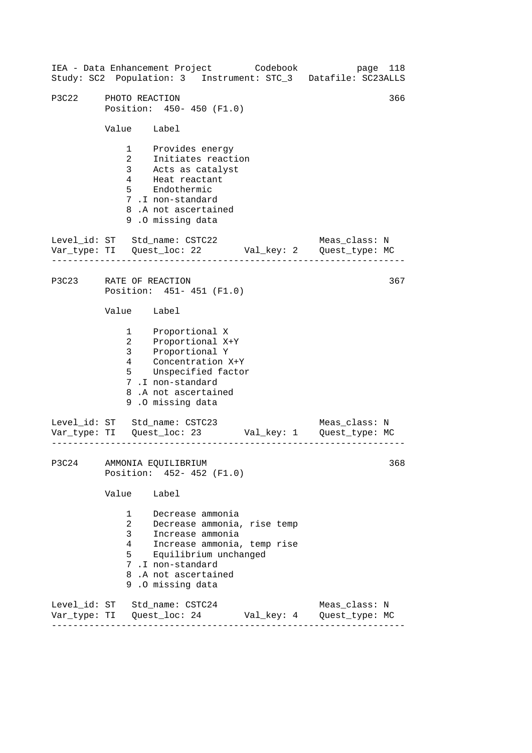## P3C22 PHOTO REACTION (366)

Position: 450- 450 (F1.0)

| Value | Label |
|---|---|
| 1 | Provides energy |
| 2 | Initiates reaction |
| 3 | Acts as catalyst |
| 4 | Heat reactant |
| 5 | Endothermic |
| 7 | .I non-standard |
| 8 | .A not ascertained |
| 9 | .O missing data |

Level_id: ST  Std_name: CSTC22  Meas_class: N
Var_type: TI  Quest_loc: 22  Val_key: 2  Quest_type: MC

---

## P3C23 RATE OF REACTION (367)

Position: 451- 451 (F1.0)

| Value | Label |
|---|---|
| 1 | Proportional X |
| 2 | Proportional X+Y |
| 3 | Proportional Y |
| 4 | Concentration X+Y |
| 5 | Unspecified factor |
| 7 | .I non-standard |
| 8 | .A not ascertained |
| 9 | .O missing data |

Level_id: ST  Std_name: CSTC23  Meas_class: N
Var_type: TI  Quest_loc: 23  Val_key: 1  Quest_type: MC

---

## P3C24 AMMONIA EQUILIBRIUM (368)

Position: 452- 452 (F1.0)

| Value | Label |
|---|---|
| 1 | Decrease ammonia |
| 2 | Decrease ammonia, rise temp |
| 3 | Increase ammonia |
| 4 | Increase ammonia, temp rise |
| 5 | Equilibrium unchanged |
| 7 | .I non-standard |
| 8 | .A not ascertained |
| 9 | .O missing data |

Level_id: ST  Std_name: CSTC24  Meas_class: N
Var_type: TI  Quest_loc: 24  Val_key: 4  Quest_type: MC

---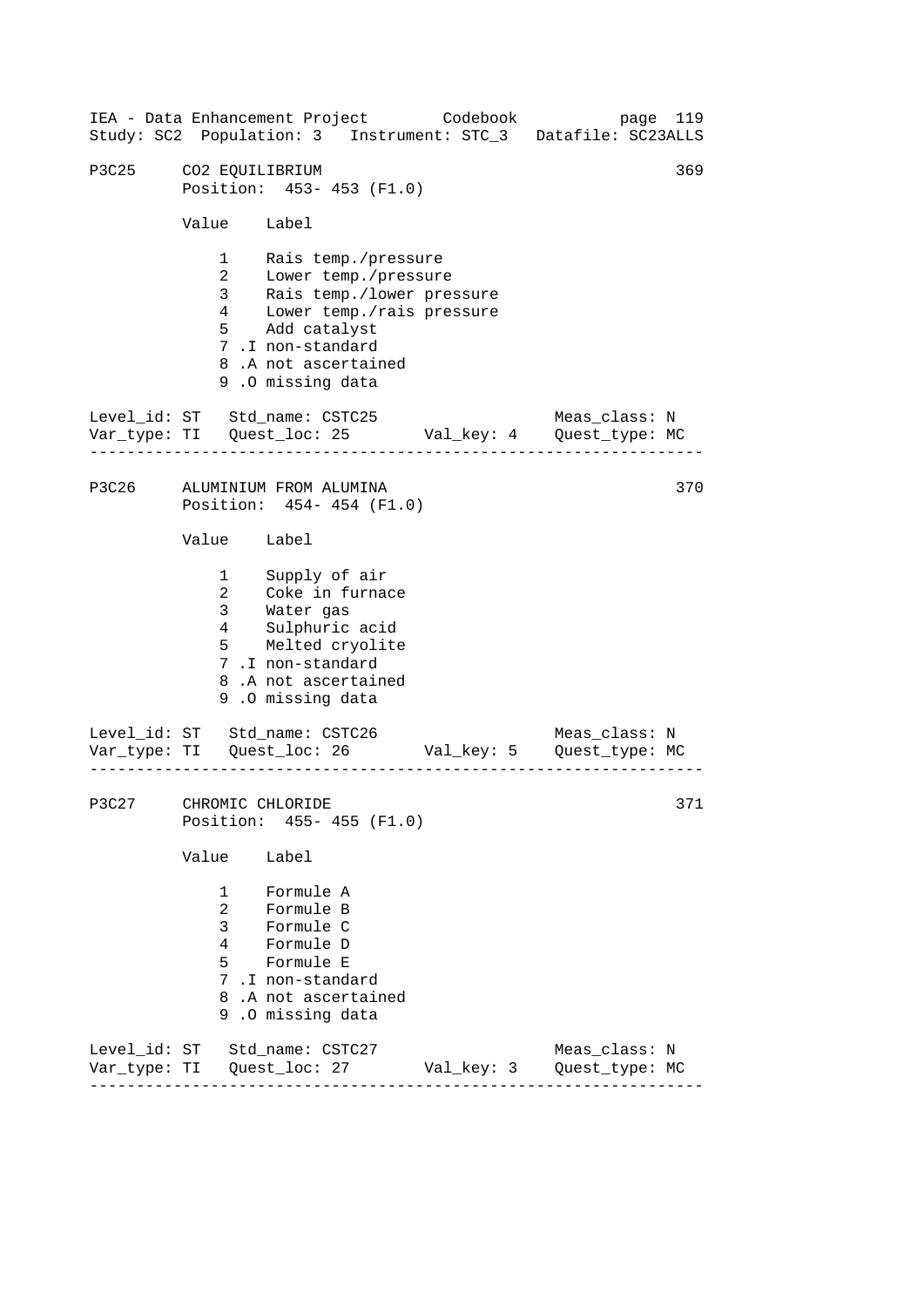## P3C25 CO2 EQUILIBRIUM

369

Position: 453- 453 (F1.0)

| Value | Label |
|---|---|
| 1 | Rais temp./pressure |
| 2 | Lower temp./pressure |
| 3 | Rais temp./lower pressure |
| 4 | Lower temp./rais pressure |
| 5 | Add catalyst |
| 7 .I | non-standard |
| 8 .A | not ascertained |
| 9 .O | missing data |

Level_id: ST   Std_name: CSTC25   Meas_class: N
Var_type: TI   Quest_loc: 25   Val_key: 4   Quest_type: MC

---

## P3C26 ALUMINIUM FROM ALUMINA

370

Position: 454- 454 (F1.0)

| Value | Label |
|---|---|
| 1 | Supply of air |
| 2 | Coke in furnace |
| 3 | Water gas |
| 4 | Sulphuric acid |
| 5 | Melted cryolite |
| 7 .I | non-standard |
| 8 .A | not ascertained |
| 9 .O | missing data |

Level_id: ST   Std_name: CSTC26   Meas_class: N
Var_type: TI   Quest_loc: 26   Val_key: 5   Quest_type: MC

---

## P3C27 CHROMIC CHLORIDE

371

Position: 455- 455 (F1.0)

| Value | Label |
|---|---|
| 1 | Formule A |
| 2 | Formule B |
| 3 | Formule C |
| 4 | Formule D |
| 5 | Formule E |
| 7 .I | non-standard |
| 8 .A | not ascertained |
| 9 .O | missing data |

Level_id: ST   Std_name: CSTC27   Meas_class: N
Var_type: TI   Quest_loc: 27   Val_key: 3   Quest_type: MC

---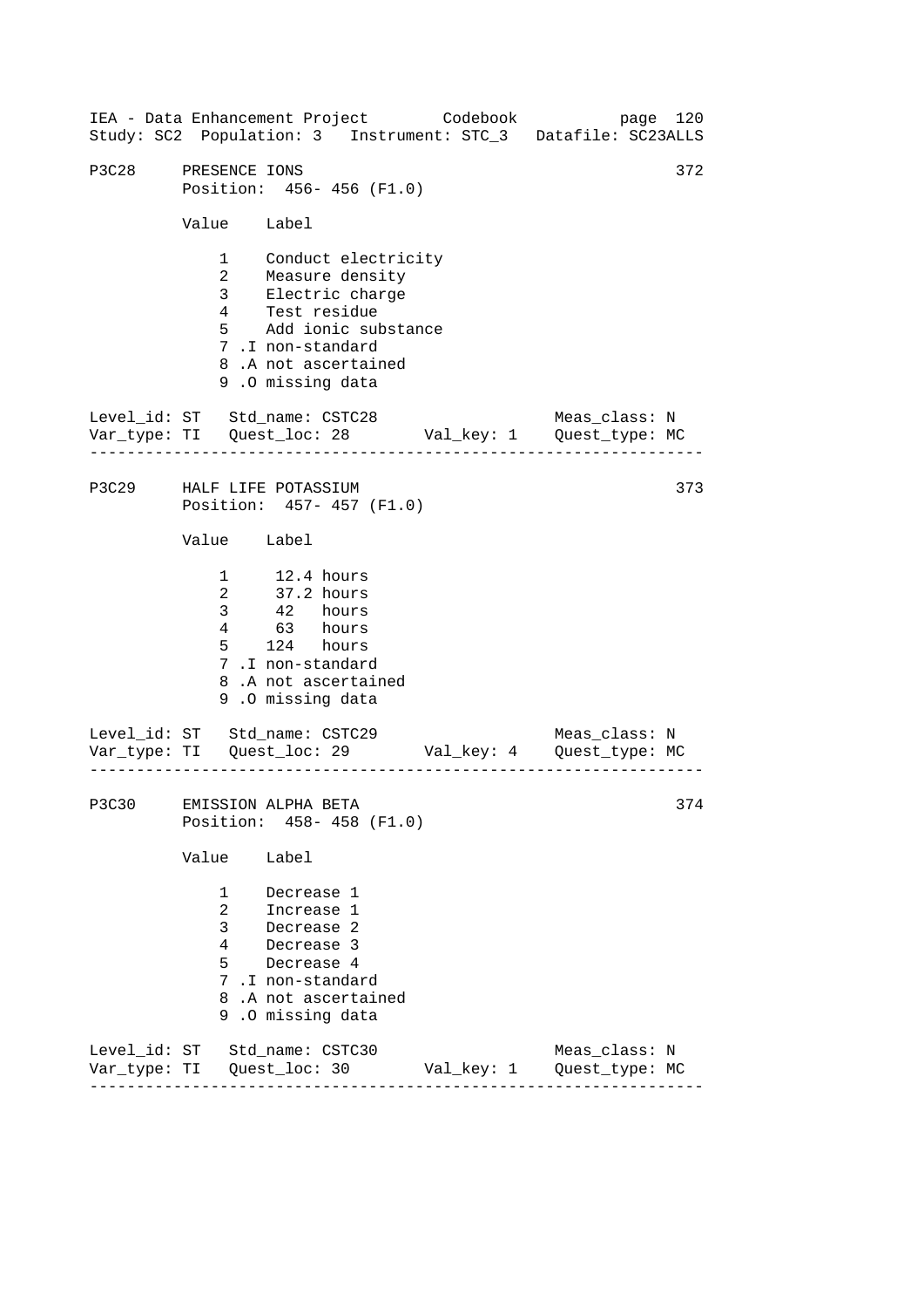IEA - Data Enhancement Project Codebook
Study: SC2 Population: 3 Instrument: STC_3 Datafile: SC23ALLS

```
P3C28    PRESENCE IONS                                          372
         Position:  456- 456 (F1.0)

         Value    Label

             1    Conduct electricity
             2    Measure density
             3    Electric charge
             4    Test residue
             5    Add ionic substance
             7 .I non-standard
             8 .A not ascertained
             9 .O missing data

Level_id: ST   Std_name: CSTC28                  Meas_class: N
Var_type: TI   Quest_loc: 28       Val_key: 1    Quest_type: MC
-----------------------------------------------------------------

P3C29    HALF LIFE POTASSIUM                                    373
         Position:  457- 457 (F1.0)

         Value    Label

             1     12.4 hours
             2     37.2 hours
             3     42   hours
             4     63   hours
             5    124   hours
             7 .I non-standard
             8 .A not ascertained
             9 .O missing data

Level_id: ST   Std_name: CSTC29                  Meas_class: N
Var_type: TI   Quest_loc: 29       Val_key: 4    Quest_type: MC
-----------------------------------------------------------------

P3C30    EMISSION ALPHA BETA                                    374
         Position:  458- 458 (F1.0)

         Value    Label

             1    Decrease 1
             2    Increase 1
             3    Decrease 2
             4    Decrease 3
             5    Decrease 4
             7 .I non-standard
             8 .A not ascertained
             9 .O missing data

Level_id: ST   Std_name: CSTC30                  Meas_class: N
Var_type: TI   Quest_loc: 30       Val_key: 1    Quest_type: MC
-----------------------------------------------------------------
```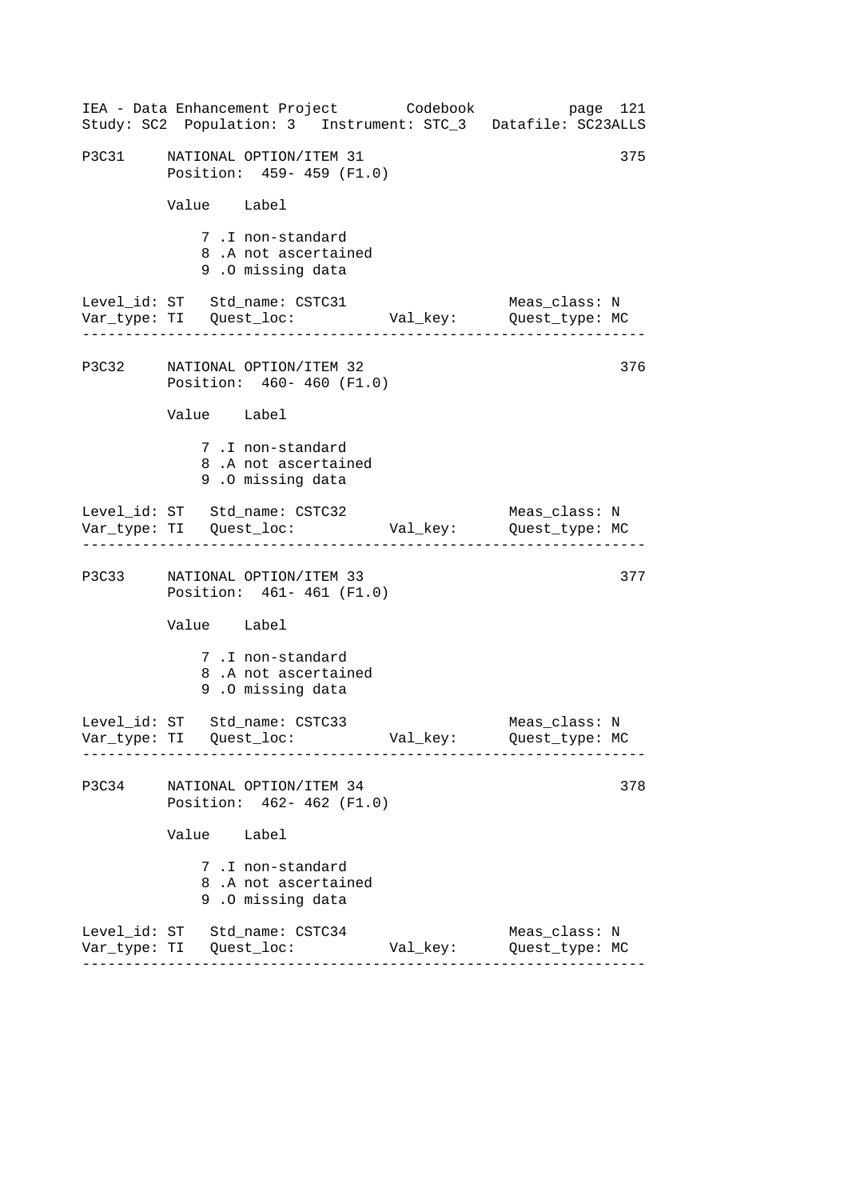```
P3C31     NATIONAL OPTION/ITEM 31                                    375
          Position:  459- 459 (F1.0)

          Value    Label

              7 .I non-standard
              8 .A not ascertained
              9 .O missing data

Level_id: ST   Std_name: CSTC31                      Meas_class: N
Var_type: TI   Quest_loc:           Val_key:         Quest_type: MC
--------------------------------------------------------------------

P3C32     NATIONAL OPTION/ITEM 32                                    376
          Position:  460- 460 (F1.0)

          Value    Label

              7 .I non-standard
              8 .A not ascertained
              9 .O missing data

Level_id: ST   Std_name: CSTC32                      Meas_class: N
Var_type: TI   Quest_loc:           Val_key:         Quest_type: MC
--------------------------------------------------------------------

P3C33     NATIONAL OPTION/ITEM 33                                    377
          Position:  461- 461 (F1.0)

          Value    Label

              7 .I non-standard
              8 .A not ascertained
              9 .O missing data

Level_id: ST   Std_name: CSTC33                      Meas_class: N
Var_type: TI   Quest_loc:           Val_key:         Quest_type: MC
--------------------------------------------------------------------

P3C34     NATIONAL OPTION/ITEM 34                                    378
          Position:  462- 462 (F1.0)

          Value    Label

              7 .I non-standard
              8 .A not ascertained
              9 .O missing data

Level_id: ST   Std_name: CSTC34                      Meas_class: N
Var_type: TI   Quest_loc:           Val_key:         Quest_type: MC
--------------------------------------------------------------------
```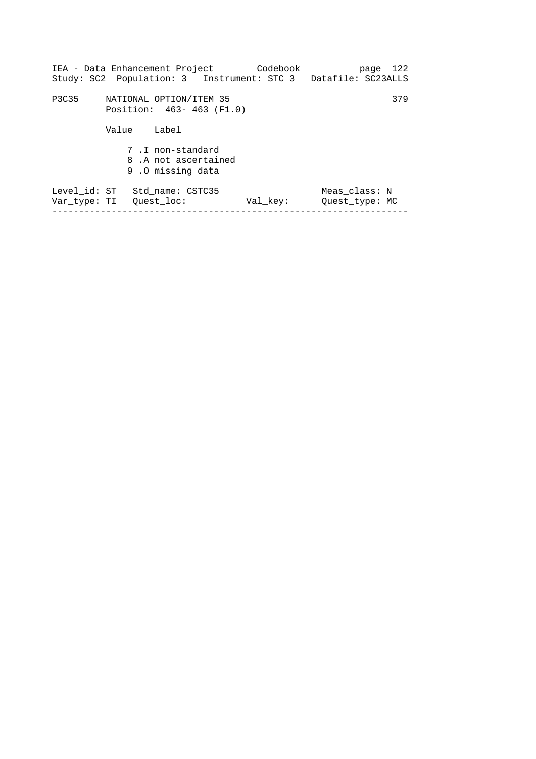P3C35 NATIONAL OPTION/ITEM 35 379

Position: 463- 463 (F1.0)

| Value | Label |
|---|---|
| 7 | .I non-standard |
| 8 | .A not ascertained |
| 9 | .O missing data |

Level_id: ST Std_name: CSTC35 Meas_class: N

Var_type: TI Quest_loc: Val_key: Quest_type: MC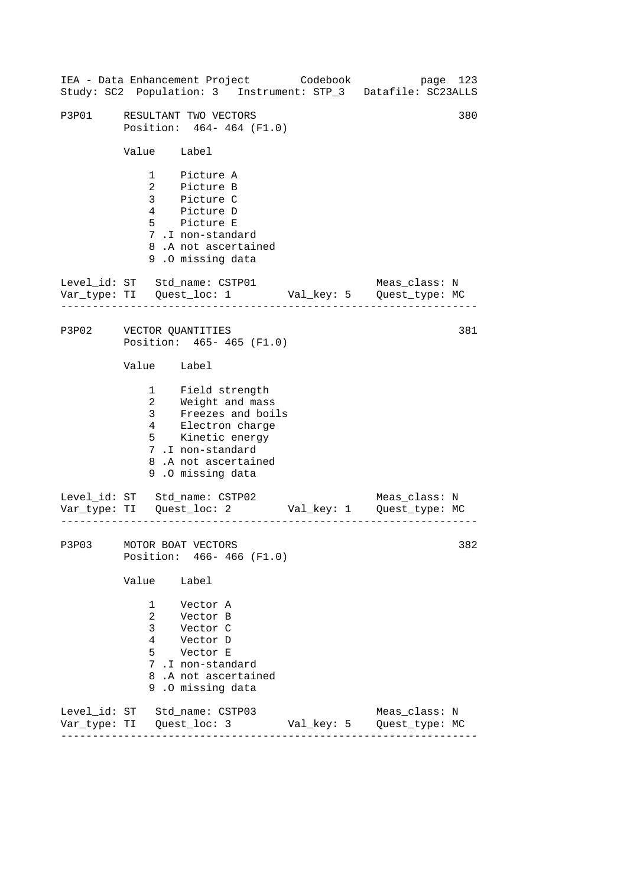P3P01 RESULTANT TWO VECTORS 380
Position: 464- 464 (F1.0)

| Value | Label |
|---|---|
| 1 | Picture A |
| 2 | Picture B |
| 3 | Picture C |
| 4 | Picture D |
| 5 | Picture E |
| 7 .I | non-standard |
| 8 .A | not ascertained |
| 9 .O | missing data |

Level_id: ST Std_name: CSTP01 Meas_class: N
Var_type: TI Quest_loc: 1 Val_key: 5 Quest_type: MC

---

P3P02 VECTOR QUANTITIES 381
Position: 465- 465 (F1.0)

| Value | Label |
|---|---|
| 1 | Field strength |
| 2 | Weight and mass |
| 3 | Freezes and boils |
| 4 | Electron charge |
| 5 | Kinetic energy |
| 7 .I | non-standard |
| 8 .A | not ascertained |
| 9 .O | missing data |

Level_id: ST Std_name: CSTP02 Meas_class: N
Var_type: TI Quest_loc: 2 Val_key: 1 Quest_type: MC

---

P3P03 MOTOR BOAT VECTORS 382
Position: 466- 466 (F1.0)

| Value | Label |
|---|---|
| 1 | Vector A |
| 2 | Vector B |
| 3 | Vector C |
| 4 | Vector D |
| 5 | Vector E |
| 7 .I | non-standard |
| 8 .A | not ascertained |
| 9 .O | missing data |

Level_id: ST Std_name: CSTP03 Meas_class: N
Var_type: TI Quest_loc: 3 Val_key: 5 Quest_type: MC

---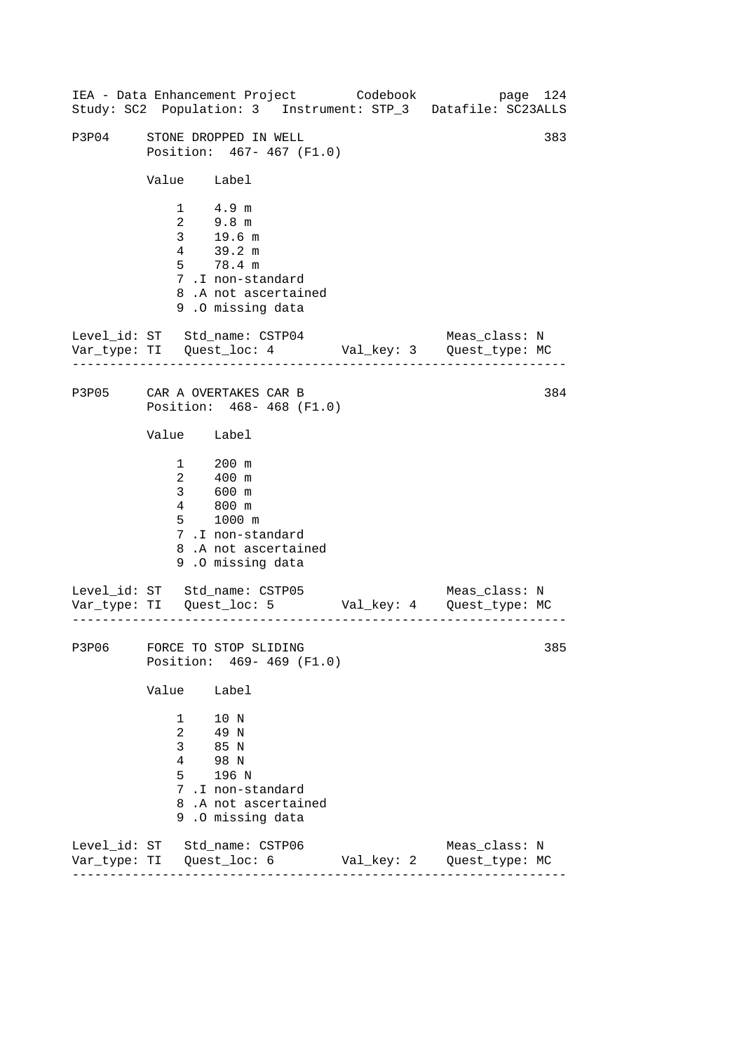## P3P04 STONE DROPPED IN WELL

383

Position: 467- 467 (F1.0)

| Value | Label |
|---|---|
| 1 | 4.9 m |
| 2 | 9.8 m |
| 3 | 19.6 m |
| 4 | 39.2 m |
| 5 | 78.4 m |
| 7 | .I non-standard |
| 8 | .A not ascertained |
| 9 | .O missing data |

Level_id: ST   Std_name: CSTP04   Meas_class: N
Var_type: TI   Quest_loc: 4   Val_key: 3   Quest_type: MC

---

## P3P05 CAR A OVERTAKES CAR B

384

Position: 468- 468 (F1.0)

| Value | Label |
|---|---|
| 1 | 200 m |
| 2 | 400 m |
| 3 | 600 m |
| 4 | 800 m |
| 5 | 1000 m |
| 7 | .I non-standard |
| 8 | .A not ascertained |
| 9 | .O missing data |

Level_id: ST   Std_name: CSTP05   Meas_class: N
Var_type: TI   Quest_loc: 5   Val_key: 4   Quest_type: MC

---

## P3P06 FORCE TO STOP SLIDING

385

Position: 469- 469 (F1.0)

| Value | Label |
|---|---|
| 1 | 10 N |
| 2 | 49 N |
| 3 | 85 N |
| 4 | 98 N |
| 5 | 196 N |
| 7 | .I non-standard |
| 8 | .A not ascertained |
| 9 | .O missing data |

Level_id: ST   Std_name: CSTP06   Meas_class: N
Var_type: TI   Quest_loc: 6   Val_key: 2   Quest_type: MC

---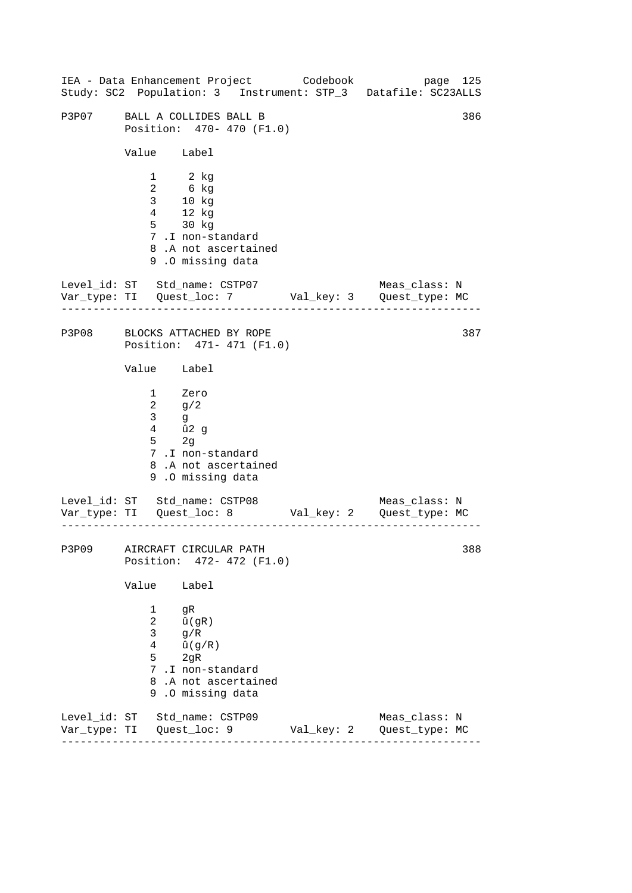## P3P07 BALL A COLLIDES BALL B (386)

Position: 470- 470 (F1.0)

| Value | Label |
|---|---|
| 1 | 2 kg |
| 2 | 6 kg |
| 3 | 10 kg |
| 4 | 12 kg |
| 5 | 30 kg |
| 7 | .I non-standard |
| 8 | .A not ascertained |
| 9 | .O missing data |

Level_id: ST   Std_name: CSTP07   Meas_class: N
Var_type: TI   Quest_loc: 7   Val_key: 3   Quest_type: MC

---

## P3P08 BLOCKS ATTACHED BY ROPE (387)

Position: 471- 471 (F1.0)

| Value | Label |
|---|---|
| 1 | Zero |
| 2 | g/2 |
| 3 | g |
| 4 | û2 g |
| 5 | 2g |
| 7 | .I non-standard |
| 8 | .A not ascertained |
| 9 | .O missing data |

Level_id: ST   Std_name: CSTP08   Meas_class: N
Var_type: TI   Quest_loc: 8   Val_key: 2   Quest_type: MC

---

## P3P09 AIRCRAFT CIRCULAR PATH (388)

Position: 472- 472 (F1.0)

| Value | Label |
|---|---|
| 1 | gR |
| 2 | û(gR) |
| 3 | g/R |
| 4 | û(g/R) |
| 5 | 2gR |
| 7 | .I non-standard |
| 8 | .A not ascertained |
| 9 | .O missing data |

Level_id: ST   Std_name: CSTP09   Meas_class: N
Var_type: TI   Quest_loc: 9   Val_key: 2   Quest_type: MC

---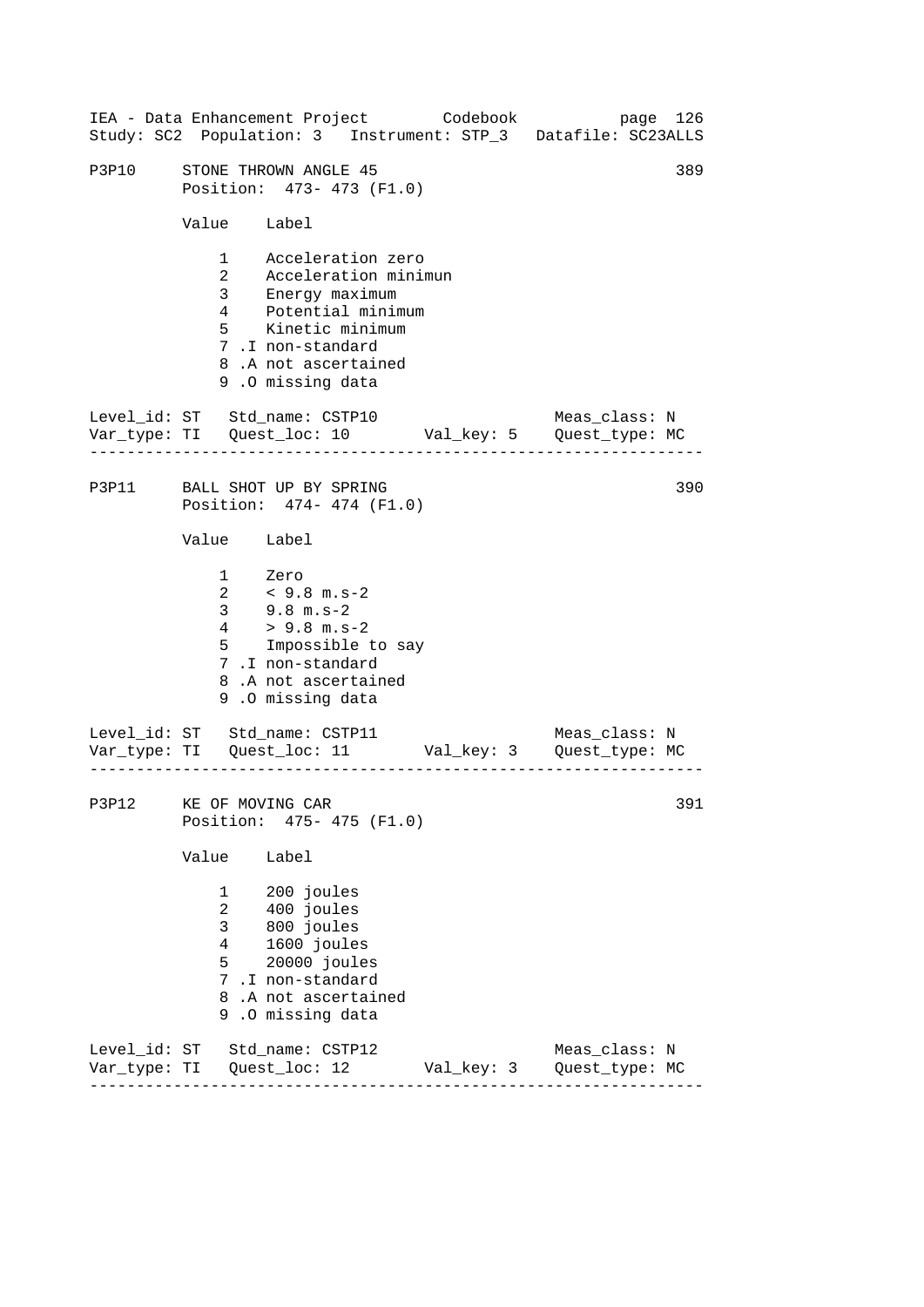IEA - Data Enhancement Project        Codebook
Study: SC2  Population: 3   Instrument: STP_3   Datafile: SC23ALLS

## P3P10 STONE THROWN ANGLE 45 — 389

Position: 473- 473 (F1.0)

| Value | Label |
|---|---|
| 1 | Acceleration zero |
| 2 | Acceleration minimun |
| 3 | Energy maximum |
| 4 | Potential minimum |
| 5 | Kinetic minimum |
| 7 .I | non-standard |
| 8 .A | not ascertained |
| 9 .O | missing data |

Level_id: ST   Std_name: CSTP10   Meas_class: N
Var_type: TI   Quest_loc: 10   Val_key: 5   Quest_type: MC

---

## P3P11 BALL SHOT UP BY SPRING — 390

Position: 474- 474 (F1.0)

| Value | Label |
|---|---|
| 1 | Zero |
| 2 | < 9.8 m.s-2 |
| 3 | 9.8 m.s-2 |
| 4 | > 9.8 m.s-2 |
| 5 | Impossible to say |
| 7 .I | non-standard |
| 8 .A | not ascertained |
| 9 .O | missing data |

Level_id: ST   Std_name: CSTP11   Meas_class: N
Var_type: TI   Quest_loc: 11   Val_key: 3   Quest_type: MC

---

## P3P12 KE OF MOVING CAR — 391

Position: 475- 475 (F1.0)

| Value | Label |
|---|---|
| 1 | 200 joules |
| 2 | 400 joules |
| 3 | 800 joules |
| 4 | 1600 joules |
| 5 | 20000 joules |
| 7 .I | non-standard |
| 8 .A | not ascertained |
| 9 .O | missing data |

Level_id: ST   Std_name: CSTP12   Meas_class: N
Var_type: TI   Quest_loc: 12   Val_key: 3   Quest_type: MC

---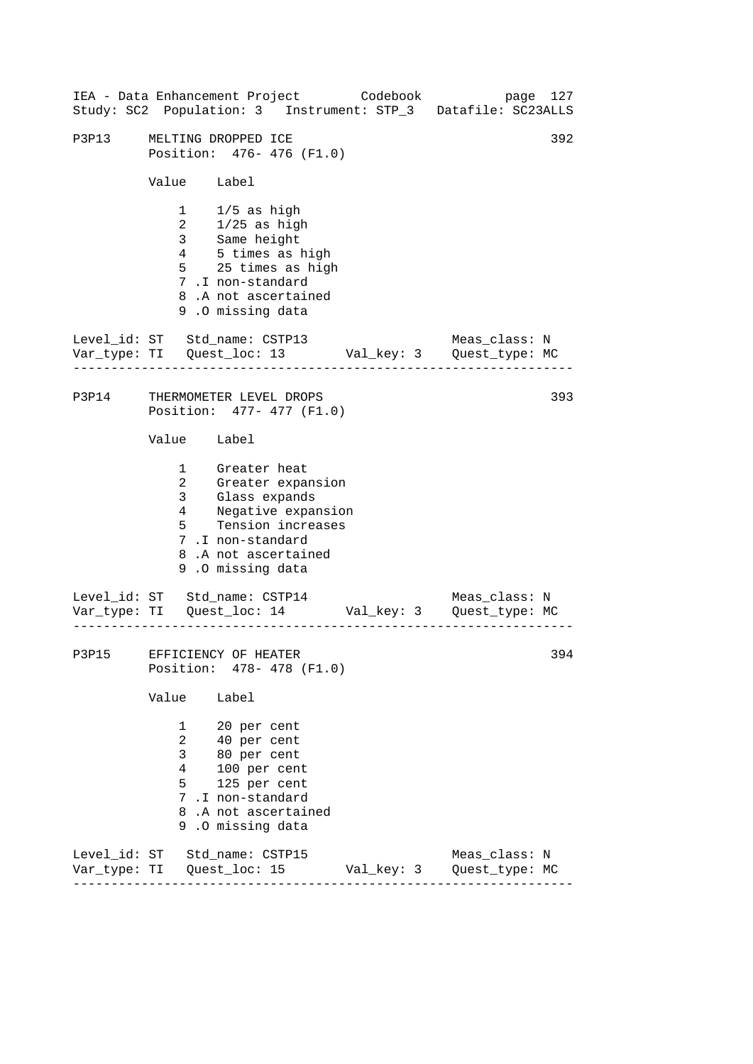P3P13 MELTING DROPPED ICE 392
Position: 476- 476 (F1.0)

| Value | Label |
|---|---|
| 1 | 1/5 as high |
| 2 | 1/25 as high |
| 3 | Same height |
| 4 | 5 times as high |
| 5 | 25 times as high |
| 7 | .I non-standard |
| 8 | .A not ascertained |
| 9 | .O missing data |

Level_id: ST Std_name: CSTP13 Meas_class: N
Var_type: TI Quest_loc: 13 Val_key: 3 Quest_type: MC

---

P3P14 THERMOMETER LEVEL DROPS 393
Position: 477- 477 (F1.0)

| Value | Label |
|---|---|
| 1 | Greater heat |
| 2 | Greater expansion |
| 3 | Glass expands |
| 4 | Negative expansion |
| 5 | Tension increases |
| 7 | .I non-standard |
| 8 | .A not ascertained |
| 9 | .O missing data |

Level_id: ST Std_name: CSTP14 Meas_class: N
Var_type: TI Quest_loc: 14 Val_key: 3 Quest_type: MC

---

P3P15 EFFICIENCY OF HEATER 394
Position: 478- 478 (F1.0)

| Value | Label |
|---|---|
| 1 | 20 per cent |
| 2 | 40 per cent |
| 3 | 80 per cent |
| 4 | 100 per cent |
| 5 | 125 per cent |
| 7 | .I non-standard |
| 8 | .A not ascertained |
| 9 | .O missing data |

Level_id: ST Std_name: CSTP15 Meas_class: N
Var_type: TI Quest_loc: 15 Val_key: 3 Quest_type: MC

---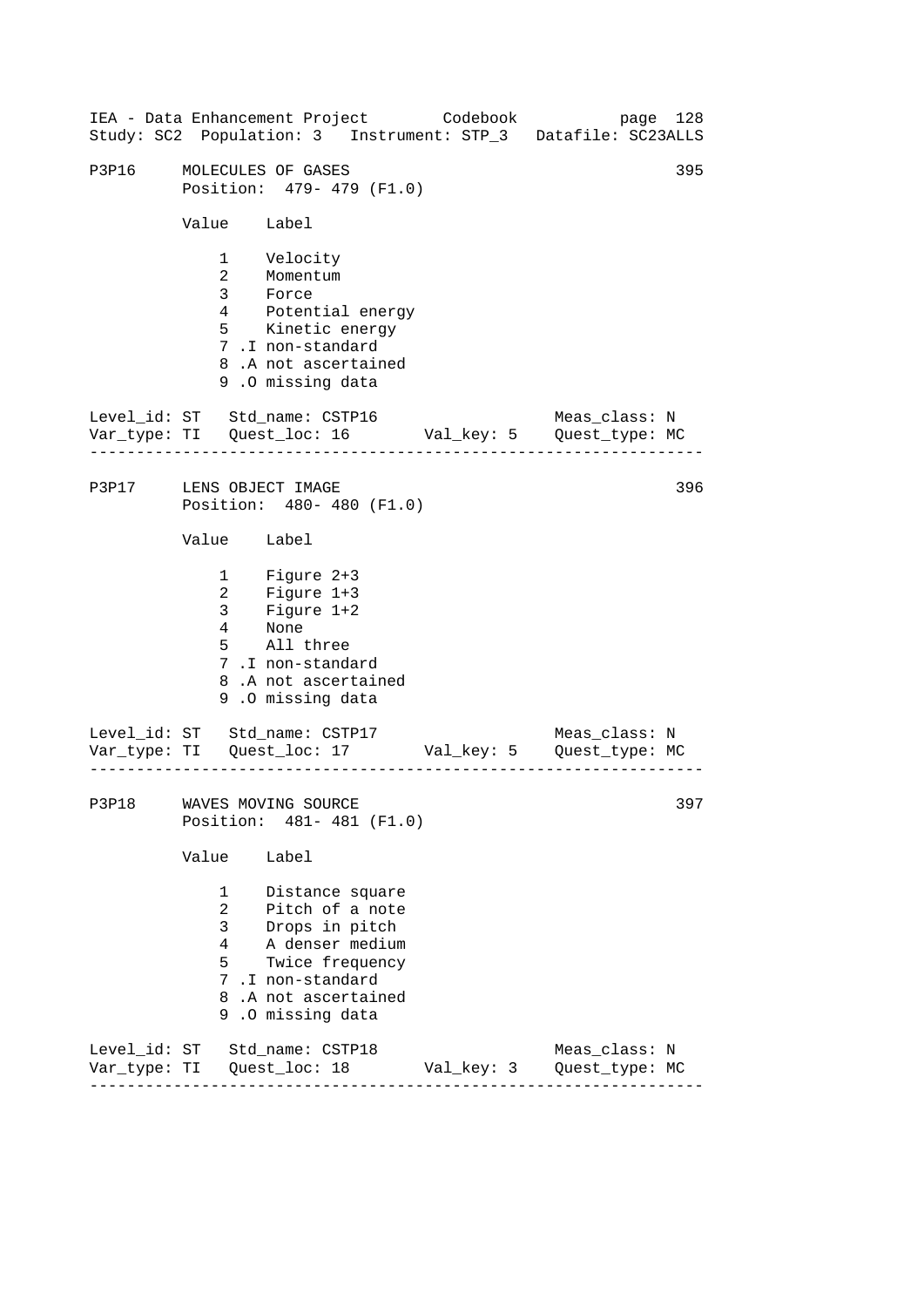IEA - Data Enhancement Project Codebook
Study: SC2 Population: 3 Instrument: STP_3 Datafile: SC23ALLS

```
P3P16    MOLECULES OF GASES                                      395
         Position:  479- 479 (F1.0)

         Value    Label

             1    Velocity
             2    Momentum
             3    Force
             4    Potential energy
             5    Kinetic energy
             7 .I non-standard
             8 .A not ascertained
             9 .O missing data

Level_id: ST   Std_name: CSTP16                     Meas_class: N
Var_type: TI   Quest_loc: 16       Val_key: 5    Quest_type: MC
------------------------------------------------------------------

P3P17    LENS OBJECT IMAGE                                       396
         Position:  480- 480 (F1.0)

         Value    Label

             1    Figure 2+3
             2    Figure 1+3
             3    Figure 1+2
             4    None
             5    All three
             7 .I non-standard
             8 .A not ascertained
             9 .O missing data

Level_id: ST   Std_name: CSTP17                     Meas_class: N
Var_type: TI   Quest_loc: 17       Val_key: 5    Quest_type: MC
------------------------------------------------------------------

P3P18    WAVES MOVING SOURCE                                     397
         Position:  481- 481 (F1.0)

         Value    Label

             1    Distance square
             2    Pitch of a note
             3    Drops in pitch
             4    A denser medium
             5    Twice frequency
             7 .I non-standard
             8 .A not ascertained
             9 .O missing data

Level_id: ST   Std_name: CSTP18                     Meas_class: N
Var_type: TI   Quest_loc: 18       Val_key: 3    Quest_type: MC
------------------------------------------------------------------
```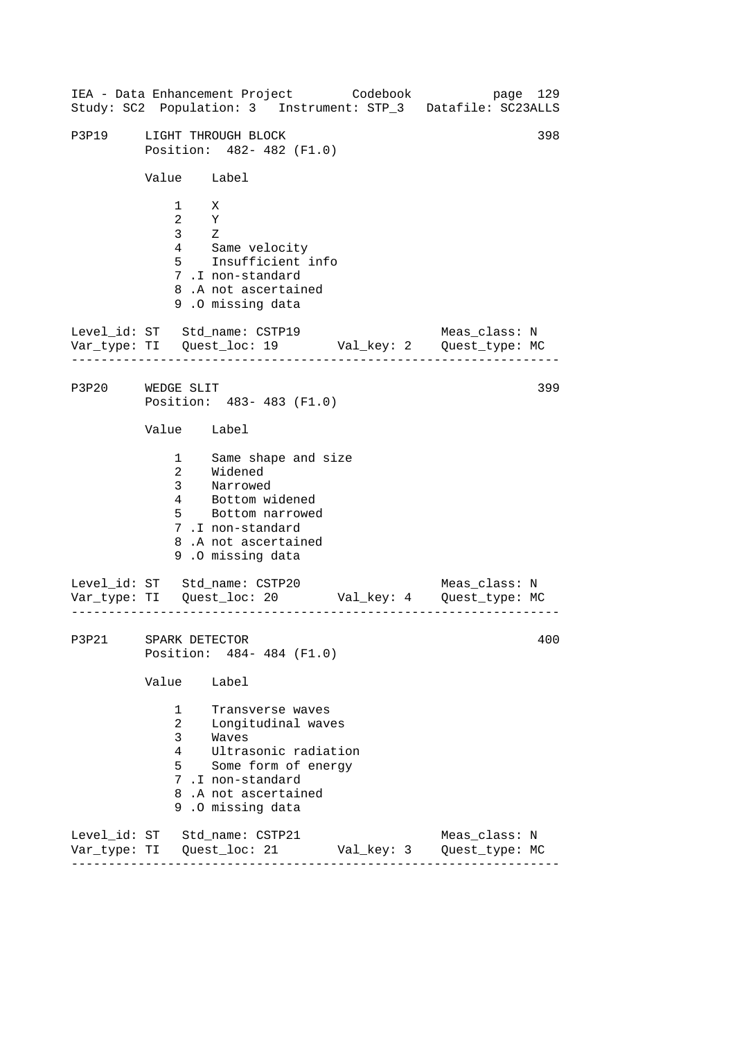```
P3P19     LIGHT THROUGH BLOCK                                    398
          Position:  482- 482 (F1.0)

          Value    Label

              1    X
              2    Y
              3    Z
              4    Same velocity
              5    Insufficient info
              7 .I non-standard
              8 .A not ascertained
              9 .O missing data

Level_id: ST   Std_name: CSTP19                    Meas_class: N
Var_type: TI   Quest_loc: 19       Val_key: 2    Quest_type: MC
-----------------------------------------------------------------

P3P20     WEDGE SLIT                                             399
          Position:  483- 483 (F1.0)

          Value    Label

              1    Same shape and size
              2    Widened
              3    Narrowed
              4    Bottom widened
              5    Bottom narrowed
              7 .I non-standard
              8 .A not ascertained
              9 .O missing data

Level_id: ST   Std_name: CSTP20                    Meas_class: N
Var_type: TI   Quest_loc: 20       Val_key: 4    Quest_type: MC
-----------------------------------------------------------------

P3P21     SPARK DETECTOR                                         400
          Position:  484- 484 (F1.0)

          Value    Label

              1    Transverse waves
              2    Longitudinal waves
              3    Waves
              4    Ultrasonic radiation
              5    Some form of energy
              7 .I non-standard
              8 .A not ascertained
              9 .O missing data

Level_id: ST   Std_name: CSTP21                    Meas_class: N
Var_type: TI   Quest_loc: 21       Val_key: 3    Quest_type: MC
-----------------------------------------------------------------
```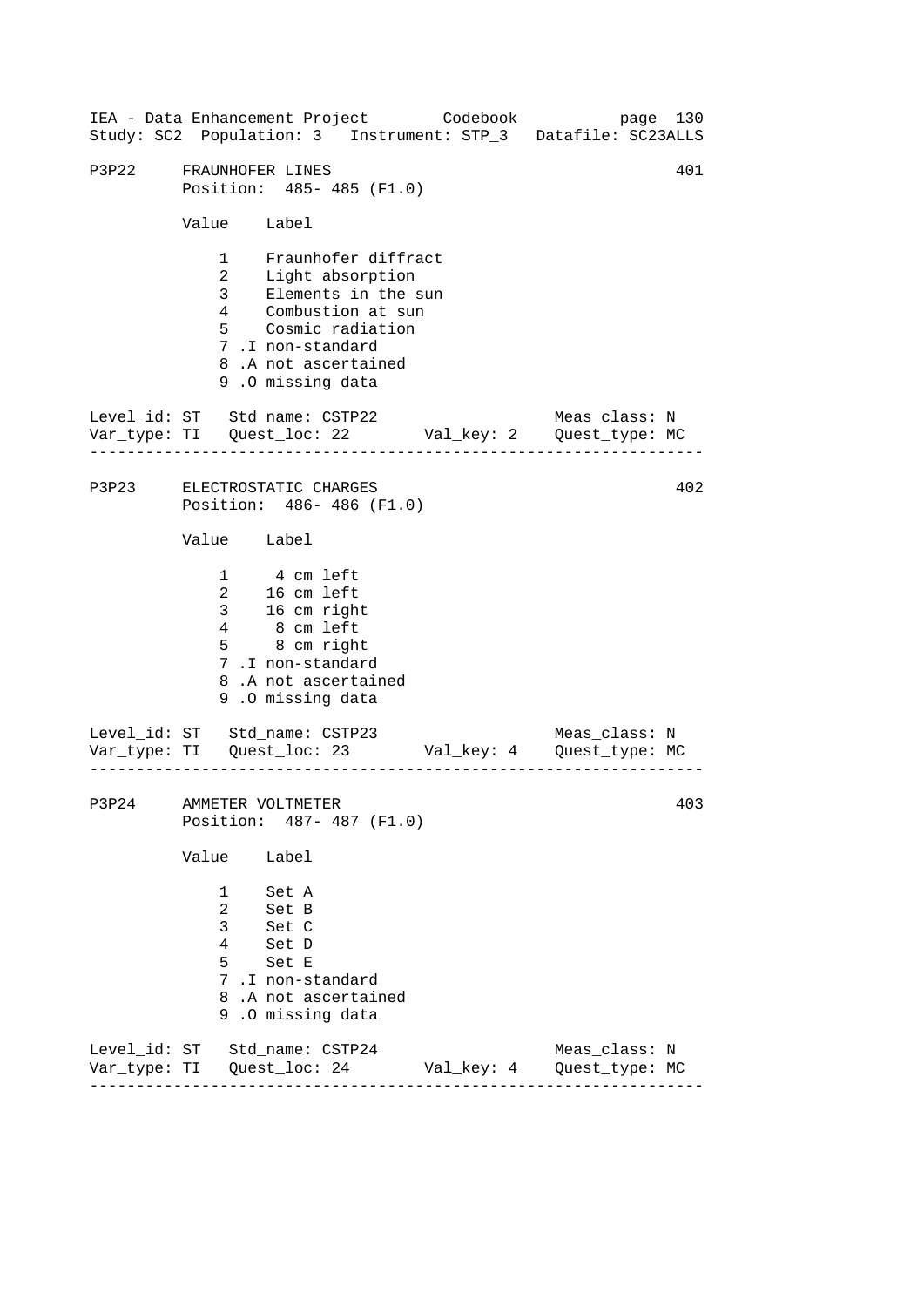IEA - Data Enhancement Project Codebook
Study: SC2 Population: 3 Instrument: STP_3 Datafile: SC23ALLS

```
P3P22    FRAUNHOFER LINES                                         401
         Position:  485- 485 (F1.0)

         Value    Label

             1    Fraunhofer diffract
             2    Light absorption
             3    Elements in the sun
             4    Combustion at sun
             5    Cosmic radiation
             7 .I non-standard
             8 .A not ascertained
             9 .O missing data

Level_id: ST   Std_name: CSTP22                   Meas_class: N
Var_type: TI   Quest_loc: 22       Val_key: 2     Quest_type: MC
-----------------------------------------------------------------

P3P23    ELECTROSTATIC CHARGES                                    402
         Position:  486- 486 (F1.0)

         Value    Label

             1     4 cm left
             2    16 cm left
             3    16 cm right
             4     8 cm left
             5     8 cm right
             7 .I non-standard
             8 .A not ascertained
             9 .O missing data

Level_id: ST   Std_name: CSTP23                   Meas_class: N
Var_type: TI   Quest_loc: 23       Val_key: 4     Quest_type: MC
-----------------------------------------------------------------

P3P24    AMMETER VOLTMETER                                        403
         Position:  487- 487 (F1.0)

         Value    Label

             1    Set A
             2    Set B
             3    Set C
             4    Set D
             5    Set E
             7 .I non-standard
             8 .A not ascertained
             9 .O missing data

Level_id: ST   Std_name: CSTP24                   Meas_class: N
Var_type: TI   Quest_loc: 24       Val_key: 4     Quest_type: MC
-----------------------------------------------------------------
```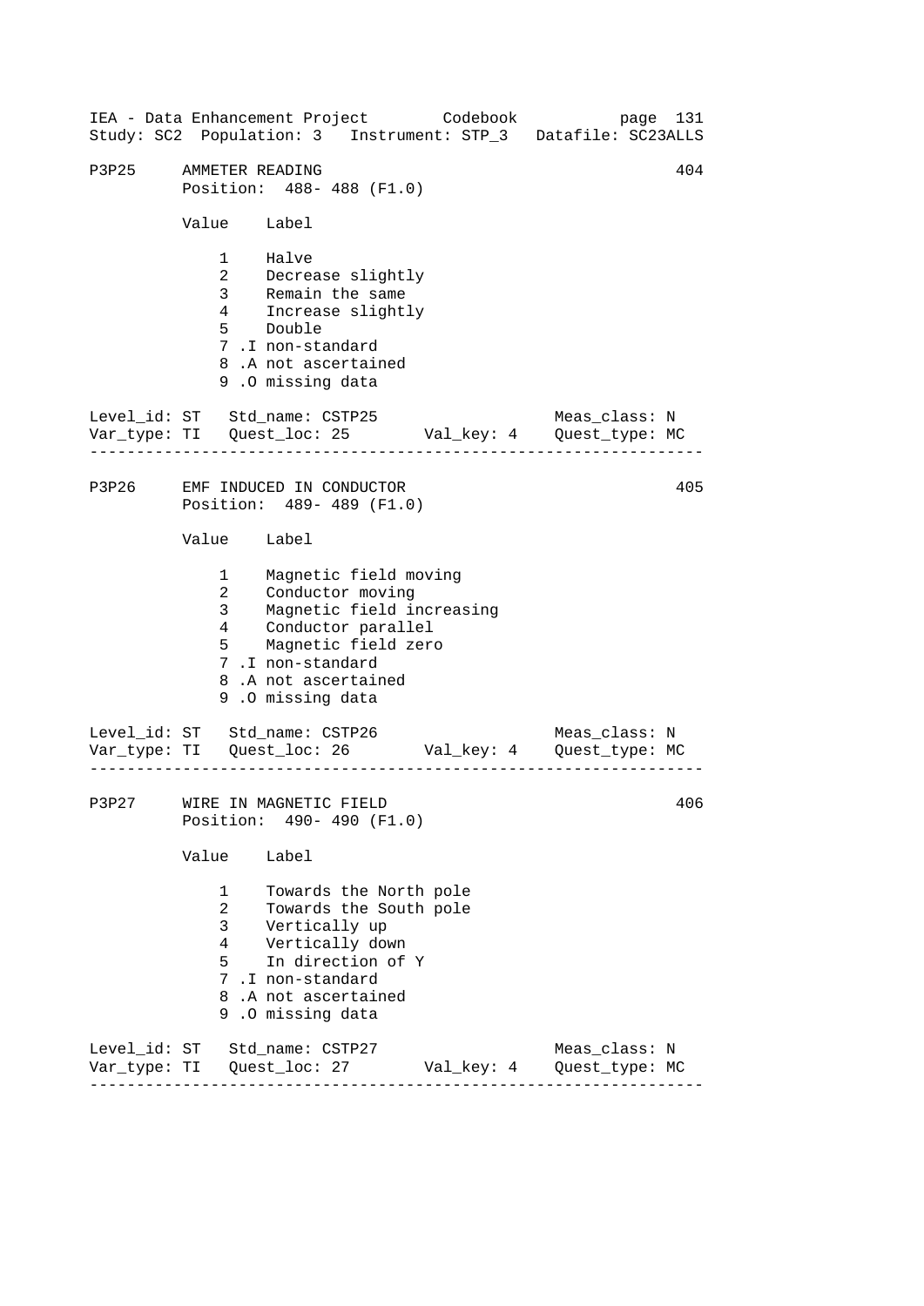## P3P25 AMMETER READING (404)

Position: 488- 488 (F1.0)

| Value | Label |
|---|---|
| 1 | Halve |
| 2 | Decrease slightly |
| 3 | Remain the same |
| 4 | Increase slightly |
| 5 | Double |
| 7 .I | non-standard |
| 8 .A | not ascertained |
| 9 .O | missing data |

Level_id: ST   Std_name: CSTP25   Meas_class: N
Var_type: TI   Quest_loc: 25   Val_key: 4   Quest_type: MC

---

## P3P26 EMF INDUCED IN CONDUCTOR (405)

Position: 489- 489 (F1.0)

| Value | Label |
|---|---|
| 1 | Magnetic field moving |
| 2 | Conductor moving |
| 3 | Magnetic field increasing |
| 4 | Conductor parallel |
| 5 | Magnetic field zero |
| 7 .I | non-standard |
| 8 .A | not ascertained |
| 9 .O | missing data |

Level_id: ST   Std_name: CSTP26   Meas_class: N
Var_type: TI   Quest_loc: 26   Val_key: 4   Quest_type: MC

---

## P3P27 WIRE IN MAGNETIC FIELD (406)

Position: 490- 490 (F1.0)

| Value | Label |
|---|---|
| 1 | Towards the North pole |
| 2 | Towards the South pole |
| 3 | Vertically up |
| 4 | Vertically down |
| 5 | In direction of Y |
| 7 .I | non-standard |
| 8 .A | not ascertained |
| 9 .O | missing data |

Level_id: ST   Std_name: CSTP27   Meas_class: N
Var_type: TI   Quest_loc: 27   Val_key: 4   Quest_type: MC

---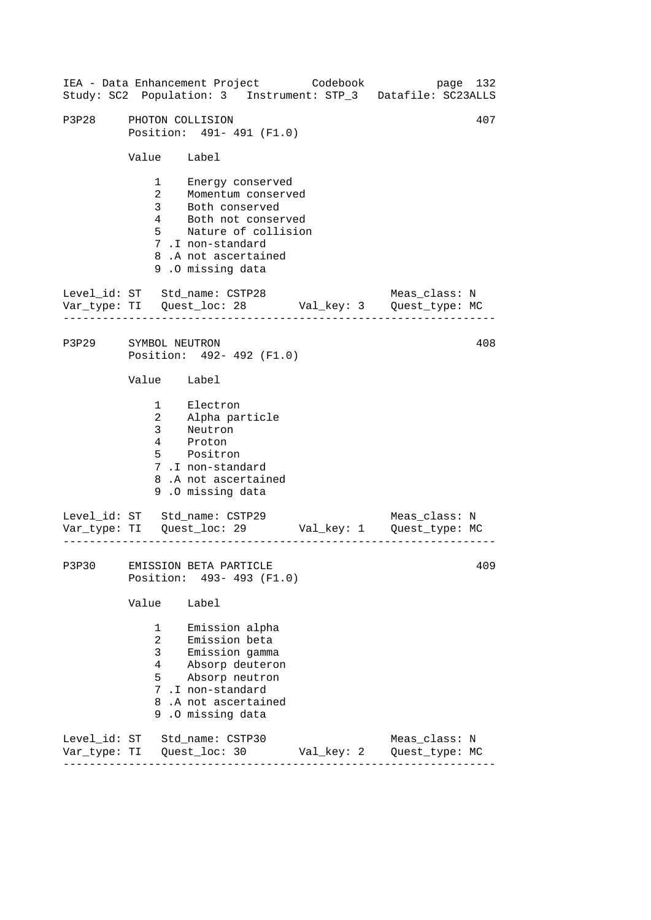## P3P28 PHOTON COLLISION — 407

Position: 491- 491 (F1.0)

| Value | Label |
|---|---|
| 1 | Energy conserved |
| 2 | Momentum conserved |
| 3 | Both conserved |
| 4 | Both not conserved |
| 5 | Nature of collision |
| 7 .I | non-standard |
| 8 .A | not ascertained |
| 9 .O | missing data |

Level_id: ST   Std_name: CSTP28   Meas_class: N
Var_type: TI   Quest_loc: 28   Val_key: 3   Quest_type: MC

---

## P3P29 SYMBOL NEUTRON — 408

Position: 492- 492 (F1.0)

| Value | Label |
|---|---|
| 1 | Electron |
| 2 | Alpha particle |
| 3 | Neutron |
| 4 | Proton |
| 5 | Positron |
| 7 .I | non-standard |
| 8 .A | not ascertained |
| 9 .O | missing data |

Level_id: ST   Std_name: CSTP29   Meas_class: N
Var_type: TI   Quest_loc: 29   Val_key: 1   Quest_type: MC

---

## P3P30 EMISSION BETA PARTICLE — 409

Position: 493- 493 (F1.0)

| Value | Label |
|---|---|
| 1 | Emission alpha |
| 2 | Emission beta |
| 3 | Emission gamma |
| 4 | Absorp deuteron |
| 5 | Absorp neutron |
| 7 .I | non-standard |
| 8 .A | not ascertained |
| 9 .O | missing data |

Level_id: ST   Std_name: CSTP30   Meas_class: N
Var_type: TI   Quest_loc: 30   Val_key: 2   Quest_type: MC

---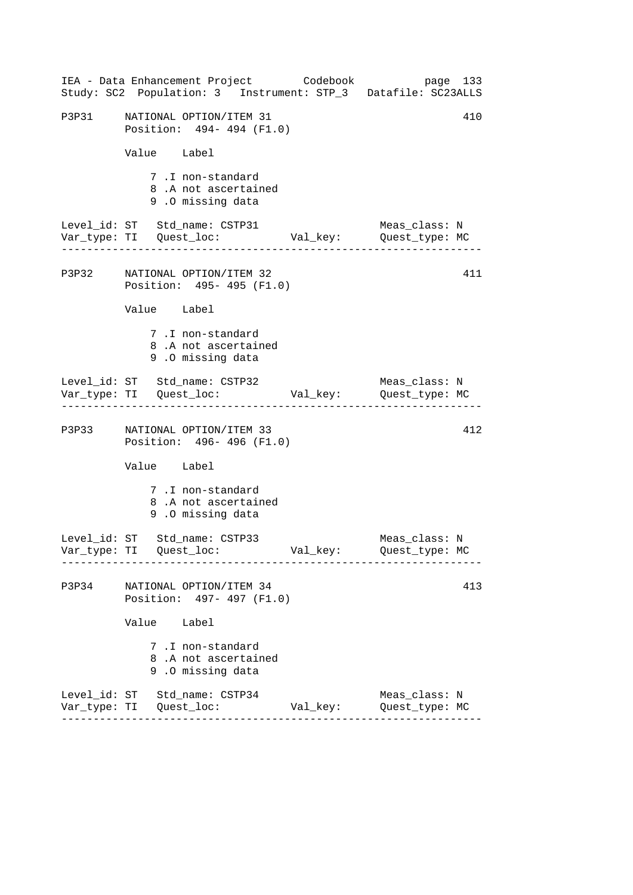P3P31 NATIONAL OPTION/ITEM 31 410
Position: 494- 494 (F1.0)

Value Label

7 .I non-standard
8 .A not ascertained
9 .O missing data

Level_id: ST Std_name: CSTP31 Meas_class: N
Var_type: TI Quest_loc: Val_key: Quest_type: MC

---

P3P32 NATIONAL OPTION/ITEM 32 411
Position: 495- 495 (F1.0)

Value Label

7 .I non-standard
8 .A not ascertained
9 .O missing data

Level_id: ST Std_name: CSTP32 Meas_class: N
Var_type: TI Quest_loc: Val_key: Quest_type: MC

---

P3P33 NATIONAL OPTION/ITEM 33 412
Position: 496- 496 (F1.0)

Value Label

7 .I non-standard
8 .A not ascertained
9 .O missing data

Level_id: ST Std_name: CSTP33 Meas_class: N
Var_type: TI Quest_loc: Val_key: Quest_type: MC

---

P3P34 NATIONAL OPTION/ITEM 34 413
Position: 497- 497 (F1.0)

Value Label

7 .I non-standard
8 .A not ascertained
9 .O missing data

Level_id: ST Std_name: CSTP34 Meas_class: N
Var_type: TI Quest_loc: Val_key: Quest_type: MC

---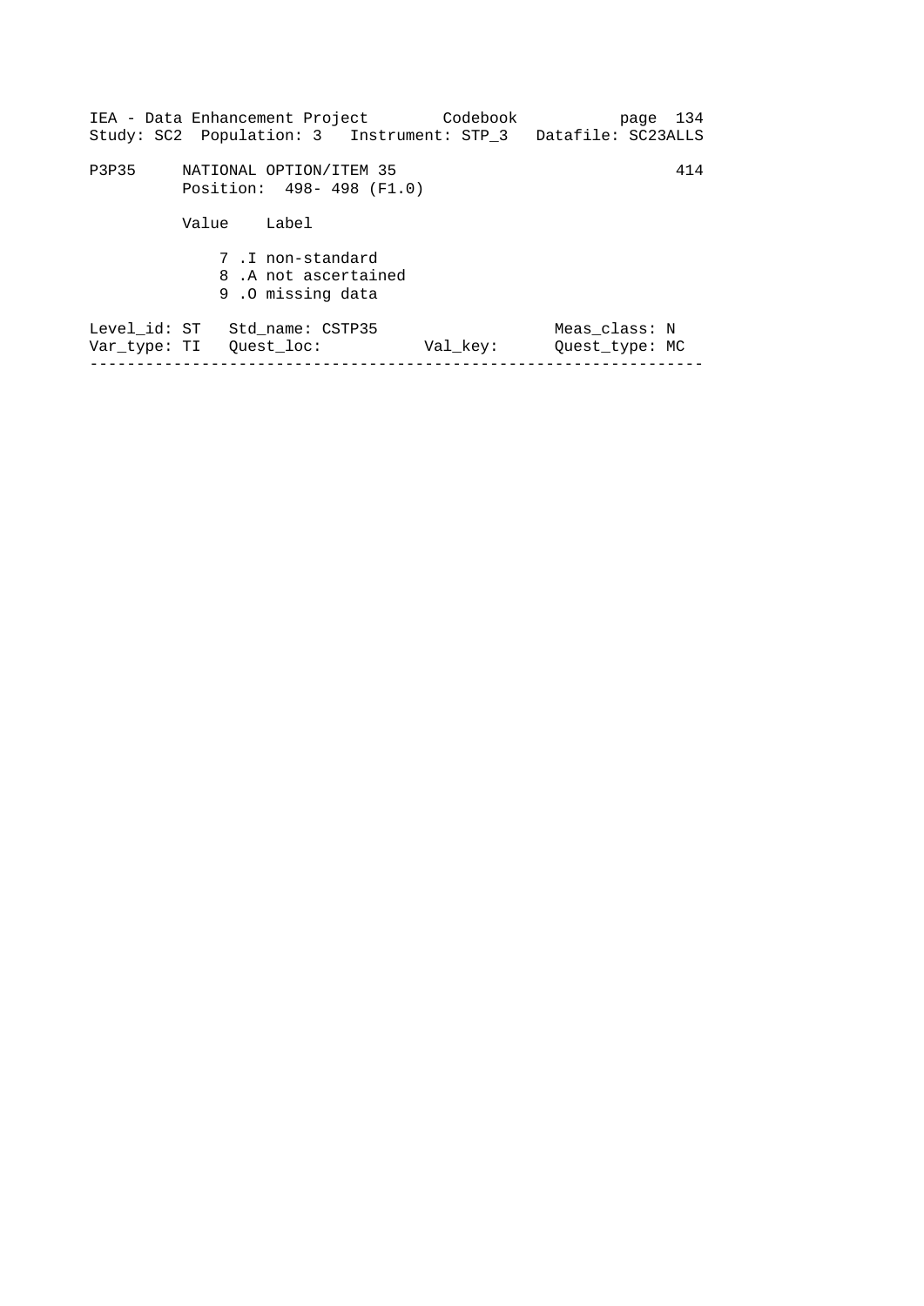P3P35 NATIONAL OPTION/ITEM 35 414

Position: 498- 498 (F1.0)

| Value | Label |
|---|---|
| 7 | .I non-standard |
| 8 | .A not ascertained |
| 9 | .O missing data |

Level_id: ST Std_name: CSTP35 Meas_class: N

Var_type: TI Quest_loc: Val_key: Quest_type: MC

---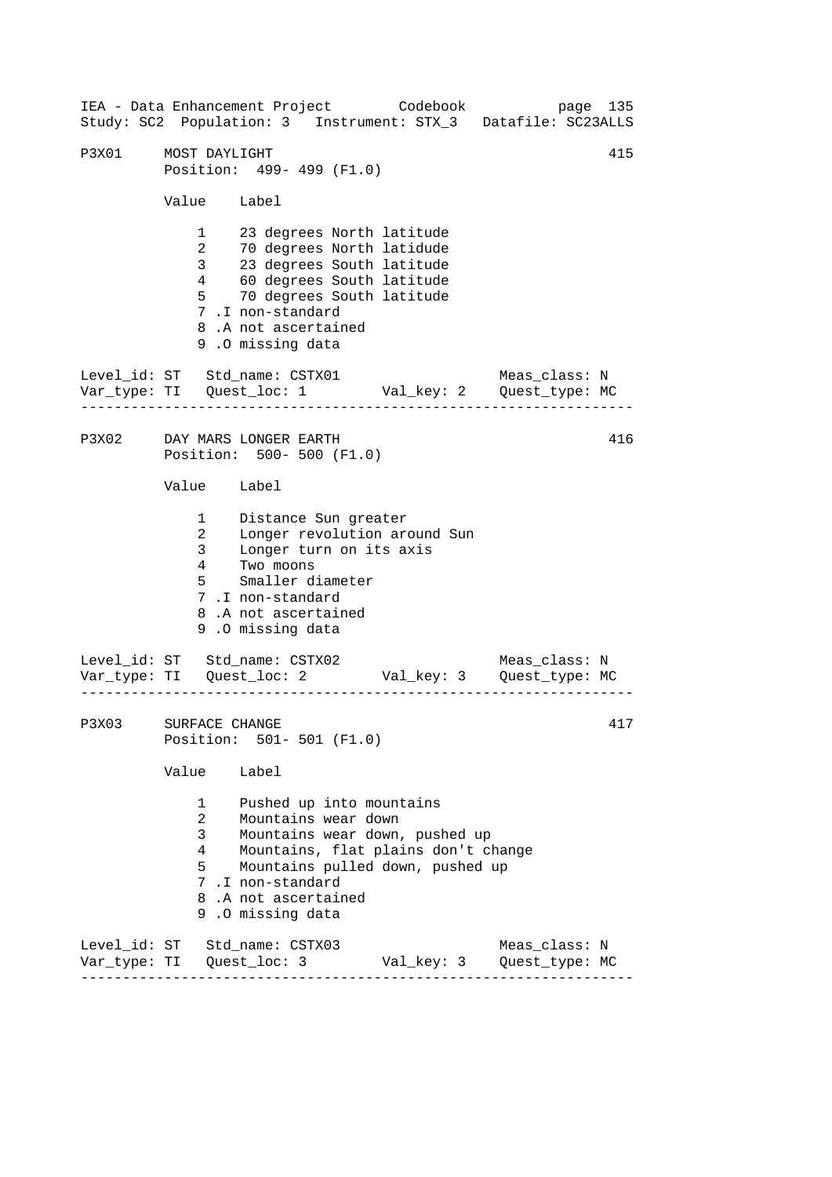## P3X01 MOST DAYLIGHT — 415

Position: 499- 499 (F1.0)

| Value | Label |
|---|---|
| 1 | 23 degrees North latitude |
| 2 | 70 degrees North latidude |
| 3 | 23 degrees South latitude |
| 4 | 60 degrees South latitude |
| 5 | 70 degrees South latitude |
| 7 | .I non-standard |
| 8 | .A not ascertained |
| 9 | .O missing data |

Level_id: ST   Std_name: CSTX01   Meas_class: N
Var_type: TI   Quest_loc: 1   Val_key: 2   Quest_type: MC

---

## P3X02 DAY MARS LONGER EARTH — 416

Position: 500- 500 (F1.0)

| Value | Label |
|---|---|
| 1 | Distance Sun greater |
| 2 | Longer revolution around Sun |
| 3 | Longer turn on its axis |
| 4 | Two moons |
| 5 | Smaller diameter |
| 7 | .I non-standard |
| 8 | .A not ascertained |
| 9 | .O missing data |

Level_id: ST   Std_name: CSTX02   Meas_class: N
Var_type: TI   Quest_loc: 2   Val_key: 3   Quest_type: MC

---

## P3X03 SURFACE CHANGE — 417

Position: 501- 501 (F1.0)

| Value | Label |
|---|---|
| 1 | Pushed up into mountains |
| 2 | Mountains wear down |
| 3 | Mountains wear down, pushed up |
| 4 | Mountains, flat plains don't change |
| 5 | Mountains pulled down, pushed up |
| 7 | .I non-standard |
| 8 | .A not ascertained |
| 9 | .O missing data |

Level_id: ST   Std_name: CSTX03   Meas_class: N
Var_type: TI   Quest_loc: 3   Val_key: 3   Quest_type: MC

---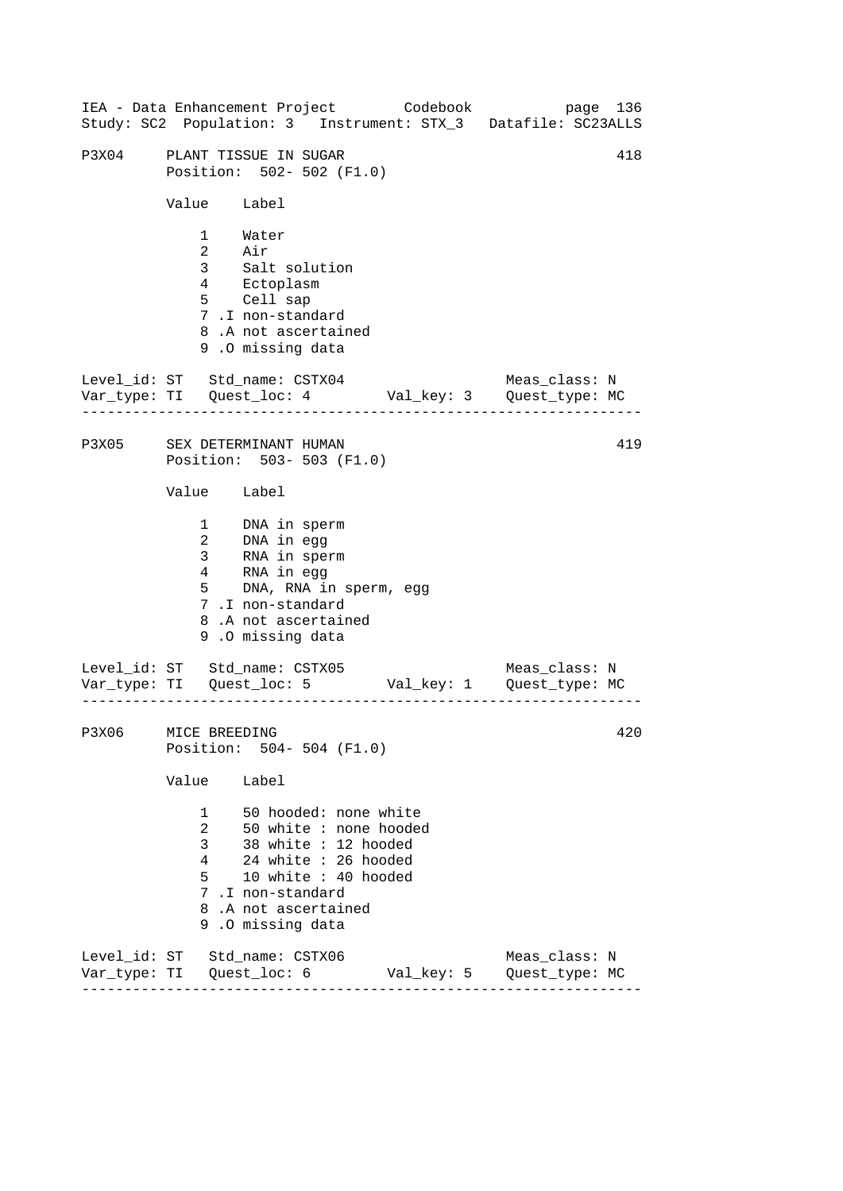```
P3X04     PLANT TISSUE IN SUGAR                                     418
          Position:  502- 502 (F1.0)

          Value    Label

              1    Water
              2    Air
              3    Salt solution
              4    Ectoplasm
              5    Cell sap
              7 .I non-standard
              8 .A not ascertained
              9 .O missing data

Level_id: ST   Std_name: CSTX04                    Meas_class: N
Var_type: TI   Quest_loc: 4        Val_key: 3    Quest_type: MC
-------------------------------------------------------------------

P3X05     SEX DETERMINANT HUMAN                                     419
          Position:  503- 503 (F1.0)

          Value    Label

              1    DNA in sperm
              2    DNA in egg
              3    RNA in sperm
              4    RNA in egg
              5    DNA, RNA in sperm, egg
              7 .I non-standard
              8 .A not ascertained
              9 .O missing data

Level_id: ST   Std_name: CSTX05                    Meas_class: N
Var_type: TI   Quest_loc: 5        Val_key: 1    Quest_type: MC
-------------------------------------------------------------------

P3X06     MICE BREEDING                                             420
          Position:  504- 504 (F1.0)

          Value    Label

              1    50 hooded: none white
              2    50 white : none hooded
              3    38 white : 12 hooded
              4    24 white : 26 hooded
              5    10 white : 40 hooded
              7 .I non-standard
              8 .A not ascertained
              9 .O missing data

Level_id: ST   Std_name: CSTX06                    Meas_class: N
Var_type: TI   Quest_loc: 6        Val_key: 5    Quest_type: MC
-------------------------------------------------------------------
```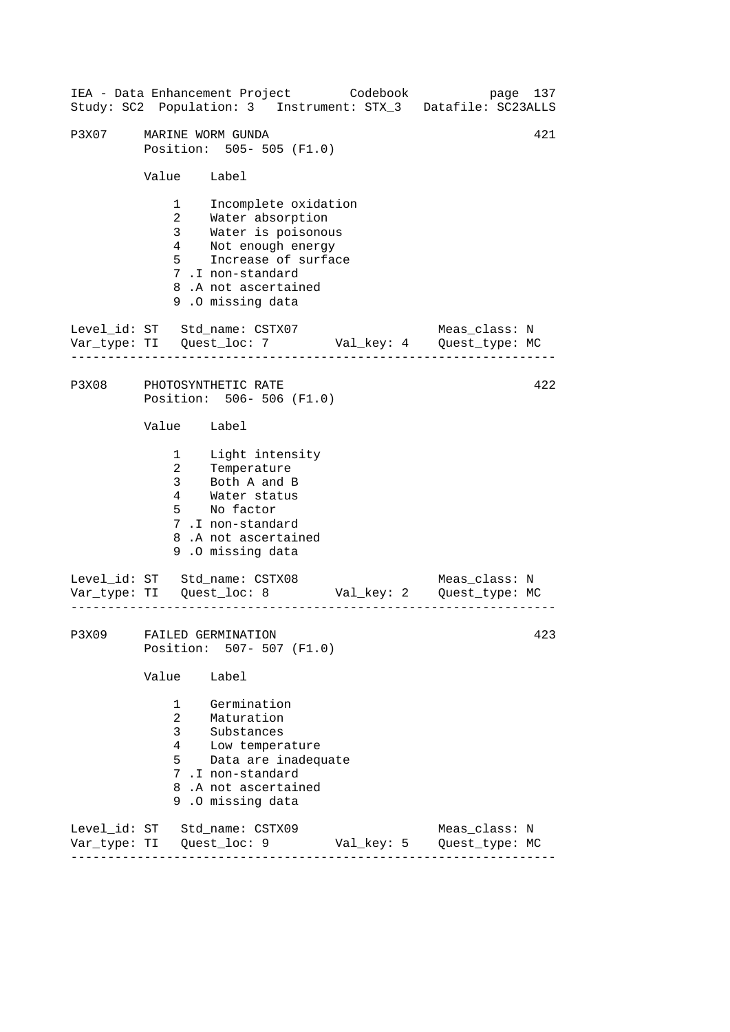```
P3X07     MARINE WORM GUNDA                                      421
          Position:  505- 505 (F1.0)

          Value    Label

              1    Incomplete oxidation
              2    Water absorption
              3    Water is poisonous
              4    Not enough energy
              5    Increase of surface
              7 .I non-standard
              8 .A not ascertained
              9 .O missing data

Level_id: ST   Std_name: CSTX07                    Meas_class: N
Var_type: TI   Quest_loc: 7        Val_key: 4    Quest_type: MC
-------------------------------------------------------------------

P3X08     PHOTOSYNTHETIC RATE                                    422
          Position:  506- 506 (F1.0)

          Value    Label

              1    Light intensity
              2    Temperature
              3    Both A and B
              4    Water status
              5    No factor
              7 .I non-standard
              8 .A not ascertained
              9 .O missing data

Level_id: ST   Std_name: CSTX08                    Meas_class: N
Var_type: TI   Quest_loc: 8        Val_key: 2    Quest_type: MC
-------------------------------------------------------------------

P3X09     FAILED GERMINATION                                     423
          Position:  507- 507 (F1.0)

          Value    Label

              1    Germination
              2    Maturation
              3    Substances
              4    Low temperature
              5    Data are inadequate
              7 .I non-standard
              8 .A not ascertained
              9 .O missing data

Level_id: ST   Std_name: CSTX09                    Meas_class: N
Var_type: TI   Quest_loc: 9        Val_key: 5    Quest_type: MC
-------------------------------------------------------------------
```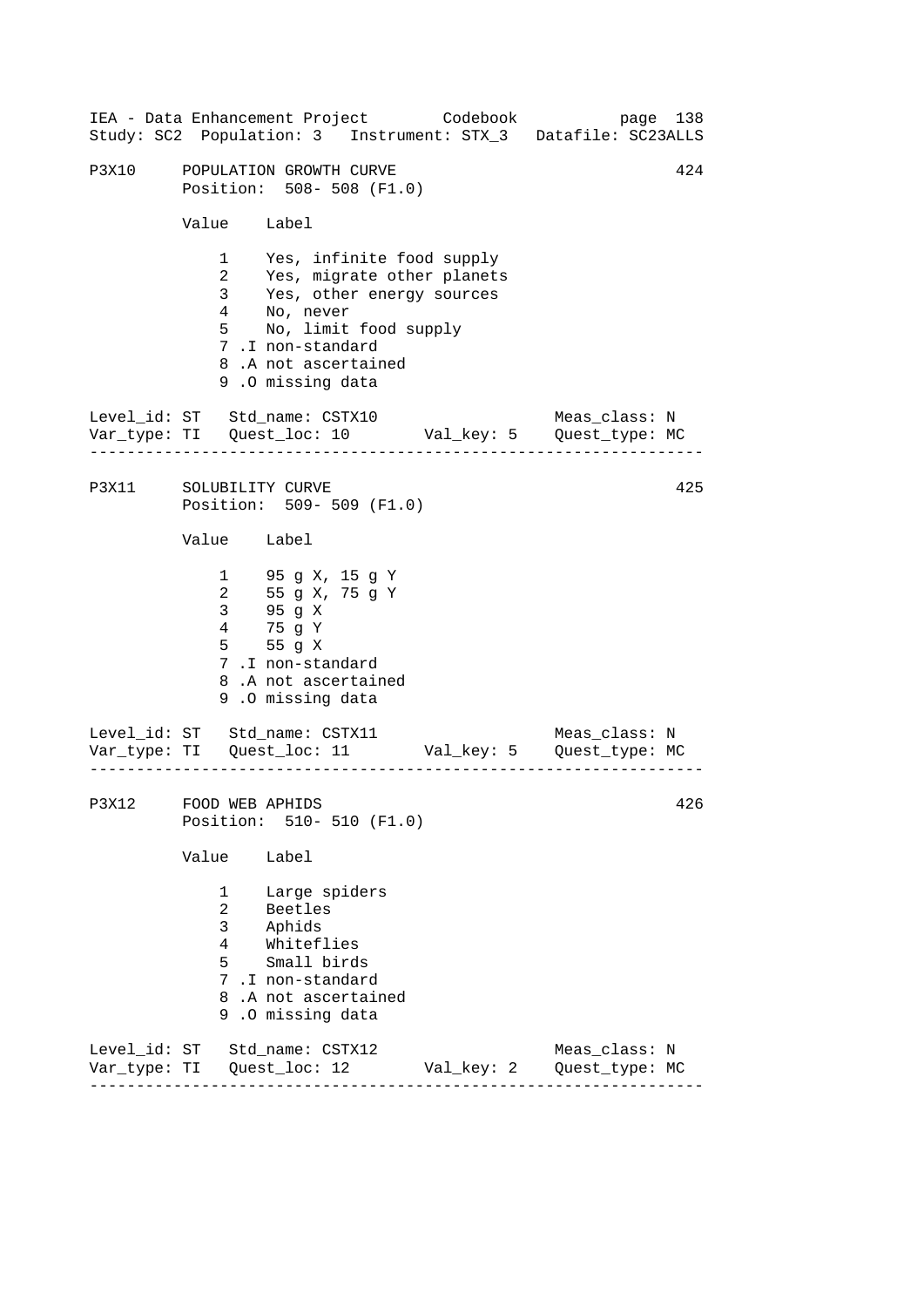P3X10 POPULATION GROWTH CURVE 424
Position: 508- 508 (F1.0)

| Value | Label |
|---|---|
| 1 | Yes, infinite food supply |
| 2 | Yes, migrate other planets |
| 3 | Yes, other energy sources |
| 4 | No, never |
| 5 | No, limit food supply |
| 7 .I | non-standard |
| 8 .A | not ascertained |
| 9 .O | missing data |

Level_id: ST Std_name: CSTX10 Meas_class: N
Var_type: TI Quest_loc: 10 Val_key: 5 Quest_type: MC

---

P3X11 SOLUBILITY CURVE 425
Position: 509- 509 (F1.0)

| Value | Label |
|---|---|
| 1 | 95 g X, 15 g Y |
| 2 | 55 g X, 75 g Y |
| 3 | 95 g X |
| 4 | 75 g Y |
| 5 | 55 g X |
| 7 .I | non-standard |
| 8 .A | not ascertained |
| 9 .O | missing data |

Level_id: ST Std_name: CSTX11 Meas_class: N
Var_type: TI Quest_loc: 11 Val_key: 5 Quest_type: MC

---

P3X12 FOOD WEB APHIDS 426
Position: 510- 510 (F1.0)

| Value | Label |
|---|---|
| 1 | Large spiders |
| 2 | Beetles |
| 3 | Aphids |
| 4 | Whiteflies |
| 5 | Small birds |
| 7 .I | non-standard |
| 8 .A | not ascertained |
| 9 .O | missing data |

Level_id: ST Std_name: CSTX12 Meas_class: N
Var_type: TI Quest_loc: 12 Val_key: 2 Quest_type: MC

---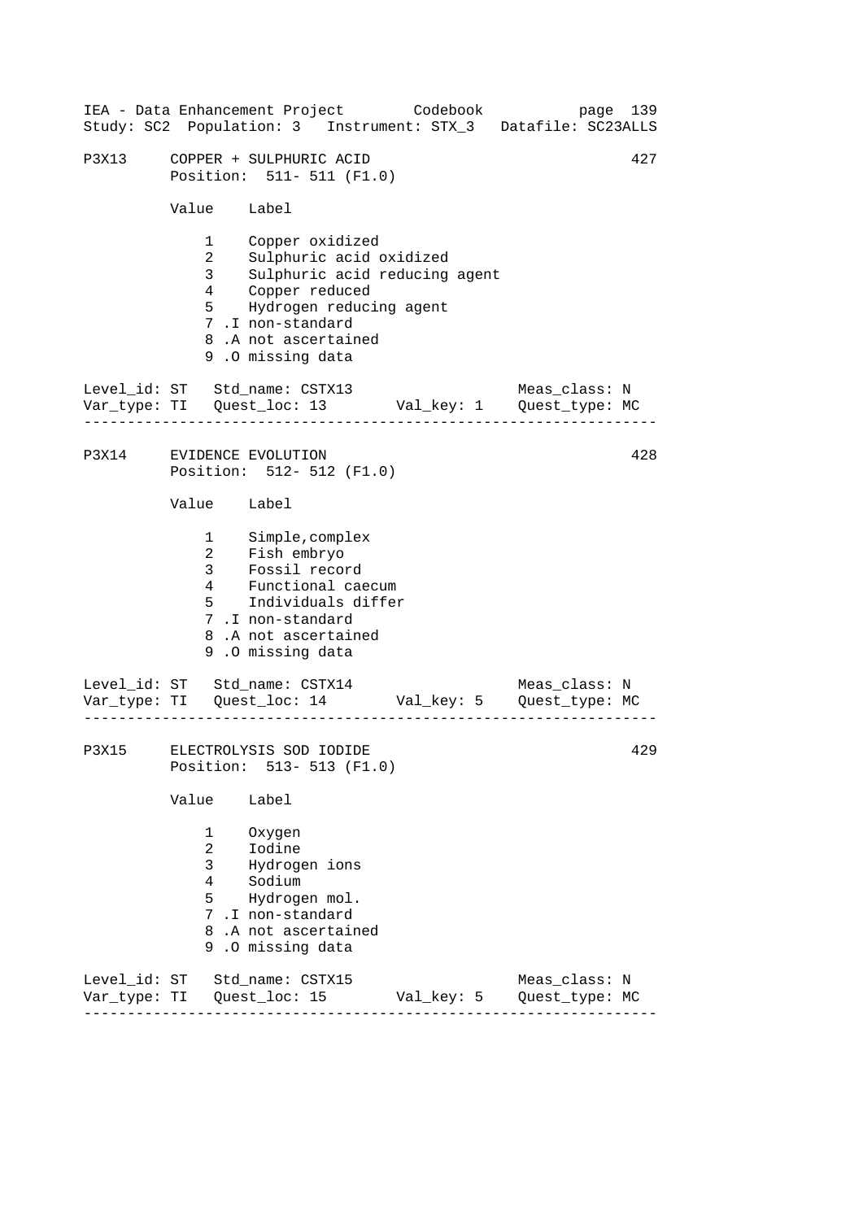## P3X13 COPPER + SULPHURIC ACID — 427

Position: 511- 511 (F1.0)

| Value | Label |
|---|---|
| 1 | Copper oxidized |
| 2 | Sulphuric acid oxidized |
| 3 | Sulphuric acid reducing agent |
| 4 | Copper reduced |
| 5 | Hydrogen reducing agent |
| 7 .I | non-standard |
| 8 .A | not ascertained |
| 9 .O | missing data |

Level_id: ST  Std_name: CSTX13  Meas_class: N
Var_type: TI  Quest_loc: 13  Val_key: 1  Quest_type: MC

---

## P3X14 EVIDENCE EVOLUTION — 428

Position: 512- 512 (F1.0)

| Value | Label |
|---|---|
| 1 | Simple,complex |
| 2 | Fish embryo |
| 3 | Fossil record |
| 4 | Functional caecum |
| 5 | Individuals differ |
| 7 .I | non-standard |
| 8 .A | not ascertained |
| 9 .O | missing data |

Level_id: ST  Std_name: CSTX14  Meas_class: N
Var_type: TI  Quest_loc: 14  Val_key: 5  Quest_type: MC

---

## P3X15 ELECTROLYSIS SOD IODIDE — 429

Position: 513- 513 (F1.0)

| Value | Label |
|---|---|
| 1 | Oxygen |
| 2 | Iodine |
| 3 | Hydrogen ions |
| 4 | Sodium |
| 5 | Hydrogen mol. |
| 7 .I | non-standard |
| 8 .A | not ascertained |
| 9 .O | missing data |

Level_id: ST  Std_name: CSTX15  Meas_class: N
Var_type: TI  Quest_loc: 15  Val_key: 5  Quest_type: MC

---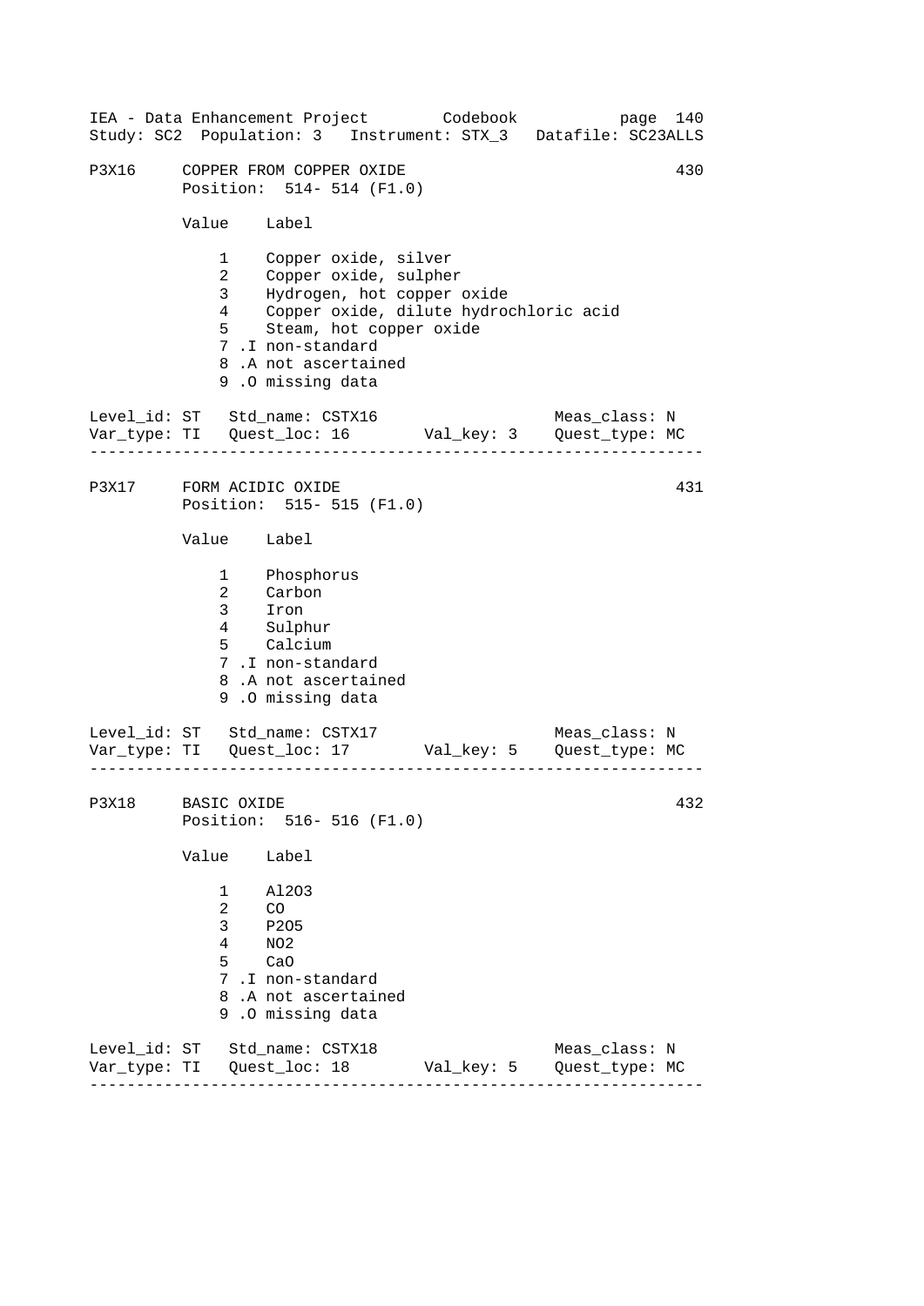## P3X16 COPPER FROM COPPER OXIDE — 430

Position: 514- 514 (F1.0)

| Value | Label |
|---|---|
| 1 | Copper oxide, silver |
| 2 | Copper oxide, sulpher |
| 3 | Hydrogen, hot copper oxide |
| 4 | Copper oxide, dilute hydrochloric acid |
| 5 | Steam, hot copper oxide |
| 7 .I | non-standard |
| 8 .A | not ascertained |
| 9 .O | missing data |

Level_id: ST   Std_name: CSTX16   Meas_class: N
Var_type: TI   Quest_loc: 16   Val_key: 3   Quest_type: MC

---

## P3X17 FORM ACIDIC OXIDE — 431

Position: 515- 515 (F1.0)

| Value | Label |
|---|---|
| 1 | Phosphorus |
| 2 | Carbon |
| 3 | Iron |
| 4 | Sulphur |
| 5 | Calcium |
| 7 .I | non-standard |
| 8 .A | not ascertained |
| 9 .O | missing data |

Level_id: ST   Std_name: CSTX17   Meas_class: N
Var_type: TI   Quest_loc: 17   Val_key: 5   Quest_type: MC

---

## P3X18 BASIC OXIDE — 432

Position: 516- 516 (F1.0)

| Value | Label |
|---|---|
| 1 | $Al_2O_3$ |
| 2 | $CO$ |
| 3 | $P_2O_5$ |
| 4 | $NO_2$ |
| 5 | $CaO$ |
| 7 .I | non-standard |
| 8 .A | not ascertained |
| 9 .O | missing data |

Level_id: ST   Std_name: CSTX18   Meas_class: N
Var_type: TI   Quest_loc: 18   Val_key: 5   Quest_type: MC

---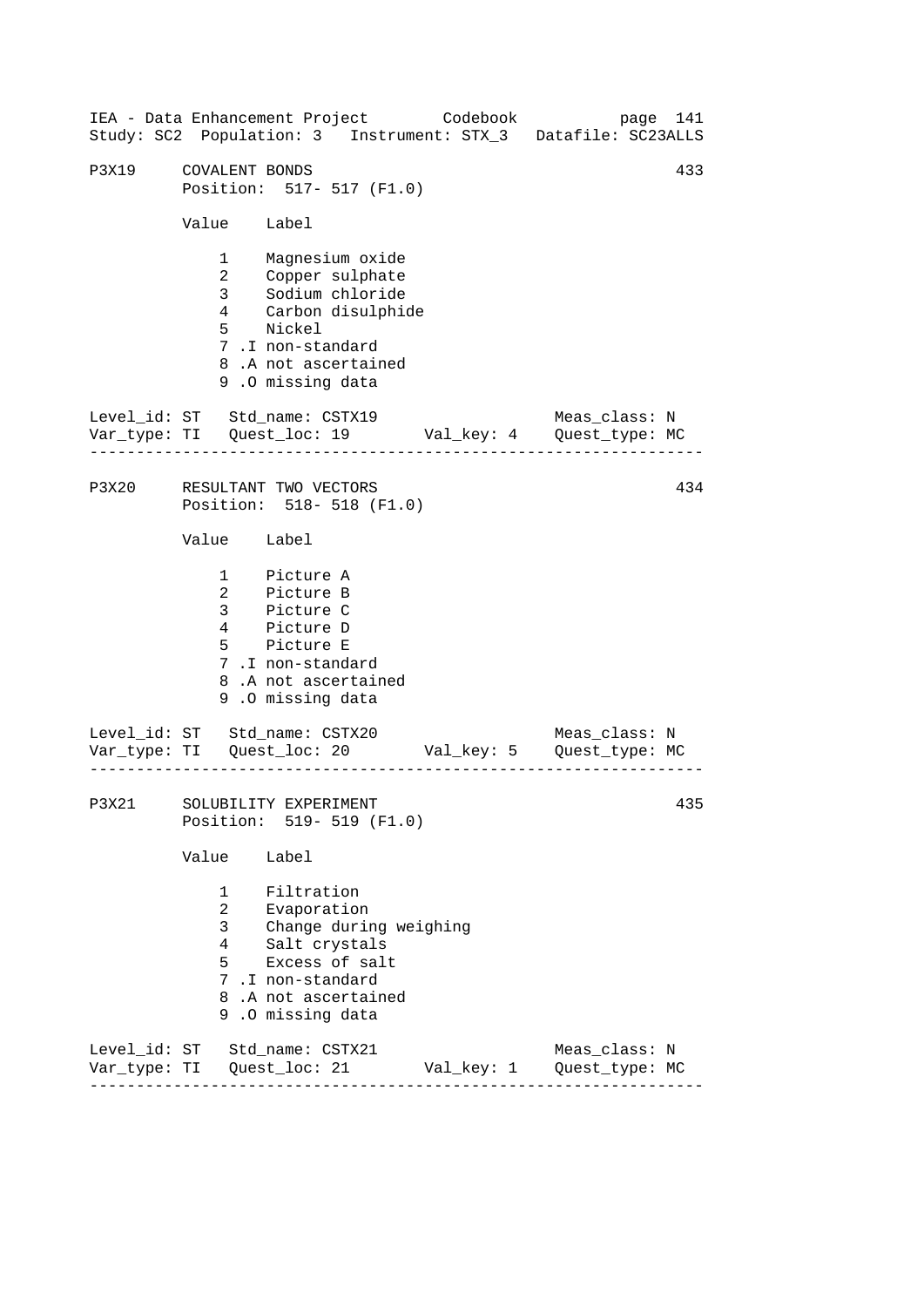P3X19 COVALENT BONDS 433
Position: 517- 517 (F1.0)

| Value | Label |
|---|---|
| 1 | Magnesium oxide |
| 2 | Copper sulphate |
| 3 | Sodium chloride |
| 4 | Carbon disulphide |
| 5 | Nickel |
| 7 | .I non-standard |
| 8 | .A not ascertained |
| 9 | .O missing data |

Level_id: ST Std_name: CSTX19 Meas_class: N
Var_type: TI Quest_loc: 19 Val_key: 4 Quest_type: MC

---

P3X20 RESULTANT TWO VECTORS 434
Position: 518- 518 (F1.0)

| Value | Label |
|---|---|
| 1 | Picture A |
| 2 | Picture B |
| 3 | Picture C |
| 4 | Picture D |
| 5 | Picture E |
| 7 | .I non-standard |
| 8 | .A not ascertained |
| 9 | .O missing data |

Level_id: ST Std_name: CSTX20 Meas_class: N
Var_type: TI Quest_loc: 20 Val_key: 5 Quest_type: MC

---

P3X21 SOLUBILITY EXPERIMENT 435
Position: 519- 519 (F1.0)

| Value | Label |
|---|---|
| 1 | Filtration |
| 2 | Evaporation |
| 3 | Change during weighing |
| 4 | Salt crystals |
| 5 | Excess of salt |
| 7 | .I non-standard |
| 8 | .A not ascertained |
| 9 | .O missing data |

Level_id: ST Std_name: CSTX21 Meas_class: N
Var_type: TI Quest_loc: 21 Val_key: 1 Quest_type: MC

---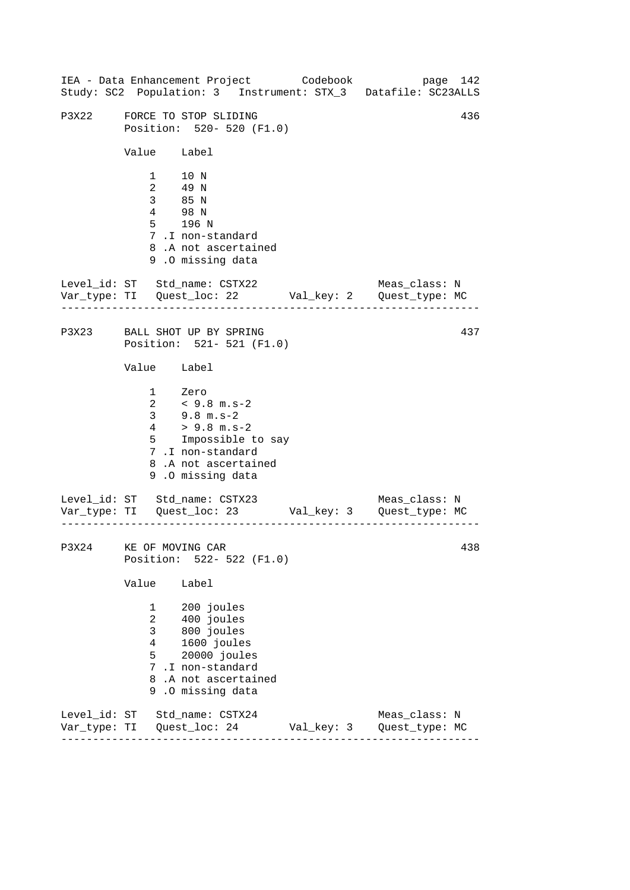IEA - Data Enhancement Project Codebook
Study: SC2 Population: 3 Instrument: STX_3 Datafile: SC23ALLS

## P3X22 FORCE TO STOP SLIDING — 436

Position: 520- 520 (F1.0)

| Value | Label |
|---|---|
| 1 | 10 N |
| 2 | 49 N |
| 3 | 85 N |
| 4 | 98 N |
| 5 | 196 N |
| 7 | .I non-standard |
| 8 | .A not ascertained |
| 9 | .O missing data |

Level_id: ST Std_name: CSTX22 Meas_class: N
Var_type: TI Quest_loc: 22 Val_key: 2 Quest_type: MC

---

## P3X23 BALL SHOT UP BY SPRING — 437

Position: 521- 521 (F1.0)

| Value | Label |
|---|---|
| 1 | Zero |
| 2 | < 9.8 m.s-2 |
| 3 | 9.8 m.s-2 |
| 4 | > 9.8 m.s-2 |
| 5 | Impossible to say |
| 7 | .I non-standard |
| 8 | .A not ascertained |
| 9 | .O missing data |

Level_id: ST Std_name: CSTX23 Meas_class: N
Var_type: TI Quest_loc: 23 Val_key: 3 Quest_type: MC

---

## P3X24 KE OF MOVING CAR — 438

Position: 522- 522 (F1.0)

| Value | Label |
|---|---|
| 1 | 200 joules |
| 2 | 400 joules |
| 3 | 800 joules |
| 4 | 1600 joules |
| 5 | 20000 joules |
| 7 | .I non-standard |
| 8 | .A not ascertained |
| 9 | .O missing data |

Level_id: ST Std_name: CSTX24 Meas_class: N
Var_type: TI Quest_loc: 24 Val_key: 3 Quest_type: MC

---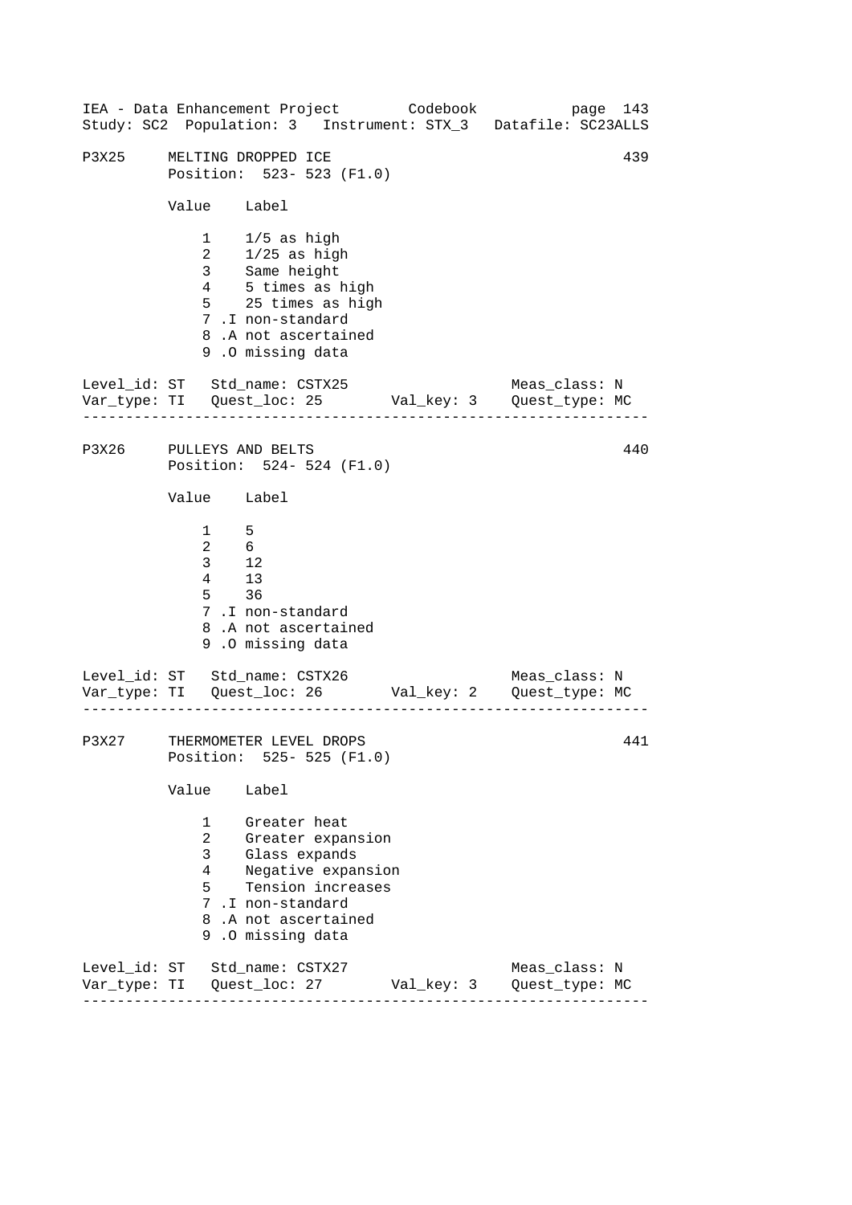P3X25 MELTING DROPPED ICE 439
Position: 523- 523 (F1.0)

| Value | Label |
|---|---|
| 1 | 1/5 as high |
| 2 | 1/25 as high |
| 3 | Same height |
| 4 | 5 times as high |
| 5 | 25 times as high |
| 7 | .I non-standard |
| 8 | .A not ascertained |
| 9 | .O missing data |

Level_id: ST   Std_name: CSTX25   Meas_class: N
Var_type: TI   Quest_loc: 25   Val_key: 3   Quest_type: MC

---

P3X26 PULLEYS AND BELTS 440
Position: 524- 524 (F1.0)

| Value | Label |
|---|---|
| 1 | 5 |
| 2 | 6 |
| 3 | 12 |
| 4 | 13 |
| 5 | 36 |
| 7 | .I non-standard |
| 8 | .A not ascertained |
| 9 | .O missing data |

Level_id: ST   Std_name: CSTX26   Meas_class: N
Var_type: TI   Quest_loc: 26   Val_key: 2   Quest_type: MC

---

P3X27 THERMOMETER LEVEL DROPS 441
Position: 525- 525 (F1.0)

| Value | Label |
|---|---|
| 1 | Greater heat |
| 2 | Greater expansion |
| 3 | Glass expands |
| 4 | Negative expansion |
| 5 | Tension increases |
| 7 | .I non-standard |
| 8 | .A not ascertained |
| 9 | .O missing data |

Level_id: ST   Std_name: CSTX27   Meas_class: N
Var_type: TI   Quest_loc: 27   Val_key: 3   Quest_type: MC

---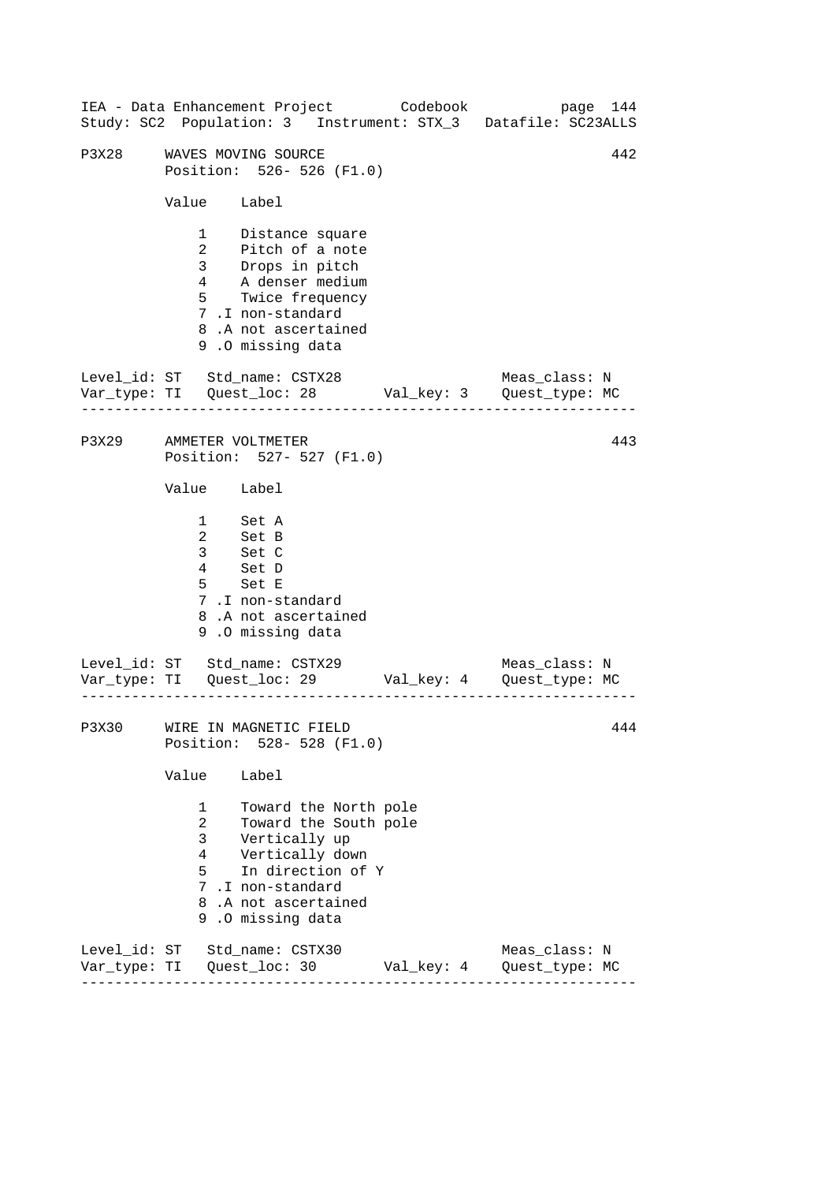## P3X28 WAVES MOVING SOURCE — 442

Position: 526- 526 (F1.0)

| Value | Label |
|---|---|
| 1 | Distance square |
| 2 | Pitch of a note |
| 3 | Drops in pitch |
| 4 | A denser medium |
| 5 | Twice frequency |
| 7 .I | non-standard |
| 8 .A | not ascertained |
| 9 .O | missing data |

Level_id: ST Std_name: CSTX28 Meas_class: N
Var_type: TI Quest_loc: 28 Val_key: 3 Quest_type: MC

---

## P3X29 AMMETER VOLTMETER — 443

Position: 527- 527 (F1.0)

| Value | Label |
|---|---|
| 1 | Set A |
| 2 | Set B |
| 3 | Set C |
| 4 | Set D |
| 5 | Set E |
| 7 .I | non-standard |
| 8 .A | not ascertained |
| 9 .O | missing data |

Level_id: ST Std_name: CSTX29 Meas_class: N
Var_type: TI Quest_loc: 29 Val_key: 4 Quest_type: MC

---

## P3X30 WIRE IN MAGNETIC FIELD — 444

Position: 528- 528 (F1.0)

| Value | Label |
|---|---|
| 1 | Toward the North pole |
| 2 | Toward the South pole |
| 3 | Vertically up |
| 4 | Vertically down |
| 5 | In direction of Y |
| 7 .I | non-standard |
| 8 .A | not ascertained |
| 9 .O | missing data |

Level_id: ST Std_name: CSTX30 Meas_class: N
Var_type: TI Quest_loc: 30 Val_key: 4 Quest_type: MC

---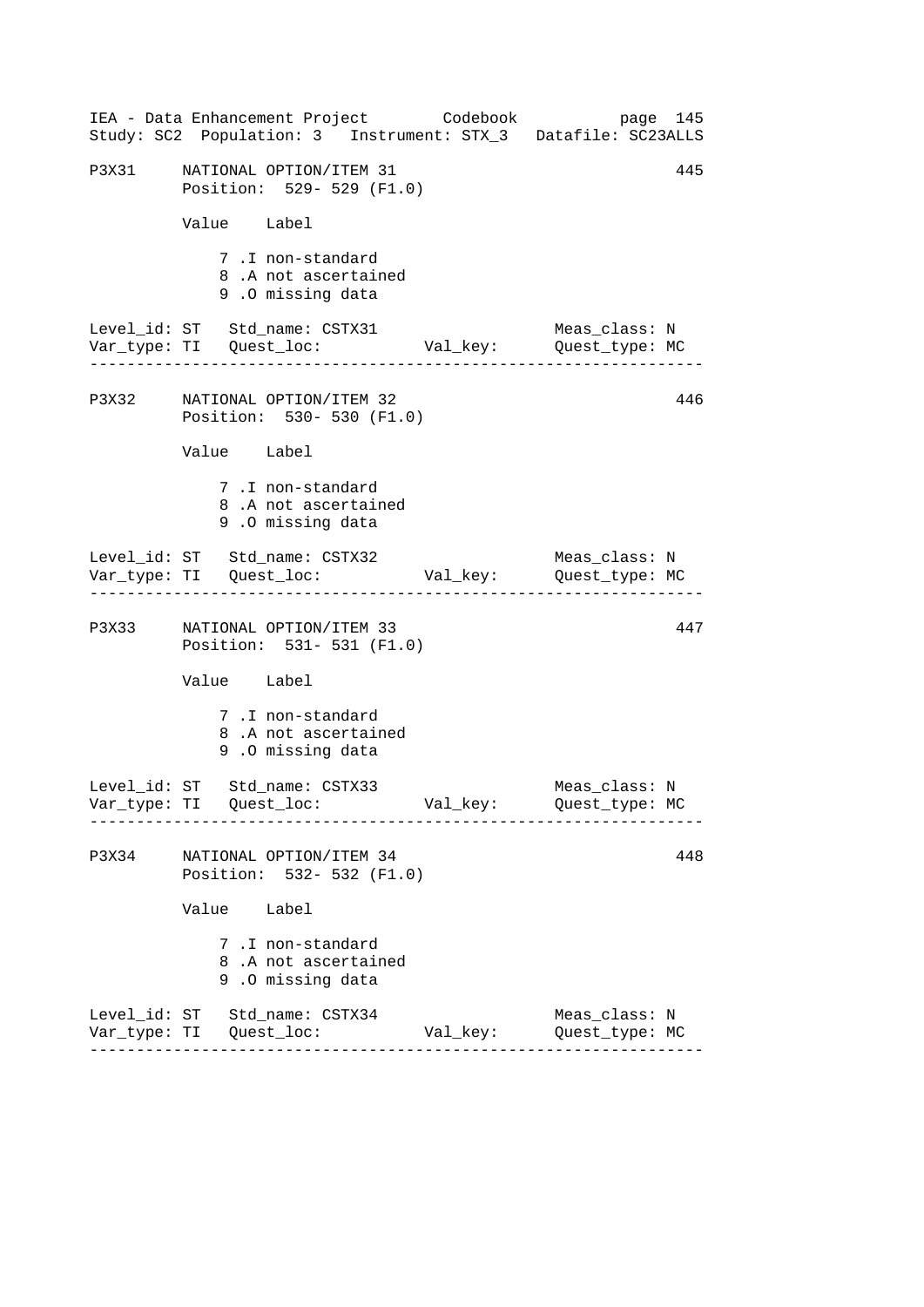```
P3X31     NATIONAL OPTION/ITEM 31                                 445
          Position:  529- 529 (F1.0)

          Value    Label

              7 .I non-standard
              8 .A not ascertained
              9 .O missing data

Level_id: ST   Std_name: CSTX31                    Meas_class: N
Var_type: TI   Quest_loc:          Val_key:      Quest_type: MC
------------------------------------------------------------------

P3X32     NATIONAL OPTION/ITEM 32                                 446
          Position:  530- 530 (F1.0)

          Value    Label

              7 .I non-standard
              8 .A not ascertained
              9 .O missing data

Level_id: ST   Std_name: CSTX32                    Meas_class: N
Var_type: TI   Quest_loc:          Val_key:      Quest_type: MC
------------------------------------------------------------------

P3X33     NATIONAL OPTION/ITEM 33                                 447
          Position:  531- 531 (F1.0)

          Value    Label

              7 .I non-standard
              8 .A not ascertained
              9 .O missing data

Level_id: ST   Std_name: CSTX33                    Meas_class: N
Var_type: TI   Quest_loc:          Val_key:      Quest_type: MC
------------------------------------------------------------------

P3X34     NATIONAL OPTION/ITEM 34                                 448
          Position:  532- 532 (F1.0)

          Value    Label

              7 .I non-standard
              8 .A not ascertained
              9 .O missing data

Level_id: ST   Std_name: CSTX34                    Meas_class: N
Var_type: TI   Quest_loc:          Val_key:      Quest_type: MC
------------------------------------------------------------------
```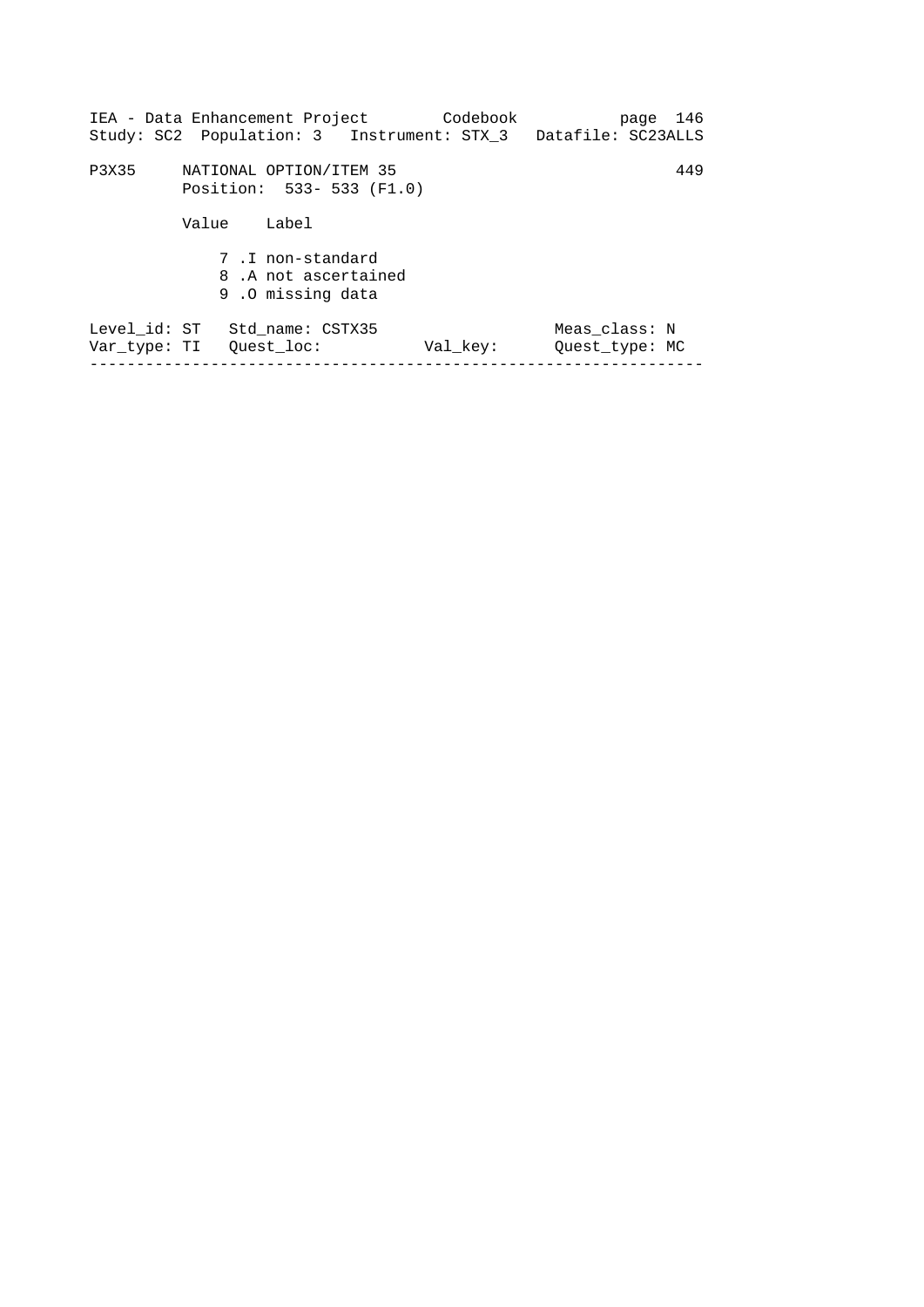P3X35     NATIONAL OPTION/ITEM 35                                    449
          Position:  533- 533 (F1.0)

          Value    Label

              7 .I non-standard
              8 .A not ascertained
              9 .O missing data

Level_id: ST   Std_name: CSTX35                    Meas_class: N
Var_type: TI   Quest_loc:           Val_key:       Quest_type: MC

---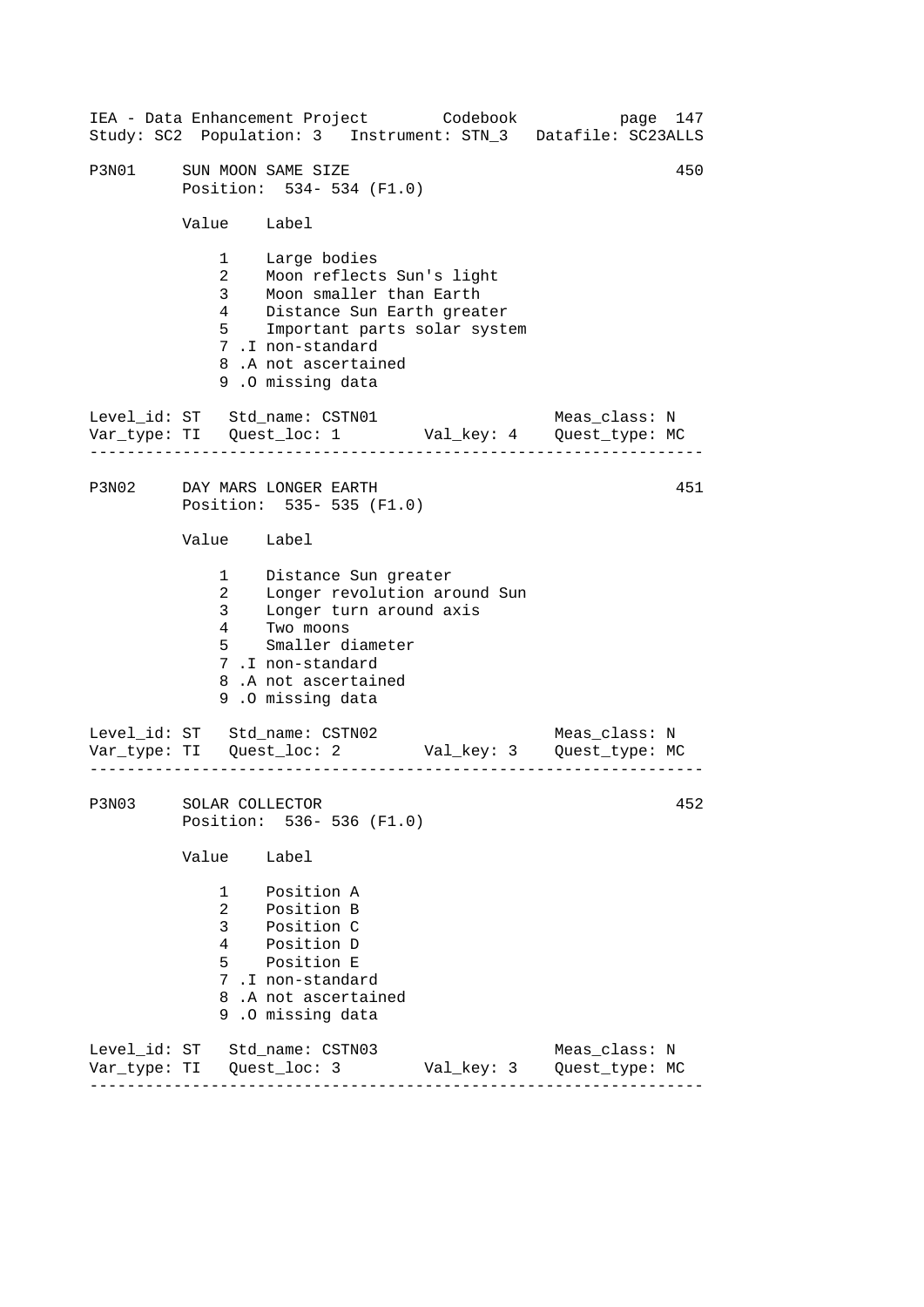## P3N01 SUN MOON SAME SIZE — 450

Position: 534- 534 (F1.0)

| Value | Label |
|---|---|
| 1 | Large bodies |
| 2 | Moon reflects Sun's light |
| 3 | Moon smaller than Earth |
| 4 | Distance Sun Earth greater |
| 5 | Important parts solar system |
| 7 .I | non-standard |
| 8 .A | not ascertained |
| 9 .O | missing data |

Level_id: ST  Std_name: CSTN01  Meas_class: N
Var_type: TI  Quest_loc: 1  Val_key: 4  Quest_type: MC

---

## P3N02 DAY MARS LONGER EARTH — 451

Position: 535- 535 (F1.0)

| Value | Label |
|---|---|
| 1 | Distance Sun greater |
| 2 | Longer revolution around Sun |
| 3 | Longer turn around axis |
| 4 | Two moons |
| 5 | Smaller diameter |
| 7 .I | non-standard |
| 8 .A | not ascertained |
| 9 .O | missing data |

Level_id: ST  Std_name: CSTN02  Meas_class: N
Var_type: TI  Quest_loc: 2  Val_key: 3  Quest_type: MC

---

## P3N03 SOLAR COLLECTOR — 452

Position: 536- 536 (F1.0)

| Value | Label |
|---|---|
| 1 | Position A |
| 2 | Position B |
| 3 | Position C |
| 4 | Position D |
| 5 | Position E |
| 7 .I | non-standard |
| 8 .A | not ascertained |
| 9 .O | missing data |

Level_id: ST  Std_name: CSTN03  Meas_class: N
Var_type: TI  Quest_loc: 3  Val_key: 3  Quest_type: MC

---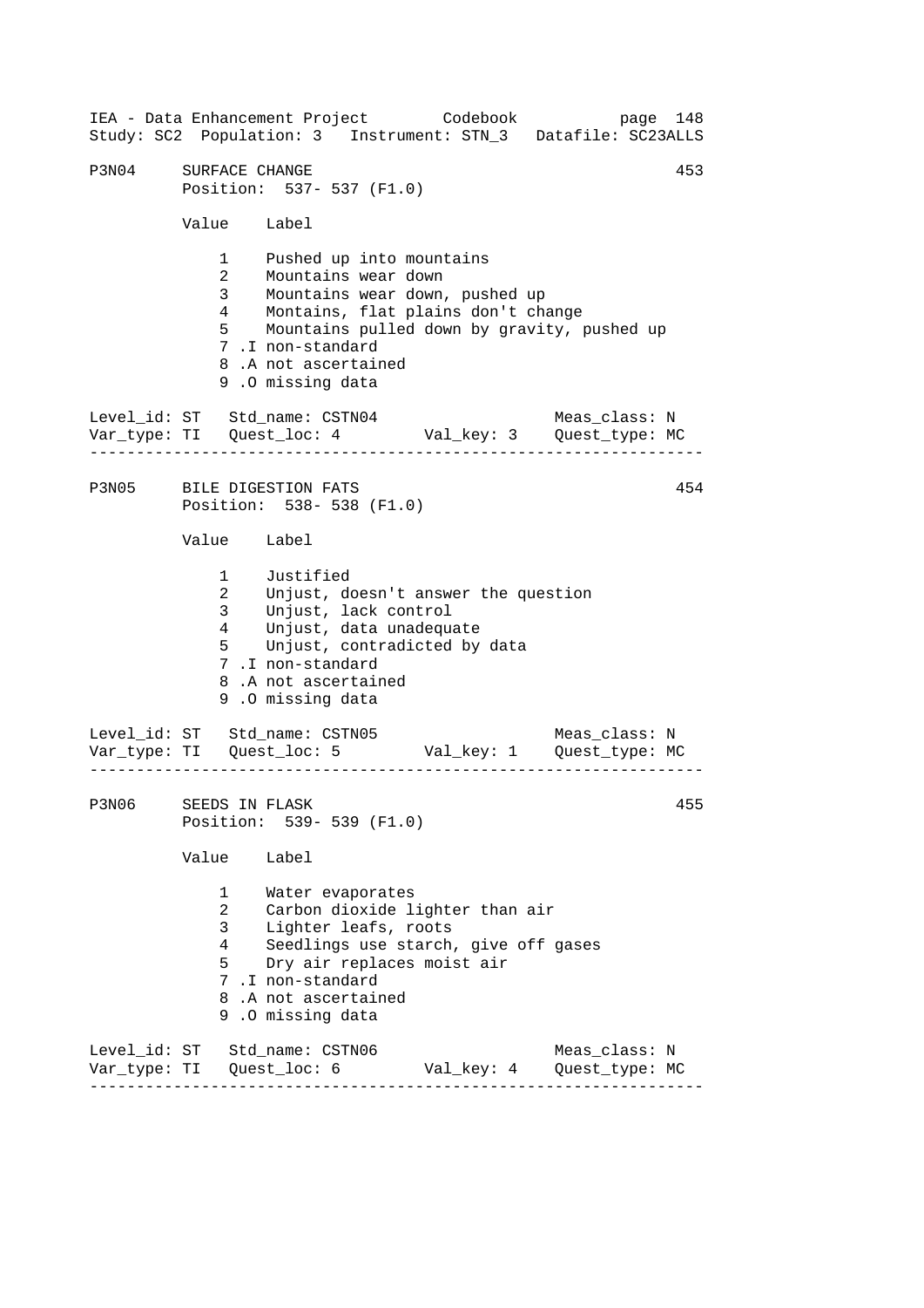P3N04 SURFACE CHANGE 453
Position: 537- 537 (F1.0)

| Value | Label |
|---|---|
| 1 | Pushed up into mountains |
| 2 | Mountains wear down |
| 3 | Mountains wear down, pushed up |
| 4 | Montains, flat plains don't change |
| 5 | Mountains pulled down by gravity, pushed up |
| 7 .I | non-standard |
| 8 .A | not ascertained |
| 9 .O | missing data |

Level_id: ST Std_name: CSTN04 Meas_class: N
Var_type: TI Quest_loc: 4 Val_key: 3 Quest_type: MC

---

P3N05 BILE DIGESTION FATS 454
Position: 538- 538 (F1.0)

| Value | Label |
|---|---|
| 1 | Justified |
| 2 | Unjust, doesn't answer the question |
| 3 | Unjust, lack control |
| 4 | Unjust, data unadequate |
| 5 | Unjust, contradicted by data |
| 7 .I | non-standard |
| 8 .A | not ascertained |
| 9 .O | missing data |

Level_id: ST Std_name: CSTN05 Meas_class: N
Var_type: TI Quest_loc: 5 Val_key: 1 Quest_type: MC

---

P3N06 SEEDS IN FLASK 455
Position: 539- 539 (F1.0)

| Value | Label |
|---|---|
| 1 | Water evaporates |
| 2 | Carbon dioxide lighter than air |
| 3 | Lighter leafs, roots |
| 4 | Seedlings use starch, give off gases |
| 5 | Dry air replaces moist air |
| 7 .I | non-standard |
| 8 .A | not ascertained |
| 9 .O | missing data |

Level_id: ST Std_name: CSTN06 Meas_class: N
Var_type: TI Quest_loc: 6 Val_key: 4 Quest_type: MC

---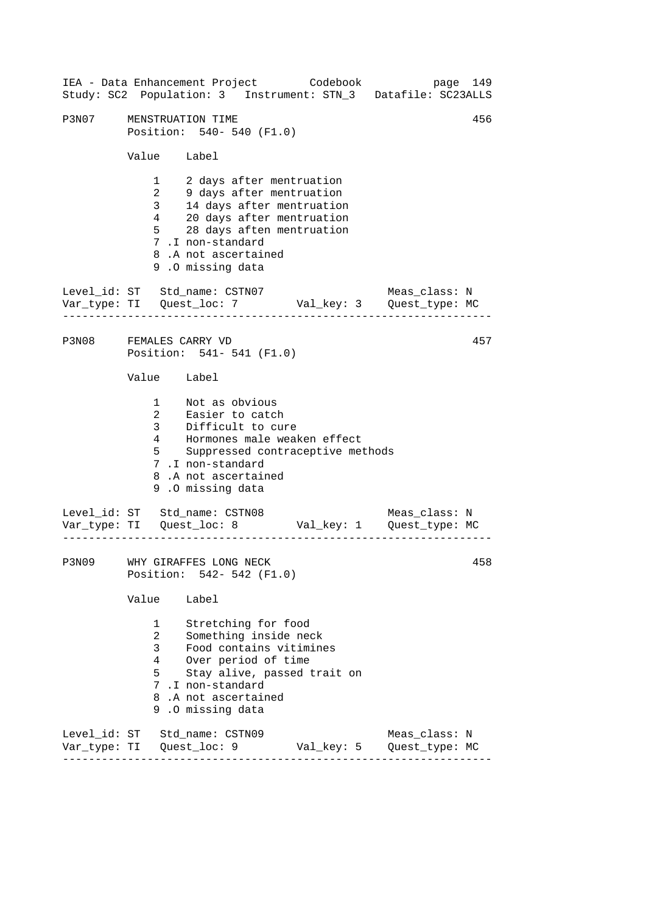P3N07 MENSTRUATION TIME 456
Position: 540- 540 (F1.0)

| Value | Label |
|---|---|
| 1 | 2 days after mentruation |
| 2 | 9 days after mentruation |
| 3 | 14 days after mentruation |
| 4 | 20 days after mentruation |
| 5 | 28 days aften mentruation |
| 7 .I | non-standard |
| 8 .A | not ascertained |
| 9 .O | missing data |

Level_id: ST Std_name: CSTN07 Meas_class: N
Var_type: TI Quest_loc: 7 Val_key: 3 Quest_type: MC

---

P3N08 FEMALES CARRY VD 457
Position: 541- 541 (F1.0)

| Value | Label |
|---|---|
| 1 | Not as obvious |
| 2 | Easier to catch |
| 3 | Difficult to cure |
| 4 | Hormones male weaken effect |
| 5 | Suppressed contraceptive methods |
| 7 .I | non-standard |
| 8 .A | not ascertained |
| 9 .O | missing data |

Level_id: ST Std_name: CSTN08 Meas_class: N
Var_type: TI Quest_loc: 8 Val_key: 1 Quest_type: MC

---

P3N09 WHY GIRAFFES LONG NECK 458
Position: 542- 542 (F1.0)

| Value | Label |
|---|---|
| 1 | Stretching for food |
| 2 | Something inside neck |
| 3 | Food contains vitimines |
| 4 | Over period of time |
| 5 | Stay alive, passed trait on |
| 7 .I | non-standard |
| 8 .A | not ascertained |
| 9 .O | missing data |

Level_id: ST Std_name: CSTN09 Meas_class: N
Var_type: TI Quest_loc: 9 Val_key: 5 Quest_type: MC

---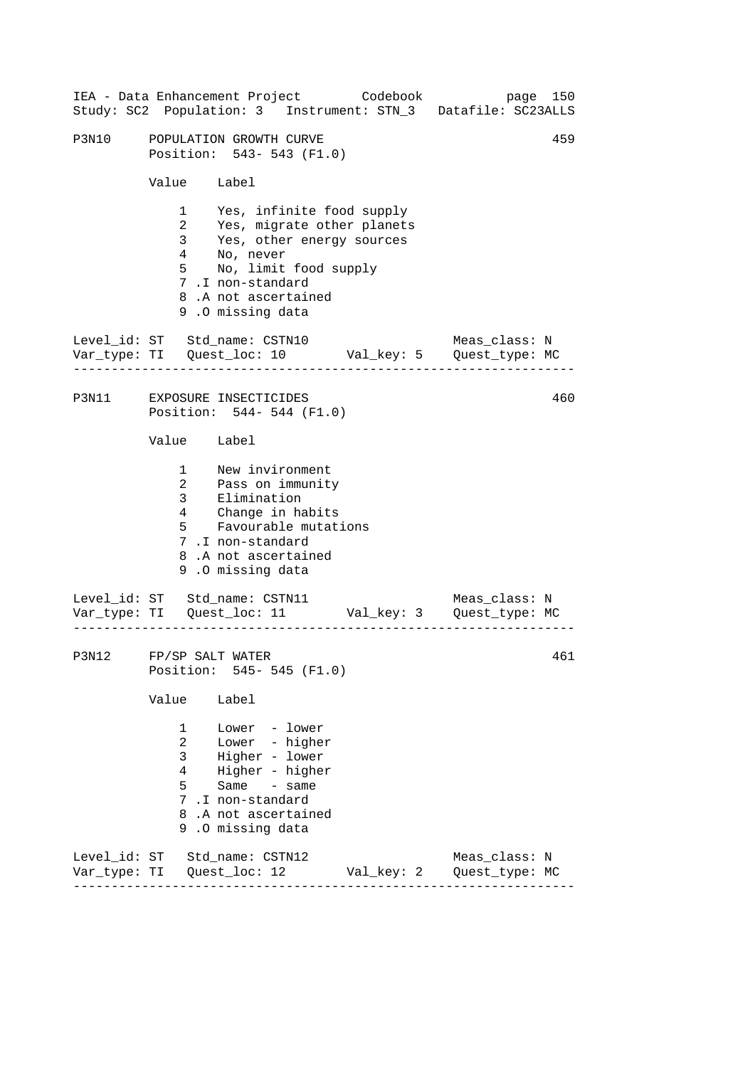## P3N10 POPULATION GROWTH CURVE 459

Position: 543- 543 (F1.0)

| Value | Label |
|---|---|
| 1 | Yes, infinite food supply |
| 2 | Yes, migrate other planets |
| 3 | Yes, other energy sources |
| 4 | No, never |
| 5 | No, limit food supply |
| 7 .I | non-standard |
| 8 .A | not ascertained |
| 9 .O | missing data |

Level_id: ST Std_name: CSTN10 Meas_class: N
Var_type: TI Quest_loc: 10 Val_key: 5 Quest_type: MC

---

## P3N11 EXPOSURE INSECTICIDES 460

Position: 544- 544 (F1.0)

| Value | Label |
|---|---|
| 1 | New environment |
| 2 | Pass on immunity |
| 3 | Elimination |
| 4 | Change in habits |
| 5 | Favourable mutations |
| 7 .I | non-standard |
| 8 .A | not ascertained |
| 9 .O | missing data |

Level_id: ST Std_name: CSTN11 Meas_class: N
Var_type: TI Quest_loc: 11 Val_key: 3 Quest_type: MC

---

## P3N12 FP/SP SALT WATER 461

Position: 545- 545 (F1.0)

| Value | Label |
|---|---|
| 1 | Lower - lower |
| 2 | Lower - higher |
| 3 | Higher - lower |
| 4 | Higher - higher |
| 5 | Same - same |
| 7 .I | non-standard |
| 8 .A | not ascertained |
| 9 .O | missing data |

Level_id: ST Std_name: CSTN12 Meas_class: N
Var_type: TI Quest_loc: 12 Val_key: 2 Quest_type: MC

---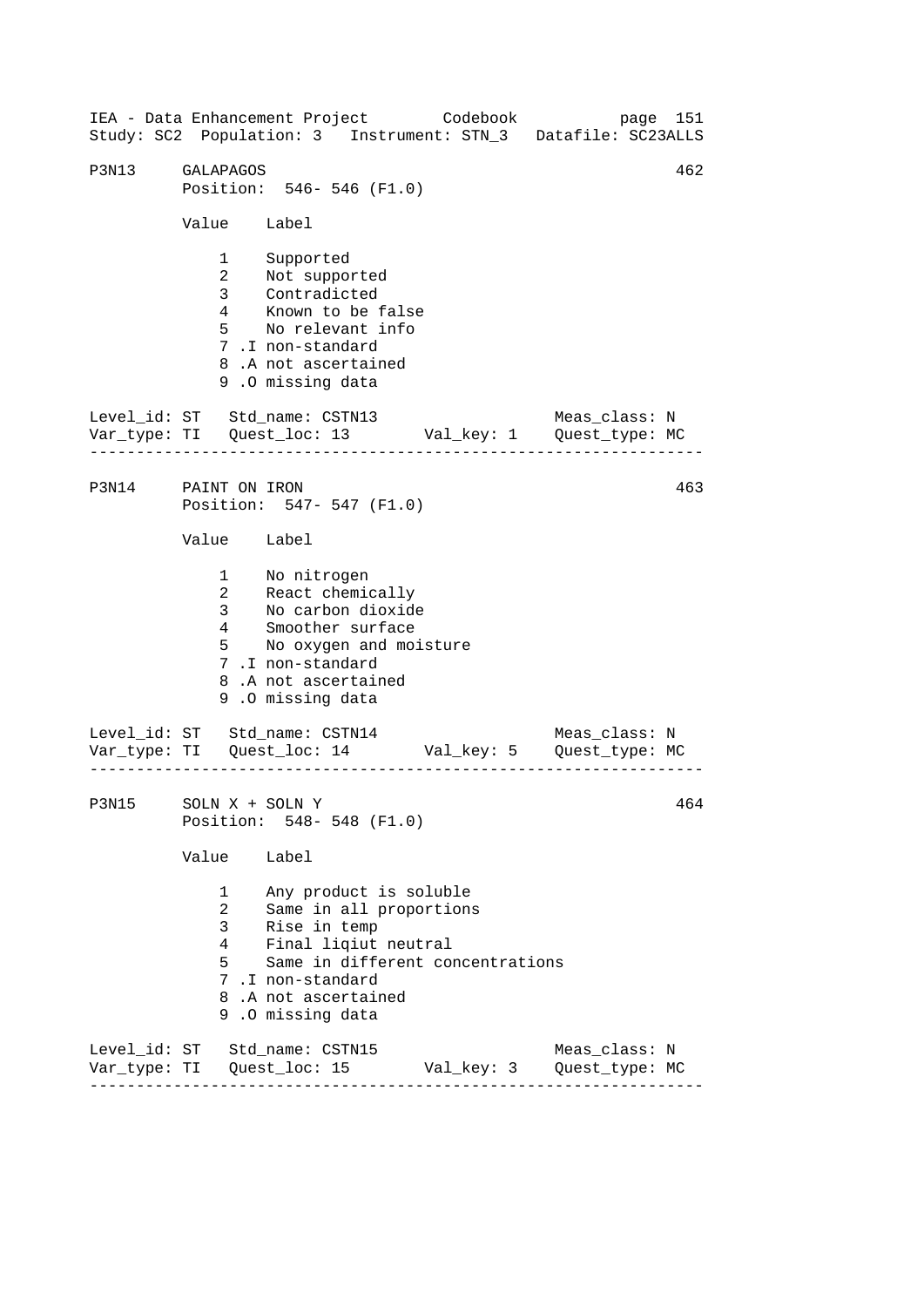## P3N13 GALAPAGOS

462

Position: 546- 546 (F1.0)

| Value | Label |
|---|---|
| 1 | Supported |
| 2 | Not supported |
| 3 | Contradicted |
| 4 | Known to be false |
| 5 | No relevant info |
| 7 .I | non-standard |
| 8 .A | not ascertained |
| 9 .O | missing data |

```
Level_id: ST   Std_name: CSTN13                  Meas_class: N
Var_type: TI   Quest_loc: 13       Val_key: 1    Quest_type: MC
```

---

## P3N14 PAINT ON IRON

463

Position: 547- 547 (F1.0)

| Value | Label |
|---|---|
| 1 | No nitrogen |
| 2 | React chemically |
| 3 | No carbon dioxide |
| 4 | Smoother surface |
| 5 | No oxygen and moisture |
| 7 .I | non-standard |
| 8 .A | not ascertained |
| 9 .O | missing data |

```
Level_id: ST   Std_name: CSTN14                  Meas_class: N
Var_type: TI   Quest_loc: 14       Val_key: 5    Quest_type: MC
```

---

## P3N15 SOLN X + SOLN Y

464

Position: 548- 548 (F1.0)

| Value | Label |
|---|---|
| 1 | Any product is soluble |
| 2 | Same in all proportions |
| 3 | Rise in temp |
| 4 | Final liqiut neutral |
| 5 | Same in different concentrations |
| 7 .I | non-standard |
| 8 .A | not ascertained |
| 9 .O | missing data |

```
Level_id: ST   Std_name: CSTN15                  Meas_class: N
Var_type: TI   Quest_loc: 15       Val_key: 3    Quest_type: MC
```

---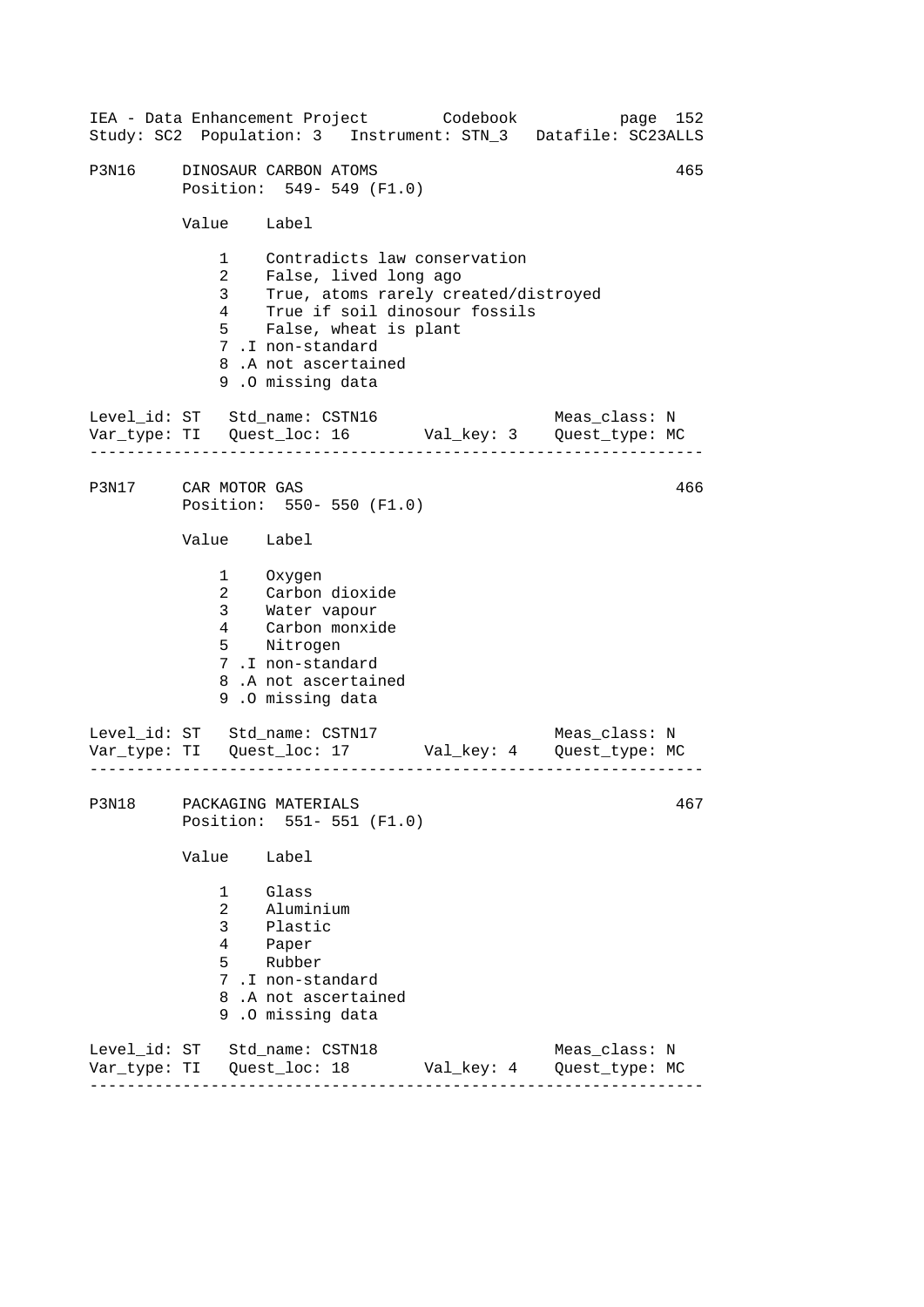P3N16 DINOSAUR CARBON ATOMS 465
Position: 549- 549 (F1.0)

| Value | Label |
|---|---|
| 1 | Contradicts law conservation |
| 2 | False, lived long ago |
| 3 | True, atoms rarely created/distroyed |
| 4 | True if soil dinosour fossils |
| 5 | False, wheat is plant |
| 7 | .I non-standard |
| 8 | .A not ascertained |
| 9 | .O missing data |

Level_id: ST Std_name: CSTN16 Meas_class: N
Var_type: TI Quest_loc: 16 Val_key: 3 Quest_type: MC

---

P3N17 CAR MOTOR GAS 466
Position: 550- 550 (F1.0)

| Value | Label |
|---|---|
| 1 | Oxygen |
| 2 | Carbon dioxide |
| 3 | Water vapour |
| 4 | Carbon monxide |
| 5 | Nitrogen |
| 7 | .I non-standard |
| 8 | .A not ascertained |
| 9 | .O missing data |

Level_id: ST Std_name: CSTN17 Meas_class: N
Var_type: TI Quest_loc: 17 Val_key: 4 Quest_type: MC

---

P3N18 PACKAGING MATERIALS 467
Position: 551- 551 (F1.0)

| Value | Label |
|---|---|
| 1 | Glass |
| 2 | Aluminium |
| 3 | Plastic |
| 4 | Paper |
| 5 | Rubber |
| 7 | .I non-standard |
| 8 | .A not ascertained |
| 9 | .O missing data |

Level_id: ST Std_name: CSTN18 Meas_class: N
Var_type: TI Quest_loc: 18 Val_key: 4 Quest_type: MC

---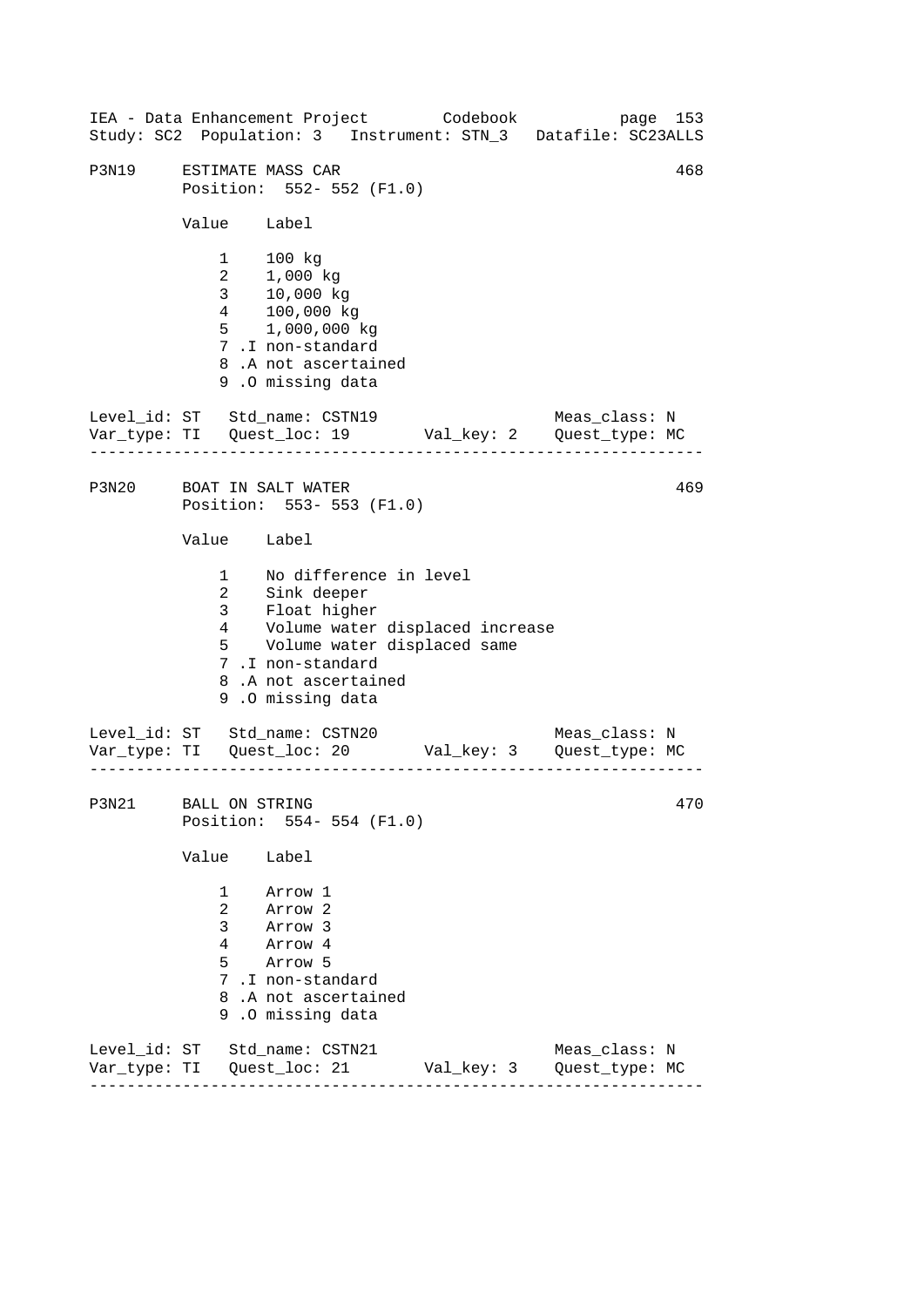```
P3N19     ESTIMATE MASS CAR                                            468
          Position:  552- 552 (F1.0)

          Value    Label

              1    100 kg
              2    1,000 kg
              3    10,000 kg
              4    100,000 kg
              5    1,000,000 kg
              7 .I non-standard
              8 .A not ascertained
              9 .O missing data

Level_id: ST   Std_name: CSTN19                      Meas_class: N
Var_type: TI   Quest_loc: 19       Val_key: 2    Quest_type: MC
--------------------------------------------------------------------

P3N20     BOAT IN SALT WATER                                           469
          Position:  553- 553 (F1.0)

          Value    Label

              1    No difference in level
              2    Sink deeper
              3    Float higher
              4    Volume water displaced increase
              5    Volume water displaced same
              7 .I non-standard
              8 .A not ascertained
              9 .O missing data

Level_id: ST   Std_name: CSTN20                      Meas_class: N
Var_type: TI   Quest_loc: 20       Val_key: 3    Quest_type: MC
--------------------------------------------------------------------

P3N21     BALL ON STRING                                               470
          Position:  554- 554 (F1.0)

          Value    Label

              1    Arrow 1
              2    Arrow 2
              3    Arrow 3
              4    Arrow 4
              5    Arrow 5
              7 .I non-standard
              8 .A not ascertained
              9 .O missing data

Level_id: ST   Std_name: CSTN21                      Meas_class: N
Var_type: TI   Quest_loc: 21       Val_key: 3    Quest_type: MC
--------------------------------------------------------------------
```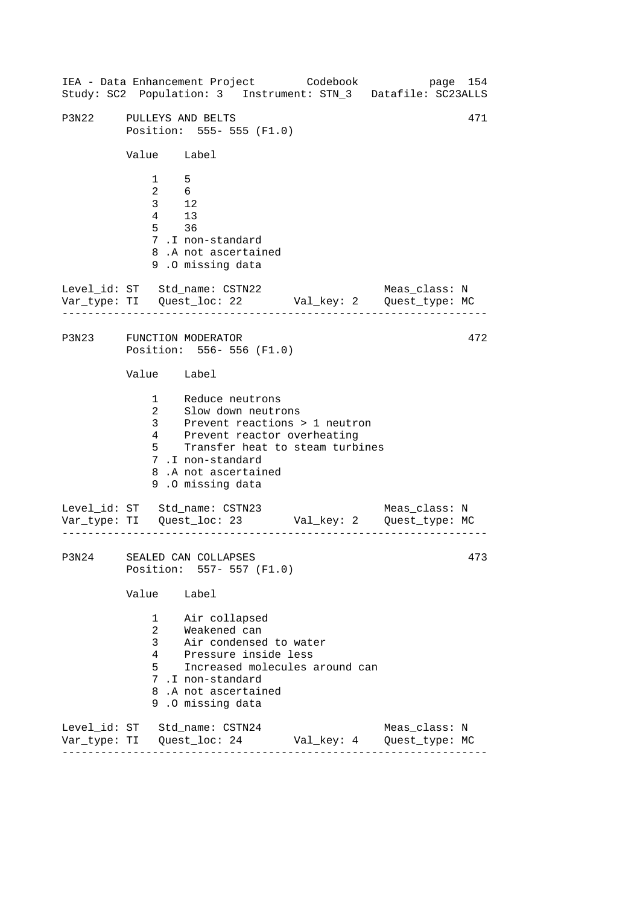```
P3N22     PULLEYS AND BELTS                                          471
          Position:  555- 555 (F1.0)

          Value    Label

              1    5
              2    6
              3    12
              4    13
              5    36
              7 .I non-standard
              8 .A not ascertained
              9 .O missing data

Level_id: ST   Std_name: CSTN22                      Meas_class: N
Var_type: TI   Quest_loc: 22       Val_key: 2    Quest_type: MC
-----------------------------------------------------------------

P3N23     FUNCTION MODERATOR                                         472
          Position:  556- 556 (F1.0)

          Value    Label

              1    Reduce neutrons
              2    Slow down neutrons
              3    Prevent reactions > 1 neutron
              4    Prevent reactor overheating
              5    Transfer heat to steam turbines
              7 .I non-standard
              8 .A not ascertained
              9 .O missing data

Level_id: ST   Std_name: CSTN23                      Meas_class: N
Var_type: TI   Quest_loc: 23       Val_key: 2    Quest_type: MC
-----------------------------------------------------------------

P3N24     SEALED CAN COLLAPSES                                       473
          Position:  557- 557 (F1.0)

          Value    Label

              1    Air collapsed
              2    Weakened can
              3    Air condensed to water
              4    Pressure inside less
              5    Increased molecules around can
              7 .I non-standard
              8 .A not ascertained
              9 .O missing data

Level_id: ST   Std_name: CSTN24                      Meas_class: N
Var_type: TI   Quest_loc: 24       Val_key: 4    Quest_type: MC
-----------------------------------------------------------------
```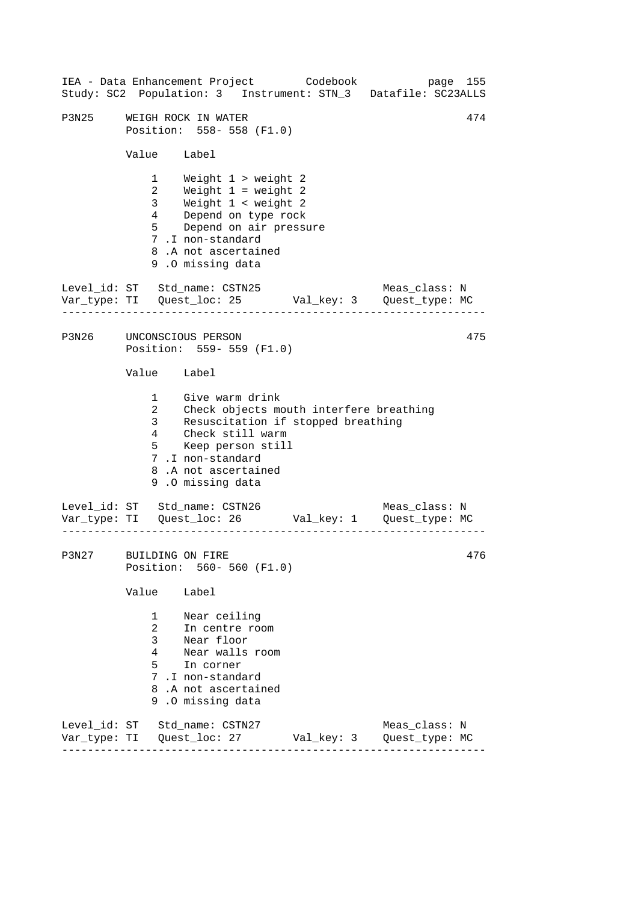P3N25 WEIGH ROCK IN WATER 474
Position: 558- 558 (F1.0)

| Value | Label |
|---|---|
| 1 | Weight 1 > weight 2 |
| 2 | Weight 1 = weight 2 |
| 3 | Weight 1 < weight 2 |
| 4 | Depend on type rock |
| 5 | Depend on air pressure |
| 7 | .I non-standard |
| 8 | .A not ascertained |
| 9 | .O missing data |

Level_id: ST Std_name: CSTN25 Meas_class: N
Var_type: TI Quest_loc: 25 Val_key: 3 Quest_type: MC

---

P3N26 UNCONSCIOUS PERSON 475
Position: 559- 559 (F1.0)

| Value | Label |
|---|---|
| 1 | Give warm drink |
| 2 | Check objects mouth interfere breathing |
| 3 | Resuscitation if stopped breathing |
| 4 | Check still warm |
| 5 | Keep person still |
| 7 | .I non-standard |
| 8 | .A not ascertained |
| 9 | .O missing data |

Level_id: ST Std_name: CSTN26 Meas_class: N
Var_type: TI Quest_loc: 26 Val_key: 1 Quest_type: MC

---

P3N27 BUILDING ON FIRE 476
Position: 560- 560 (F1.0)

| Value | Label |
|---|---|
| 1 | Near ceiling |
| 2 | In centre room |
| 3 | Near floor |
| 4 | Near walls room |
| 5 | In corner |
| 7 | .I non-standard |
| 8 | .A not ascertained |
| 9 | .O missing data |

Level_id: ST Std_name: CSTN27 Meas_class: N
Var_type: TI Quest_loc: 27 Val_key: 3 Quest_type: MC

---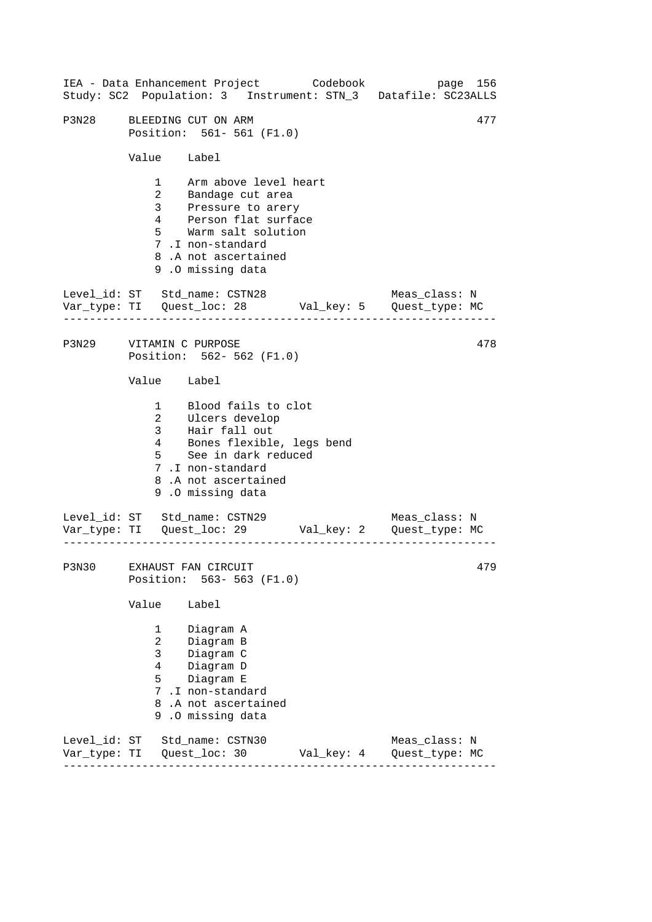```
P3N28     BLEEDING CUT ON ARM                                      477
          Position:  561- 561 (F1.0)

          Value    Label

              1    Arm above level heart
              2    Bandage cut area
              3    Pressure to arery
              4    Person flat surface
              5    Warm salt solution
              7 .I non-standard
              8 .A not ascertained
              9 .O missing data

Level_id: ST   Std_name: CSTN28                     Meas_class: N
Var_type: TI   Quest_loc: 28       Val_key: 5    Quest_type: MC
-----------------------------------------------------------------

P3N29     VITAMIN C PURPOSE                                        478
          Position:  562- 562 (F1.0)

          Value    Label

              1    Blood fails to clot
              2    Ulcers develop
              3    Hair fall out
              4    Bones flexible, legs bend
              5    See in dark reduced
              7 .I non-standard
              8 .A not ascertained
              9 .O missing data

Level_id: ST   Std_name: CSTN29                     Meas_class: N
Var_type: TI   Quest_loc: 29       Val_key: 2    Quest_type: MC
-----------------------------------------------------------------

P3N30     EXHAUST FAN CIRCUIT                                      479
          Position:  563- 563 (F1.0)

          Value    Label

              1    Diagram A
              2    Diagram B
              3    Diagram C
              4    Diagram D
              5    Diagram E
              7 .I non-standard
              8 .A not ascertained
              9 .O missing data

Level_id: ST   Std_name: CSTN30                     Meas_class: N
Var_type: TI   Quest_loc: 30       Val_key: 4    Quest_type: MC
-----------------------------------------------------------------
```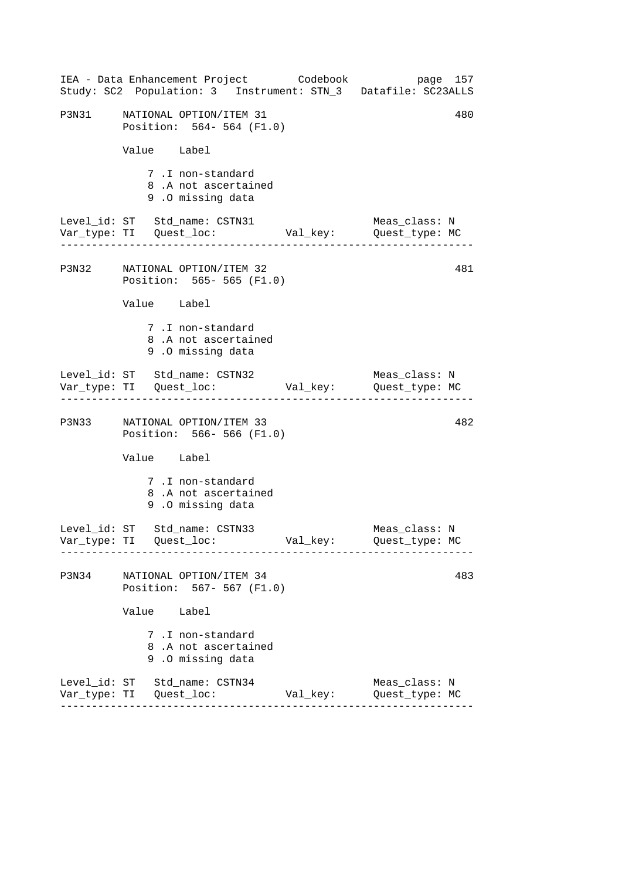P3N31 NATIONAL OPTION/ITEM 31 480
Position: 564- 564 (F1.0)

| Value | Label |
|---|---|
| 7 | .I non-standard |
| 8 | .A not ascertained |
| 9 | .O missing data |

Level_id: ST Std_name: CSTN31 Meas_class: N
Var_type: TI Quest_loc: Val_key: Quest_type: MC

---

P3N32 NATIONAL OPTION/ITEM 32 481
Position: 565- 565 (F1.0)

| Value | Label |
|---|---|
| 7 | .I non-standard |
| 8 | .A not ascertained |
| 9 | .O missing data |

Level_id: ST Std_name: CSTN32 Meas_class: N
Var_type: TI Quest_loc: Val_key: Quest_type: MC

---

P3N33 NATIONAL OPTION/ITEM 33 482
Position: 566- 566 (F1.0)

| Value | Label |
|---|---|
| 7 | .I non-standard |
| 8 | .A not ascertained |
| 9 | .O missing data |

Level_id: ST Std_name: CSTN33 Meas_class: N
Var_type: TI Quest_loc: Val_key: Quest_type: MC

---

P3N34 NATIONAL OPTION/ITEM 34 483
Position: 567- 567 (F1.0)

| Value | Label |
|---|---|
| 7 | .I non-standard |
| 8 | .A not ascertained |
| 9 | .O missing data |

Level_id: ST Std_name: CSTN34 Meas_class: N
Var_type: TI Quest_loc: Val_key: Quest_type: MC

---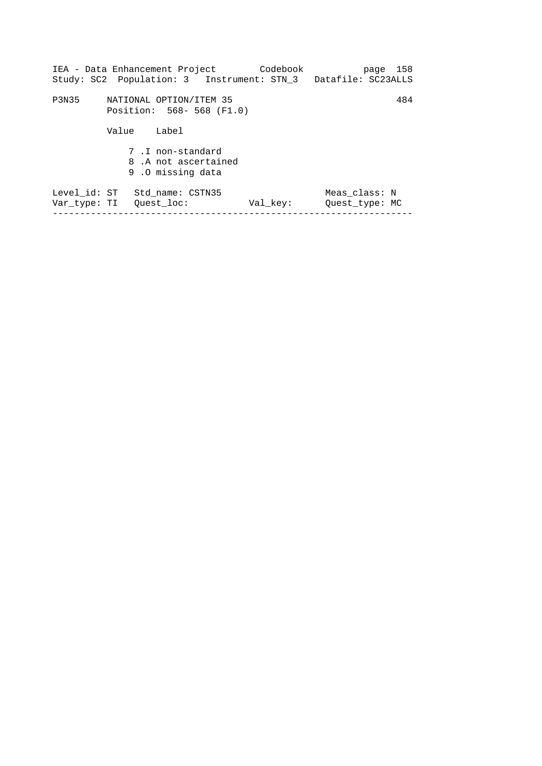P3N35     NATIONAL OPTION/ITEM 35     484

Position: 568- 568 (F1.0)

| Value | Label |
|---|---|
| 7 | .I non-standard |
| 8 | .A not ascertained |
| 9 | .O missing data |

Level_id: ST   Std_name: CSTN35   Meas_class: N

Var_type: TI   Quest_loc:   Val_key:   Quest_type: MC

---